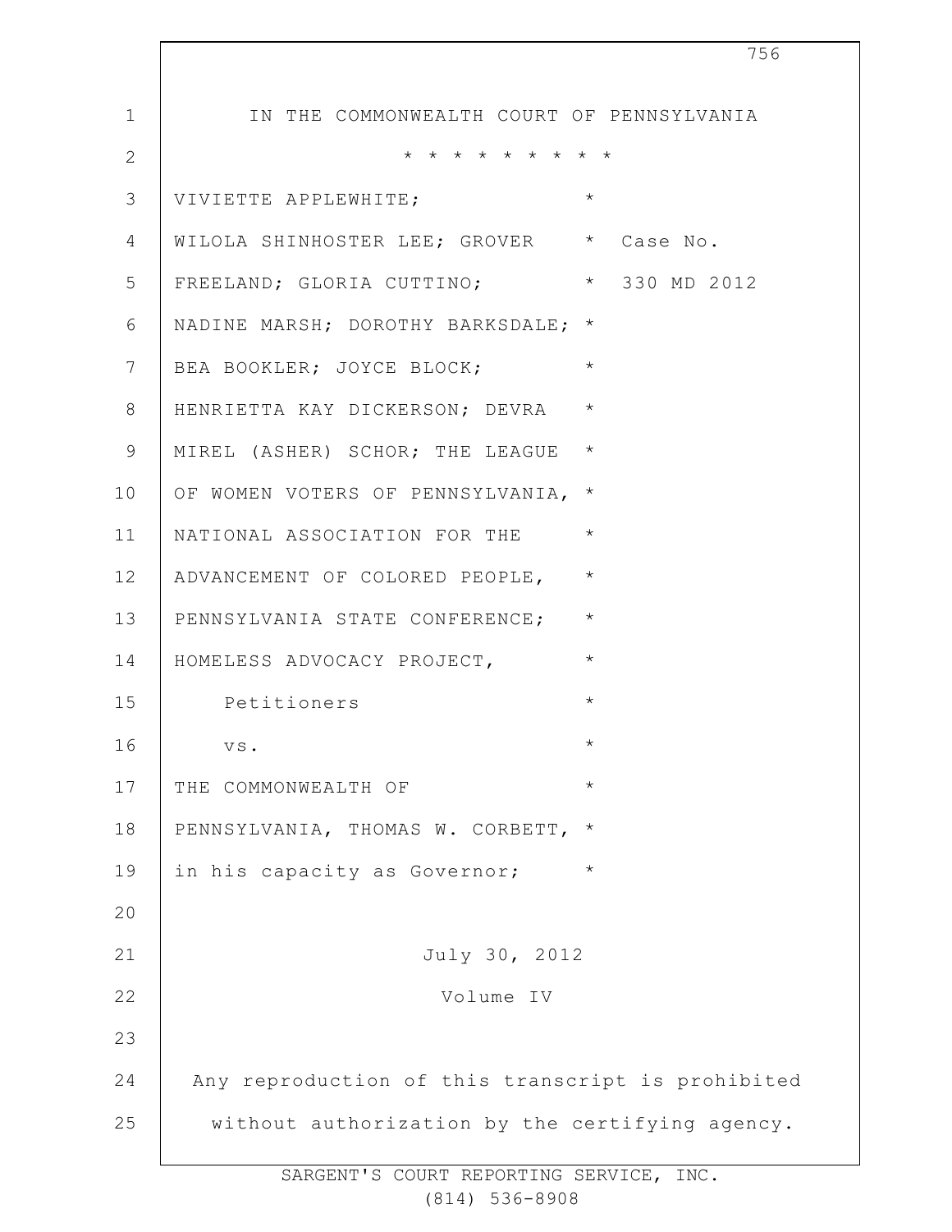IN THE COMMONWEALTH COURT OF PENNSYLVANIA

* * * * * * * * * *

VIVIETTE APPLEWHITE; *
WILOLA SHINHOSTER LEE; GROVER * Case No.
FREELAND; GLORIA CUTTINO; * 330 MD 2012
NADINE MARSH; DOROTHY BARKSDALE; *
BEA BOOKLER; JOYCE BLOCK; *
HENRIETTA KAY DICKERSON; DEVRA *
MIREL (ASHER) SCHOR; THE LEAGUE *
OF WOMEN VOTERS OF PENNSYLVANIA, *
NATIONAL ASSOCIATION FOR THE *
ADVANCEMENT OF COLORED PEOPLE, *
PENNSYLVANIA STATE CONFERENCE; *
HOMELESS ADVOCACY PROJECT, *
Petitioners *
vs. *
THE COMMONWEALTH OF *
PENNSYLVANIA, THOMAS W. CORBETT, *
in his capacity as Governor; *

July 30, 2012

Volume IV

Any reproduction of this transcript is prohibited without authorization by the certifying agency.

SARGENT'S COURT REPORTING SERVICE, INC.
(814) 536-8908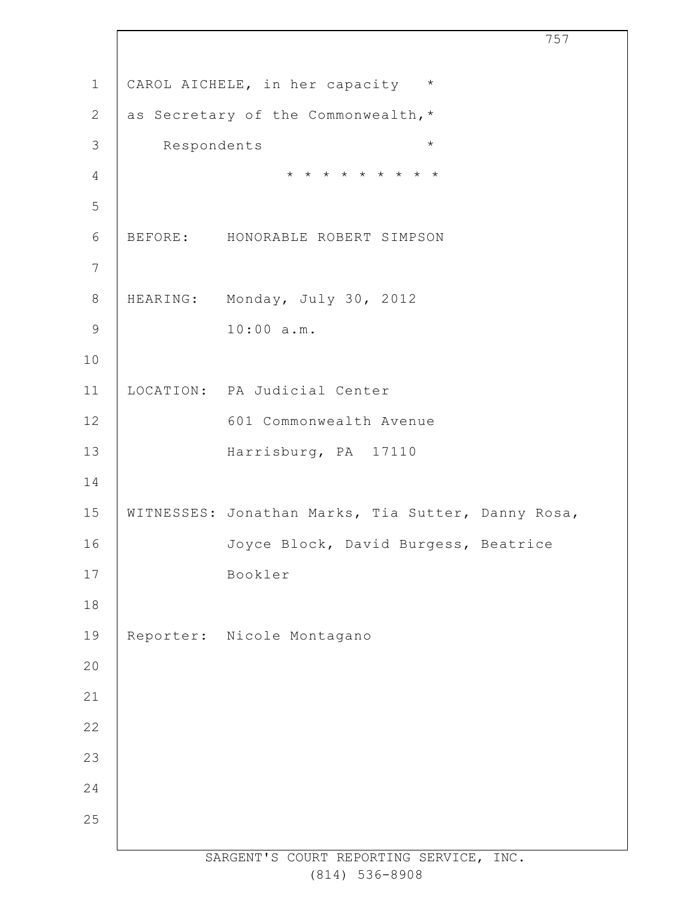CAROL AICHELE, in her capacity *
as Secretary of the Commonwealth,*
Respondents *

* * * * * * * * * *

BEFORE: HONORABLE ROBERT SIMPSON

HEARING: Monday, July 30, 2012
10:00 a.m.

LOCATION: PA Judicial Center
601 Commonwealth Avenue
Harrisburg, PA 17110

WITNESSES: Jonathan Marks, Tia Sutter, Danny Rosa,
Joyce Block, David Burgess, Beatrice
Bookler

Reporter: Nicole Montagano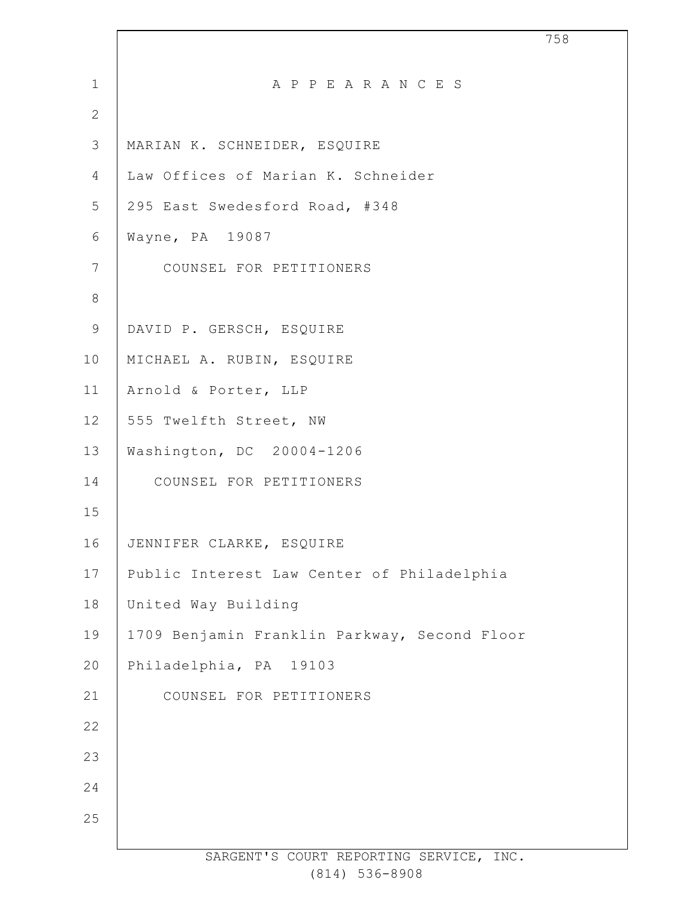# A P P E A R A N C E S

MARIAN K. SCHNEIDER, ESQUIRE
Law Offices of Marian K. Schneider
295 East Swedesford Road, #348
Wayne, PA 19087
COUNSEL FOR PETITIONERS

DAVID P. GERSCH, ESQUIRE
MICHAEL A. RUBIN, ESQUIRE
Arnold & Porter, LLP
555 Twelfth Street, NW
Washington, DC 20004-1206
COUNSEL FOR PETITIONERS

JENNIFER CLARKE, ESQUIRE
Public Interest Law Center of Philadelphia
United Way Building
1709 Benjamin Franklin Parkway, Second Floor
Philadelphia, PA 19103
COUNSEL FOR PETITIONERS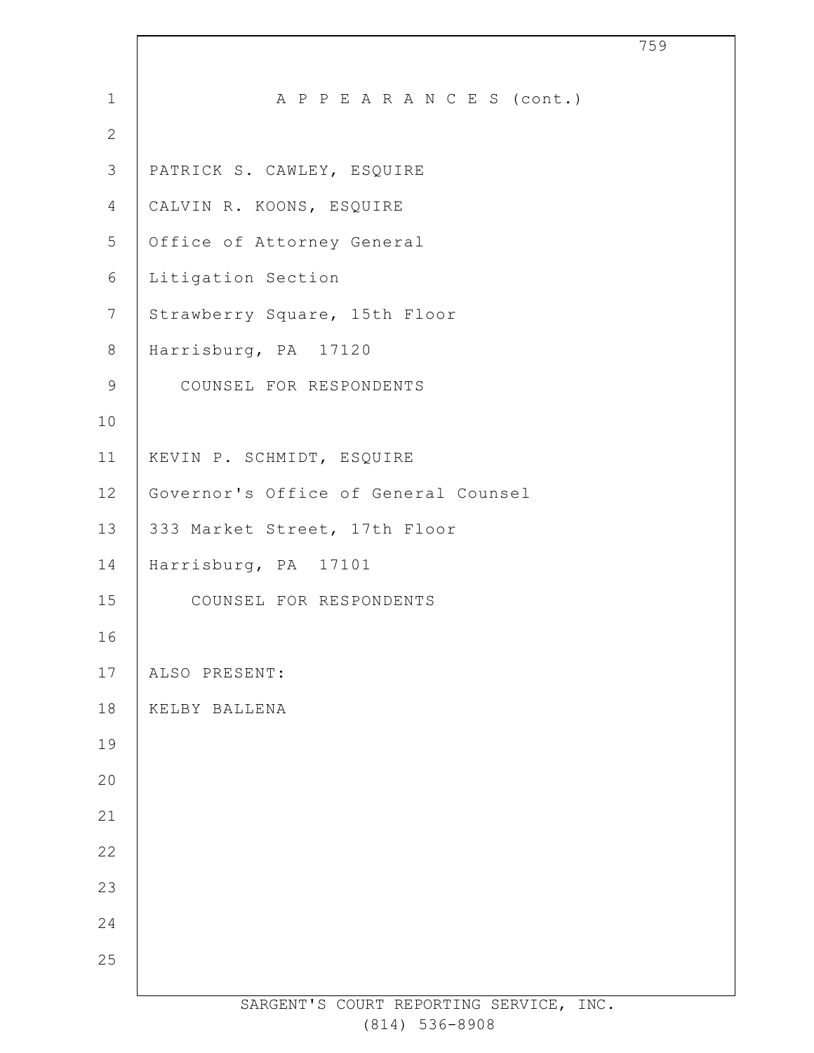A P P E A R A N C E S (cont.)

PATRICK S. CAWLEY, ESQUIRE
CALVIN R. KOONS, ESQUIRE
Office of Attorney General
Litigation Section
Strawberry Square, 15th Floor
Harrisburg, PA 17120

COUNSEL FOR RESPONDENTS

KEVIN P. SCHMIDT, ESQUIRE
Governor's Office of General Counsel
333 Market Street, 17th Floor
Harrisburg, PA 17101

COUNSEL FOR RESPONDENTS

ALSO PRESENT:
KELBY BALLENA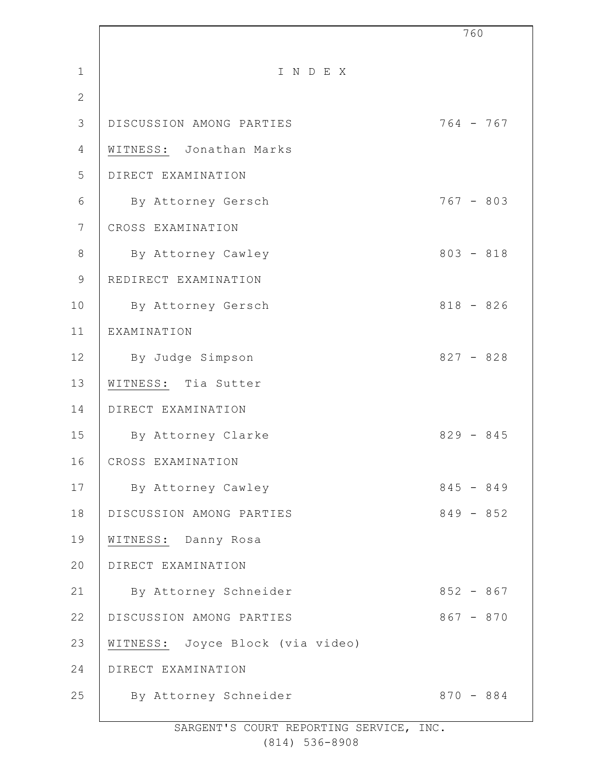# I N D E X

| | |
|---|---|
| DISCUSSION AMONG PARTIES | 764 - 767 |
| WITNESS: Jonathan Marks | |
| DIRECT EXAMINATION | |
| By Attorney Gersch | 767 - 803 |
| CROSS EXAMINATION | |
| By Attorney Cawley | 803 - 818 |
| REDIRECT EXAMINATION | |
| By Attorney Gersch | 818 - 826 |
| EXAMINATION | |
| By Judge Simpson | 827 - 828 |
| WITNESS: Tia Sutter | |
| DIRECT EXAMINATION | |
| By Attorney Clarke | 829 - 845 |
| CROSS EXAMINATION | |
| By Attorney Cawley | 845 - 849 |
| DISCUSSION AMONG PARTIES | 849 - 852 |
| WITNESS: Danny Rosa | |
| DIRECT EXAMINATION | |
| By Attorney Schneider | 852 - 867 |
| DISCUSSION AMONG PARTIES | 867 - 870 |
| WITNESS: Joyce Block (via video) | |
| DIRECT EXAMINATION | |
| By Attorney Schneider | 870 - 884 |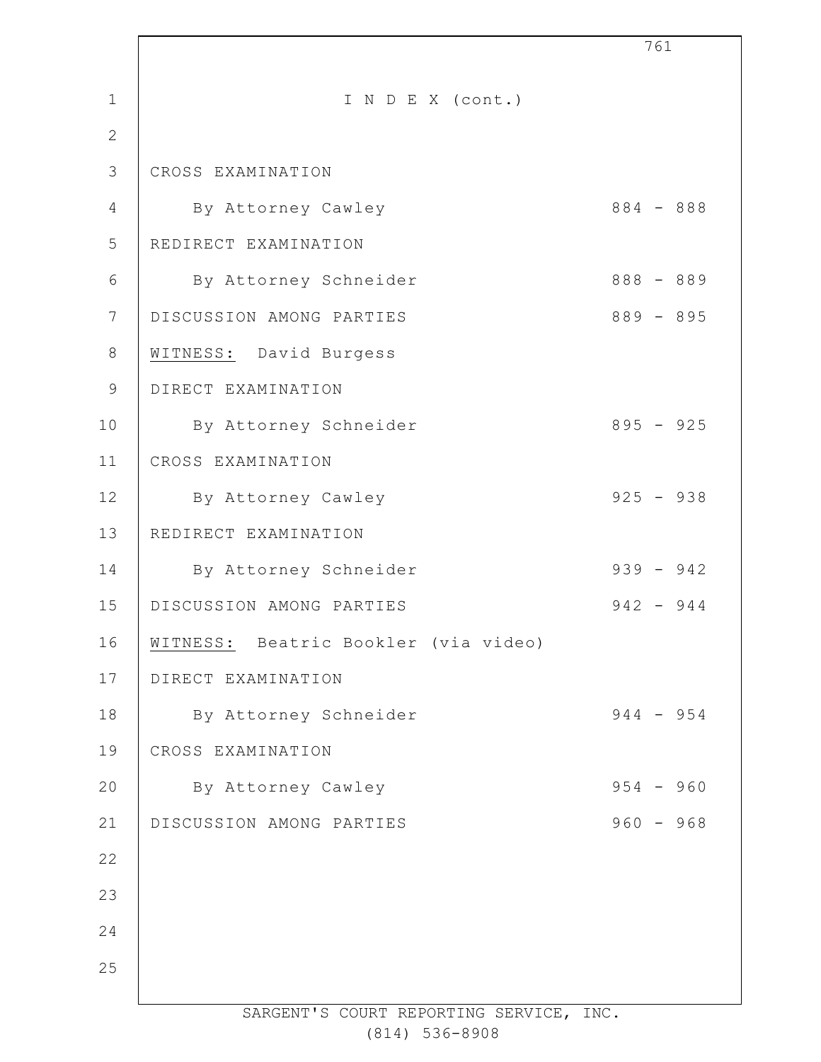# I N D E X (cont.)

| | |
|---|---|
| CROSS EXAMINATION | |
| By Attorney Cawley | 884 - 888 |
| REDIRECT EXAMINATION | |
| By Attorney Schneider | 888 - 889 |
| DISCUSSION AMONG PARTIES | 889 - 895 |
| WITNESS: David Burgess | |
| DIRECT EXAMINATION | |
| By Attorney Schneider | 895 - 925 |
| CROSS EXAMINATION | |
| By Attorney Cawley | 925 - 938 |
| REDIRECT EXAMINATION | |
| By Attorney Schneider | 939 - 942 |
| DISCUSSION AMONG PARTIES | 942 - 944 |
| WITNESS: Beatric Bookler (via video) | |
| DIRECT EXAMINATION | |
| By Attorney Schneider | 944 - 954 |
| CROSS EXAMINATION | |
| By Attorney Cawley | 954 - 960 |
| DISCUSSION AMONG PARTIES | 960 - 968 |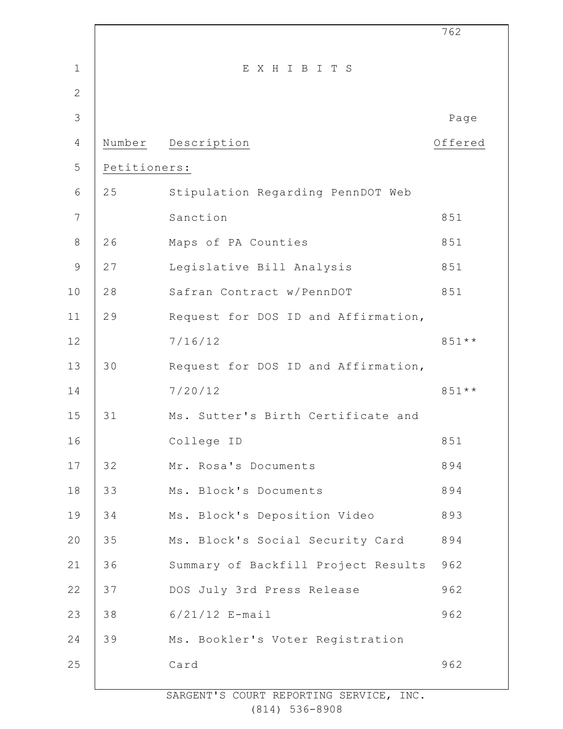# E X H I B I T S

| Number | Description | Page Offered |
|---|---|---|
| Petitioners: | | |
| 25 | Stipulation Regarding PennDOT Web Sanction | 851 |
| 26 | Maps of PA Counties | 851 |
| 27 | Legislative Bill Analysis | 851 |
| 28 | Safran Contract w/PennDOT | 851 |
| 29 | Request for DOS ID and Affirmation, 7/16/12 | 851** |
| 30 | Request for DOS ID and Affirmation, 7/20/12 | 851** |
| 31 | Ms. Sutter's Birth Certificate and College ID | 851 |
| 32 | Mr. Rosa's Documents | 894 |
| 33 | Ms. Block's Documents | 894 |
| 34 | Ms. Block's Deposition Video | 893 |
| 35 | Ms. Block's Social Security Card | 894 |
| 36 | Summary of Backfill Project Results | 962 |
| 37 | DOS July 3rd Press Release | 962 |
| 38 | 6/21/12 E-mail | 962 |
| 39 | Ms. Bookler's Voter Registration Card | 962 |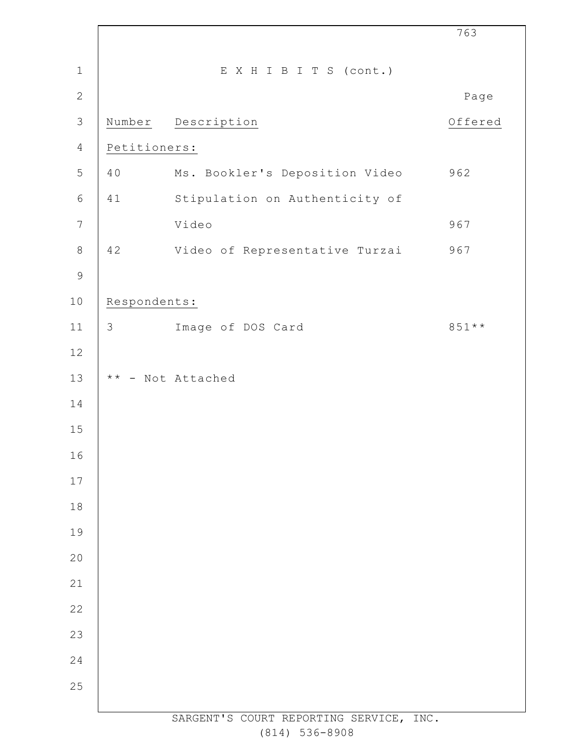# E X H I B I T S (cont.)

| Number | Description | Page Offered |
|---|---|---|
| **Petitioners:** | | |
| 40 | Ms. Bookler's Deposition Video | 962 |
| 41 | Stipulation on Authenticity of Video | 967 |
| 42 | Video of Representative Turzai | 967 |
| **Respondents:** | | |
| 3 | Image of DOS Card | 851** |

** - Not Attached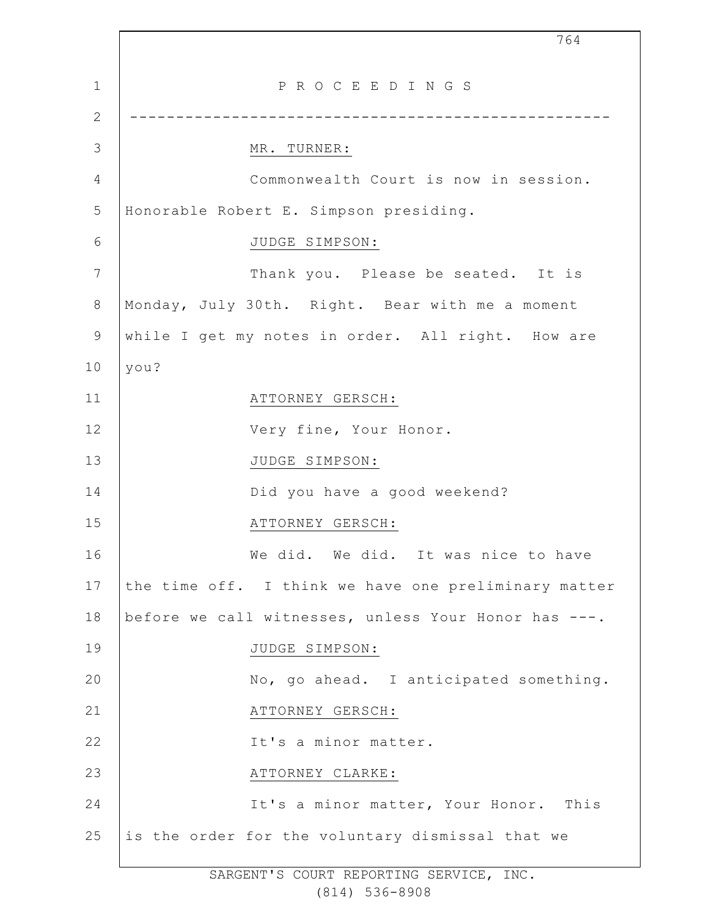P R O C E E D I N G S

---

MR. TURNER:

Commonwealth Court is now in session. Honorable Robert E. Simpson presiding.

JUDGE SIMPSON:

Thank you. Please be seated. It is Monday, July 30th. Right. Bear with me a moment while I get my notes in order. All right. How are you?

ATTORNEY GERSCH:

Very fine, Your Honor.

JUDGE SIMPSON:

Did you have a good weekend?

ATTORNEY GERSCH:

We did. We did. It was nice to have the time off. I think we have one preliminary matter before we call witnesses, unless Your Honor has ---.

JUDGE SIMPSON:

No, go ahead. I anticipated something.

ATTORNEY GERSCH:

It's a minor matter.

ATTORNEY CLARKE:

It's a minor matter, Your Honor. This is the order for the voluntary dismissal that we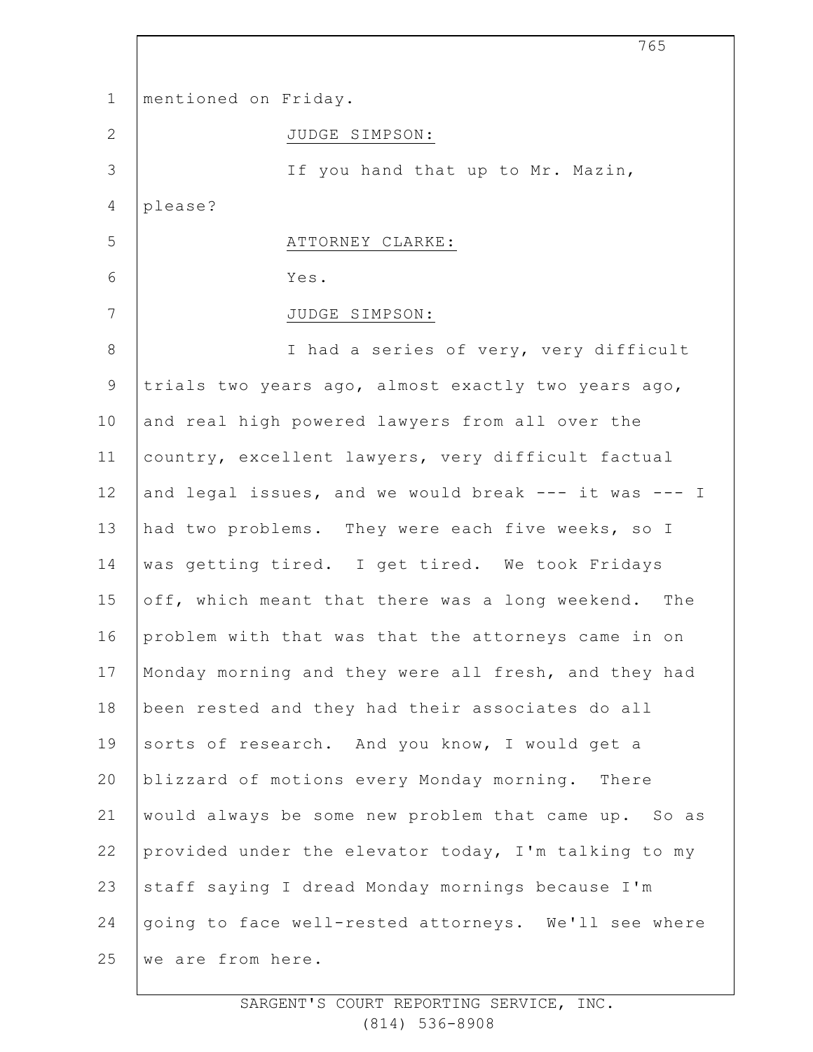mentioned on Friday.

JUDGE SIMPSON:

If you hand that up to Mr. Mazin, please?

ATTORNEY CLARKE:

Yes.

JUDGE SIMPSON:

I had a series of very, very difficult trials two years ago, almost exactly two years ago, and real high powered lawyers from all over the country, excellent lawyers, very difficult factual and legal issues, and we would break --- it was --- I had two problems. They were each five weeks, so I was getting tired. I get tired. We took Fridays off, which meant that there was a long weekend. The problem with that was that the attorneys came in on Monday morning and they were all fresh, and they had been rested and they had their associates do all sorts of research. And you know, I would get a blizzard of motions every Monday morning. There would always be some new problem that came up. So as provided under the elevator today, I'm talking to my staff saying I dread Monday mornings because I'm going to face well-rested attorneys. We'll see where we are from here.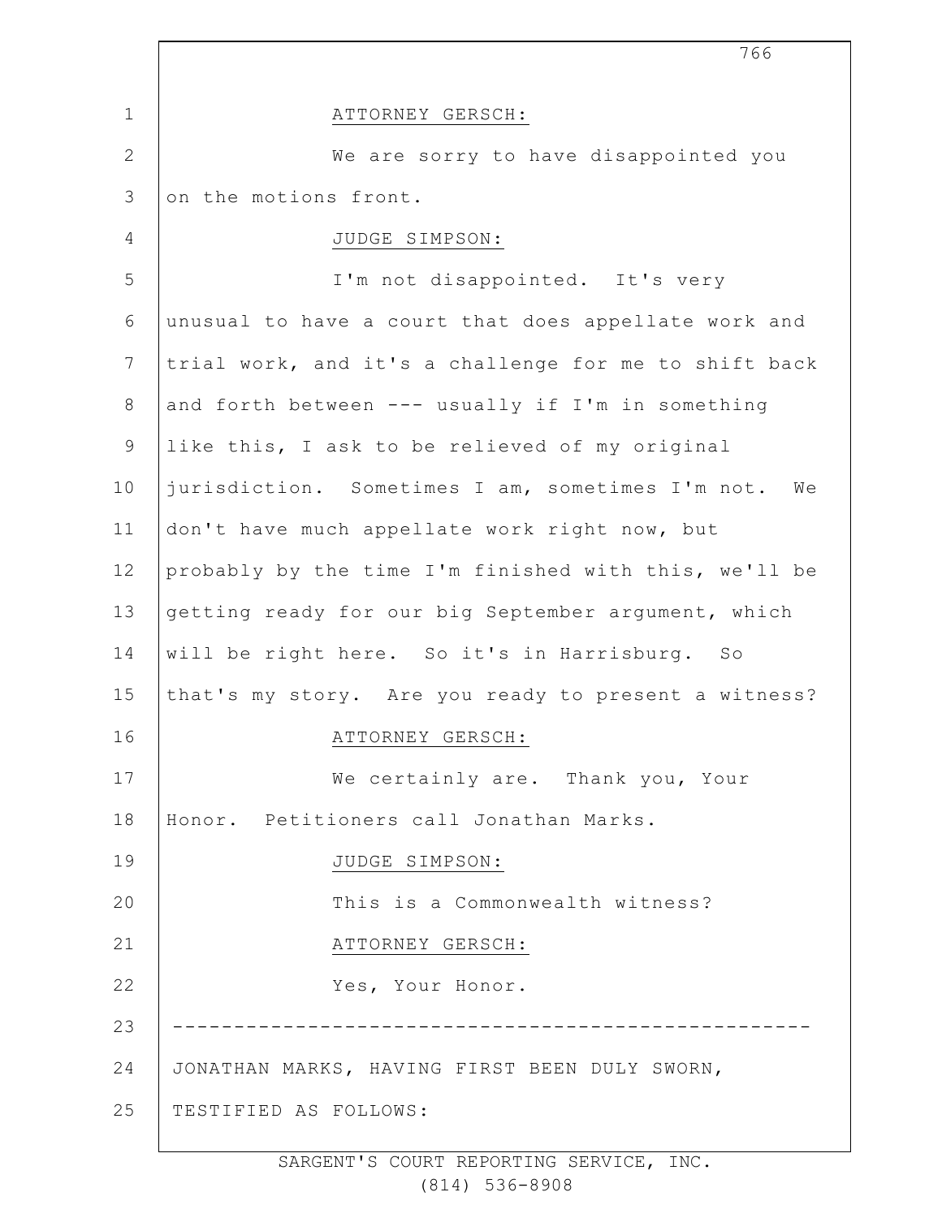ATTORNEY GERSCH:

We are sorry to have disappointed you on the motions front.

JUDGE SIMPSON:

I'm not disappointed. It's very unusual to have a court that does appellate work and trial work, and it's a challenge for me to shift back and forth between --- usually if I'm in something like this, I ask to be relieved of my original jurisdiction. Sometimes I am, sometimes I'm not. We don't have much appellate work right now, but probably by the time I'm finished with this, we'll be getting ready for our big September argument, which will be right here. So it's in Harrisburg. So that's my story. Are you ready to present a witness?

ATTORNEY GERSCH:

We certainly are. Thank you, Your Honor. Petitioners call Jonathan Marks.

JUDGE SIMPSON:

This is a Commonwealth witness?

ATTORNEY GERSCH:

Yes, Your Honor.

---

JONATHAN MARKS, HAVING FIRST BEEN DULY SWORN, TESTIFIED AS FOLLOWS: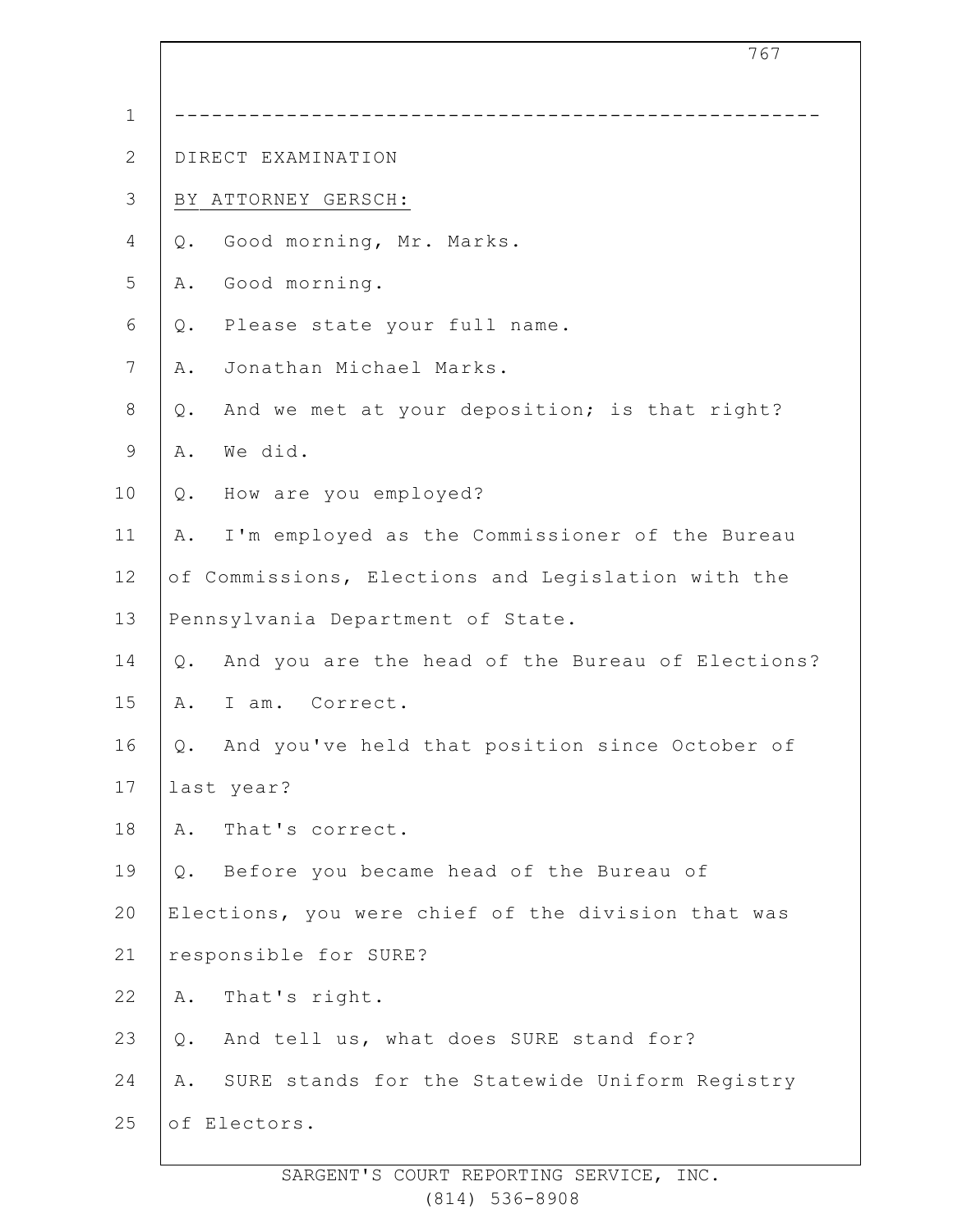---

DIRECT EXAMINATION

BY ATTORNEY GERSCH:

Q. Good morning, Mr. Marks.

A. Good morning.

Q. Please state your full name.

A. Jonathan Michael Marks.

Q. And we met at your deposition; is that right?

A. We did.

Q. How are you employed?

A. I'm employed as the Commissioner of the Bureau of Commissions, Elections and Legislation with the Pennsylvania Department of State.

Q. And you are the head of the Bureau of Elections?

A. I am. Correct.

Q. And you've held that position since October of last year?

A. That's correct.

Q. Before you became head of the Bureau of Elections, you were chief of the division that was responsible for SURE?

A. That's right.

Q. And tell us, what does SURE stand for?

A. SURE stands for the Statewide Uniform Registry of Electors.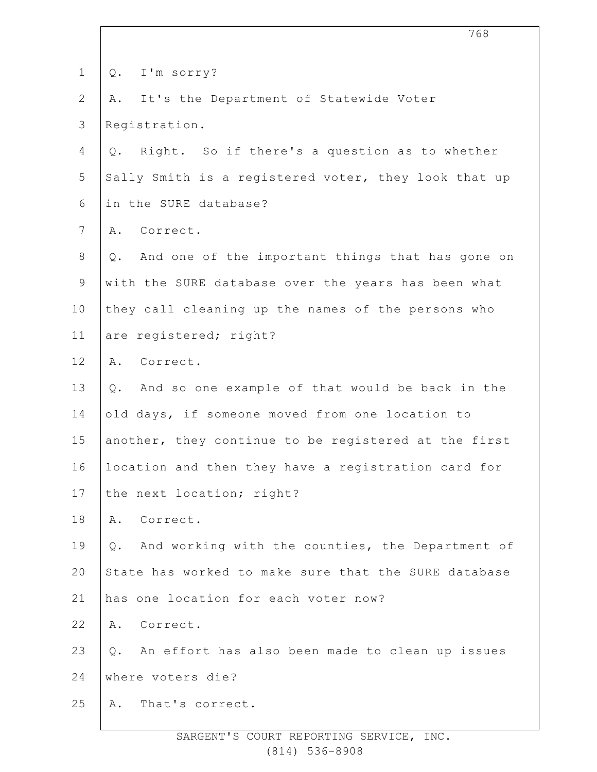Q. I'm sorry?

A. It's the Department of Statewide Voter Registration.

Q. Right. So if there's a question as to whether Sally Smith is a registered voter, they look that up in the SURE database?

A. Correct.

Q. And one of the important things that has gone on with the SURE database over the years has been what they call cleaning up the names of the persons who are registered; right?

A. Correct.

Q. And so one example of that would be back in the old days, if someone moved from one location to another, they continue to be registered at the first location and then they have a registration card for the next location; right?

A. Correct.

Q. And working with the counties, the Department of State has worked to make sure that the SURE database has one location for each voter now?

A. Correct.

Q. An effort has also been made to clean up issues where voters die?

A. That's correct.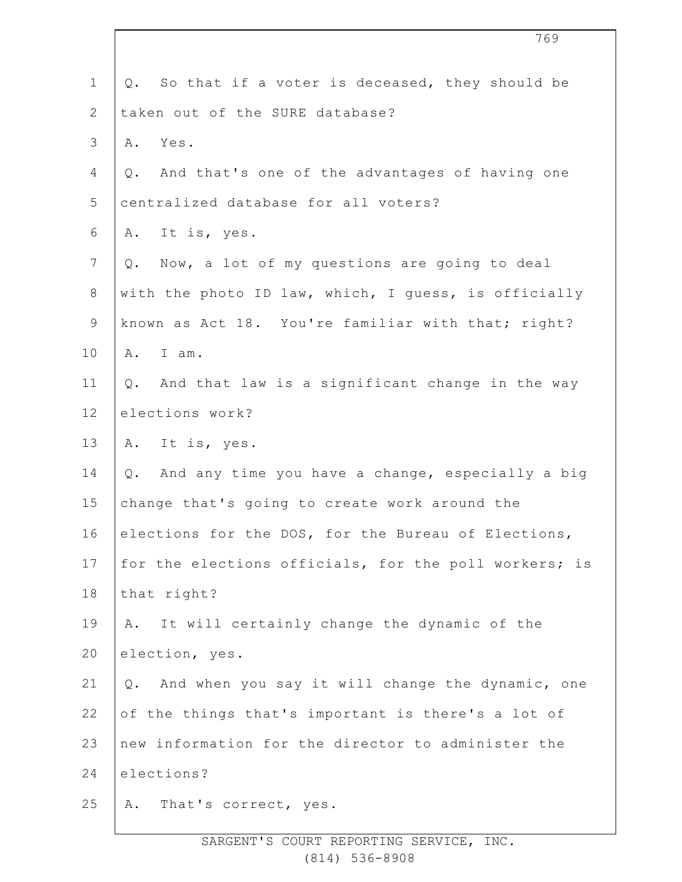Q. So that if a voter is deceased, they should be taken out of the SURE database?

A. Yes.

Q. And that's one of the advantages of having one centralized database for all voters?

A. It is, yes.

Q. Now, a lot of my questions are going to deal with the photo ID law, which, I guess, is officially known as Act 18. You're familiar with that; right?

A. I am.

Q. And that law is a significant change in the way elections work?

A. It is, yes.

Q. And any time you have a change, especially a big change that's going to create work around the elections for the DOS, for the Bureau of Elections, for the elections officials, for the poll workers; is that right?

A. It will certainly change the dynamic of the election, yes.

Q. And when you say it will change the dynamic, one of the things that's important is there's a lot of new information for the director to administer the elections?

A. That's correct, yes.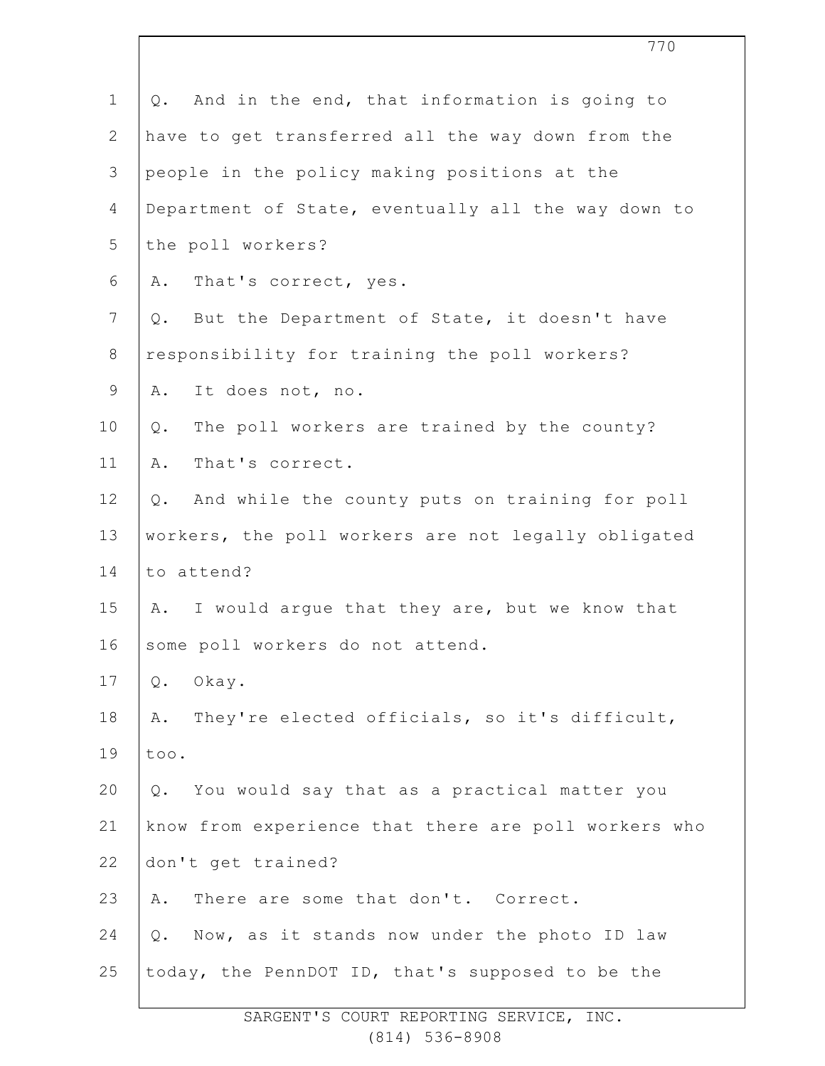Q. And in the end, that information is going to have to get transferred all the way down from the people in the policy making positions at the Department of State, eventually all the way down to the poll workers?

A. That's correct, yes.

Q. But the Department of State, it doesn't have responsibility for training the poll workers?

A. It does not, no.

Q. The poll workers are trained by the county?

A. That's correct.

Q. And while the county puts on training for poll workers, the poll workers are not legally obligated to attend?

A. I would argue that they are, but we know that some poll workers do not attend.

Q. Okay.

A. They're elected officials, so it's difficult, too.

Q. You would say that as a practical matter you know from experience that there are poll workers who don't get trained?

A. There are some that don't. Correct.

Q. Now, as it stands now under the photo ID law today, the PennDOT ID, that's supposed to be the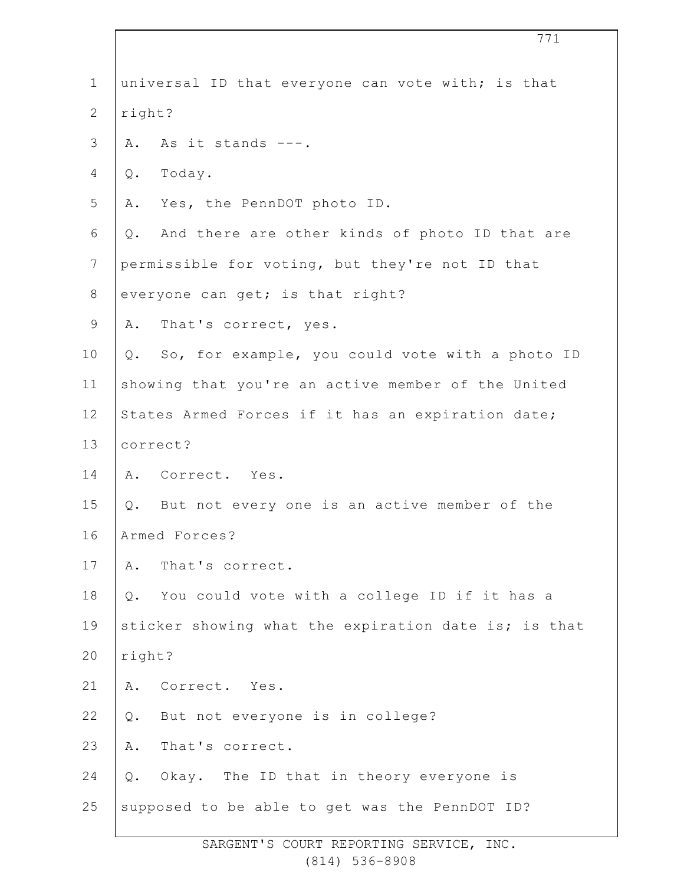universal ID that everyone can vote with; is that right?

A. As it stands ---.

Q. Today.

A. Yes, the PennDOT photo ID.

Q. And there are other kinds of photo ID that are permissible for voting, but they're not ID that everyone can get; is that right?

A. That's correct, yes.

Q. So, for example, you could vote with a photo ID showing that you're an active member of the United States Armed Forces if it has an expiration date; correct?

A. Correct. Yes.

Q. But not every one is an active member of the Armed Forces?

A. That's correct.

Q. You could vote with a college ID if it has a sticker showing what the expiration date is; is that right?

A. Correct. Yes.

Q. But not everyone is in college?

A. That's correct.

Q. Okay. The ID that in theory everyone is supposed to be able to get was the PennDOT ID?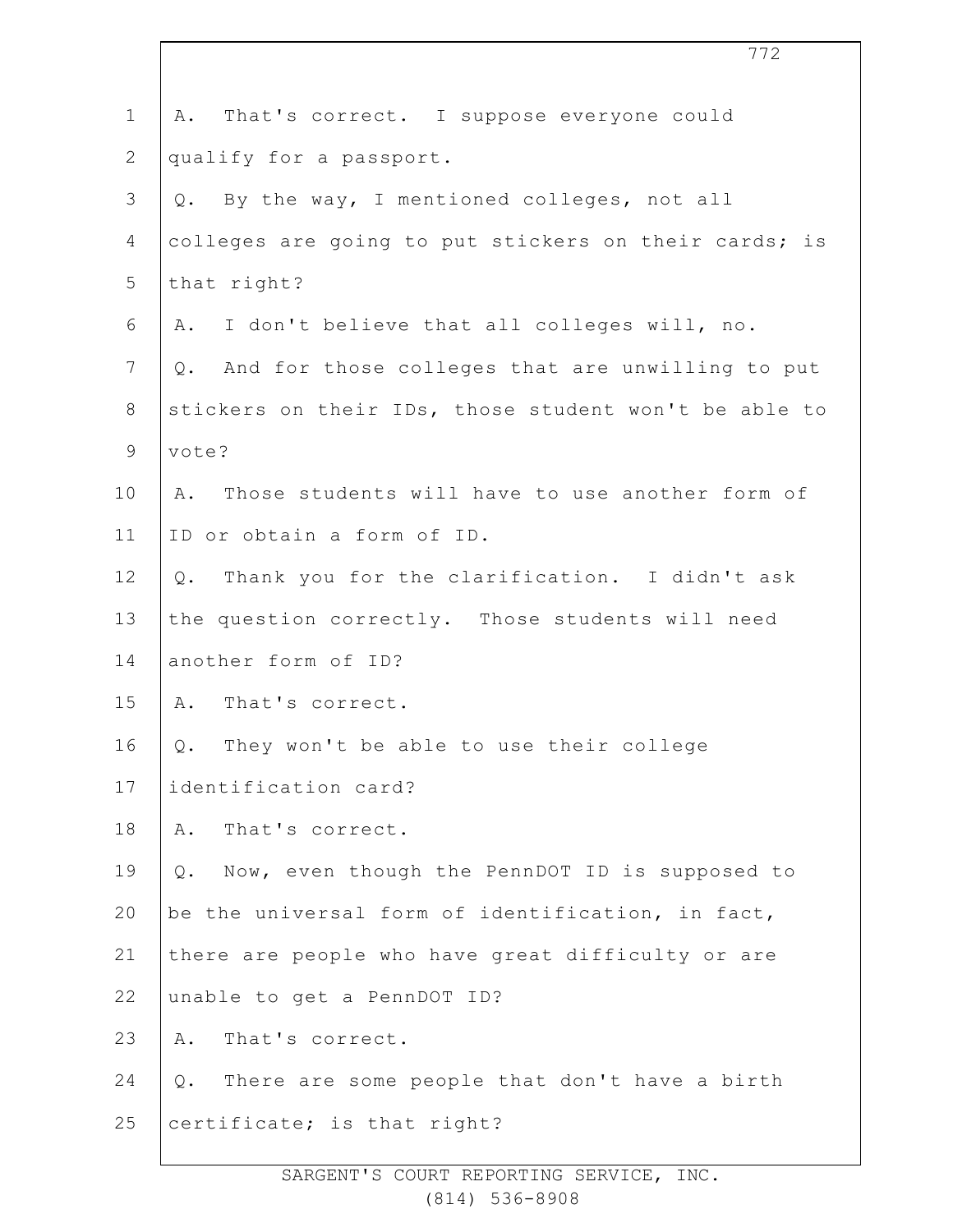A. That's correct. I suppose everyone could qualify for a passport.

Q. By the way, I mentioned colleges, not all colleges are going to put stickers on their cards; is that right?

A. I don't believe that all colleges will, no.

Q. And for those colleges that are unwilling to put stickers on their IDs, those student won't be able to vote?

A. Those students will have to use another form of ID or obtain a form of ID.

Q. Thank you for the clarification. I didn't ask the question correctly. Those students will need another form of ID?

A. That's correct.

Q. They won't be able to use their college identification card?

A. That's correct.

Q. Now, even though the PennDOT ID is supposed to be the universal form of identification, in fact, there are people who have great difficulty or are unable to get a PennDOT ID?

A. That's correct.

Q. There are some people that don't have a birth certificate; is that right?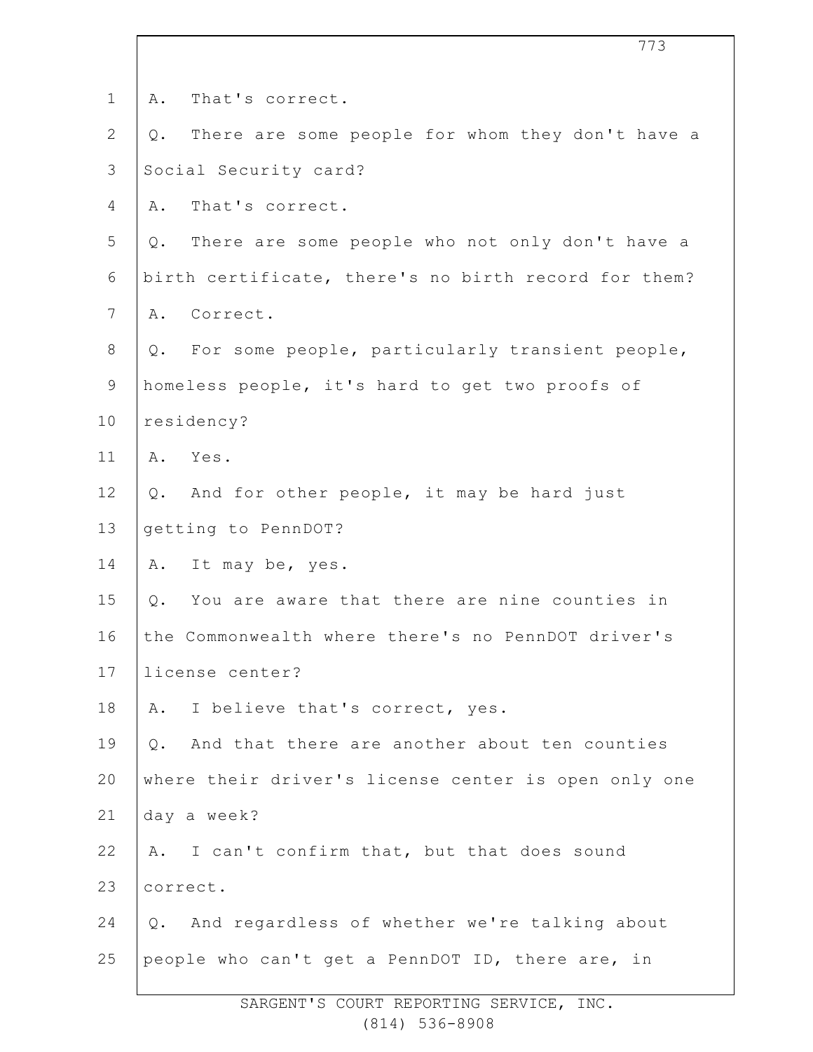A. That's correct.

Q. There are some people for whom they don't have a Social Security card?

A. That's correct.

Q. There are some people who not only don't have a birth certificate, there's no birth record for them?

A. Correct.

Q. For some people, particularly transient people, homeless people, it's hard to get two proofs of residency?

A. Yes.

Q. And for other people, it may be hard just getting to PennDOT?

A. It may be, yes.

Q. You are aware that there are nine counties in the Commonwealth where there's no PennDOT driver's license center?

A. I believe that's correct, yes.

Q. And that there are another about ten counties where their driver's license center is open only one day a week?

A. I can't confirm that, but that does sound correct.

Q. And regardless of whether we're talking about people who can't get a PennDOT ID, there are, in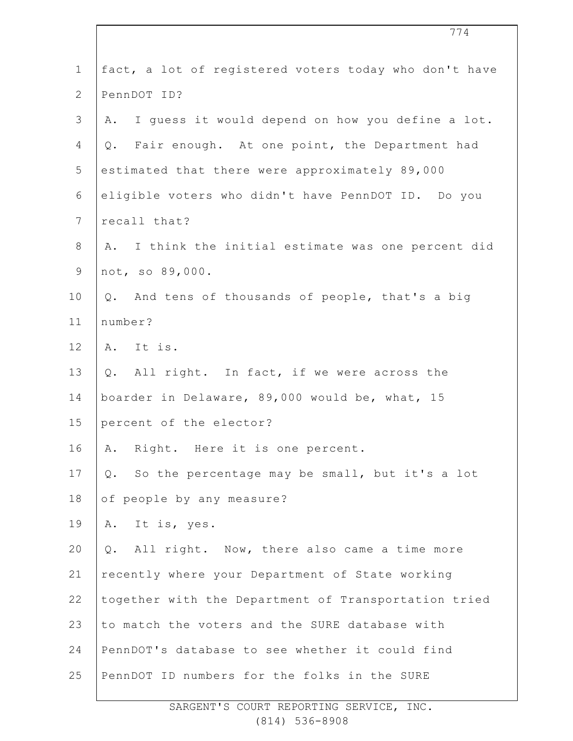fact, a lot of registered voters today who don't have PennDOT ID?

A. I guess it would depend on how you define a lot.

Q. Fair enough. At one point, the Department had estimated that there were approximately 89,000 eligible voters who didn't have PennDOT ID. Do you recall that?

A. I think the initial estimate was one percent did not, so 89,000.

Q. And tens of thousands of people, that's a big number?

A. It is.

Q. All right. In fact, if we were across the boarder in Delaware, 89,000 would be, what, 15 percent of the elector?

A. Right. Here it is one percent.

Q. So the percentage may be small, but it's a lot of people by any measure?

A. It is, yes.

Q. All right. Now, there also came a time more recently where your Department of State working together with the Department of Transportation tried to match the voters and the SURE database with PennDOT's database to see whether it could find PennDOT ID numbers for the folks in the SURE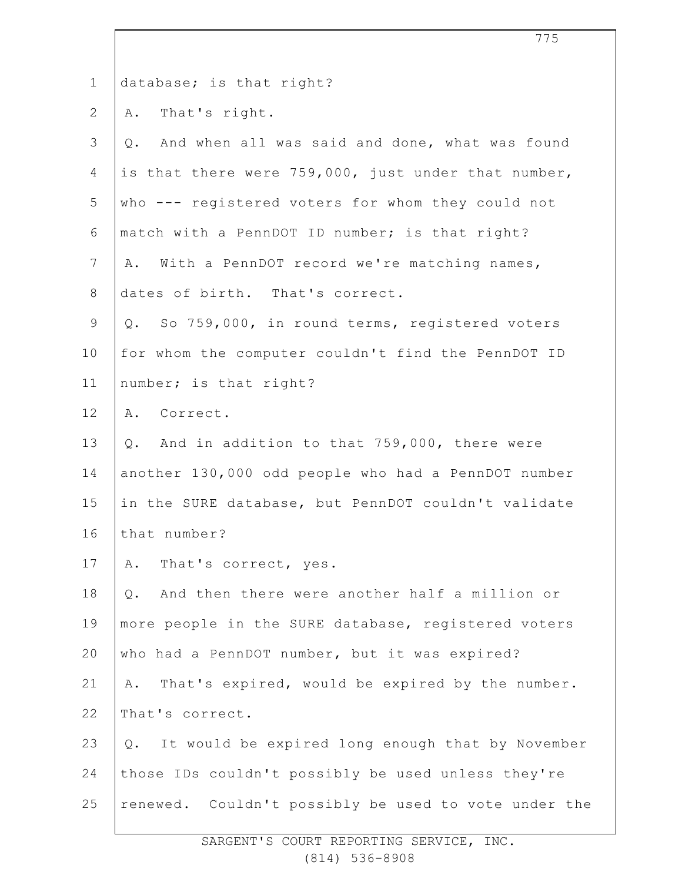database; is that right?

A. That's right.

Q. And when all was said and done, what was found is that there were 759,000, just under that number, who --- registered voters for whom they could not match with a PennDOT ID number; is that right?

A. With a PennDOT record we're matching names, dates of birth. That's correct.

Q. So 759,000, in round terms, registered voters for whom the computer couldn't find the PennDOT ID number; is that right?

A. Correct.

Q. And in addition to that 759,000, there were another 130,000 odd people who had a PennDOT number in the SURE database, but PennDOT couldn't validate that number?

A. That's correct, yes.

Q. And then there were another half a million or more people in the SURE database, registered voters who had a PennDOT number, but it was expired?

A. That's expired, would be expired by the number. That's correct.

Q. It would be expired long enough that by November those IDs couldn't possibly be used unless they're renewed. Couldn't possibly be used to vote under the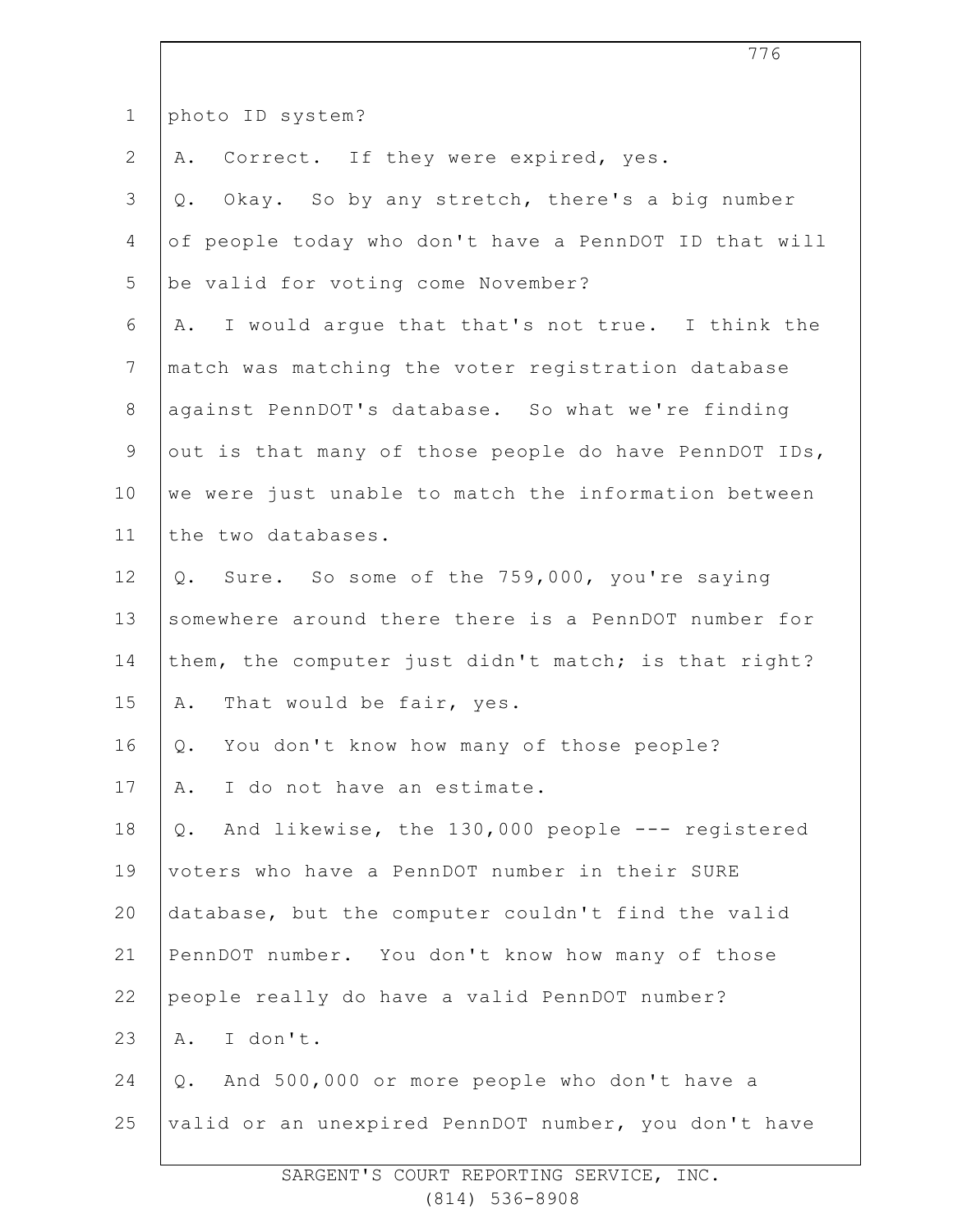photo ID system?

A. Correct. If they were expired, yes.

Q. Okay. So by any stretch, there's a big number of people today who don't have a PennDOT ID that will be valid for voting come November?

A. I would argue that that's not true. I think the match was matching the voter registration database against PennDOT's database. So what we're finding out is that many of those people do have PennDOT IDs, we were just unable to match the information between the two databases.

Q. Sure. So some of the 759,000, you're saying somewhere around there there is a PennDOT number for them, the computer just didn't match; is that right?

A. That would be fair, yes.

Q. You don't know how many of those people?

A. I do not have an estimate.

Q. And likewise, the 130,000 people --- registered voters who have a PennDOT number in their SURE database, but the computer couldn't find the valid PennDOT number. You don't know how many of those people really do have a valid PennDOT number?

A. I don't.

Q. And 500,000 or more people who don't have a valid or an unexpired PennDOT number, you don't have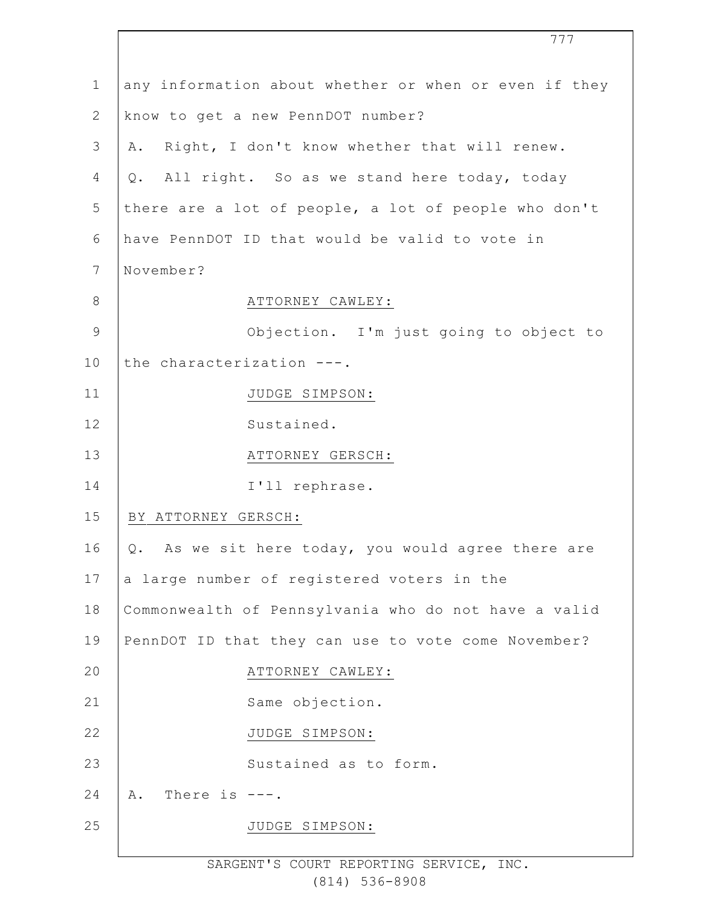any information about whether or when or even if they know to get a new PennDOT number?

A. Right, I don't know whether that will renew.

Q. All right. So as we stand here today, today there are a lot of people, a lot of people who don't have PennDOT ID that would be valid to vote in November?

ATTORNEY CAWLEY:

Objection. I'm just going to object to the characterization ---.

JUDGE SIMPSON:

Sustained.

ATTORNEY GERSCH:

I'll rephrase.

BY ATTORNEY GERSCH:

Q. As we sit here today, you would agree there are a large number of registered voters in the Commonwealth of Pennsylvania who do not have a valid PennDOT ID that they can use to vote come November?

ATTORNEY CAWLEY:

Same objection.

JUDGE SIMPSON:

Sustained as to form.

A. There is ---.

JUDGE SIMPSON: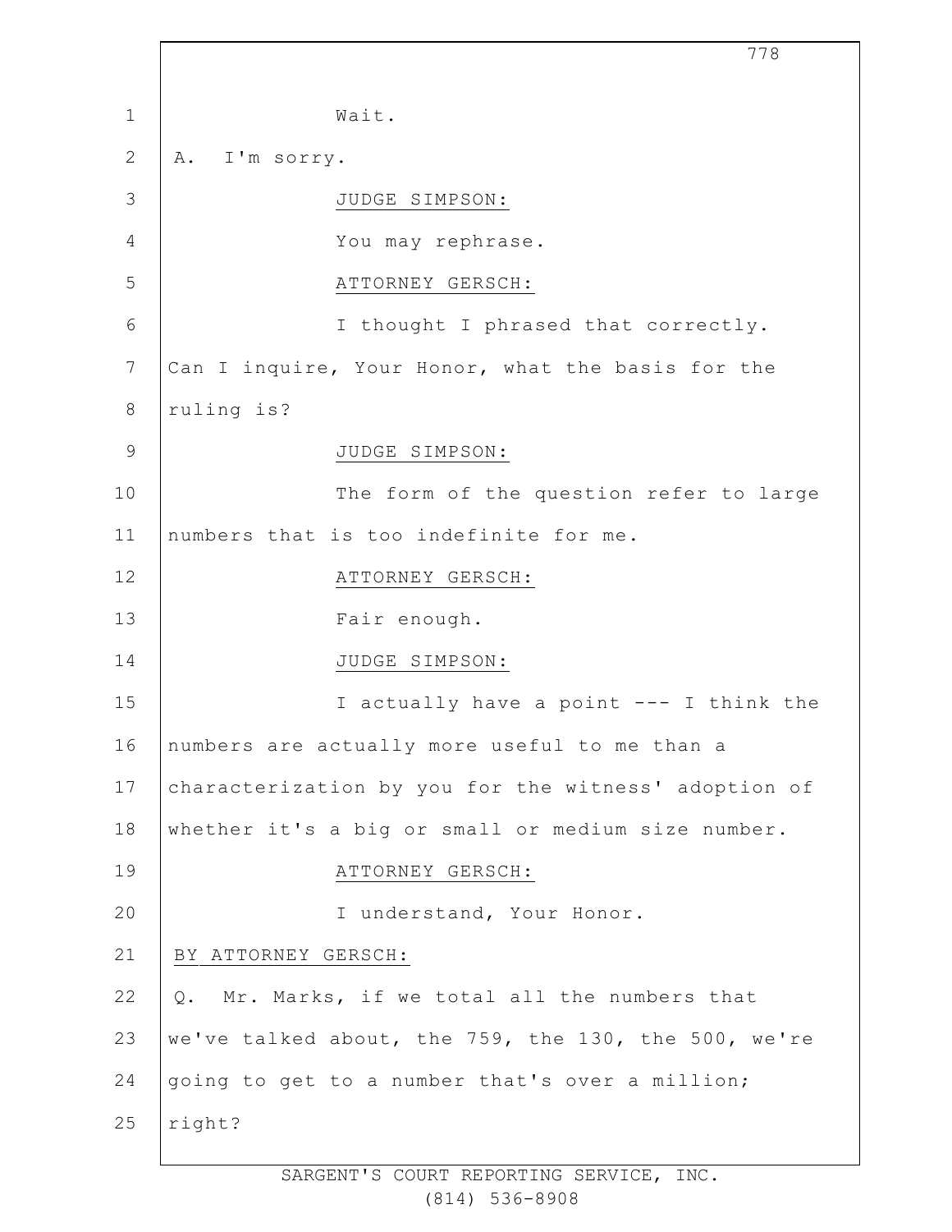Wait.

A. I'm sorry.

JUDGE SIMPSON:

You may rephrase.

ATTORNEY GERSCH:

I thought I phrased that correctly. Can I inquire, Your Honor, what the basis for the ruling is?

JUDGE SIMPSON:

The form of the question refer to large numbers that is too indefinite for me.

ATTORNEY GERSCH:

Fair enough.

JUDGE SIMPSON:

I actually have a point --- I think the numbers are actually more useful to me than a characterization by you for the witness' adoption of whether it's a big or small or medium size number.

ATTORNEY GERSCH:

I understand, Your Honor.

BY ATTORNEY GERSCH:

Q. Mr. Marks, if we total all the numbers that we've talked about, the 759, the 130, the 500, we're going to get to a number that's over a million; right?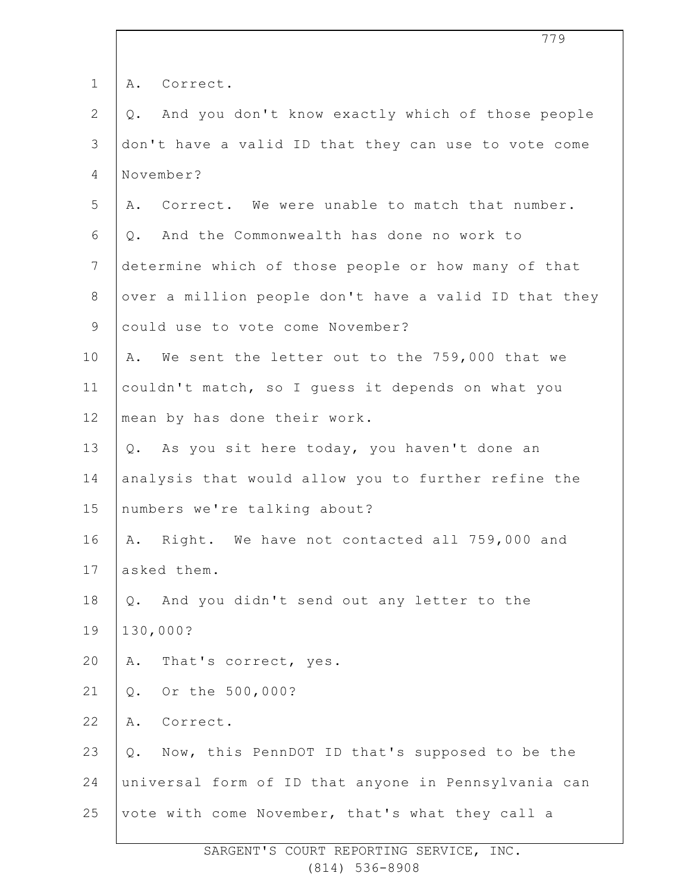A. Correct.

Q. And you don't know exactly which of those people don't have a valid ID that they can use to vote come November?

A. Correct. We were unable to match that number.

Q. And the Commonwealth has done no work to determine which of those people or how many of that over a million people don't have a valid ID that they could use to vote come November?

A. We sent the letter out to the 759,000 that we couldn't match, so I guess it depends on what you mean by has done their work.

Q. As you sit here today, you haven't done an analysis that would allow you to further refine the numbers we're talking about?

A. Right. We have not contacted all 759,000 and asked them.

Q. And you didn't send out any letter to the 130,000?

A. That's correct, yes.

Q. Or the 500,000?

A. Correct.

Q. Now, this PennDOT ID that's supposed to be the universal form of ID that anyone in Pennsylvania can vote with come November, that's what they call a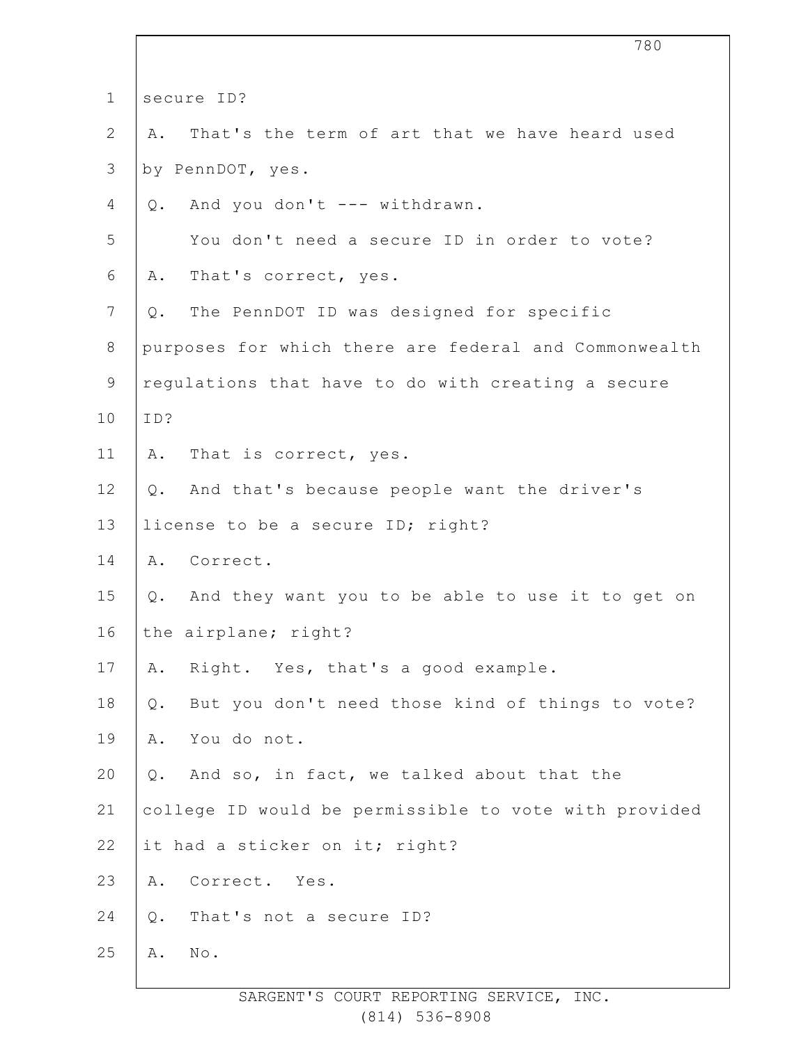secure ID?

A. That's the term of art that we have heard used by PennDOT, yes.

Q. And you don't --- withdrawn.

You don't need a secure ID in order to vote?

A. That's correct, yes.

Q. The PennDOT ID was designed for specific purposes for which there are federal and Commonwealth regulations that have to do with creating a secure ID?

A. That is correct, yes.

Q. And that's because people want the driver's license to be a secure ID; right?

A. Correct.

Q. And they want you to be able to use it to get on the airplane; right?

A. Right. Yes, that's a good example.

Q. But you don't need those kind of things to vote?

A. You do not.

Q. And so, in fact, we talked about that the college ID would be permissible to vote with provided it had a sticker on it; right?

A. Correct. Yes.

Q. That's not a secure ID?

A. No.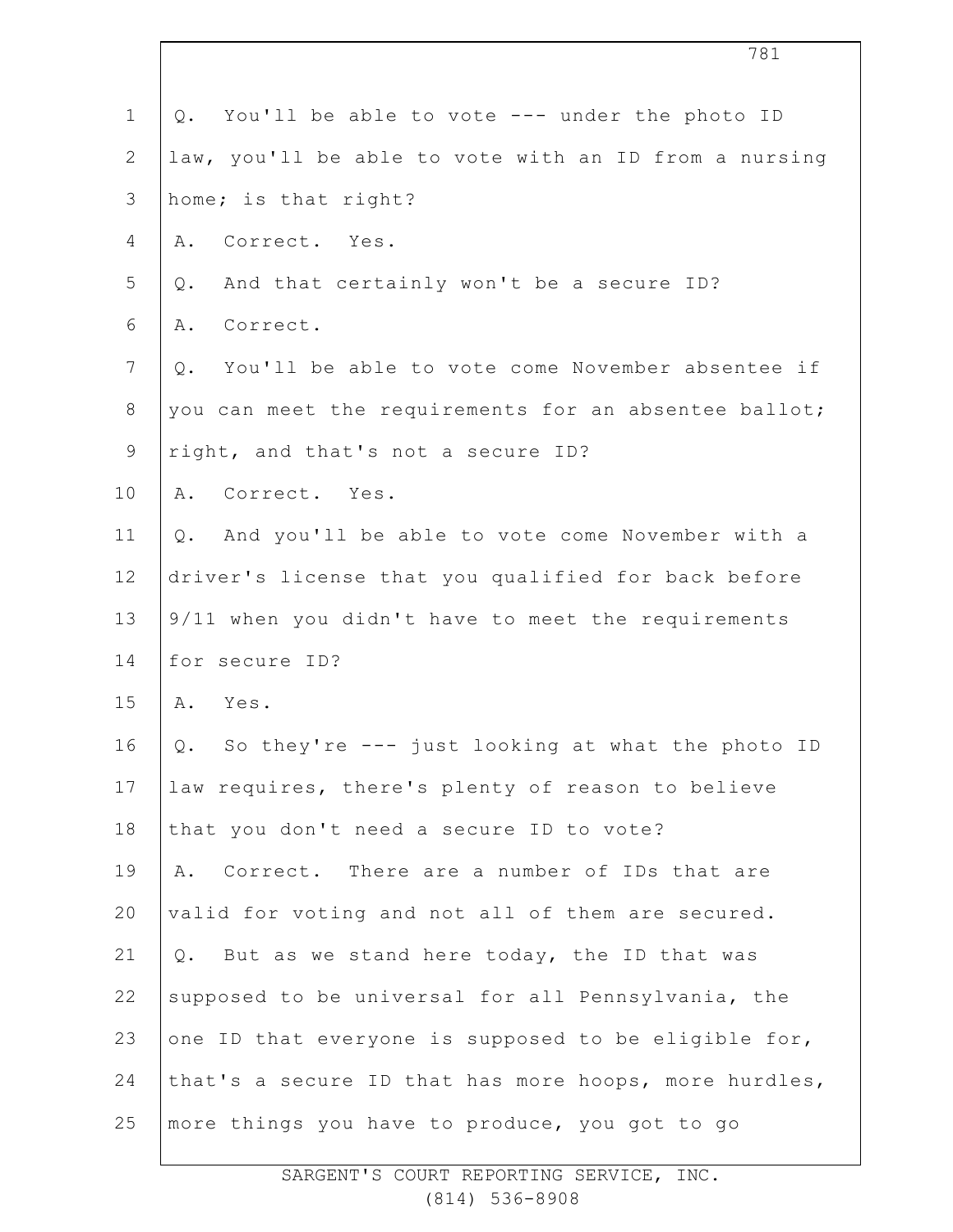Q. You'll be able to vote --- under the photo ID law, you'll be able to vote with an ID from a nursing home; is that right?

A. Correct. Yes.

Q. And that certainly won't be a secure ID?

A. Correct.

Q. You'll be able to vote come November absentee if you can meet the requirements for an absentee ballot; right, and that's not a secure ID?

A. Correct. Yes.

Q. And you'll be able to vote come November with a driver's license that you qualified for back before 9/11 when you didn't have to meet the requirements for secure ID?

A. Yes.

Q. So they're --- just looking at what the photo ID law requires, there's plenty of reason to believe that you don't need a secure ID to vote?

A. Correct. There are a number of IDs that are valid for voting and not all of them are secured.

Q. But as we stand here today, the ID that was supposed to be universal for all Pennsylvania, the one ID that everyone is supposed to be eligible for, that's a secure ID that has more hoops, more hurdles, more things you have to produce, you got to go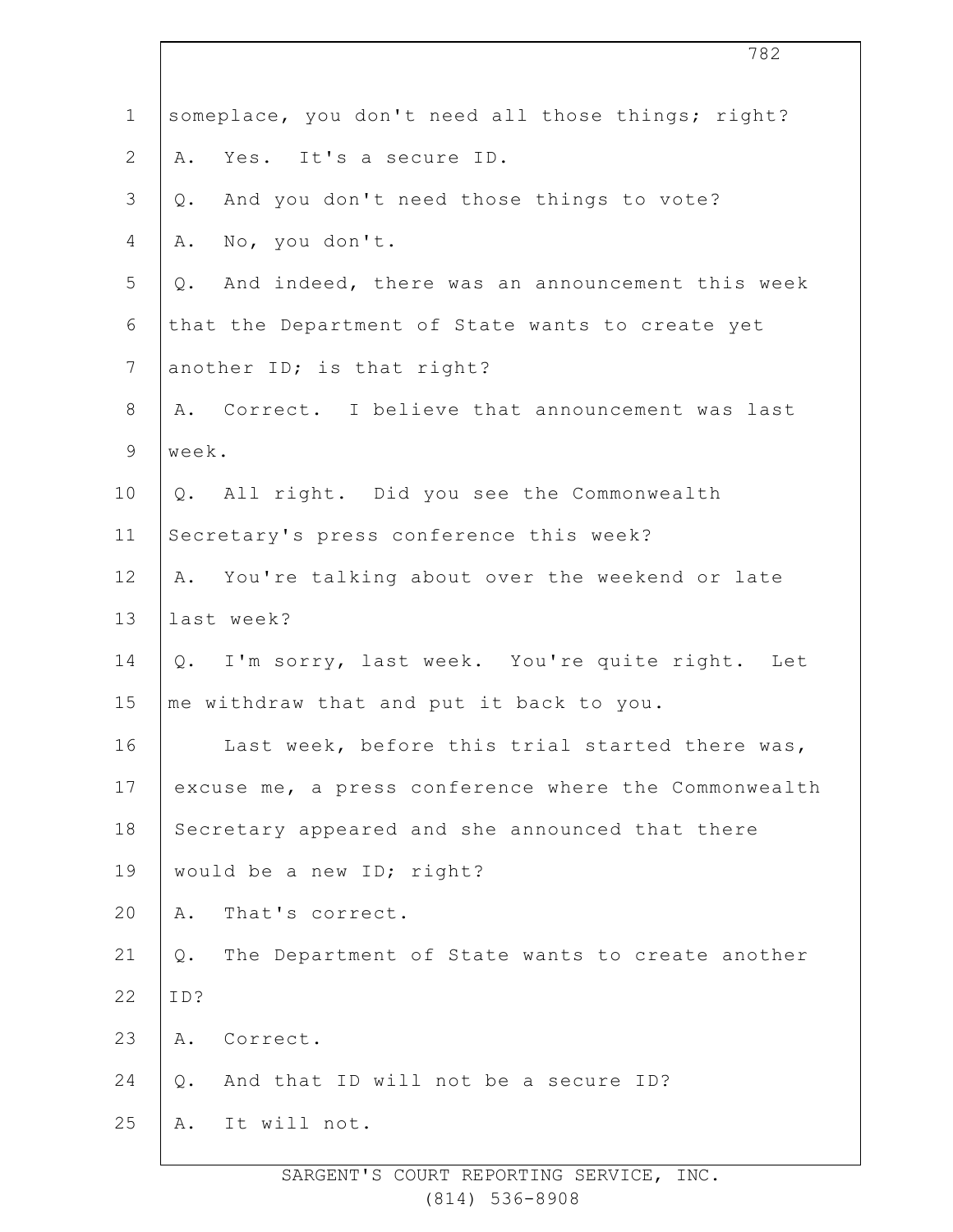someplace, you don't need all those things; right?

A. Yes. It's a secure ID.

Q. And you don't need those things to vote?

A. No, you don't.

Q. And indeed, there was an announcement this week that the Department of State wants to create yet another ID; is that right?

A. Correct. I believe that announcement was last week.

Q. All right. Did you see the Commonwealth Secretary's press conference this week?

A. You're talking about over the weekend or late last week?

Q. I'm sorry, last week. You're quite right. Let me withdraw that and put it back to you.

Last week, before this trial started there was, excuse me, a press conference where the Commonwealth Secretary appeared and she announced that there would be a new ID; right?

A. That's correct.

Q. The Department of State wants to create another ID?

A. Correct.

Q. And that ID will not be a secure ID?

A. It will not.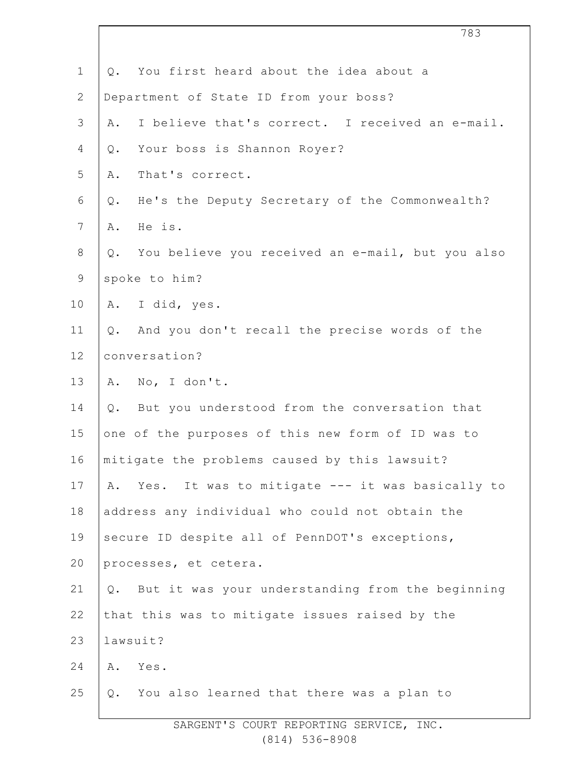Q. You first heard about the idea about a Department of State ID from your boss?

A. I believe that's correct. I received an e-mail.

Q. Your boss is Shannon Royer?

A. That's correct.

Q. He's the Deputy Secretary of the Commonwealth?

A. He is.

Q. You believe you received an e-mail, but you also spoke to him?

A. I did, yes.

Q. And you don't recall the precise words of the conversation?

A. No, I don't.

Q. But you understood from the conversation that one of the purposes of this new form of ID was to mitigate the problems caused by this lawsuit?

A. Yes. It was to mitigate --- it was basically to address any individual who could not obtain the secure ID despite all of PennDOT's exceptions, processes, et cetera.

Q. But it was your understanding from the beginning that this was to mitigate issues raised by the lawsuit?

A. Yes.

Q. You also learned that there was a plan to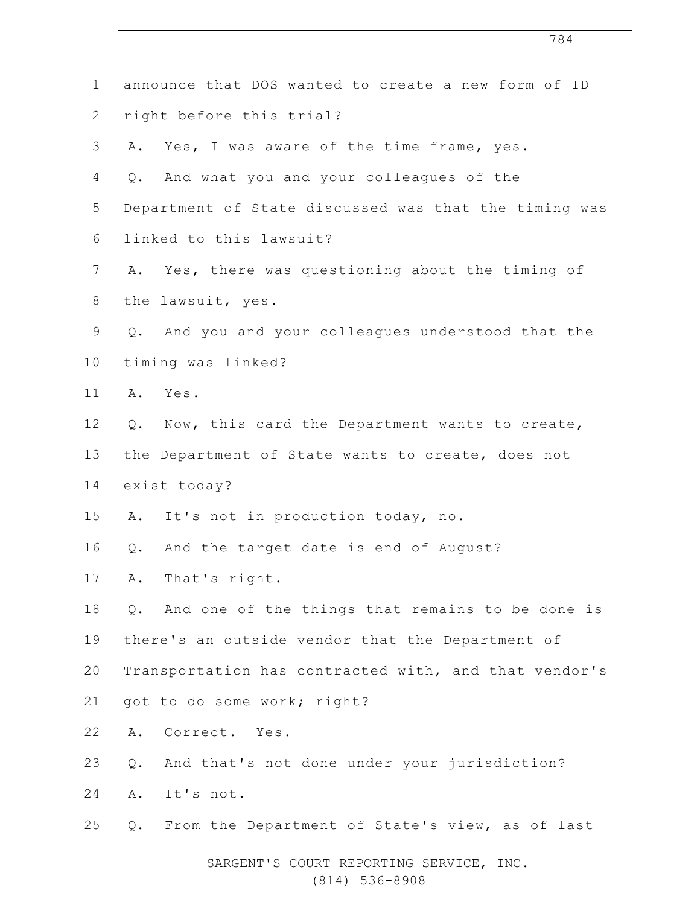1 announce that DOS wanted to create a new form of ID
2 right before this trial?
3 A. Yes, I was aware of the time frame, yes.
4 Q. And what you and your colleagues of the
5 Department of State discussed was that the timing was
6 linked to this lawsuit?
7 A. Yes, there was questioning about the timing of
8 the lawsuit, yes.
9 Q. And you and your colleagues understood that the
10 timing was linked?
11 A. Yes.
12 Q. Now, this card the Department wants to create,
13 the Department of State wants to create, does not
14 exist today?
15 A. It's not in production today, no.
16 Q. And the target date is end of August?
17 A. That's right.
18 Q. And one of the things that remains to be done is
19 there's an outside vendor that the Department of
20 Transportation has contracted with, and that vendor's
21 got to do some work; right?
22 A. Correct. Yes.
23 Q. And that's not done under your jurisdiction?
24 A. It's not.
25 Q. From the Department of State's view, as of last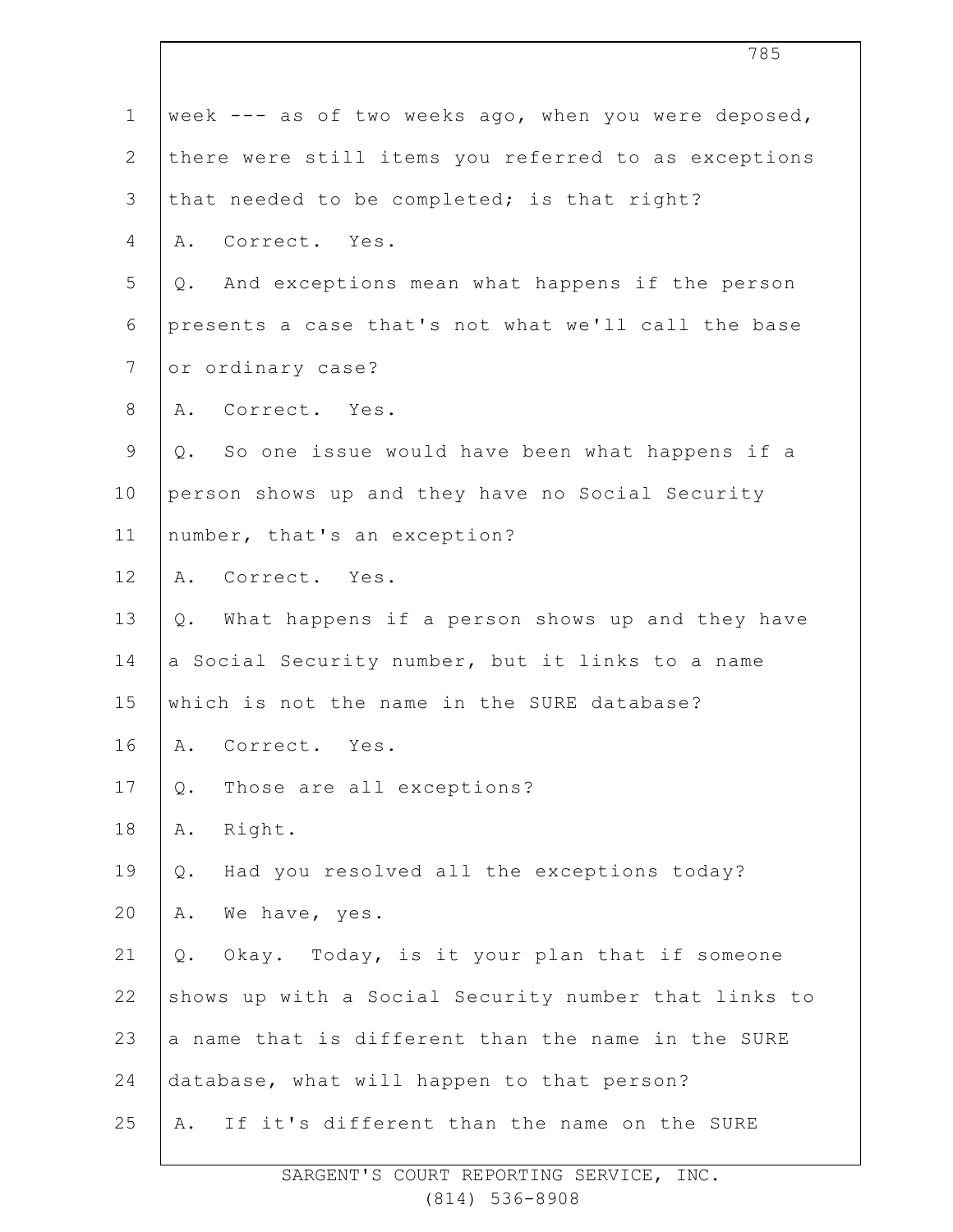week --- as of two weeks ago, when you were deposed, there were still items you referred to as exceptions that needed to be completed; is that right?

A. Correct. Yes.

Q. And exceptions mean what happens if the person presents a case that's not what we'll call the base or ordinary case?

A. Correct. Yes.

Q. So one issue would have been what happens if a person shows up and they have no Social Security number, that's an exception?

A. Correct. Yes.

Q. What happens if a person shows up and they have a Social Security number, but it links to a name which is not the name in the SURE database?

A. Correct. Yes.

Q. Those are all exceptions?

A. Right.

Q. Had you resolved all the exceptions today?

A. We have, yes.

Q. Okay. Today, is it your plan that if someone shows up with a Social Security number that links to a name that is different than the name in the SURE database, what will happen to that person?

A. If it's different than the name on the SURE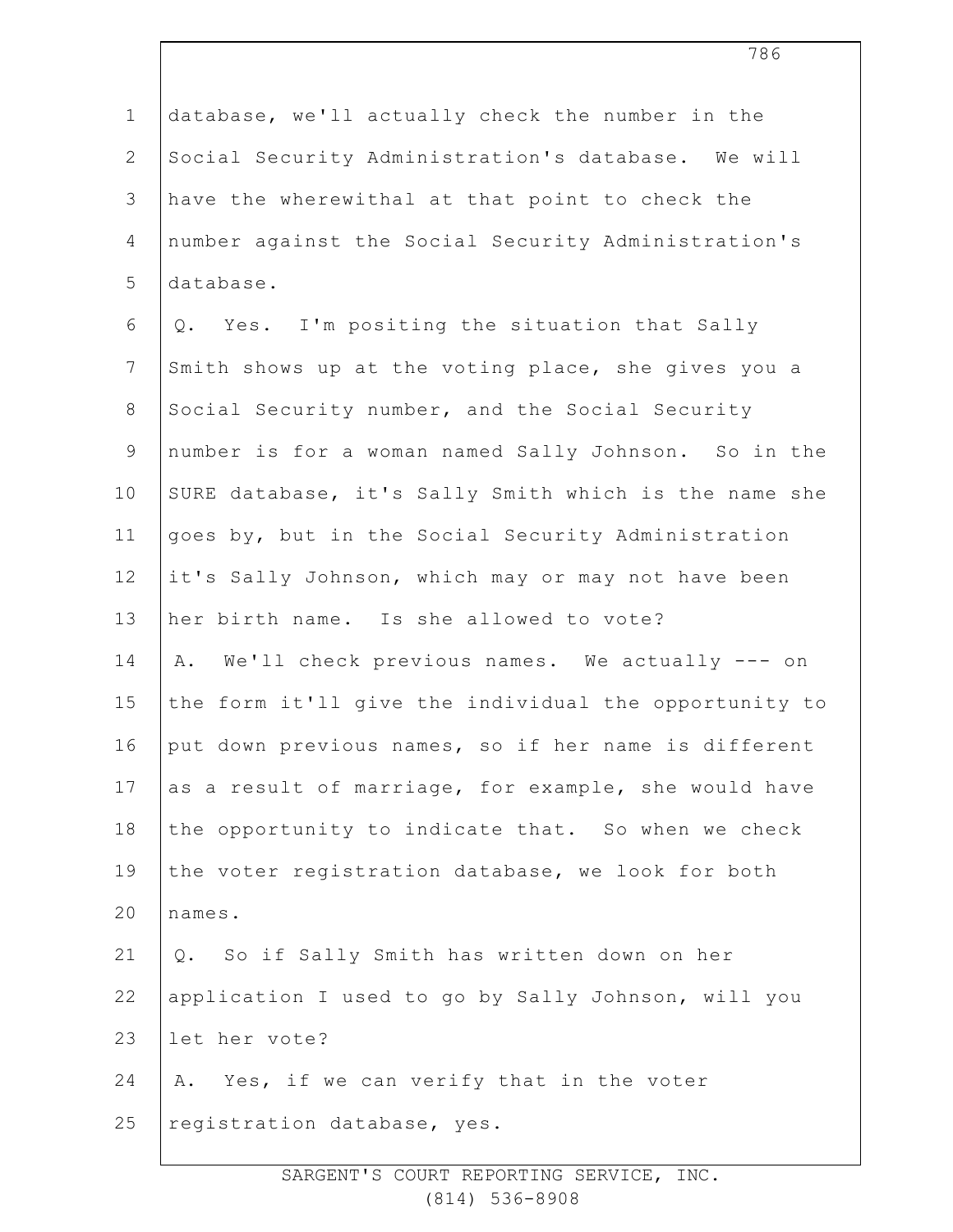database, we'll actually check the number in the Social Security Administration's database. We will have the wherewithal at that point to check the number against the Social Security Administration's database.

Q. Yes. I'm positing the situation that Sally Smith shows up at the voting place, she gives you a Social Security number, and the Social Security number is for a woman named Sally Johnson. So in the SURE database, it's Sally Smith which is the name she goes by, but in the Social Security Administration it's Sally Johnson, which may or may not have been her birth name. Is she allowed to vote?

A. We'll check previous names. We actually --- on the form it'll give the individual the opportunity to put down previous names, so if her name is different as a result of marriage, for example, she would have the opportunity to indicate that. So when we check the voter registration database, we look for both names.

Q. So if Sally Smith has written down on her application I used to go by Sally Johnson, will you let her vote?

A. Yes, if we can verify that in the voter registration database, yes.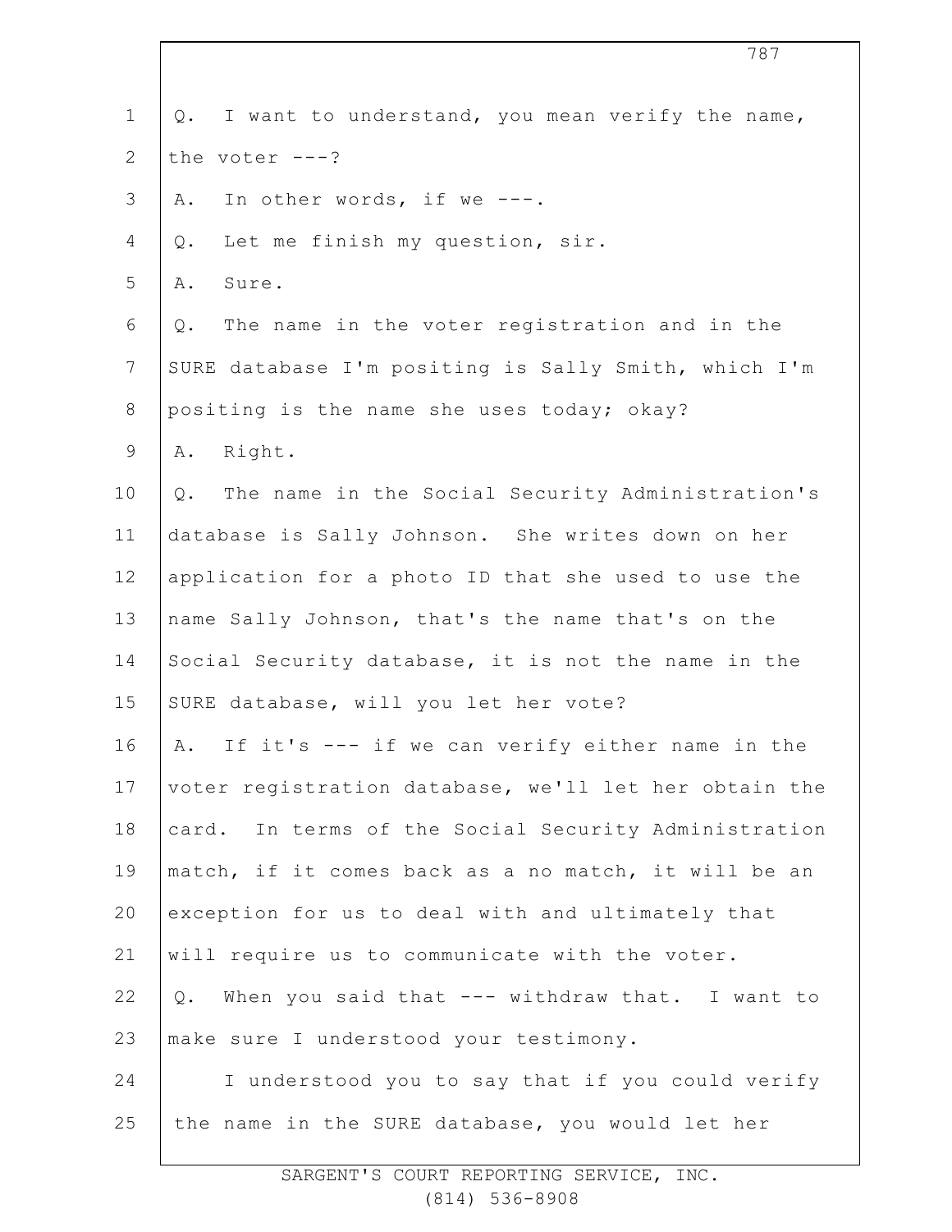Q. I want to understand, you mean verify the name, the voter ---?

A. In other words, if we ---.

Q. Let me finish my question, sir.

A. Sure.

Q. The name in the voter registration and in the SURE database I'm positing is Sally Smith, which I'm positing is the name she uses today; okay?

A. Right.

Q. The name in the Social Security Administration's database is Sally Johnson. She writes down on her application for a photo ID that she used to use the name Sally Johnson, that's the name that's on the Social Security database, it is not the name in the SURE database, will you let her vote?

A. If it's --- if we can verify either name in the voter registration database, we'll let her obtain the card. In terms of the Social Security Administration match, if it comes back as a no match, it will be an exception for us to deal with and ultimately that will require us to communicate with the voter.

Q. When you said that --- withdraw that. I want to make sure I understood your testimony.

I understood you to say that if you could verify the name in the SURE database, you would let her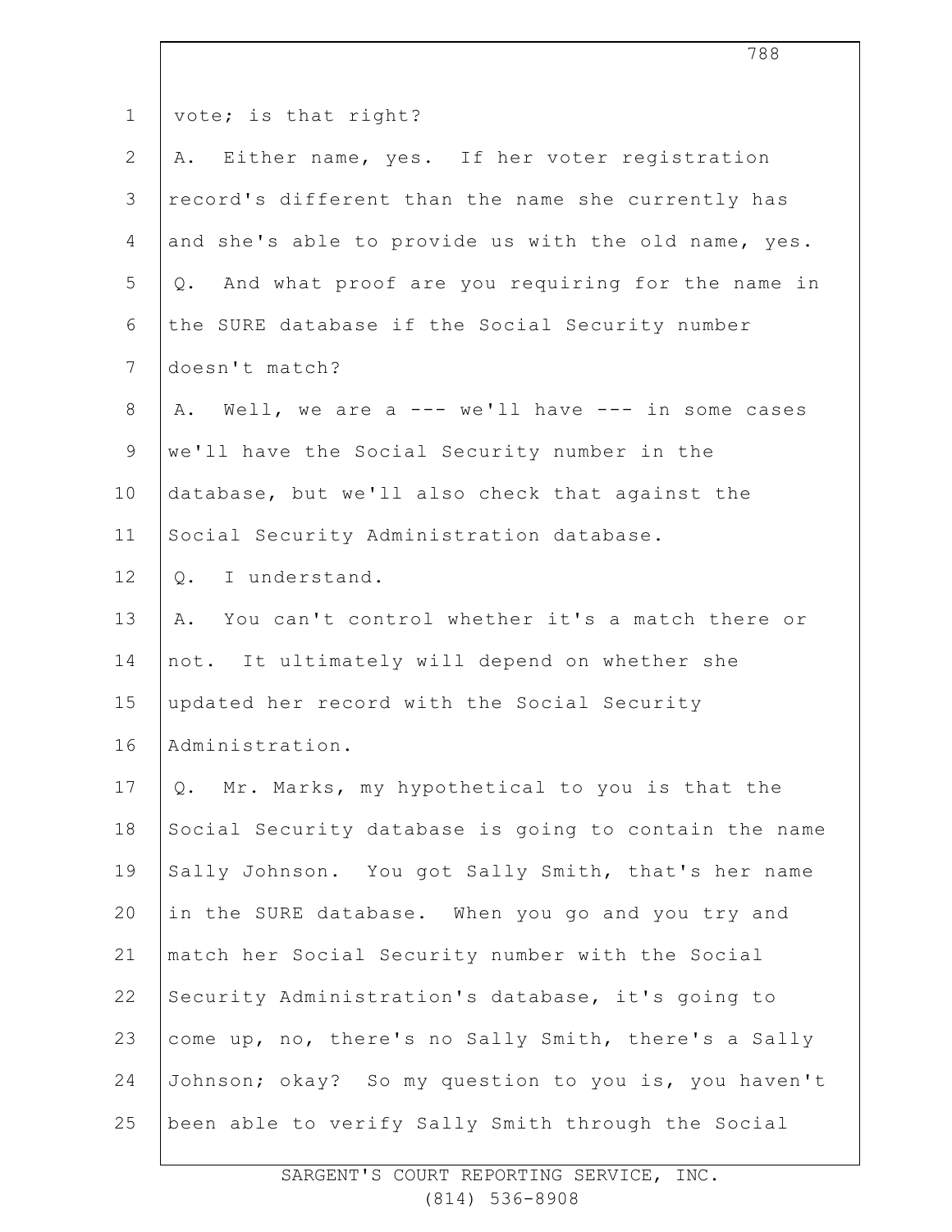vote; is that right?

A. Either name, yes. If her voter registration record's different than the name she currently has and she's able to provide us with the old name, yes.

Q. And what proof are you requiring for the name in the SURE database if the Social Security number doesn't match?

A. Well, we are a --- we'll have --- in some cases we'll have the Social Security number in the database, but we'll also check that against the Social Security Administration database.

Q. I understand.

A. You can't control whether it's a match there or not. It ultimately will depend on whether she updated her record with the Social Security Administration.

Q. Mr. Marks, my hypothetical to you is that the Social Security database is going to contain the name Sally Johnson. You got Sally Smith, that's her name in the SURE database. When you go and you try and match her Social Security number with the Social Security Administration's database, it's going to come up, no, there's no Sally Smith, there's a Sally Johnson; okay? So my question to you is, you haven't been able to verify Sally Smith through the Social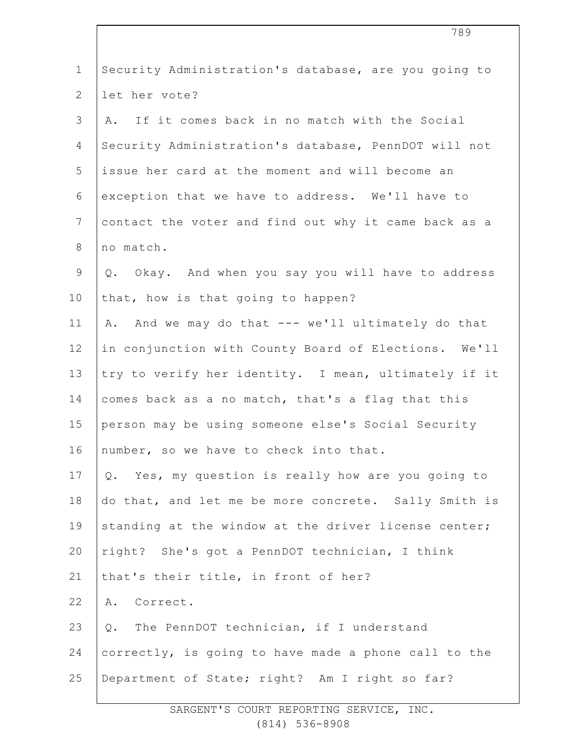Security Administration's database, are you going to let her vote?

A. If it comes back in no match with the Social Security Administration's database, PennDOT will not issue her card at the moment and will become an exception that we have to address. We'll have to contact the voter and find out why it came back as a no match.

Q. Okay. And when you say you will have to address that, how is that going to happen?

A. And we may do that --- we'll ultimately do that in conjunction with County Board of Elections. We'll try to verify her identity. I mean, ultimately if it comes back as a no match, that's a flag that this person may be using someone else's Social Security number, so we have to check into that.

Q. Yes, my question is really how are you going to do that, and let me be more concrete. Sally Smith is standing at the window at the driver license center; right? She's got a PennDOT technician, I think that's their title, in front of her?

A. Correct.

Q. The PennDOT technician, if I understand correctly, is going to have made a phone call to the Department of State; right? Am I right so far?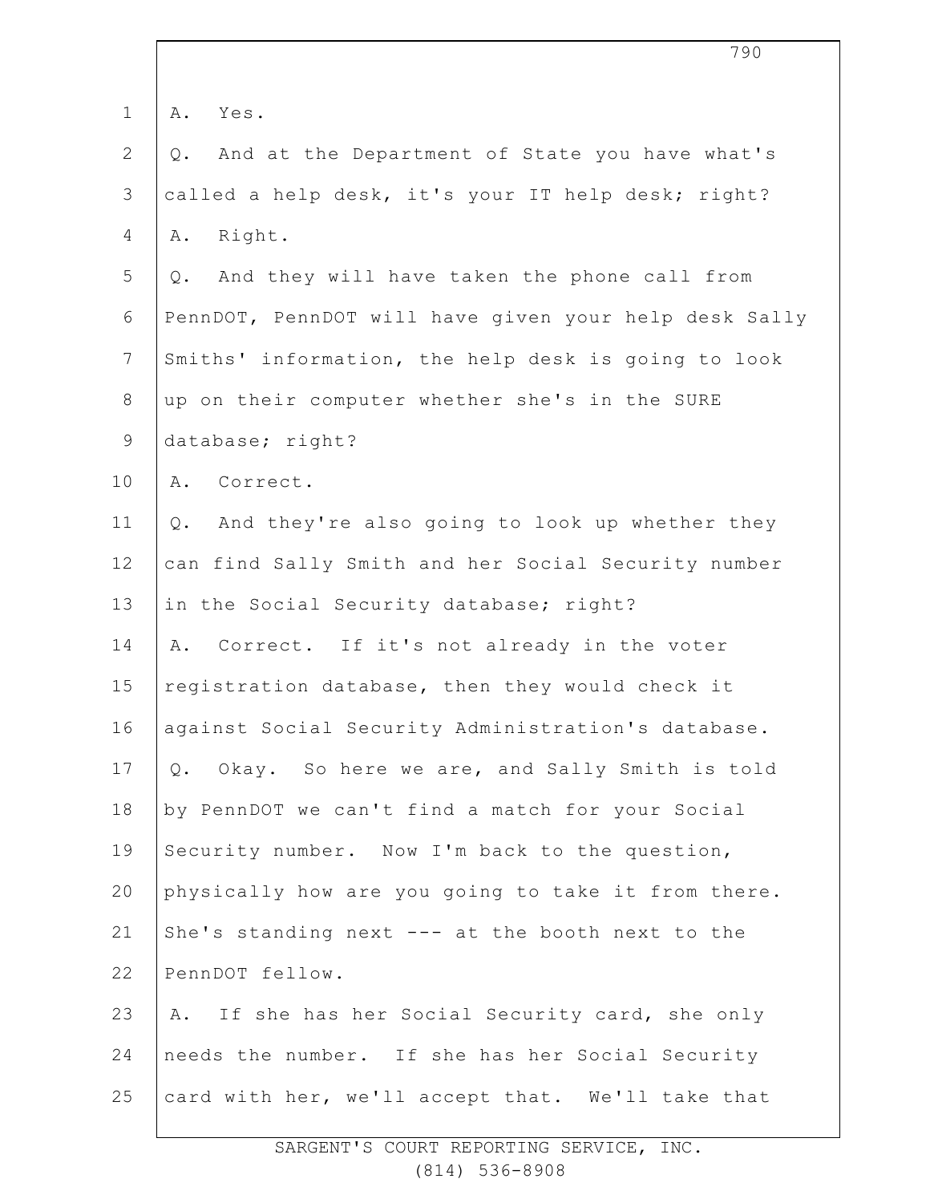A. Yes.

Q. And at the Department of State you have what's called a help desk, it's your IT help desk; right?

A. Right.

Q. And they will have taken the phone call from PennDOT, PennDOT will have given your help desk Sally Smiths' information, the help desk is going to look up on their computer whether she's in the SURE database; right?

A. Correct.

Q. And they're also going to look up whether they can find Sally Smith and her Social Security number in the Social Security database; right?

A. Correct. If it's not already in the voter registration database, then they would check it against Social Security Administration's database.

Q. Okay. So here we are, and Sally Smith is told by PennDOT we can't find a match for your Social Security number. Now I'm back to the question, physically how are you going to take it from there. She's standing next --- at the booth next to the PennDOT fellow.

A. If she has her Social Security card, she only needs the number. If she has her Social Security card with her, we'll accept that. We'll take that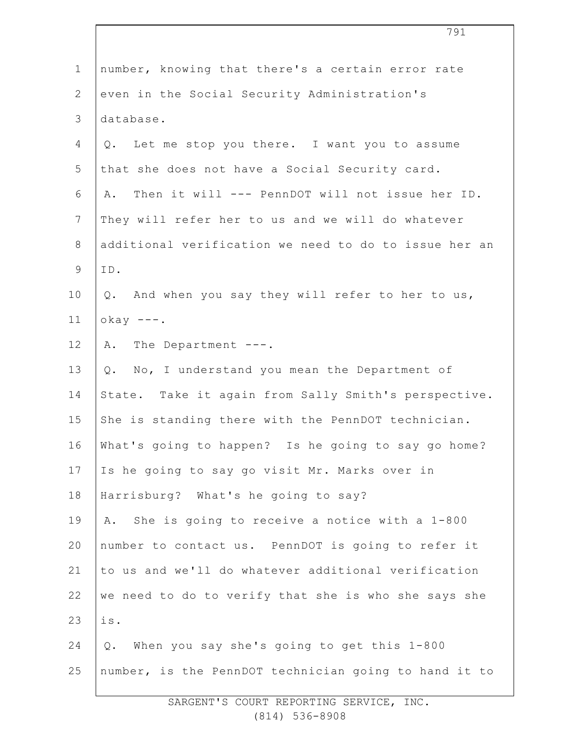number, knowing that there's a certain error rate even in the Social Security Administration's database.

Q. Let me stop you there. I want you to assume that she does not have a Social Security card.

A. Then it will --- PennDOT will not issue her ID. They will refer her to us and we will do whatever additional verification we need to do to issue her an ID.

Q. And when you say they will refer to her to us, okay ---.

A. The Department ---.

Q. No, I understand you mean the Department of State. Take it again from Sally Smith's perspective. She is standing there with the PennDOT technician. What's going to happen? Is he going to say go home? Is he going to say go visit Mr. Marks over in Harrisburg? What's he going to say?

A. She is going to receive a notice with a 1-800 number to contact us. PennDOT is going to refer it to us and we'll do whatever additional verification we need to do to verify that she is who she says she is.

Q. When you say she's going to get this 1-800 number, is the PennDOT technician going to hand it to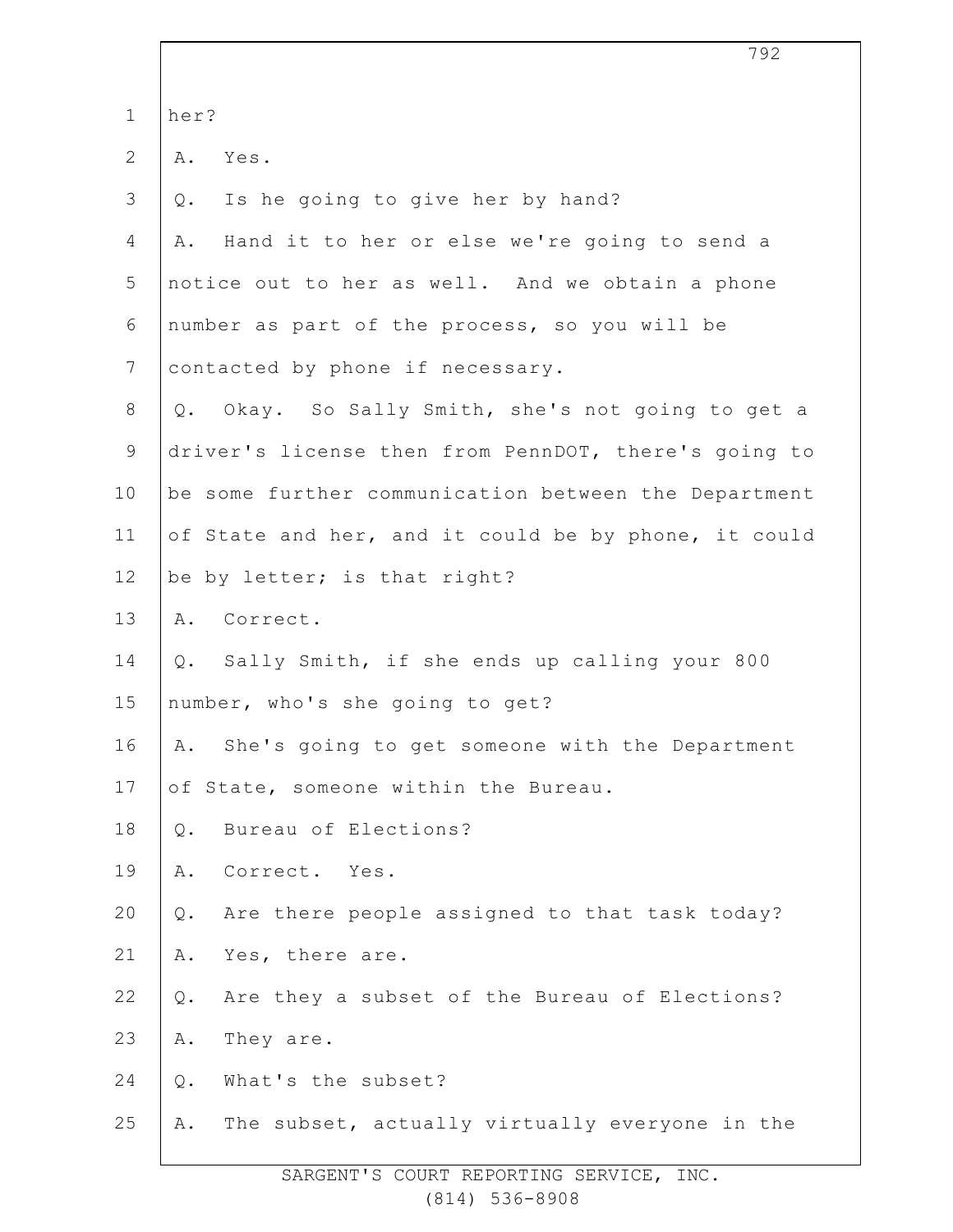her?

A. Yes.

Q. Is he going to give her by hand?

A. Hand it to her or else we're going to send a notice out to her as well. And we obtain a phone number as part of the process, so you will be contacted by phone if necessary.

Q. Okay. So Sally Smith, she's not going to get a driver's license then from PennDOT, there's going to be some further communication between the Department of State and her, and it could be by phone, it could be by letter; is that right?

A. Correct.

Q. Sally Smith, if she ends up calling your 800 number, who's she going to get?

A. She's going to get someone with the Department of State, someone within the Bureau.

Q. Bureau of Elections?

A. Correct. Yes.

Q. Are there people assigned to that task today?

A. Yes, there are.

Q. Are they a subset of the Bureau of Elections?

A. They are.

Q. What's the subset?

A. The subset, actually virtually everyone in the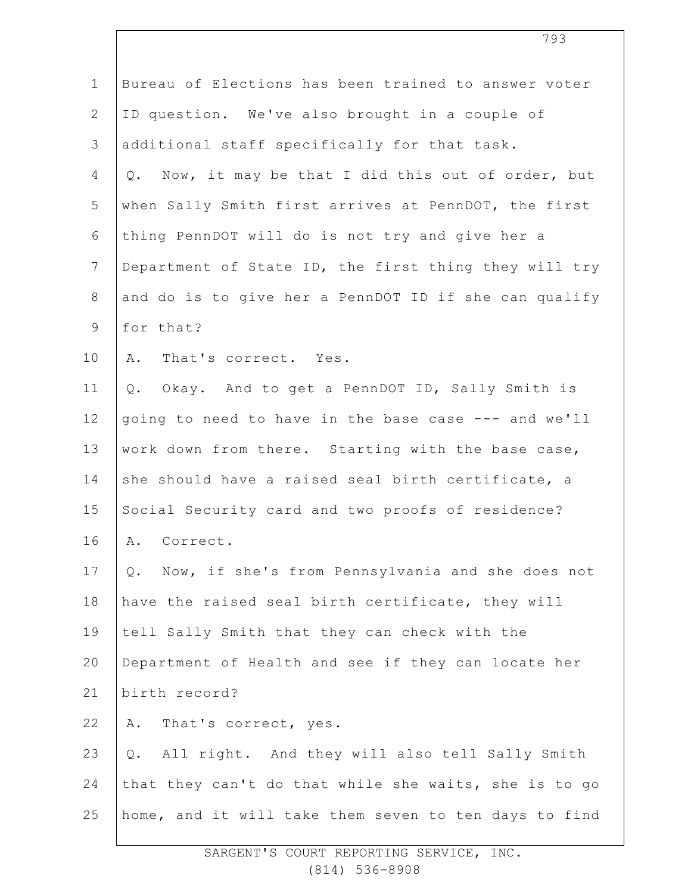Bureau of Elections has been trained to answer voter ID question. We've also brought in a couple of additional staff specifically for that task.

Q. Now, it may be that I did this out of order, but when Sally Smith first arrives at PennDOT, the first thing PennDOT will do is not try and give her a Department of State ID, the first thing they will try and do is to give her a PennDOT ID if she can qualify for that?

A. That's correct. Yes.

Q. Okay. And to get a PennDOT ID, Sally Smith is going to need to have in the base case --- and we'll work down from there. Starting with the base case, she should have a raised seal birth certificate, a Social Security card and two proofs of residence?

A. Correct.

Q. Now, if she's from Pennsylvania and she does not have the raised seal birth certificate, they will tell Sally Smith that they can check with the Department of Health and see if they can locate her birth record?

A. That's correct, yes.

Q. All right. And they will also tell Sally Smith that they can't do that while she waits, she is to go home, and it will take them seven to ten days to find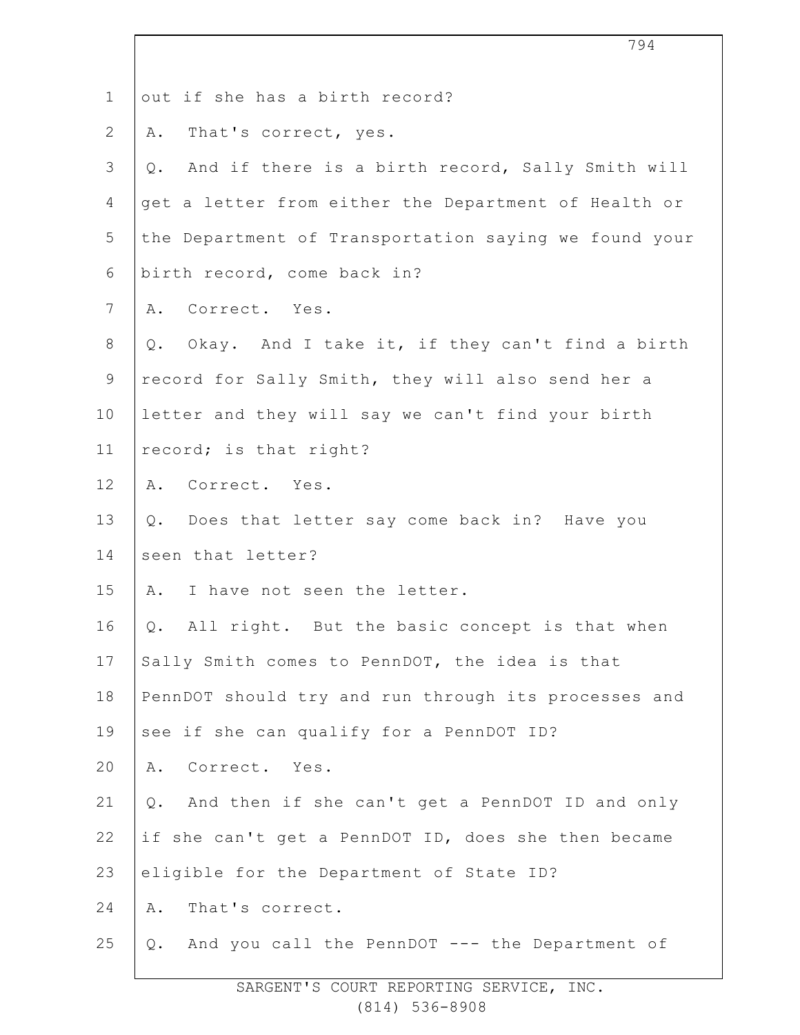out if she has a birth record?

A. That's correct, yes.

Q. And if there is a birth record, Sally Smith will get a letter from either the Department of Health or the Department of Transportation saying we found your birth record, come back in?

A. Correct. Yes.

Q. Okay. And I take it, if they can't find a birth record for Sally Smith, they will also send her a letter and they will say we can't find your birth record; is that right?

A. Correct. Yes.

Q. Does that letter say come back in? Have you seen that letter?

A. I have not seen the letter.

Q. All right. But the basic concept is that when Sally Smith comes to PennDOT, the idea is that PennDOT should try and run through its processes and see if she can qualify for a PennDOT ID?

A. Correct. Yes.

Q. And then if she can't get a PennDOT ID and only if she can't get a PennDOT ID, does she then became eligible for the Department of State ID?

A. That's correct.

Q. And you call the PennDOT --- the Department of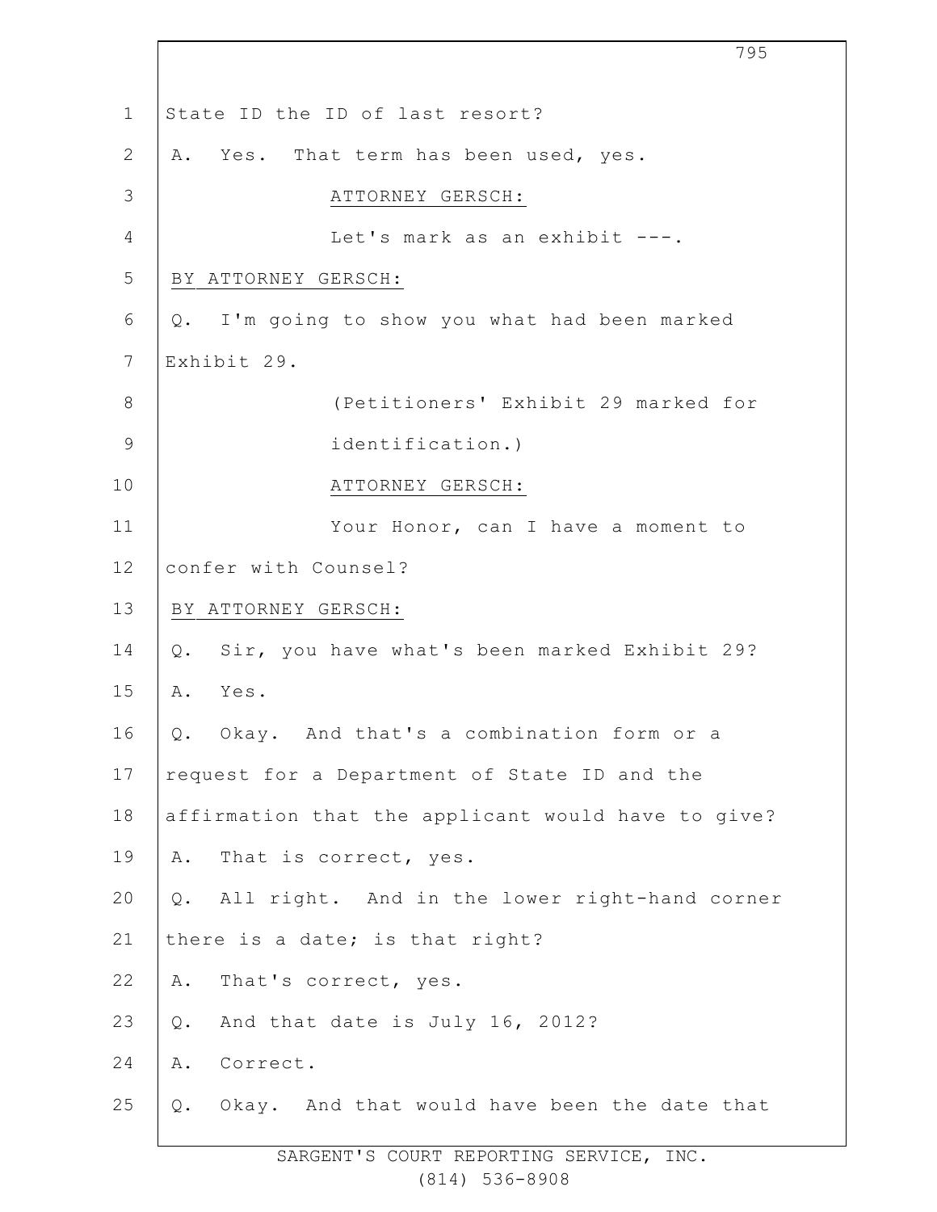State ID the ID of last resort?

A. Yes. That term has been used, yes.

ATTORNEY GERSCH:

Let's mark as an exhibit ---.

BY ATTORNEY GERSCH:

Q. I'm going to show you what had been marked Exhibit 29.

(Petitioners' Exhibit 29 marked for identification.)

ATTORNEY GERSCH:

Your Honor, can I have a moment to confer with Counsel?

BY ATTORNEY GERSCH:

Q. Sir, you have what's been marked Exhibit 29?

A. Yes.

Q. Okay. And that's a combination form or a request for a Department of State ID and the affirmation that the applicant would have to give?

A. That is correct, yes.

Q. All right. And in the lower right-hand corner there is a date; is that right?

A. That's correct, yes.

Q. And that date is July 16, 2012?

A. Correct.

Q. Okay. And that would have been the date that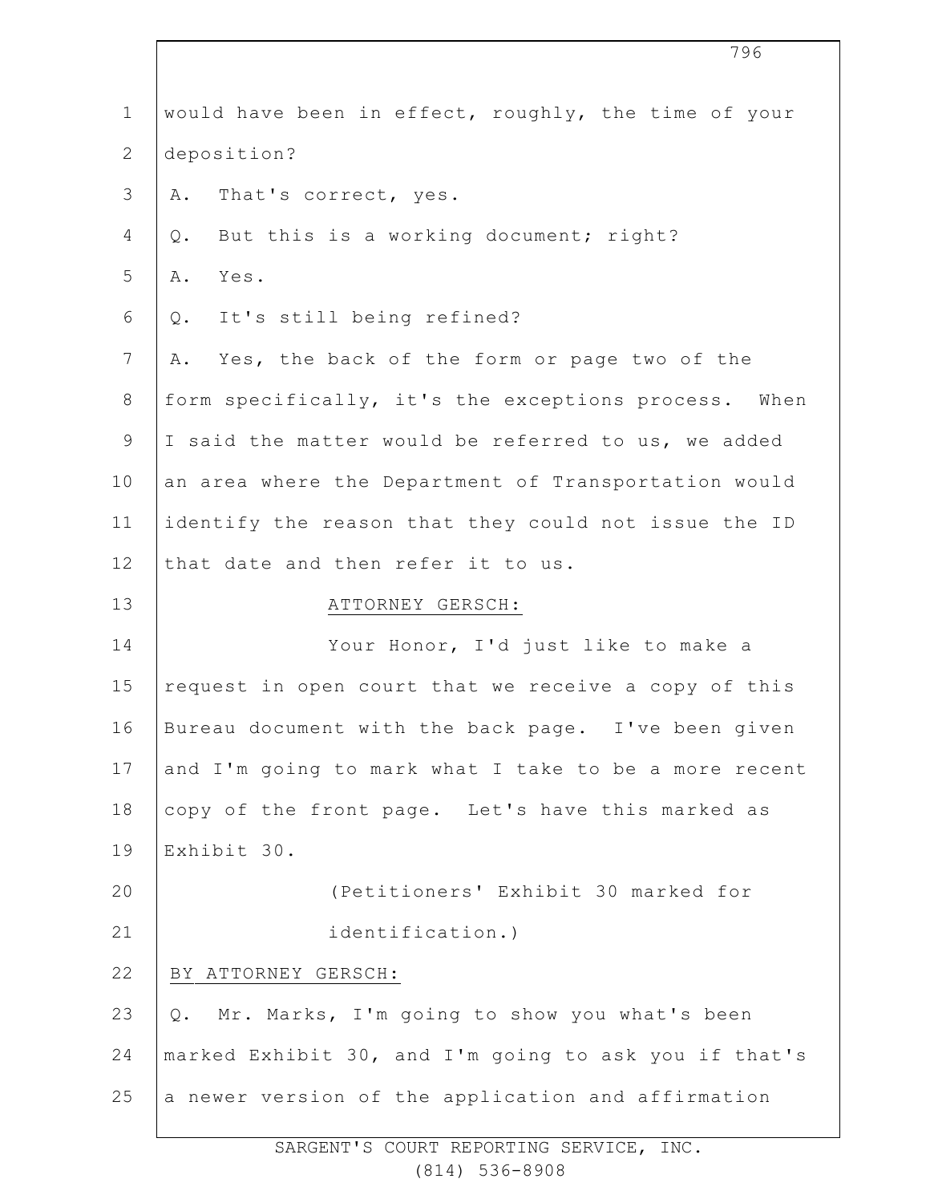would have been in effect, roughly, the time of your deposition?

A. That's correct, yes.

Q. But this is a working document; right?

A. Yes.

Q. It's still being refined?

A. Yes, the back of the form or page two of the form specifically, it's the exceptions process. When I said the matter would be referred to us, we added an area where the Department of Transportation would identify the reason that they could not issue the ID that date and then refer it to us.

ATTORNEY GERSCH:

Your Honor, I'd just like to make a request in open court that we receive a copy of this Bureau document with the back page. I've been given and I'm going to mark what I take to be a more recent copy of the front page. Let's have this marked as Exhibit 30.

(Petitioners' Exhibit 30 marked for identification.)

BY ATTORNEY GERSCH:

Q. Mr. Marks, I'm going to show you what's been marked Exhibit 30, and I'm going to ask you if that's a newer version of the application and affirmation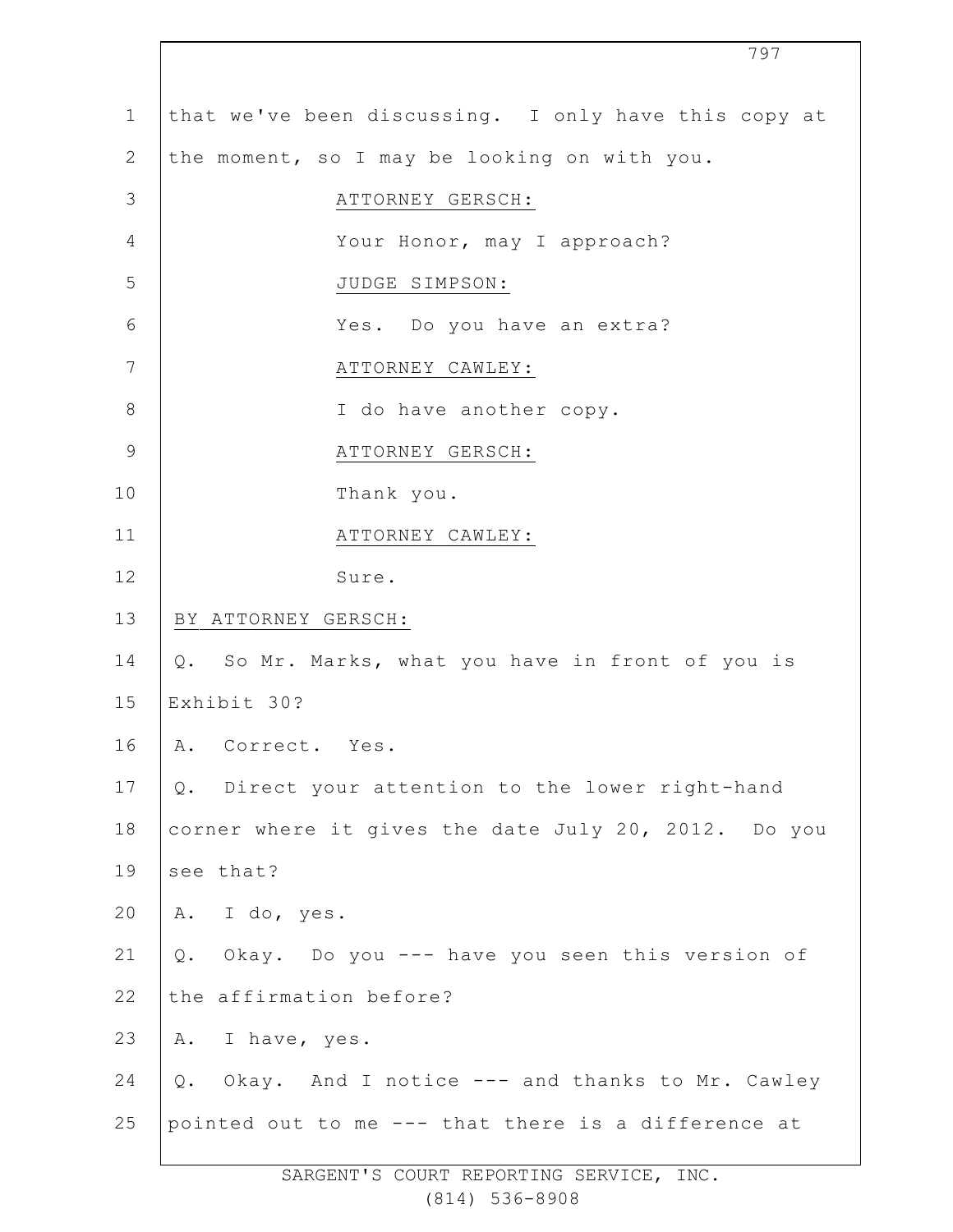that we've been discussing. I only have this copy at the moment, so I may be looking on with you.

ATTORNEY GERSCH:

Your Honor, may I approach?

JUDGE SIMPSON:

Yes. Do you have an extra?

ATTORNEY CAWLEY:

I do have another copy.

ATTORNEY GERSCH:

Thank you.

ATTORNEY CAWLEY:

Sure.

BY ATTORNEY GERSCH:

Q. So Mr. Marks, what you have in front of you is Exhibit 30?

A. Correct. Yes.

Q. Direct your attention to the lower right-hand corner where it gives the date July 20, 2012. Do you see that?

A. I do, yes.

Q. Okay. Do you --- have you seen this version of the affirmation before?

A. I have, yes.

Q. Okay. And I notice --- and thanks to Mr. Cawley pointed out to me --- that there is a difference at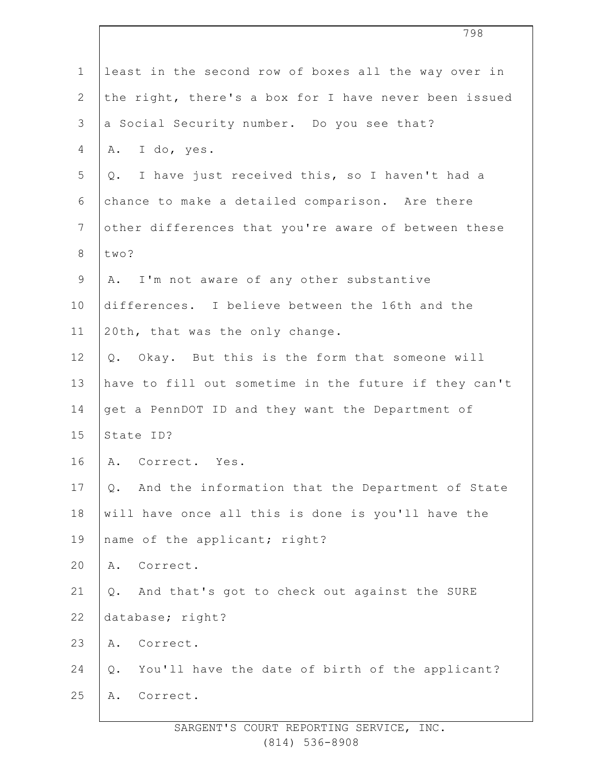1 least in the second row of boxes all the way over in
2 the right, there's a box for I have never been issued
3 a Social Security number. Do you see that?
4 A. I do, yes.
5 Q. I have just received this, so I haven't had a
6 chance to make a detailed comparison. Are there
7 other differences that you're aware of between these
8 two?
9 A. I'm not aware of any other substantive
10 differences. I believe between the 16th and the
11 20th, that was the only change.
12 Q. Okay. But this is the form that someone will
13 have to fill out sometime in the future if they can't
14 get a PennDOT ID and they want the Department of
15 State ID?
16 A. Correct. Yes.
17 Q. And the information that the Department of State
18 will have once all this is done is you'll have the
19 name of the applicant; right?
20 A. Correct.
21 Q. And that's got to check out against the SURE
22 database; right?
23 A. Correct.
24 Q. You'll have the date of birth of the applicant?
25 A. Correct.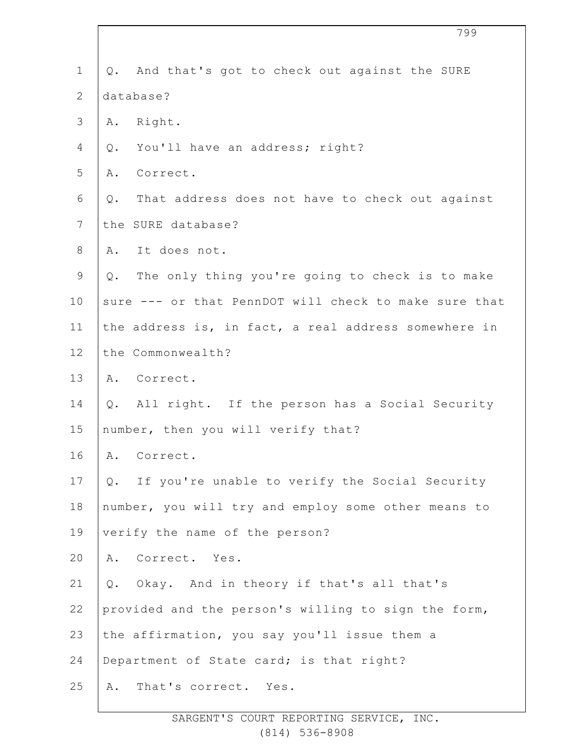Q. And that's got to check out against the SURE database?

A. Right.

Q. You'll have an address; right?

A. Correct.

Q. That address does not have to check out against the SURE database?

A. It does not.

Q. The only thing you're going to check is to make sure --- or that PennDOT will check to make sure that the address is, in fact, a real address somewhere in the Commonwealth?

A. Correct.

Q. All right. If the person has a Social Security number, then you will verify that?

A. Correct.

Q. If you're unable to verify the Social Security number, you will try and employ some other means to verify the name of the person?

A. Correct. Yes.

Q. Okay. And in theory if that's all that's provided and the person's willing to sign the form, the affirmation, you say you'll issue them a Department of State card; is that right?

A. That's correct. Yes.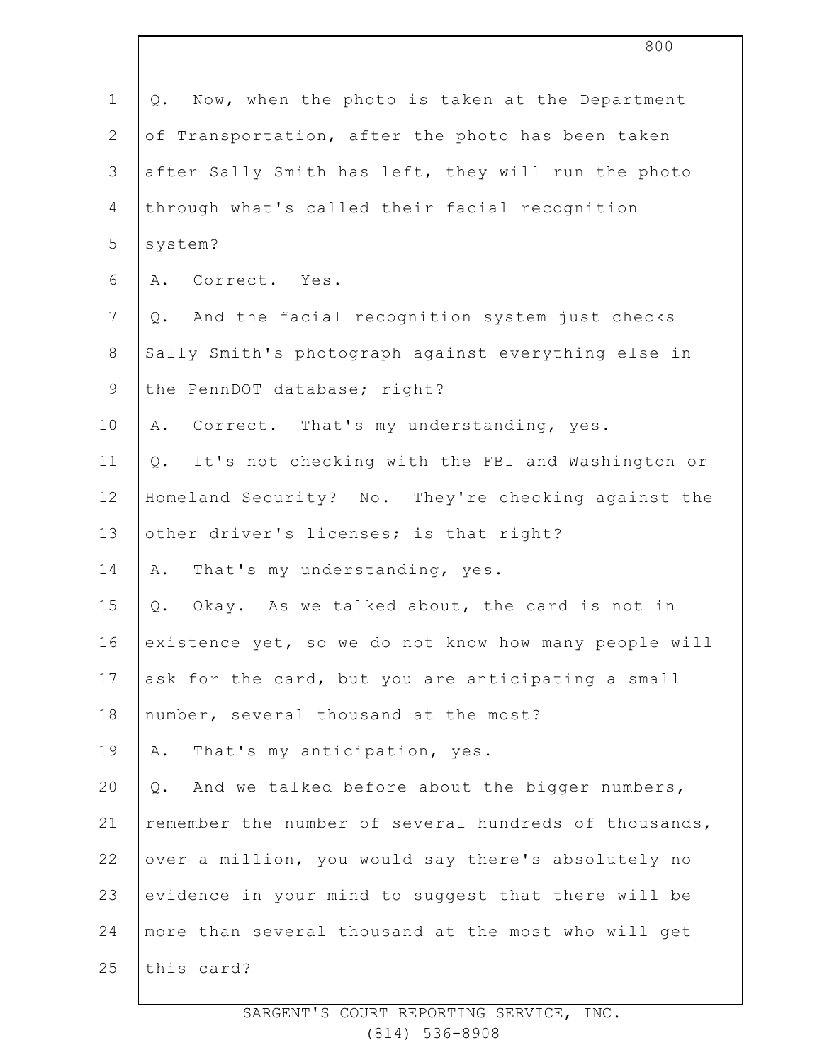Q. Now, when the photo is taken at the Department of Transportation, after the photo has been taken after Sally Smith has left, they will run the photo through what's called their facial recognition system?

A. Correct. Yes.

Q. And the facial recognition system just checks Sally Smith's photograph against everything else in the PennDOT database; right?

A. Correct. That's my understanding, yes.

Q. It's not checking with the FBI and Washington or Homeland Security? No. They're checking against the other driver's licenses; is that right?

A. That's my understanding, yes.

Q. Okay. As we talked about, the card is not in existence yet, so we do not know how many people will ask for the card, but you are anticipating a small number, several thousand at the most?

A. That's my anticipation, yes.

Q. And we talked before about the bigger numbers, remember the number of several hundreds of thousands, over a million, you would say there's absolutely no evidence in your mind to suggest that there will be more than several thousand at the most who will get this card?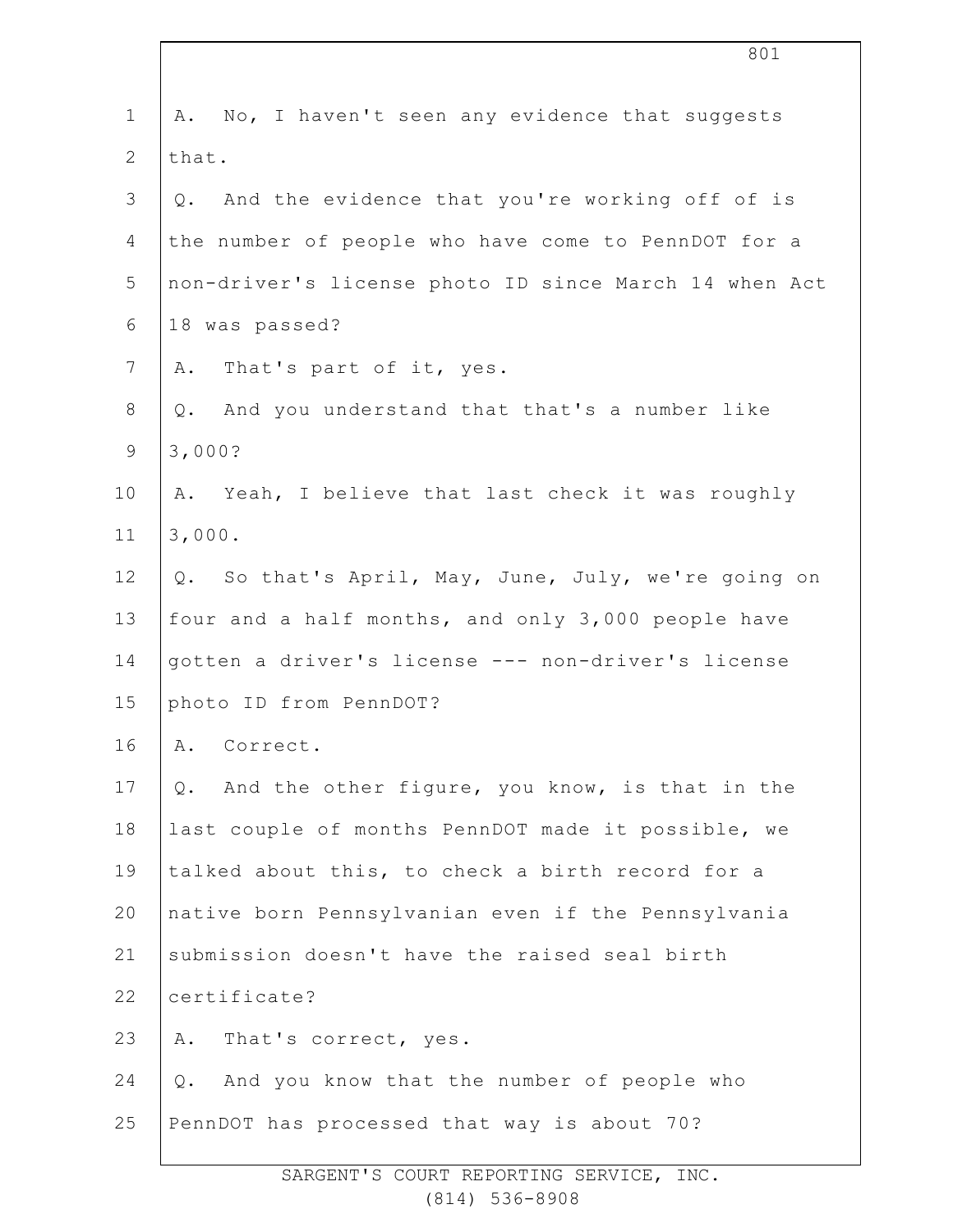1 A. No, I haven't seen any evidence that suggests
2 that.
3 Q. And the evidence that you're working off of is
4 the number of people who have come to PennDOT for a
5 non-driver's license photo ID since March 14 when Act
6 18 was passed?
7 A. That's part of it, yes.
8 Q. And you understand that that's a number like
9 3,000?
10 A. Yeah, I believe that last check it was roughly
11 3,000.
12 Q. So that's April, May, June, July, we're going on
13 four and a half months, and only 3,000 people have
14 gotten a driver's license --- non-driver's license
15 photo ID from PennDOT?
16 A. Correct.
17 Q. And the other figure, you know, is that in the
18 last couple of months PennDOT made it possible, we
19 talked about this, to check a birth record for a
20 native born Pennsylvanian even if the Pennsylvania
21 submission doesn't have the raised seal birth
22 certificate?
23 A. That's correct, yes.
24 Q. And you know that the number of people who
25 PennDOT has processed that way is about 70?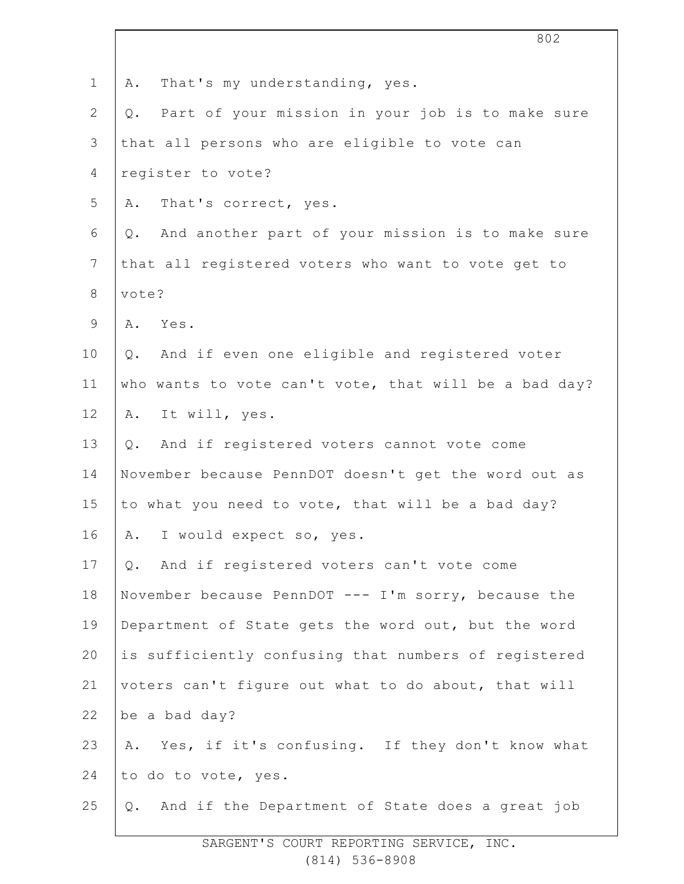A. That's my understanding, yes.

Q. Part of your mission in your job is to make sure that all persons who are eligible to vote can register to vote?

A. That's correct, yes.

Q. And another part of your mission is to make sure that all registered voters who want to vote get to vote?

A. Yes.

Q. And if even one eligible and registered voter who wants to vote can't vote, that will be a bad day?

A. It will, yes.

Q. And if registered voters cannot vote come November because PennDOT doesn't get the word out as to what you need to vote, that will be a bad day?

A. I would expect so, yes.

Q. And if registered voters can't vote come November because PennDOT --- I'm sorry, because the Department of State gets the word out, but the word is sufficiently confusing that numbers of registered voters can't figure out what to do about, that will be a bad day?

A. Yes, if it's confusing. If they don't know what to do to vote, yes.

Q. And if the Department of State does a great job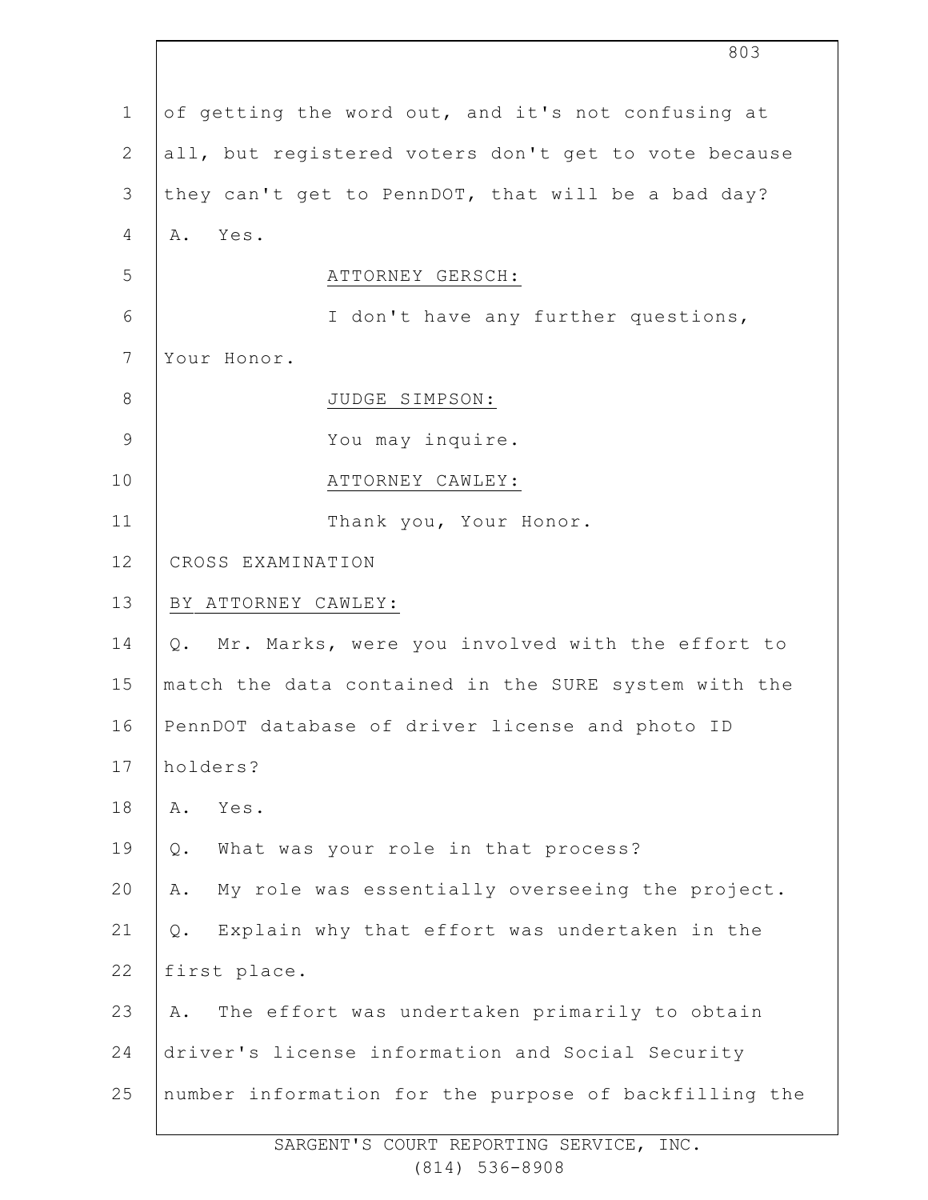of getting the word out, and it's not confusing at all, but registered voters don't get to vote because they can't get to PennDOT, that will be a bad day?

A. Yes.

ATTORNEY GERSCH:

I don't have any further questions, Your Honor.

JUDGE SIMPSON:

You may inquire.

ATTORNEY CAWLEY:

Thank you, Your Honor.

CROSS EXAMINATION

BY ATTORNEY CAWLEY:

Q. Mr. Marks, were you involved with the effort to match the data contained in the SURE system with the PennDOT database of driver license and photo ID holders?

A. Yes.

Q. What was your role in that process?

A. My role was essentially overseeing the project.

Q. Explain why that effort was undertaken in the first place.

A. The effort was undertaken primarily to obtain driver's license information and Social Security number information for the purpose of backfilling the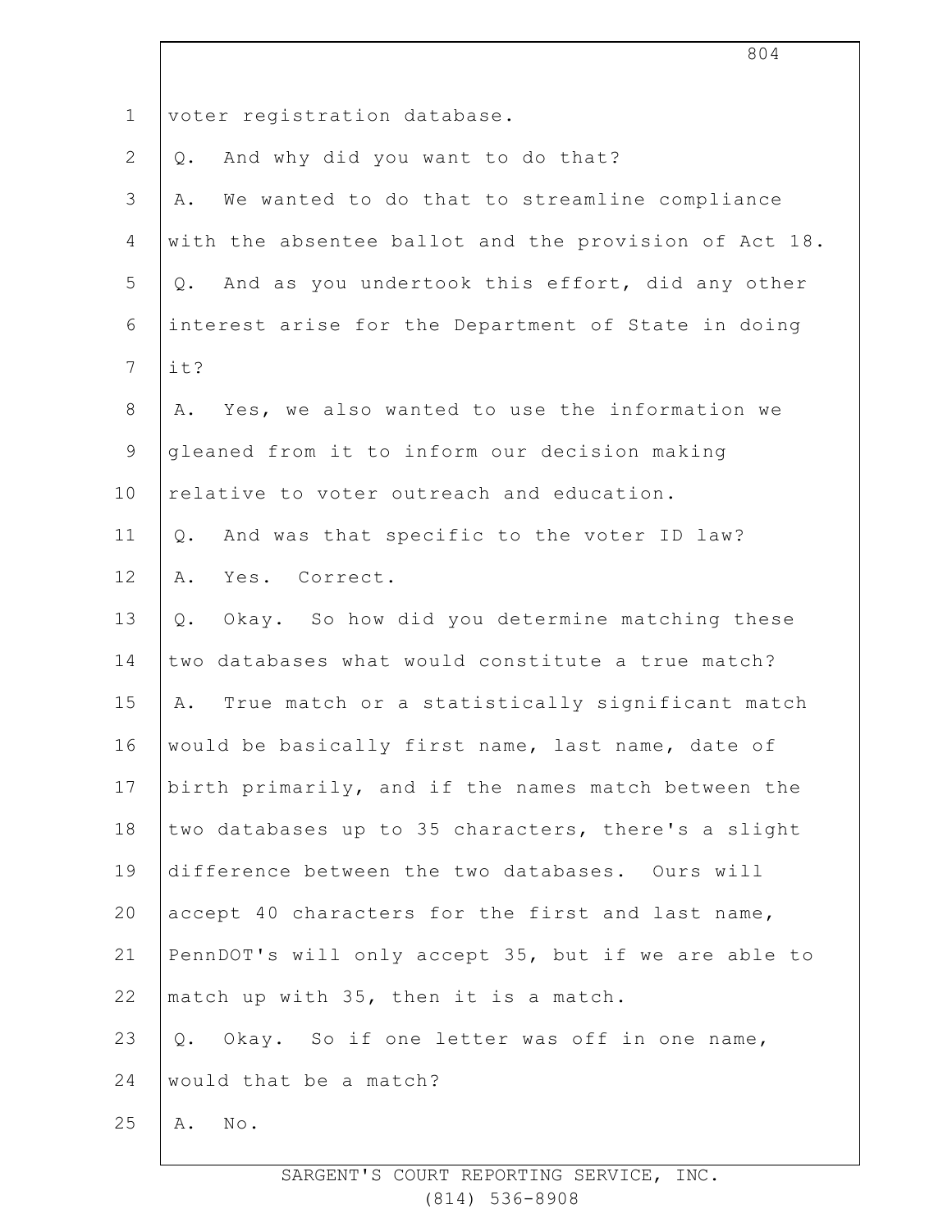voter registration database.

Q. And why did you want to do that?

A. We wanted to do that to streamline compliance with the absentee ballot and the provision of Act 18.

Q. And as you undertook this effort, did any other interest arise for the Department of State in doing it?

A. Yes, we also wanted to use the information we gleaned from it to inform our decision making relative to voter outreach and education.

Q. And was that specific to the voter ID law?

A. Yes. Correct.

Q. Okay. So how did you determine matching these two databases what would constitute a true match?

A. True match or a statistically significant match would be basically first name, last name, date of birth primarily, and if the names match between the two databases up to 35 characters, there's a slight difference between the two databases. Ours will accept 40 characters for the first and last name, PennDOT's will only accept 35, but if we are able to match up with 35, then it is a match.

Q. Okay. So if one letter was off in one name, would that be a match?

A. No.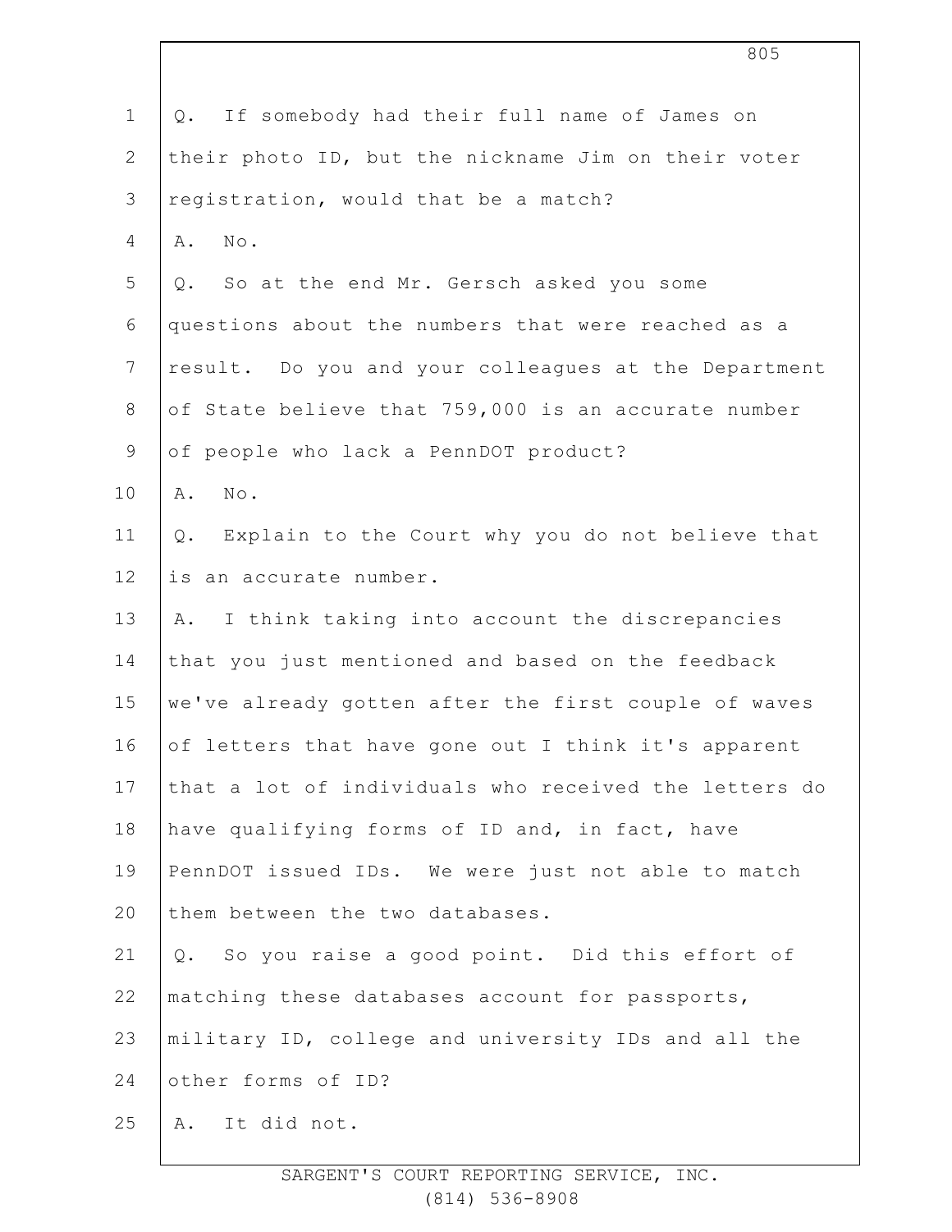Q. If somebody had their full name of James on their photo ID, but the nickname Jim on their voter registration, would that be a match?

A. No.

Q. So at the end Mr. Gersch asked you some questions about the numbers that were reached as a result. Do you and your colleagues at the Department of State believe that 759,000 is an accurate number of people who lack a PennDOT product?

A. No.

Q. Explain to the Court why you do not believe that is an accurate number.

A. I think taking into account the discrepancies that you just mentioned and based on the feedback we've already gotten after the first couple of waves of letters that have gone out I think it's apparent that a lot of individuals who received the letters do have qualifying forms of ID and, in fact, have PennDOT issued IDs. We were just not able to match them between the two databases.

Q. So you raise a good point. Did this effort of matching these databases account for passports, military ID, college and university IDs and all the other forms of ID?

A. It did not.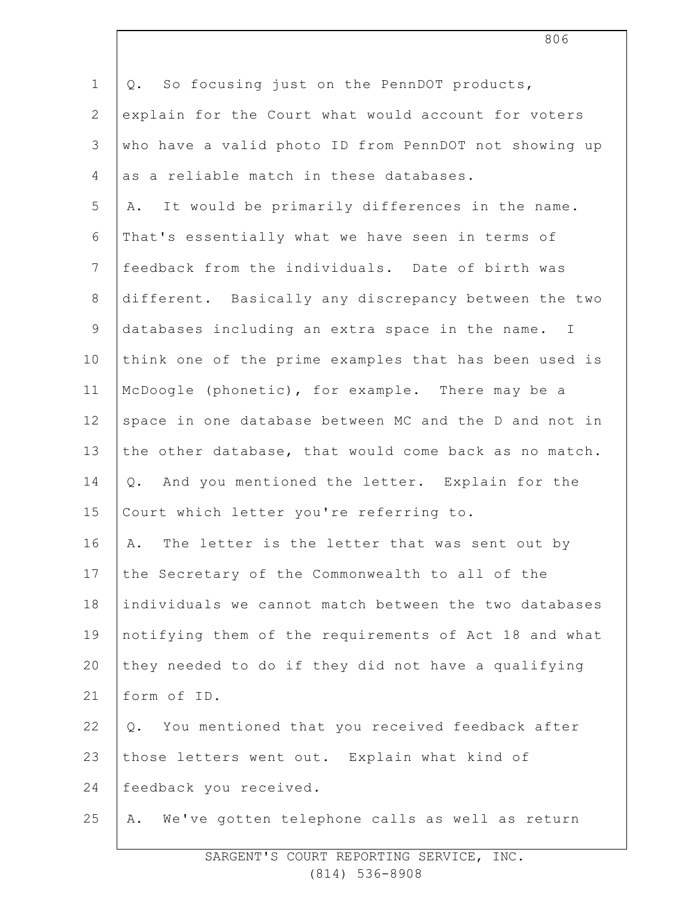Q. So focusing just on the PennDOT products, explain for the Court what would account for voters who have a valid photo ID from PennDOT not showing up as a reliable match in these databases.

A. It would be primarily differences in the name. That's essentially what we have seen in terms of feedback from the individuals. Date of birth was different. Basically any discrepancy between the two databases including an extra space in the name. I think one of the prime examples that has been used is McDoogle (phonetic), for example. There may be a space in one database between MC and the D and not in the other database, that would come back as no match.

Q. And you mentioned the letter. Explain for the Court which letter you're referring to.

A. The letter is the letter that was sent out by the Secretary of the Commonwealth to all of the individuals we cannot match between the two databases notifying them of the requirements of Act 18 and what they needed to do if they did not have a qualifying form of ID.

Q. You mentioned that you received feedback after those letters went out. Explain what kind of feedback you received.

A. We've gotten telephone calls as well as return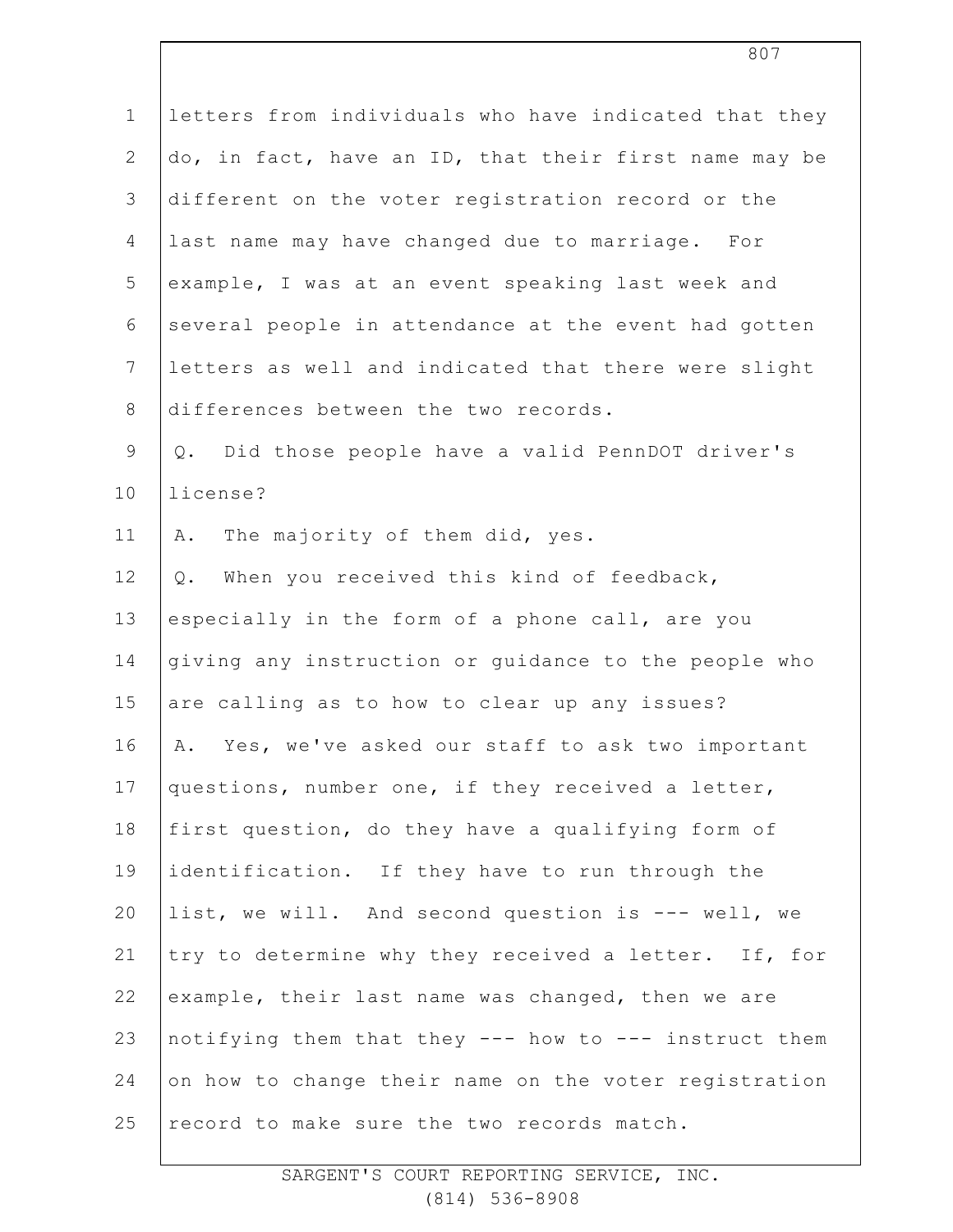letters from individuals who have indicated that they do, in fact, have an ID, that their first name may be different on the voter registration record or the last name may have changed due to marriage. For example, I was at an event speaking last week and several people in attendance at the event had gotten letters as well and indicated that there were slight differences between the two records.

Q. Did those people have a valid PennDOT driver's license?

A. The majority of them did, yes.

Q. When you received this kind of feedback, especially in the form of a phone call, are you giving any instruction or guidance to the people who are calling as to how to clear up any issues?

A. Yes, we've asked our staff to ask two important questions, number one, if they received a letter, first question, do they have a qualifying form of identification. If they have to run through the list, we will. And second question is --- well, we try to determine why they received a letter. If, for example, their last name was changed, then we are notifying them that they --- how to --- instruct them on how to change their name on the voter registration record to make sure the two records match.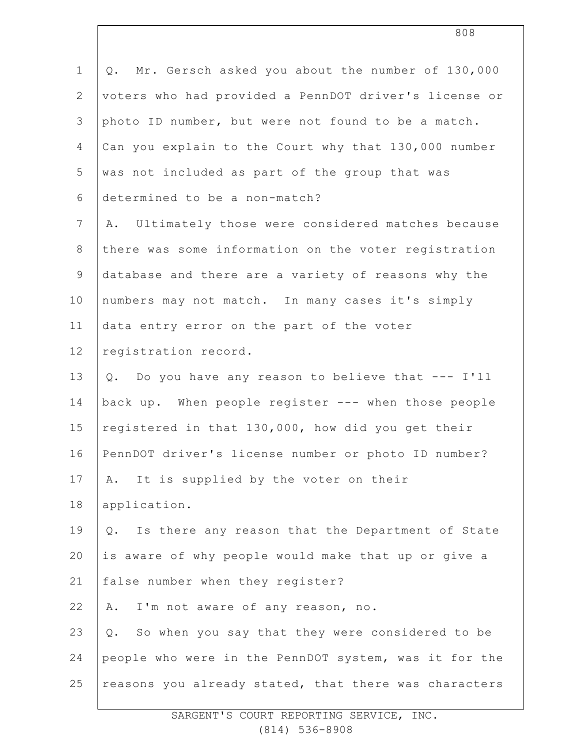Q. Mr. Gersch asked you about the number of 130,000 voters who had provided a PennDOT driver's license or photo ID number, but were not found to be a match. Can you explain to the Court why that 130,000 number was not included as part of the group that was determined to be a non-match?

A. Ultimately those were considered matches because there was some information on the voter registration database and there are a variety of reasons why the numbers may not match. In many cases it's simply data entry error on the part of the voter registration record.

Q. Do you have any reason to believe that --- I'll back up. When people register --- when those people registered in that 130,000, how did you get their PennDOT driver's license number or photo ID number?

A. It is supplied by the voter on their application.

Q. Is there any reason that the Department of State is aware of why people would make that up or give a false number when they register?

A. I'm not aware of any reason, no.

Q. So when you say that they were considered to be people who were in the PennDOT system, was it for the reasons you already stated, that there was characters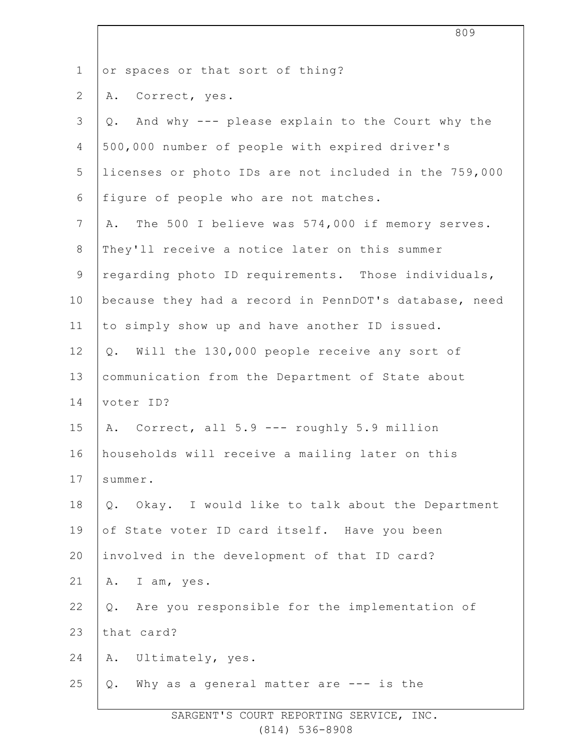or spaces or that sort of thing?

A. Correct, yes.

Q. And why --- please explain to the Court why the 500,000 number of people with expired driver's licenses or photo IDs are not included in the 759,000 figure of people who are not matches.

A. The 500 I believe was 574,000 if memory serves. They'll receive a notice later on this summer regarding photo ID requirements. Those individuals, because they had a record in PennDOT's database, need to simply show up and have another ID issued.

Q. Will the 130,000 people receive any sort of communication from the Department of State about voter ID?

A. Correct, all 5.9 --- roughly 5.9 million households will receive a mailing later on this summer.

Q. Okay. I would like to talk about the Department of State voter ID card itself. Have you been involved in the development of that ID card?

A. I am, yes.

Q. Are you responsible for the implementation of that card?

A. Ultimately, yes.

Q. Why as a general matter are --- is the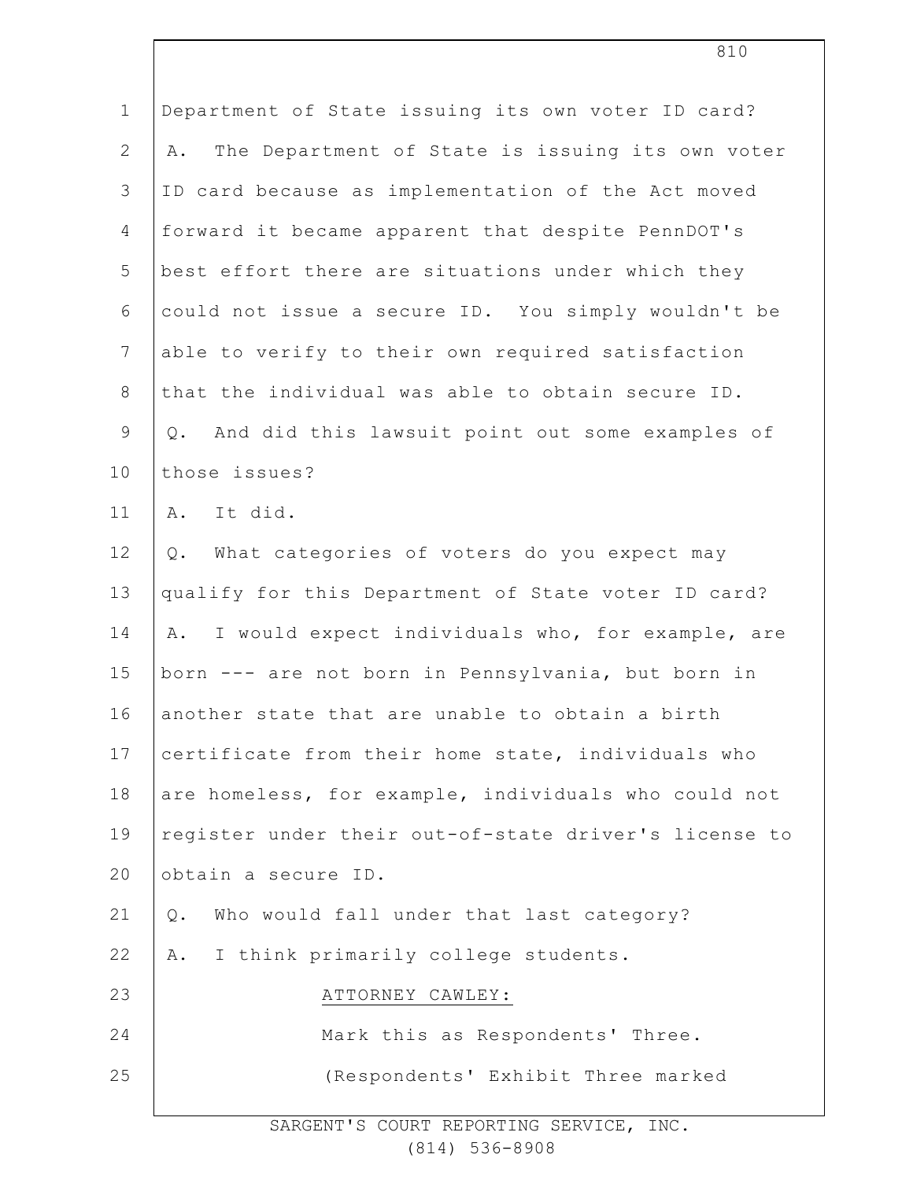Department of State issuing its own voter ID card?

A. The Department of State is issuing its own voter ID card because as implementation of the Act moved forward it became apparent that despite PennDOT's best effort there are situations under which they could not issue a secure ID. You simply wouldn't be able to verify to their own required satisfaction that the individual was able to obtain secure ID.

Q. And did this lawsuit point out some examples of those issues?

A. It did.

Q. What categories of voters do you expect may qualify for this Department of State voter ID card?

A. I would expect individuals who, for example, are born --- are not born in Pennsylvania, but born in another state that are unable to obtain a birth certificate from their home state, individuals who are homeless, for example, individuals who could not register under their out-of-state driver's license to obtain a secure ID.

Q. Who would fall under that last category?

A. I think primarily college students.

ATTORNEY CAWLEY:

Mark this as Respondents' Three.

(Respondents' Exhibit Three marked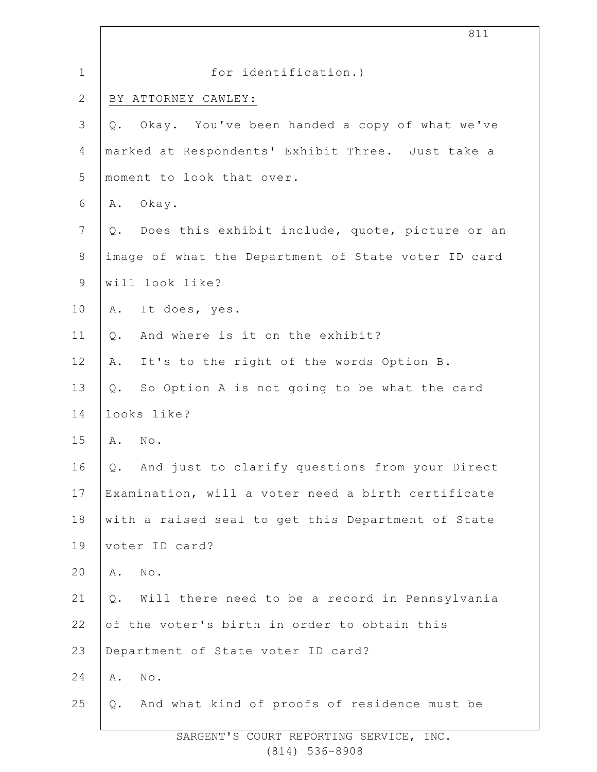for identification.)

BY ATTORNEY CAWLEY:

Q. Okay. You've been handed a copy of what we've marked at Respondents' Exhibit Three. Just take a moment to look that over.

A. Okay.

Q. Does this exhibit include, quote, picture or an image of what the Department of State voter ID card will look like?

A. It does, yes.

Q. And where is it on the exhibit?

A. It's to the right of the words Option B.

Q. So Option A is not going to be what the card looks like?

A. No.

Q. And just to clarify questions from your Direct Examination, will a voter need a birth certificate with a raised seal to get this Department of State voter ID card?

A. No.

Q. Will there need to be a record in Pennsylvania of the voter's birth in order to obtain this Department of State voter ID card?

A. No.

Q. And what kind of proofs of residence must be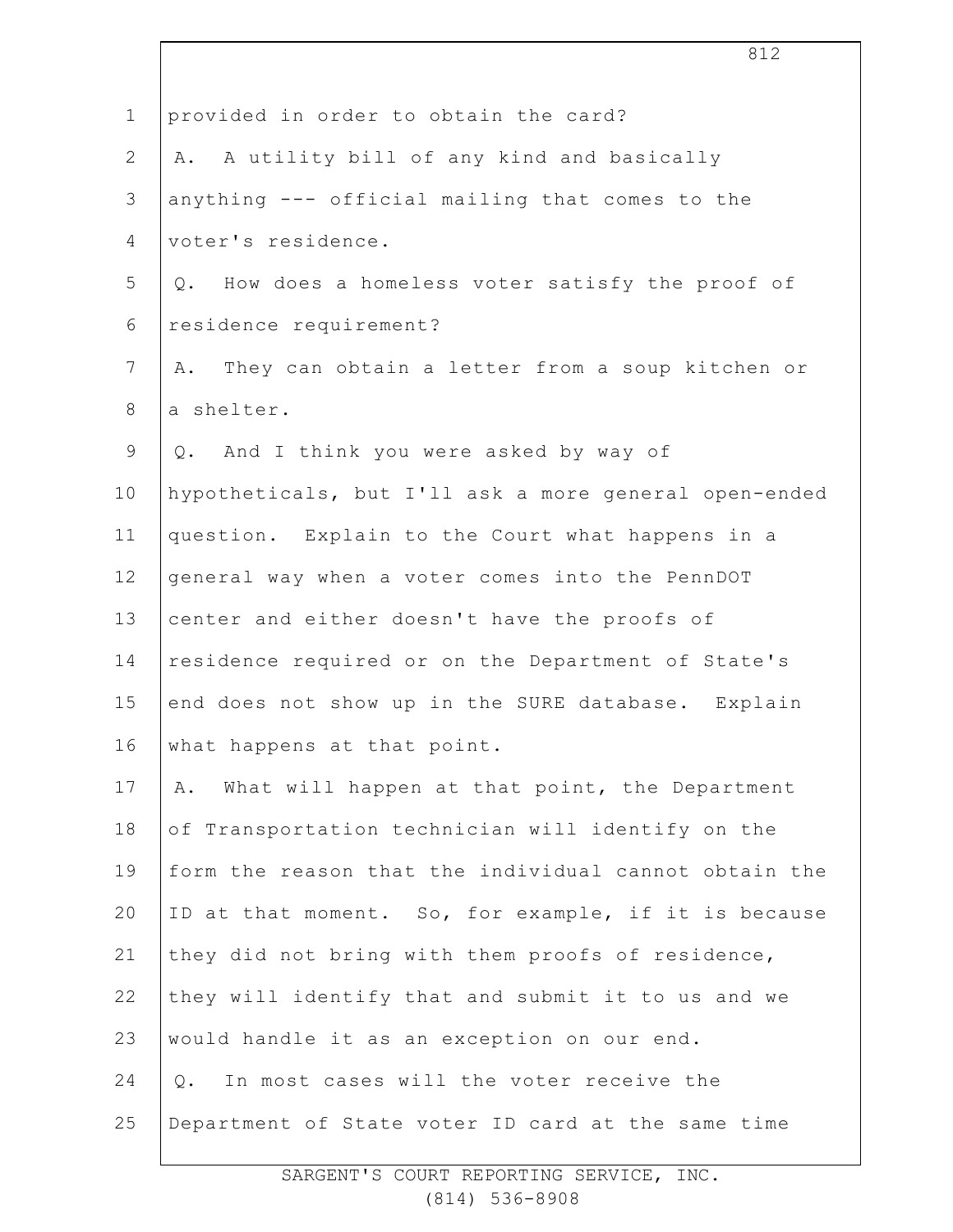provided in order to obtain the card?

A. A utility bill of any kind and basically anything --- official mailing that comes to the voter's residence.

Q. How does a homeless voter satisfy the proof of residence requirement?

A. They can obtain a letter from a soup kitchen or a shelter.

Q. And I think you were asked by way of hypotheticals, but I'll ask a more general open-ended question. Explain to the Court what happens in a general way when a voter comes into the PennDOT center and either doesn't have the proofs of residence required or on the Department of State's end does not show up in the SURE database. Explain what happens at that point.

A. What will happen at that point, the Department of Transportation technician will identify on the form the reason that the individual cannot obtain the ID at that moment. So, for example, if it is because they did not bring with them proofs of residence, they will identify that and submit it to us and we would handle it as an exception on our end.

Q. In most cases will the voter receive the Department of State voter ID card at the same time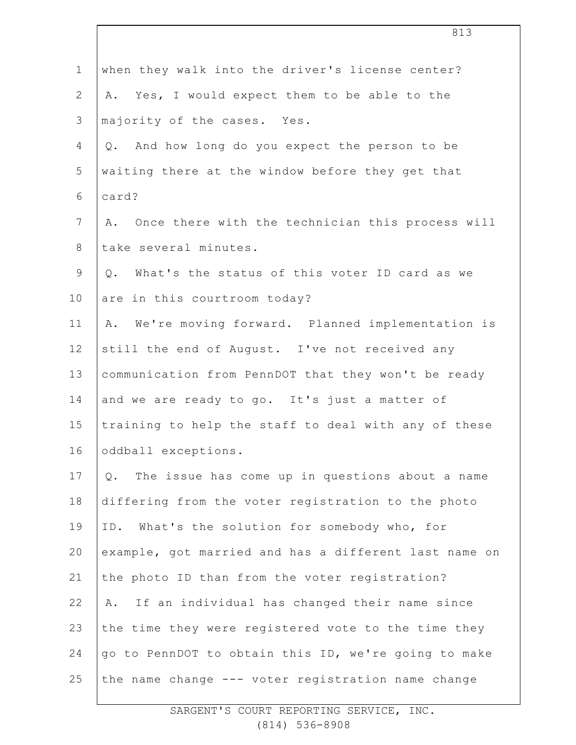when they walk into the driver's license center?

A. Yes, I would expect them to be able to the majority of the cases. Yes.

Q. And how long do you expect the person to be waiting there at the window before they get that card?

A. Once there with the technician this process will take several minutes.

Q. What's the status of this voter ID card as we are in this courtroom today?

A. We're moving forward. Planned implementation is still the end of August. I've not received any communication from PennDOT that they won't be ready and we are ready to go. It's just a matter of training to help the staff to deal with any of these oddball exceptions.

Q. The issue has come up in questions about a name differing from the voter registration to the photo ID. What's the solution for somebody who, for example, got married and has a different last name on the photo ID than from the voter registration?

A. If an individual has changed their name since the time they were registered vote to the time they go to PennDOT to obtain this ID, we're going to make the name change --- voter registration name change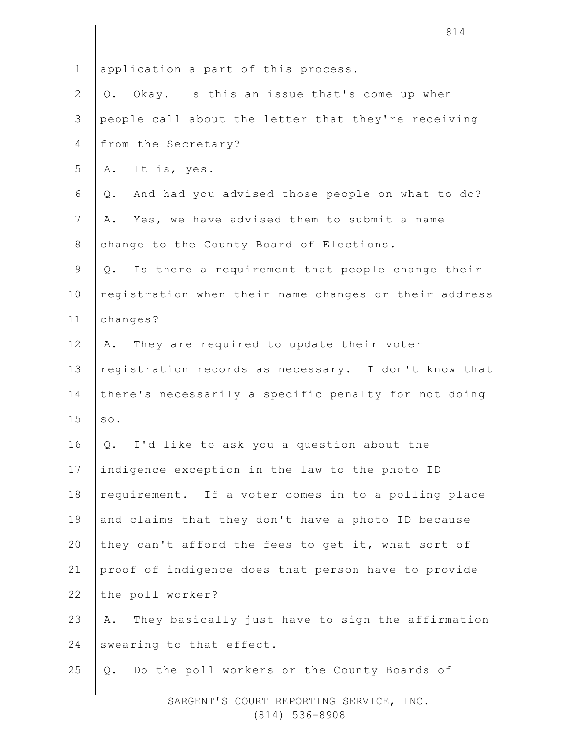application a part of this process.

Q. Okay. Is this an issue that's come up when people call about the letter that they're receiving from the Secretary?

A. It is, yes.

Q. And had you advised those people on what to do?

A. Yes, we have advised them to submit a name change to the County Board of Elections.

Q. Is there a requirement that people change their registration when their name changes or their address changes?

A. They are required to update their voter registration records as necessary. I don't know that there's necessarily a specific penalty for not doing so.

Q. I'd like to ask you a question about the indigence exception in the law to the photo ID requirement. If a voter comes in to a polling place and claims that they don't have a photo ID because they can't afford the fees to get it, what sort of proof of indigence does that person have to provide the poll worker?

A. They basically just have to sign the affirmation swearing to that effect.

Q. Do the poll workers or the County Boards of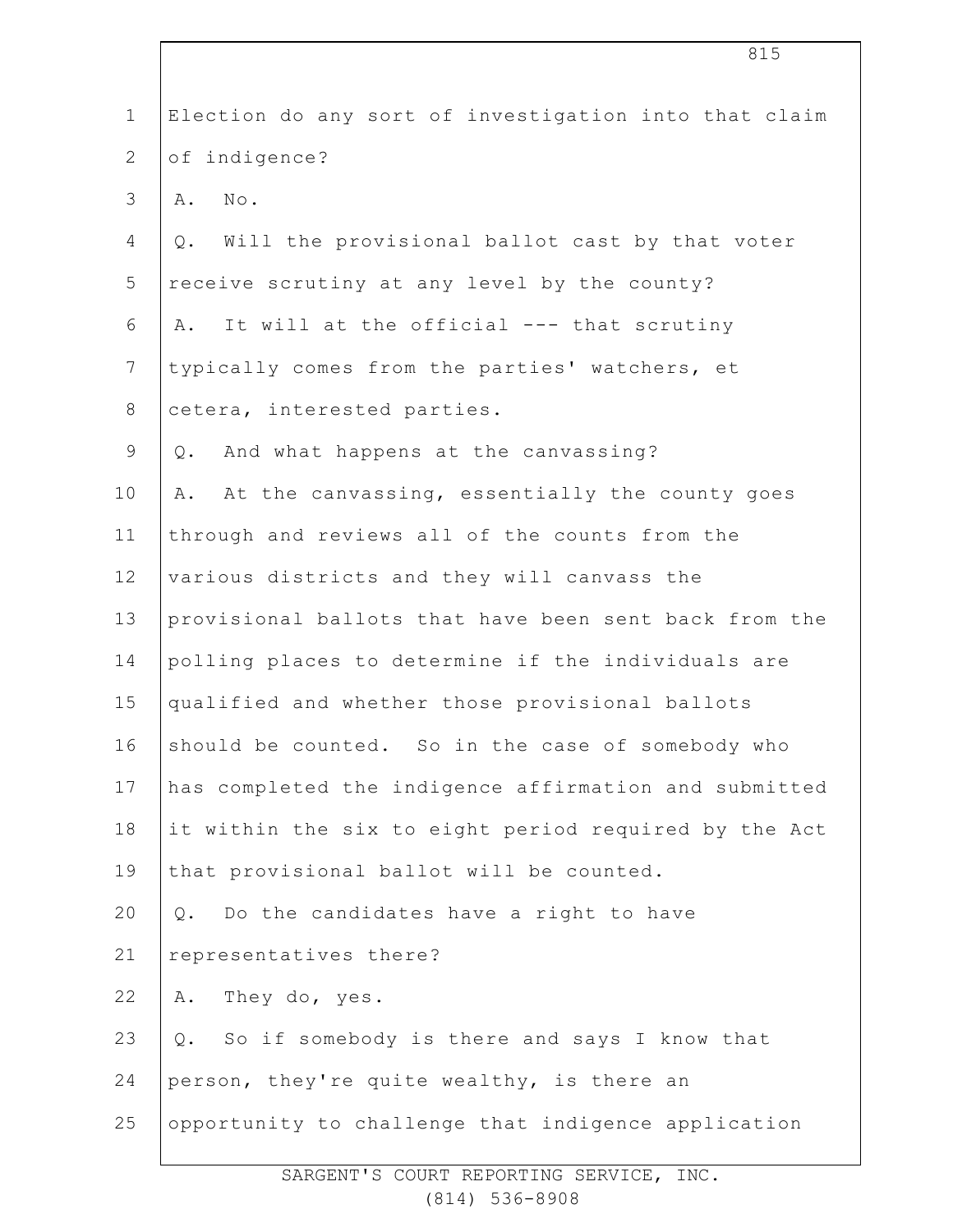Election do any sort of investigation into that claim of indigence?

A. No.

Q. Will the provisional ballot cast by that voter receive scrutiny at any level by the county?

A. It will at the official --- that scrutiny typically comes from the parties' watchers, et cetera, interested parties.

Q. And what happens at the canvassing?

A. At the canvassing, essentially the county goes through and reviews all of the counts from the various districts and they will canvass the provisional ballots that have been sent back from the polling places to determine if the individuals are qualified and whether those provisional ballots should be counted. So in the case of somebody who has completed the indigence affirmation and submitted it within the six to eight period required by the Act that provisional ballot will be counted.

Q. Do the candidates have a right to have representatives there?

A. They do, yes.

Q. So if somebody is there and says I know that person, they're quite wealthy, is there an opportunity to challenge that indigence application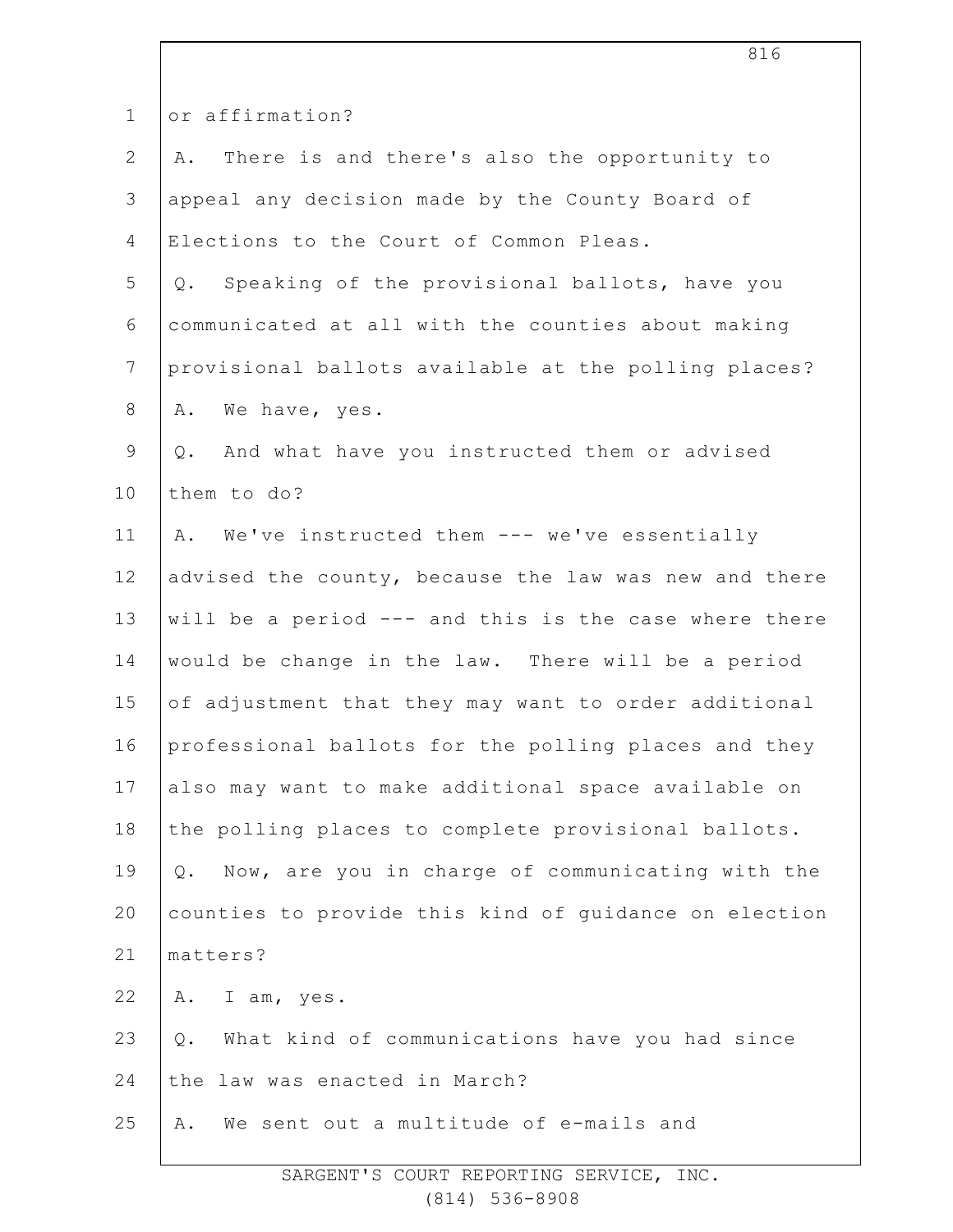or affirmation?

A. There is and there's also the opportunity to appeal any decision made by the County Board of Elections to the Court of Common Pleas.

Q. Speaking of the provisional ballots, have you communicated at all with the counties about making provisional ballots available at the polling places?

A. We have, yes.

Q. And what have you instructed them or advised them to do?

A. We've instructed them --- we've essentially advised the county, because the law was new and there will be a period --- and this is the case where there would be change in the law. There will be a period of adjustment that they may want to order additional professional ballots for the polling places and they also may want to make additional space available on the polling places to complete provisional ballots.

Q. Now, are you in charge of communicating with the counties to provide this kind of guidance on election matters?

A. I am, yes.

Q. What kind of communications have you had since the law was enacted in March?

A. We sent out a multitude of e-mails and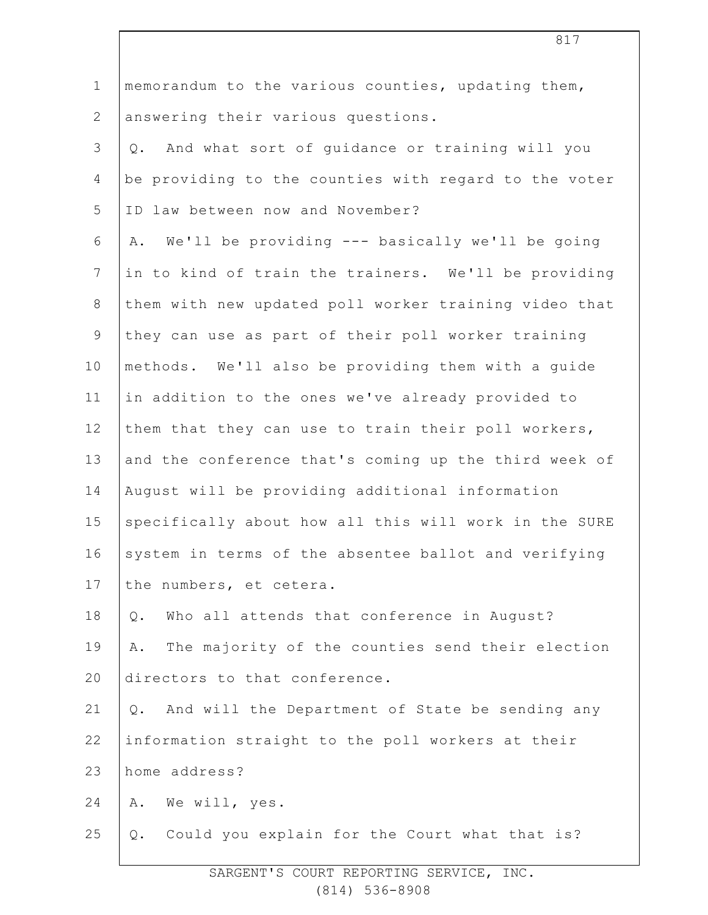memorandum to the various counties, updating them, answering their various questions.

Q. And what sort of guidance or training will you be providing to the counties with regard to the voter ID law between now and November?

A. We'll be providing --- basically we'll be going in to kind of train the trainers. We'll be providing them with new updated poll worker training video that they can use as part of their poll worker training methods. We'll also be providing them with a guide in addition to the ones we've already provided to them that they can use to train their poll workers, and the conference that's coming up the third week of August will be providing additional information specifically about how all this will work in the SURE system in terms of the absentee ballot and verifying the numbers, et cetera.

Q. Who all attends that conference in August?

A. The majority of the counties send their election directors to that conference.

Q. And will the Department of State be sending any information straight to the poll workers at their home address?

A. We will, yes.

Q. Could you explain for the Court what that is?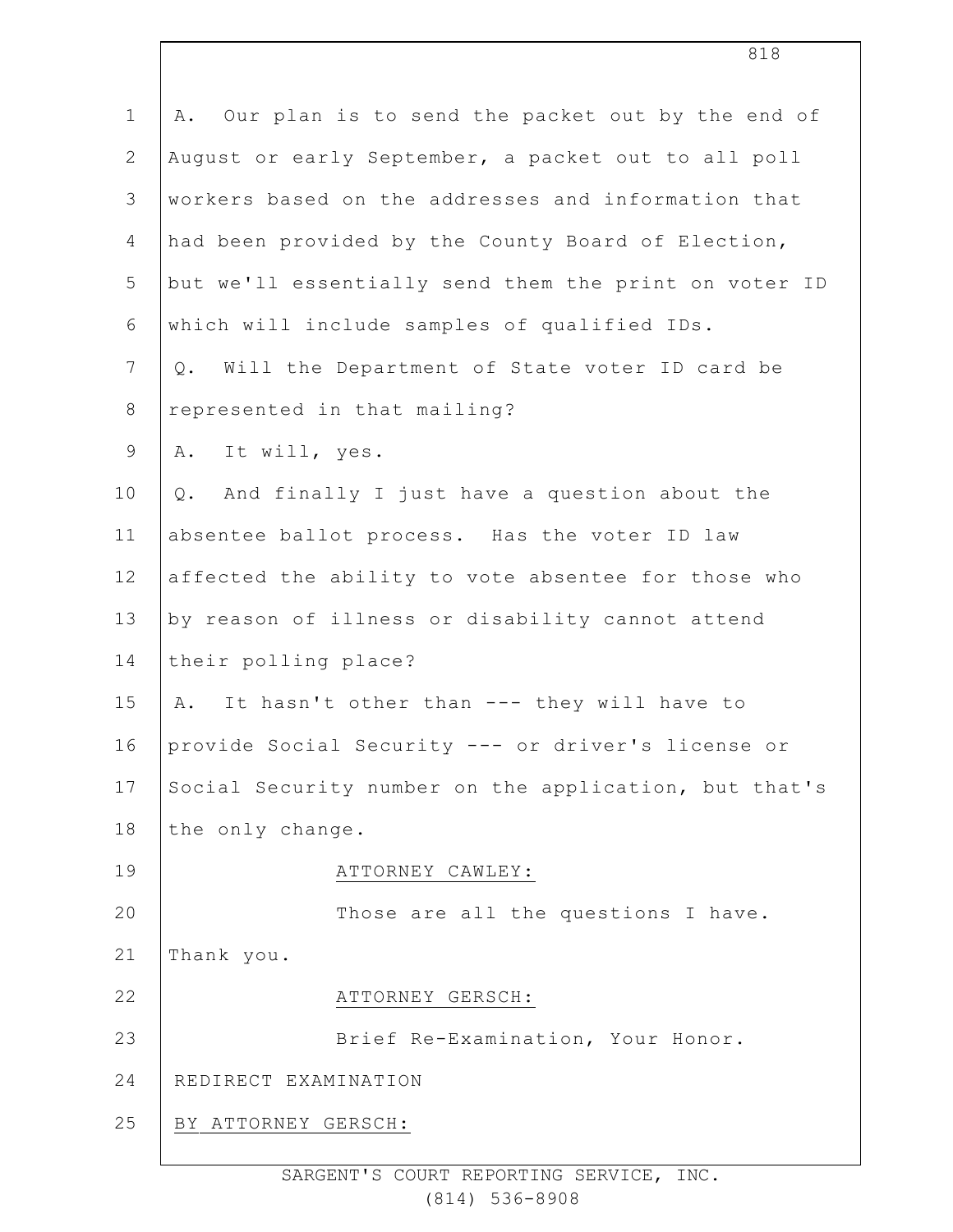A. Our plan is to send the packet out by the end of August or early September, a packet out to all poll workers based on the addresses and information that had been provided by the County Board of Election, but we'll essentially send them the print on voter ID which will include samples of qualified IDs.

Q. Will the Department of State voter ID card be represented in that mailing?

A. It will, yes.

Q. And finally I just have a question about the absentee ballot process. Has the voter ID law affected the ability to vote absentee for those who by reason of illness or disability cannot attend their polling place?

A. It hasn't other than --- they will have to provide Social Security --- or driver's license or Social Security number on the application, but that's the only change.

ATTORNEY CAWLEY:

Those are all the questions I have. Thank you.

ATTORNEY GERSCH:

Brief Re-Examination, Your Honor.

REDIRECT EXAMINATION

BY ATTORNEY GERSCH: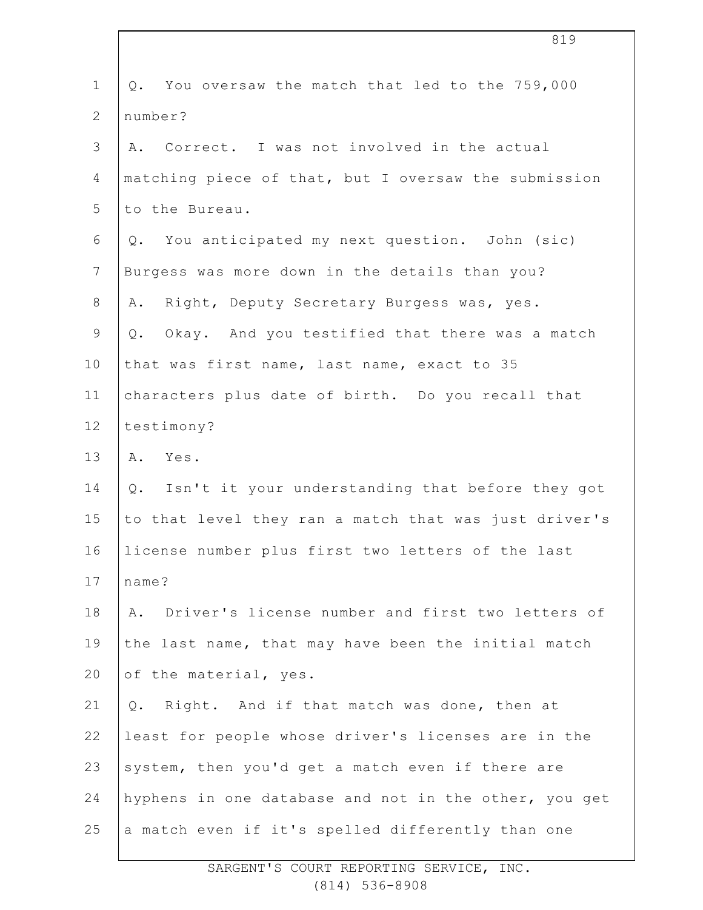Q. You oversaw the match that led to the 759,000 number?

A. Correct. I was not involved in the actual matching piece of that, but I oversaw the submission to the Bureau.

Q. You anticipated my next question. John (sic) Burgess was more down in the details than you?

A. Right, Deputy Secretary Burgess was, yes.

Q. Okay. And you testified that there was a match that was first name, last name, exact to 35 characters plus date of birth. Do you recall that testimony?

A. Yes.

Q. Isn't it your understanding that before they got to that level they ran a match that was just driver's license number plus first two letters of the last name?

A. Driver's license number and first two letters of the last name, that may have been the initial match of the material, yes.

Q. Right. And if that match was done, then at least for people whose driver's licenses are in the system, then you'd get a match even if there are hyphens in one database and not in the other, you get a match even if it's spelled differently than one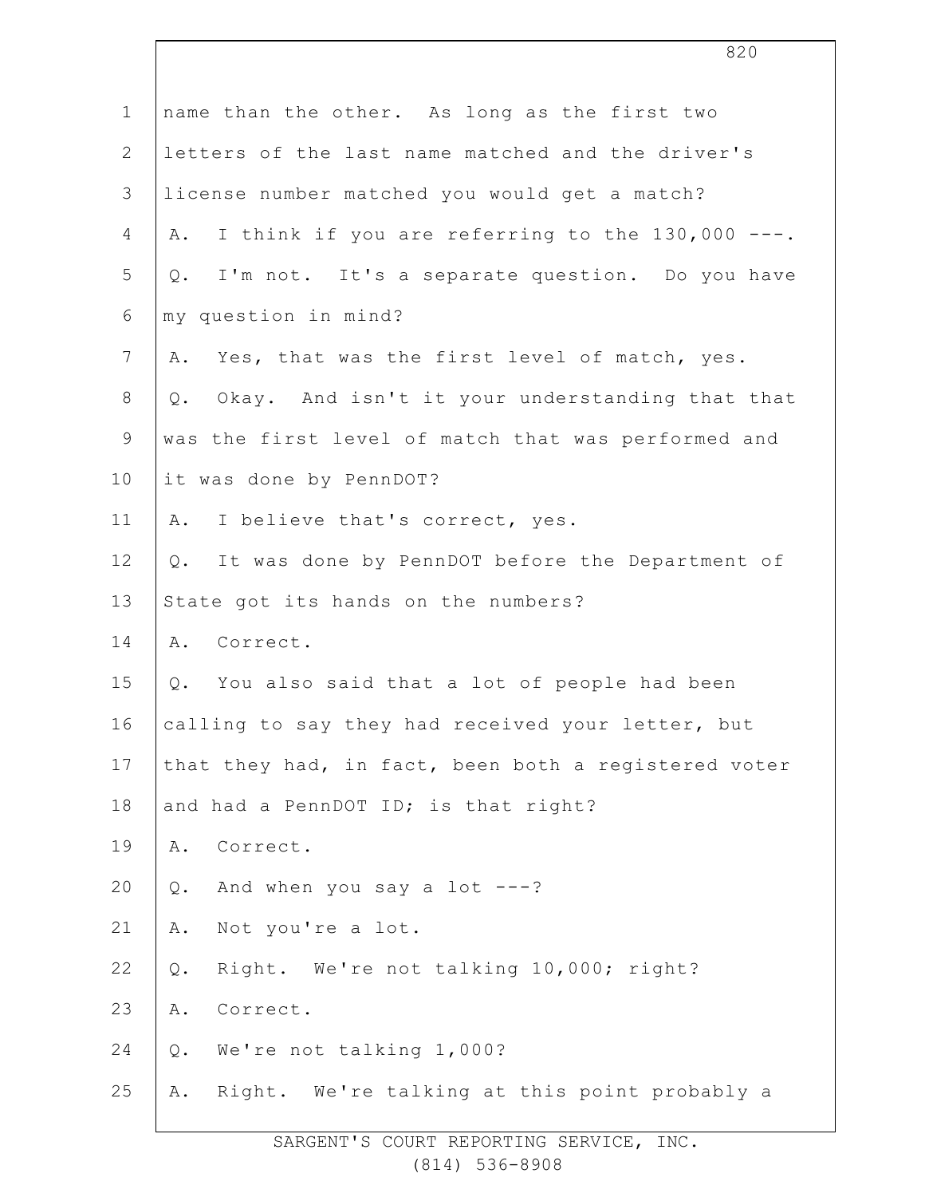name than the other. As long as the first two letters of the last name matched and the driver's license number matched you would get a match?

A. I think if you are referring to the 130,000 ---.

Q. I'm not. It's a separate question. Do you have my question in mind?

A. Yes, that was the first level of match, yes.

Q. Okay. And isn't it your understanding that that was the first level of match that was performed and it was done by PennDOT?

A. I believe that's correct, yes.

Q. It was done by PennDOT before the Department of State got its hands on the numbers?

A. Correct.

Q. You also said that a lot of people had been calling to say they had received your letter, but that they had, in fact, been both a registered voter and had a PennDOT ID; is that right?

A. Correct.

Q. And when you say a lot ---?

A. Not you're a lot.

Q. Right. We're not talking 10,000; right?

A. Correct.

Q. We're not talking 1,000?

A. Right. We're talking at this point probably a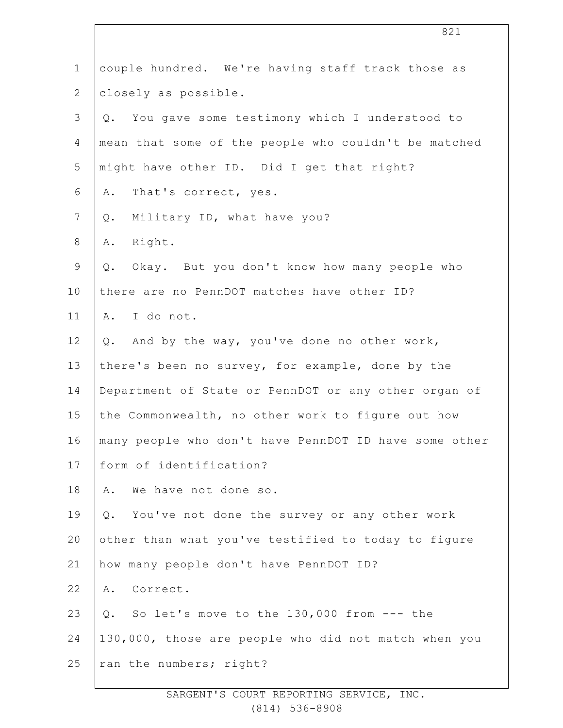couple hundred. We're having staff track those as closely as possible.

Q. You gave some testimony which I understood to mean that some of the people who couldn't be matched might have other ID. Did I get that right?

A. That's correct, yes.

Q. Military ID, what have you?

A. Right.

Q. Okay. But you don't know how many people who there are no PennDOT matches have other ID?

A. I do not.

Q. And by the way, you've done no other work, there's been no survey, for example, done by the Department of State or PennDOT or any other organ of the Commonwealth, no other work to figure out how many people who don't have PennDOT ID have some other form of identification?

A. We have not done so.

Q. You've not done the survey or any other work other than what you've testified to today to figure how many people don't have PennDOT ID?

A. Correct.

Q. So let's move to the 130,000 from --- the 130,000, those are people who did not match when you ran the numbers; right?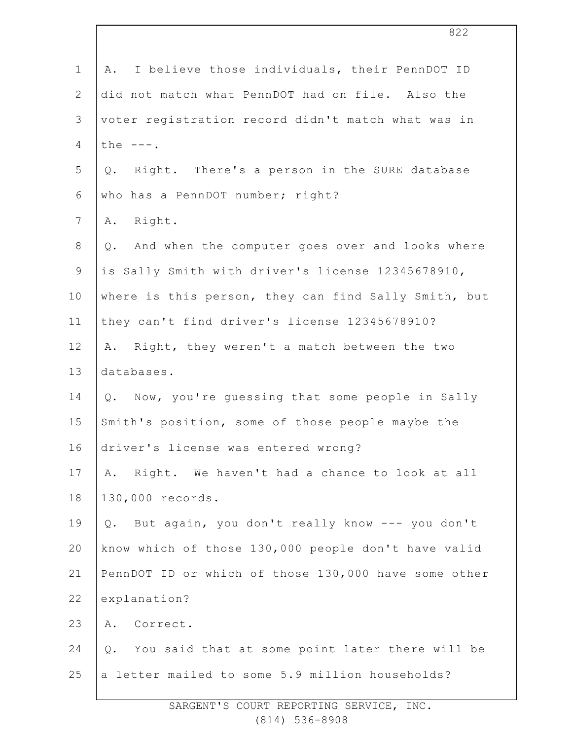A. I believe those individuals, their PennDOT ID did not match what PennDOT had on file. Also the voter registration record didn't match what was in the ---.

Q. Right. There's a person in the SURE database who has a PennDOT number; right?

A. Right.

Q. And when the computer goes over and looks where is Sally Smith with driver's license 12345678910, where is this person, they can find Sally Smith, but they can't find driver's license 12345678910?

A. Right, they weren't a match between the two databases.

Q. Now, you're guessing that some people in Sally Smith's position, some of those people maybe the driver's license was entered wrong?

A. Right. We haven't had a chance to look at all 130,000 records.

Q. But again, you don't really know --- you don't know which of those 130,000 people don't have valid PennDOT ID or which of those 130,000 have some other explanation?

A. Correct.

Q. You said that at some point later there will be a letter mailed to some 5.9 million households?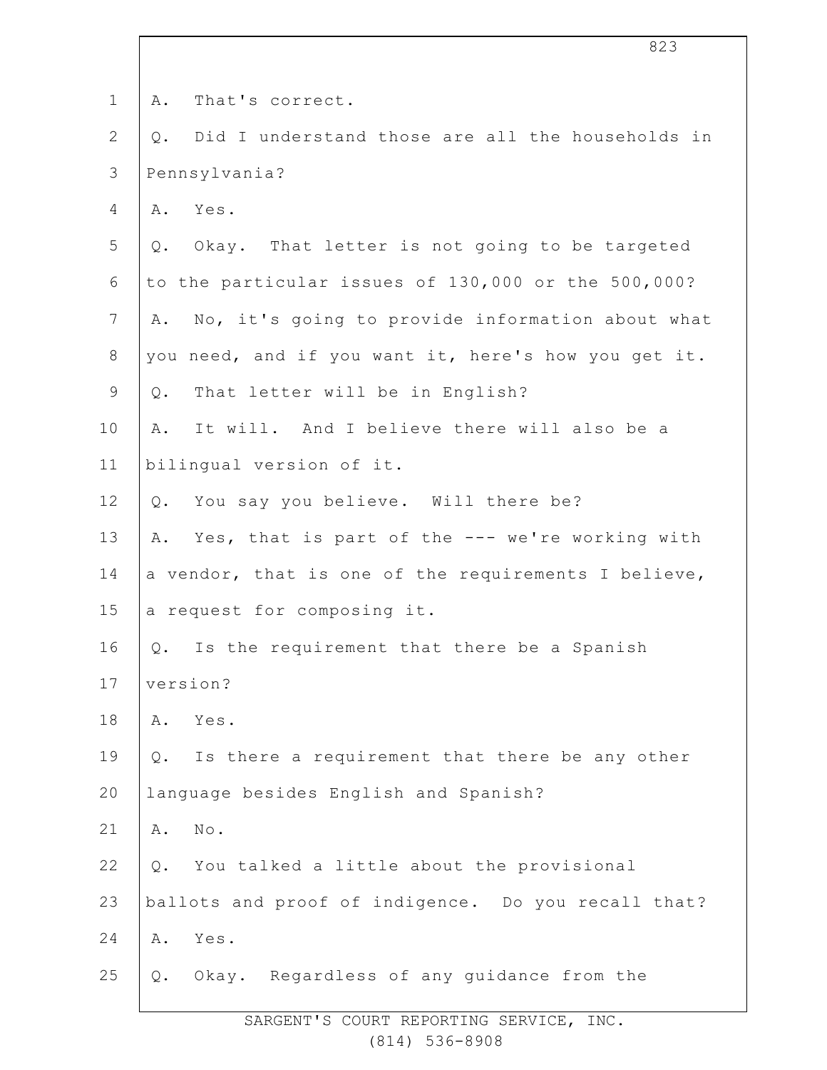A. That's correct.

Q. Did I understand those are all the households in Pennsylvania?

A. Yes.

Q. Okay. That letter is not going to be targeted to the particular issues of 130,000 or the 500,000?

A. No, it's going to provide information about what you need, and if you want it, here's how you get it.

Q. That letter will be in English?

A. It will. And I believe there will also be a bilingual version of it.

Q. You say you believe. Will there be?

A. Yes, that is part of the --- we're working with a vendor, that is one of the requirements I believe, a request for composing it.

Q. Is the requirement that there be a Spanish version?

A. Yes.

Q. Is there a requirement that there be any other language besides English and Spanish?

A. No.

Q. You talked a little about the provisional ballots and proof of indigence. Do you recall that?

A. Yes.

Q. Okay. Regardless of any guidance from the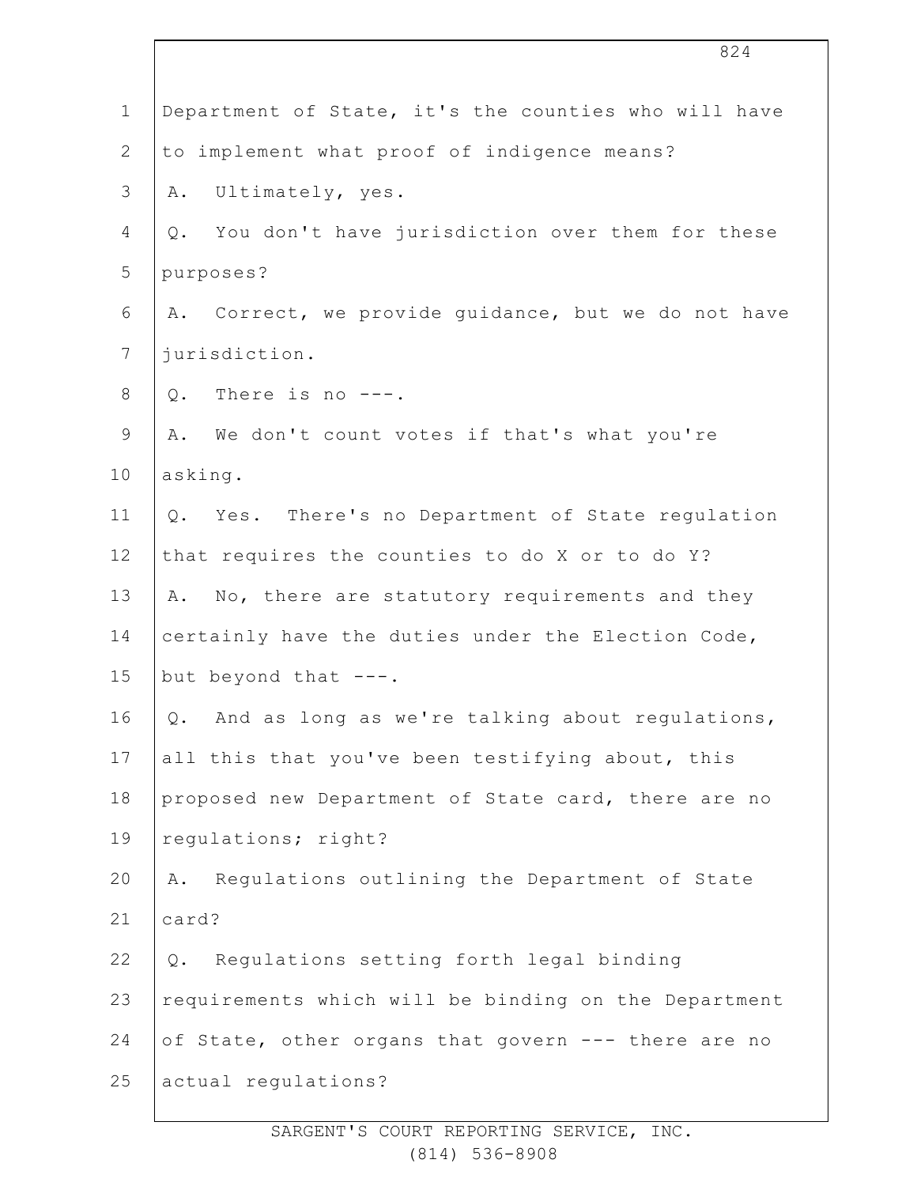Department of State, it's the counties who will have to implement what proof of indigence means?

A. Ultimately, yes.

Q. You don't have jurisdiction over them for these purposes?

A. Correct, we provide guidance, but we do not have jurisdiction.

Q. There is no ---.

A. We don't count votes if that's what you're asking.

Q. Yes. There's no Department of State regulation that requires the counties to do X or to do Y?

A. No, there are statutory requirements and they certainly have the duties under the Election Code, but beyond that ---.

Q. And as long as we're talking about regulations, all this that you've been testifying about, this proposed new Department of State card, there are no regulations; right?

A. Regulations outlining the Department of State card?

Q. Regulations setting forth legal binding requirements which will be binding on the Department of State, other organs that govern --- there are no actual regulations?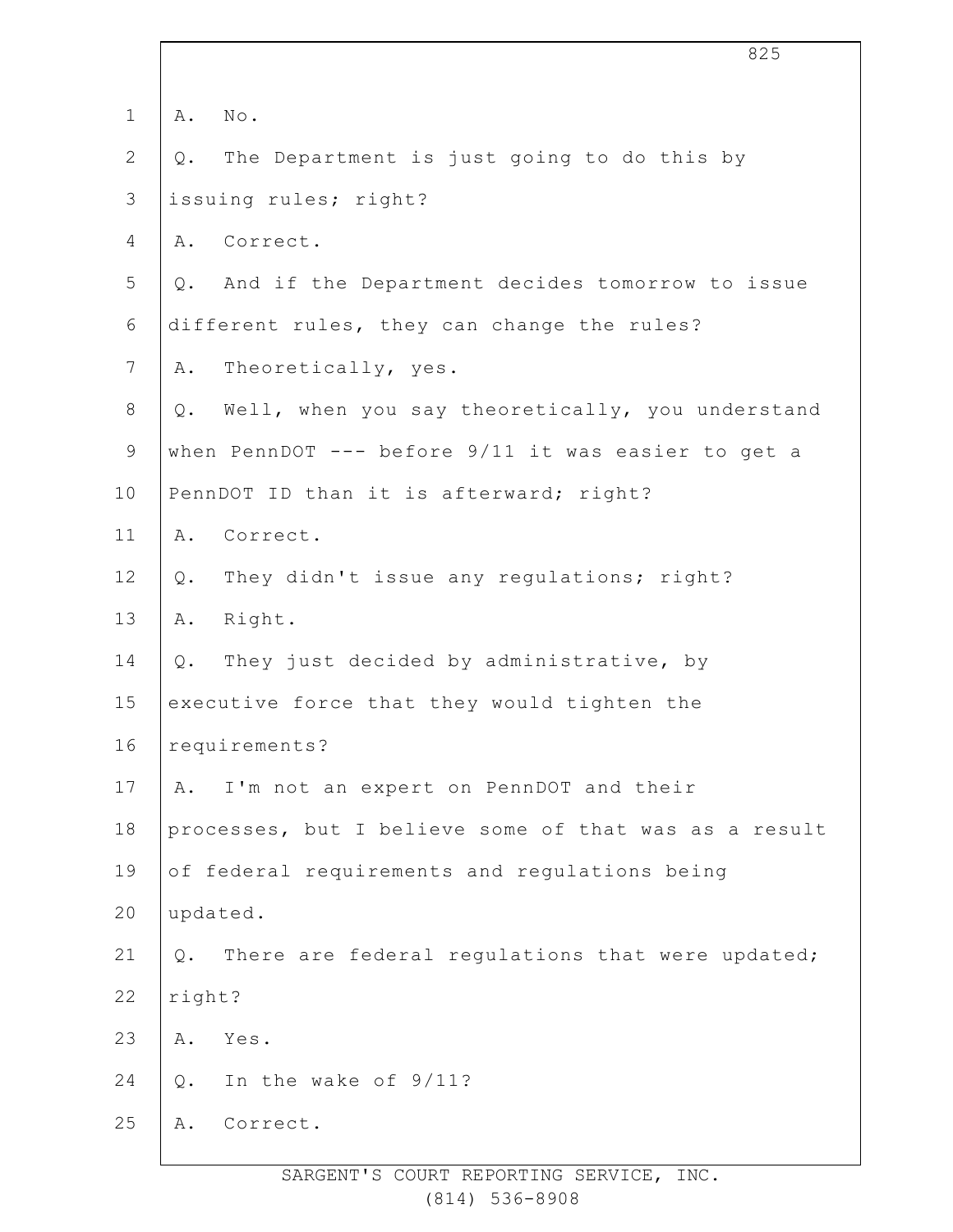A. No.

Q. The Department is just going to do this by issuing rules; right?

A. Correct.

Q. And if the Department decides tomorrow to issue different rules, they can change the rules?

A. Theoretically, yes.

Q. Well, when you say theoretically, you understand when PennDOT --- before 9/11 it was easier to get a PennDOT ID than it is afterward; right?

A. Correct.

Q. They didn't issue any regulations; right?

A. Right.

Q. They just decided by administrative, by executive force that they would tighten the requirements?

A. I'm not an expert on PennDOT and their processes, but I believe some of that was as a result of federal requirements and regulations being updated.

Q. There are federal regulations that were updated; right?

A. Yes.

Q. In the wake of 9/11?

A. Correct.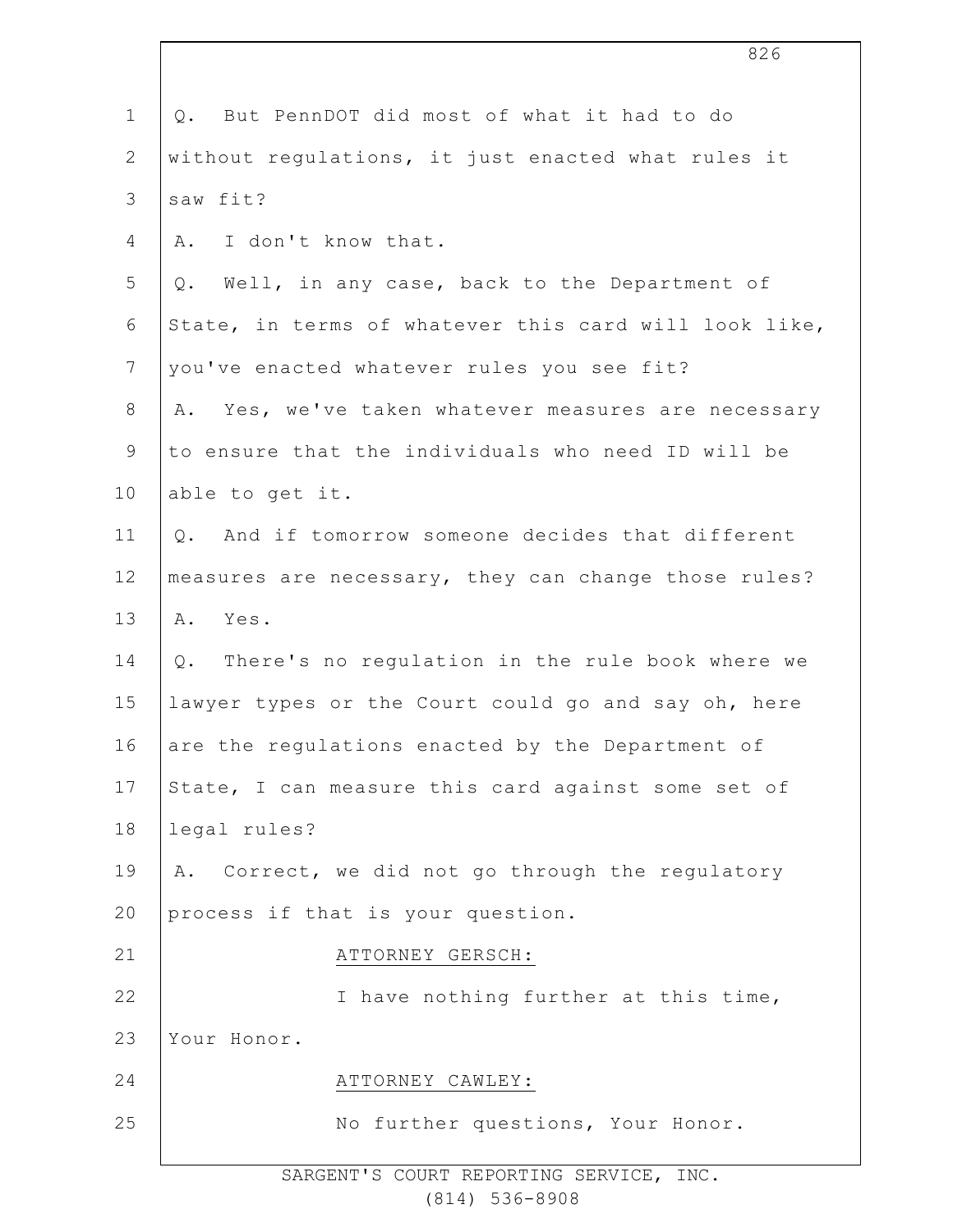Q. But PennDOT did most of what it had to do without regulations, it just enacted what rules it saw fit?

A. I don't know that.

Q. Well, in any case, back to the Department of State, in terms of whatever this card will look like, you've enacted whatever rules you see fit?

A. Yes, we've taken whatever measures are necessary to ensure that the individuals who need ID will be able to get it.

Q. And if tomorrow someone decides that different measures are necessary, they can change those rules?

A. Yes.

Q. There's no regulation in the rule book where we lawyer types or the Court could go and say oh, here are the regulations enacted by the Department of State, I can measure this card against some set of legal rules?

A. Correct, we did not go through the regulatory process if that is your question.

ATTORNEY GERSCH:

I have nothing further at this time, Your Honor.

ATTORNEY CAWLEY:

No further questions, Your Honor.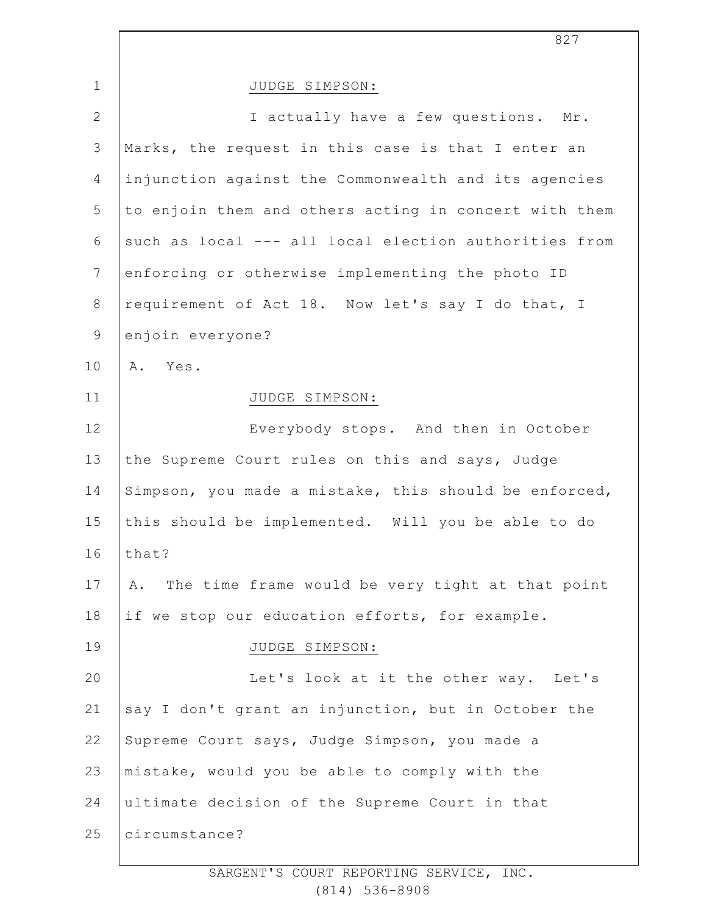JUDGE SIMPSON:

I actually have a few questions. Mr. Marks, the request in this case is that I enter an injunction against the Commonwealth and its agencies to enjoin them and others acting in concert with them such as local --- all local election authorities from enforcing or otherwise implementing the photo ID requirement of Act 18. Now let's say I do that, I enjoin everyone?

A. Yes.

JUDGE SIMPSON:

Everybody stops. And then in October the Supreme Court rules on this and says, Judge Simpson, you made a mistake, this should be enforced, this should be implemented. Will you be able to do that?

A. The time frame would be very tight at that point if we stop our education efforts, for example.

JUDGE SIMPSON:

Let's look at it the other way. Let's say I don't grant an injunction, but in October the Supreme Court says, Judge Simpson, you made a mistake, would you be able to comply with the ultimate decision of the Supreme Court in that circumstance?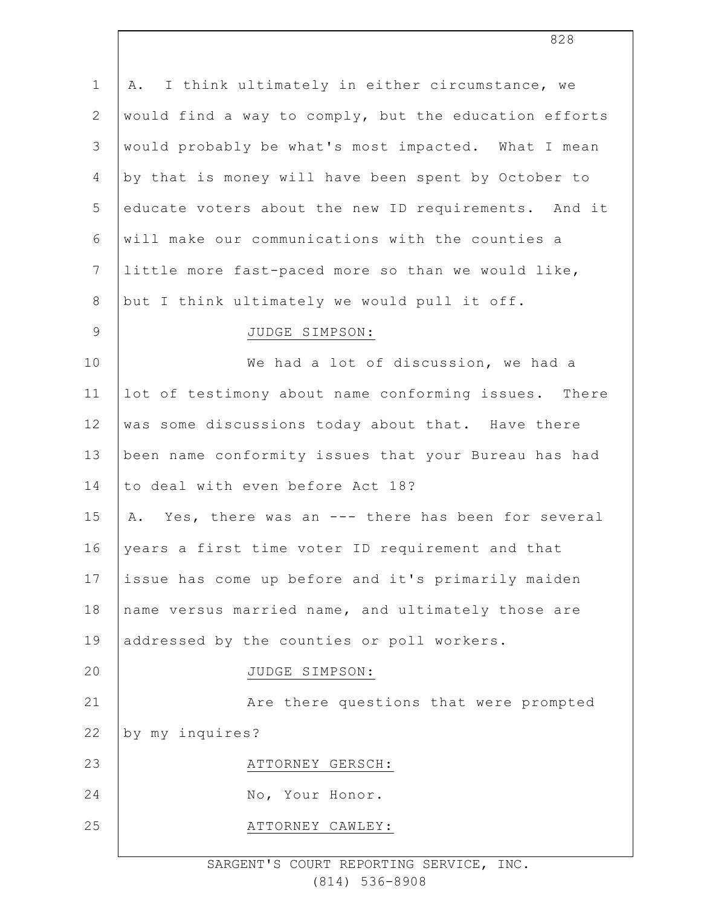A. I think ultimately in either circumstance, we would find a way to comply, but the education efforts would probably be what's most impacted. What I mean by that is money will have been spent by October to educate voters about the new ID requirements. And it will make our communications with the counties a little more fast-paced more so than we would like, but I think ultimately we would pull it off.

JUDGE SIMPSON:

We had a lot of discussion, we had a lot of testimony about name conforming issues. There was some discussions today about that. Have there been name conformity issues that your Bureau has had to deal with even before Act 18?

A. Yes, there was an --- there has been for several years a first time voter ID requirement and that issue has come up before and it's primarily maiden name versus married name, and ultimately those are addressed by the counties or poll workers.

JUDGE SIMPSON:

Are there questions that were prompted by my inquires?

ATTORNEY GERSCH:

No, Your Honor.

ATTORNEY CAWLEY: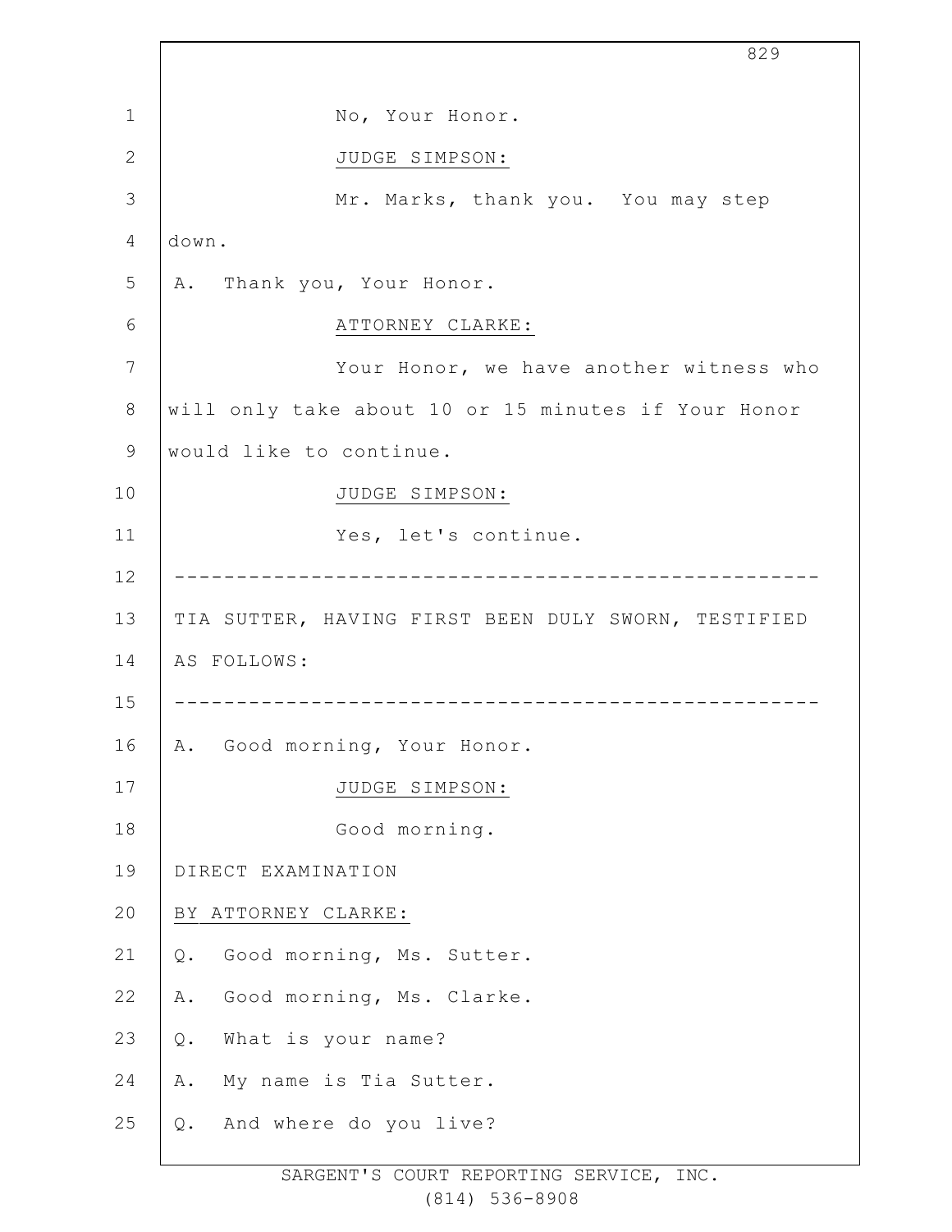No, Your Honor.

JUDGE SIMPSON:

Mr. Marks, thank you. You may step down.

A. Thank you, Your Honor.

ATTORNEY CLARKE:

Your Honor, we have another witness who will only take about 10 or 15 minutes if Your Honor would like to continue.

JUDGE SIMPSON:

Yes, let's continue.

---

TIA SUTTER, HAVING FIRST BEEN DULY SWORN, TESTIFIED AS FOLLOWS:

---

A. Good morning, Your Honor.

JUDGE SIMPSON:

Good morning.

DIRECT EXAMINATION

BY ATTORNEY CLARKE:

Q. Good morning, Ms. Sutter.

A. Good morning, Ms. Clarke.

Q. What is your name?

A. My name is Tia Sutter.

Q. And where do you live?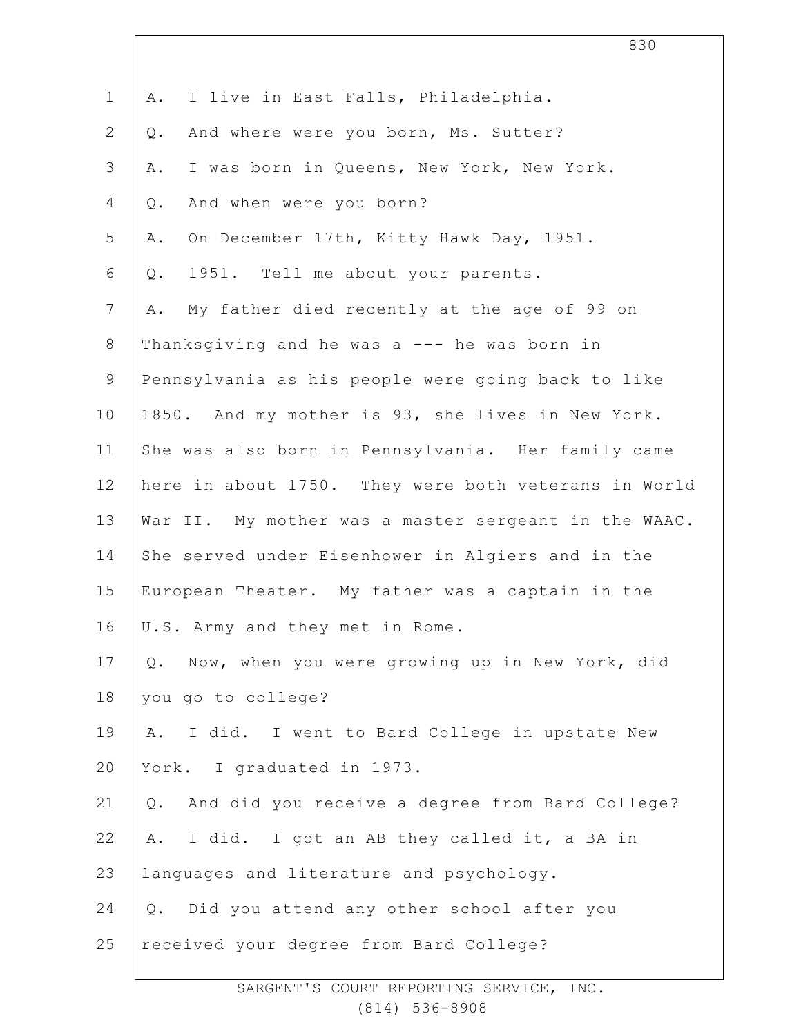A. I live in East Falls, Philadelphia.

Q. And where were you born, Ms. Sutter?

A. I was born in Queens, New York, New York.

Q. And when were you born?

A. On December 17th, Kitty Hawk Day, 1951.

Q. 1951. Tell me about your parents.

A. My father died recently at the age of 99 on Thanksgiving and he was a --- he was born in Pennsylvania as his people were going back to like 1850. And my mother is 93, she lives in New York. She was also born in Pennsylvania. Her family came here in about 1750. They were both veterans in World War II. My mother was a master sergeant in the WAAC. She served under Eisenhower in Algiers and in the European Theater. My father was a captain in the U.S. Army and they met in Rome.

Q. Now, when you were growing up in New York, did you go to college?

A. I did. I went to Bard College in upstate New York. I graduated in 1973.

Q. And did you receive a degree from Bard College?

A. I did. I got an AB they called it, a BA in languages and literature and psychology.

Q. Did you attend any other school after you received your degree from Bard College?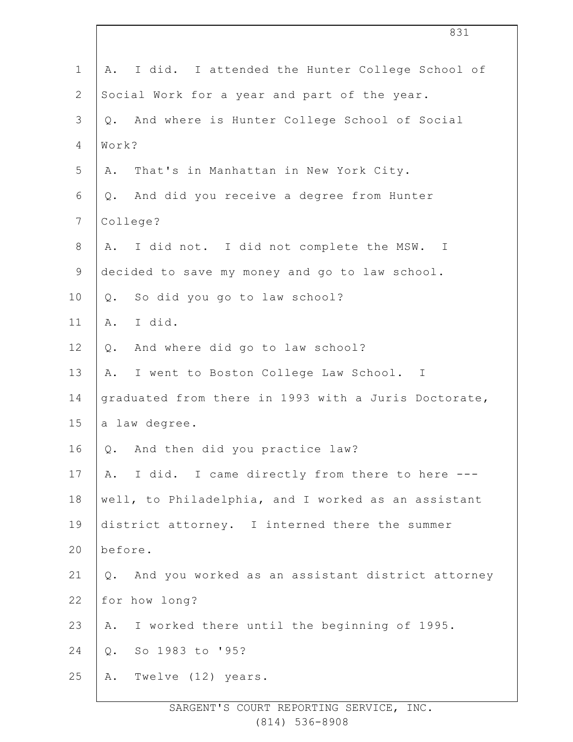A. I did. I attended the Hunter College School of Social Work for a year and part of the year.

Q. And where is Hunter College School of Social Work?

A. That's in Manhattan in New York City.

Q. And did you receive a degree from Hunter College?

A. I did not. I did not complete the MSW. I decided to save my money and go to law school.

Q. So did you go to law school?

A. I did.

Q. And where did go to law school?

A. I went to Boston College Law School. I graduated from there in 1993 with a Juris Doctorate, a law degree.

Q. And then did you practice law?

A. I did. I came directly from there to here --- well, to Philadelphia, and I worked as an assistant district attorney. I interned there the summer before.

Q. And you worked as an assistant district attorney for how long?

A. I worked there until the beginning of 1995.

Q. So 1983 to '95?

A. Twelve (12) years.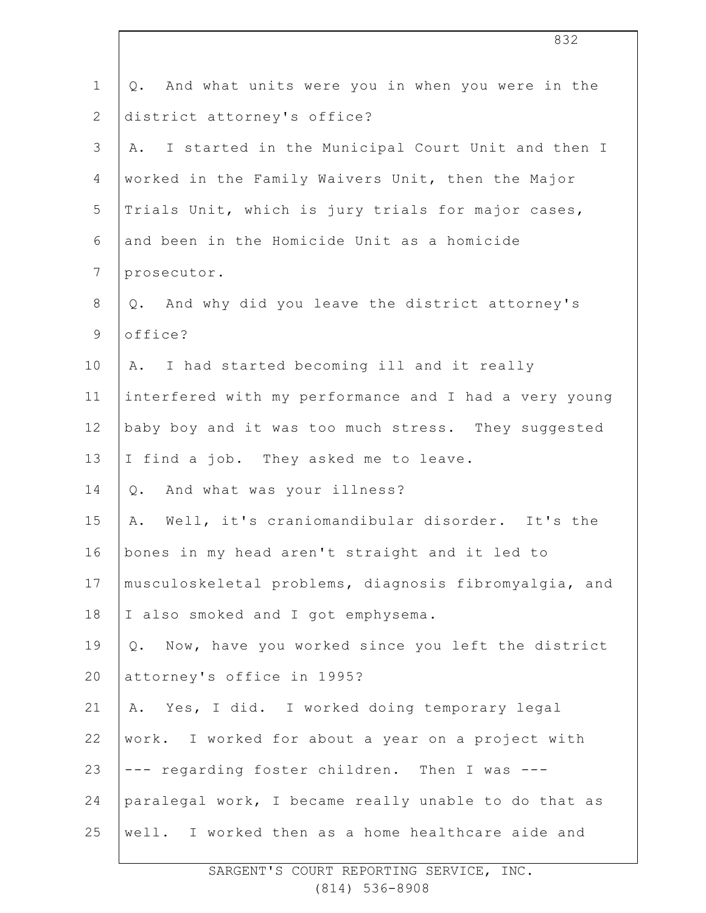Q. And what units were you in when you were in the district attorney's office?

A. I started in the Municipal Court Unit and then I worked in the Family Waivers Unit, then the Major Trials Unit, which is jury trials for major cases, and been in the Homicide Unit as a homicide prosecutor.

Q. And why did you leave the district attorney's office?

A. I had started becoming ill and it really interfered with my performance and I had a very young baby boy and it was too much stress. They suggested I find a job. They asked me to leave.

Q. And what was your illness?

A. Well, it's craniomandibular disorder. It's the bones in my head aren't straight and it led to musculoskeletal problems, diagnosis fibromyalgia, and I also smoked and I got emphysema.

Q. Now, have you worked since you left the district attorney's office in 1995?

A. Yes, I did. I worked doing temporary legal work. I worked for about a year on a project with --- regarding foster children. Then I was --- paralegal work, I became really unable to do that as well. I worked then as a home healthcare aide and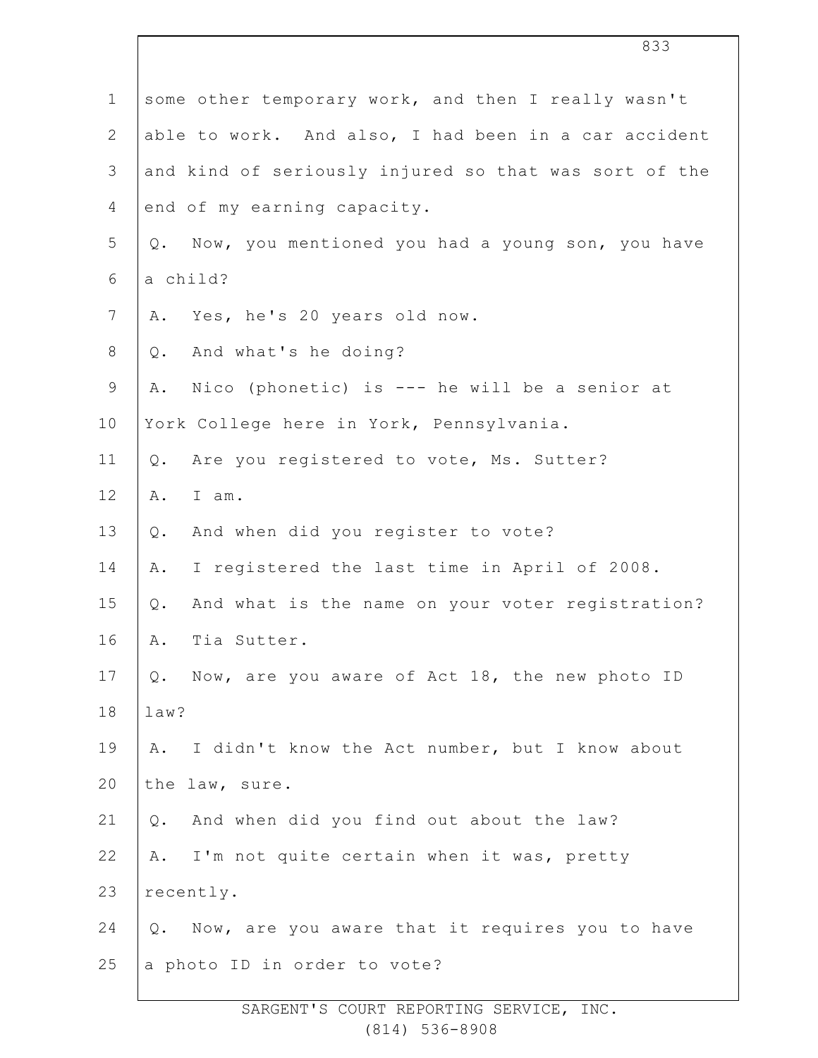some other temporary work, and then I really wasn't able to work. And also, I had been in a car accident and kind of seriously injured so that was sort of the end of my earning capacity.

Q. Now, you mentioned you had a young son, you have a child?

A. Yes, he's 20 years old now.

Q. And what's he doing?

A. Nico (phonetic) is --- he will be a senior at York College here in York, Pennsylvania.

Q. Are you registered to vote, Ms. Sutter?

A. I am.

Q. And when did you register to vote?

A. I registered the last time in April of 2008.

Q. And what is the name on your voter registration?

A. Tia Sutter.

Q. Now, are you aware of Act 18, the new photo ID law?

A. I didn't know the Act number, but I know about the law, sure.

Q. And when did you find out about the law?

A. I'm not quite certain when it was, pretty recently.

Q. Now, are you aware that it requires you to have a photo ID in order to vote?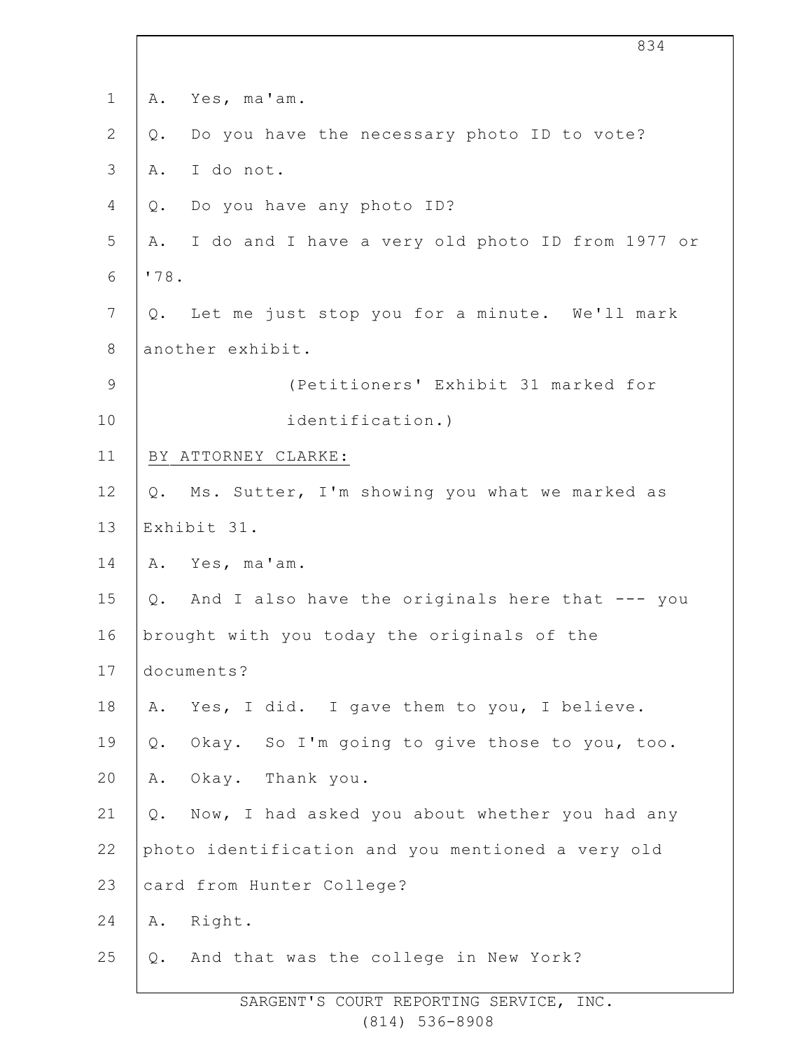1 A. Yes, ma'am.

2 Q. Do you have the necessary photo ID to vote?

3 A. I do not.

4 Q. Do you have any photo ID?

5 A. I do and I have a very old photo ID from 1977 or

6 '78.

7 Q. Let me just stop you for a minute. We'll mark

8 another exhibit.

9 (Petitioners' Exhibit 31 marked for

10 identification.)

11 BY ATTORNEY CLARKE:

12 Q. Ms. Sutter, I'm showing you what we marked as

13 Exhibit 31.

14 A. Yes, ma'am.

15 Q. And I also have the originals here that --- you

16 brought with you today the originals of the

17 documents?

18 A. Yes, I did. I gave them to you, I believe.

19 Q. Okay. So I'm going to give those to you, too.

20 A. Okay. Thank you.

21 Q. Now, I had asked you about whether you had any

22 photo identification and you mentioned a very old

23 card from Hunter College?

24 A. Right.

25 Q. And that was the college in New York?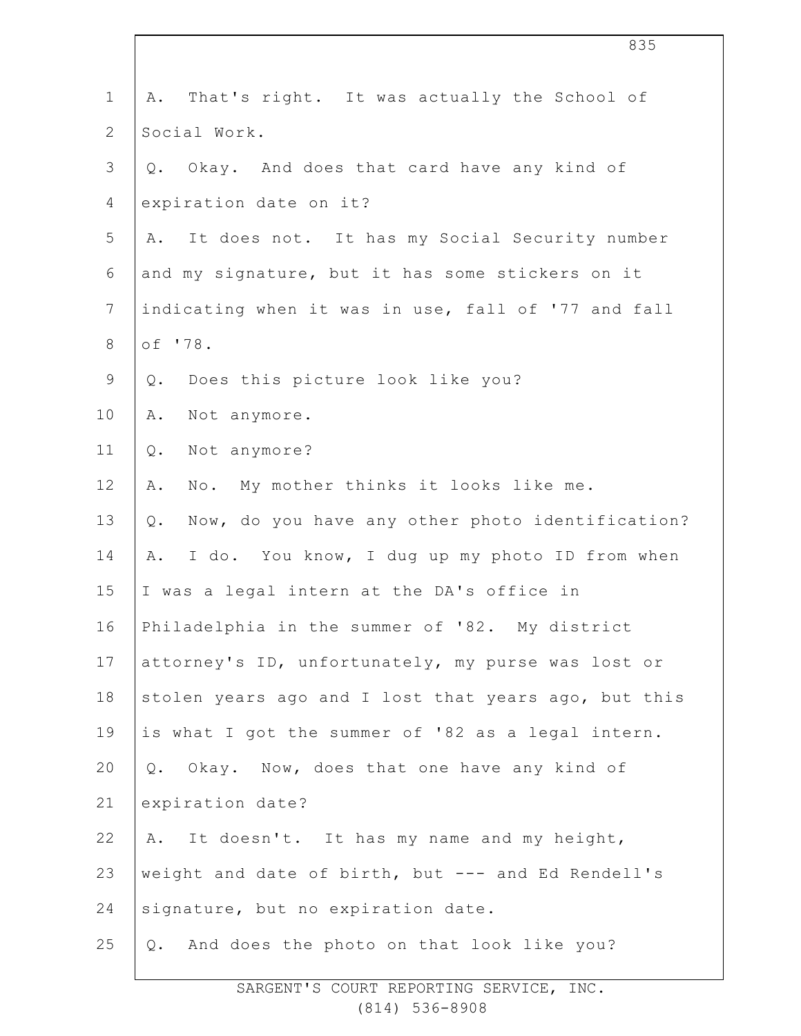A. That's right. It was actually the School of Social Work.

Q. Okay. And does that card have any kind of expiration date on it?

A. It does not. It has my Social Security number and my signature, but it has some stickers on it indicating when it was in use, fall of '77 and fall of '78.

Q. Does this picture look like you?

A. Not anymore.

Q. Not anymore?

A. No. My mother thinks it looks like me.

Q. Now, do you have any other photo identification?

A. I do. You know, I dug up my photo ID from when I was a legal intern at the DA's office in Philadelphia in the summer of '82. My district attorney's ID, unfortunately, my purse was lost or stolen years ago and I lost that years ago, but this is what I got the summer of '82 as a legal intern.

Q. Okay. Now, does that one have any kind of expiration date?

A. It doesn't. It has my name and my height, weight and date of birth, but --- and Ed Rendell's signature, but no expiration date.

Q. And does the photo on that look like you?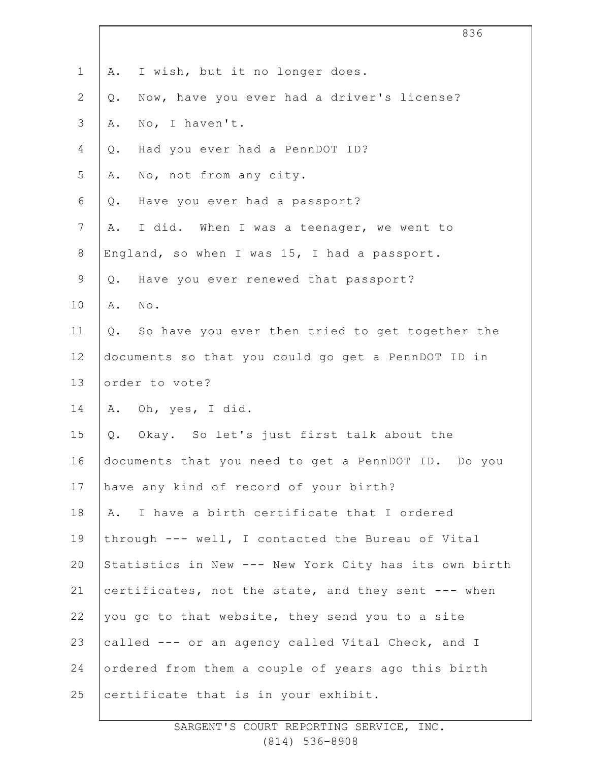A. I wish, but it no longer does.

Q. Now, have you ever had a driver's license?

A. No, I haven't.

Q. Had you ever had a PennDOT ID?

A. No, not from any city.

Q. Have you ever had a passport?

A. I did. When I was a teenager, we went to England, so when I was 15, I had a passport.

Q. Have you ever renewed that passport?

A. No.

Q. So have you ever then tried to get together the documents so that you could go get a PennDOT ID in order to vote?

A. Oh, yes, I did.

Q. Okay. So let's just first talk about the documents that you need to get a PennDOT ID. Do you have any kind of record of your birth?

A. I have a birth certificate that I ordered through --- well, I contacted the Bureau of Vital Statistics in New --- New York City has its own birth certificates, not the state, and they sent --- when you go to that website, they send you to a site called --- or an agency called Vital Check, and I ordered from them a couple of years ago this birth certificate that is in your exhibit.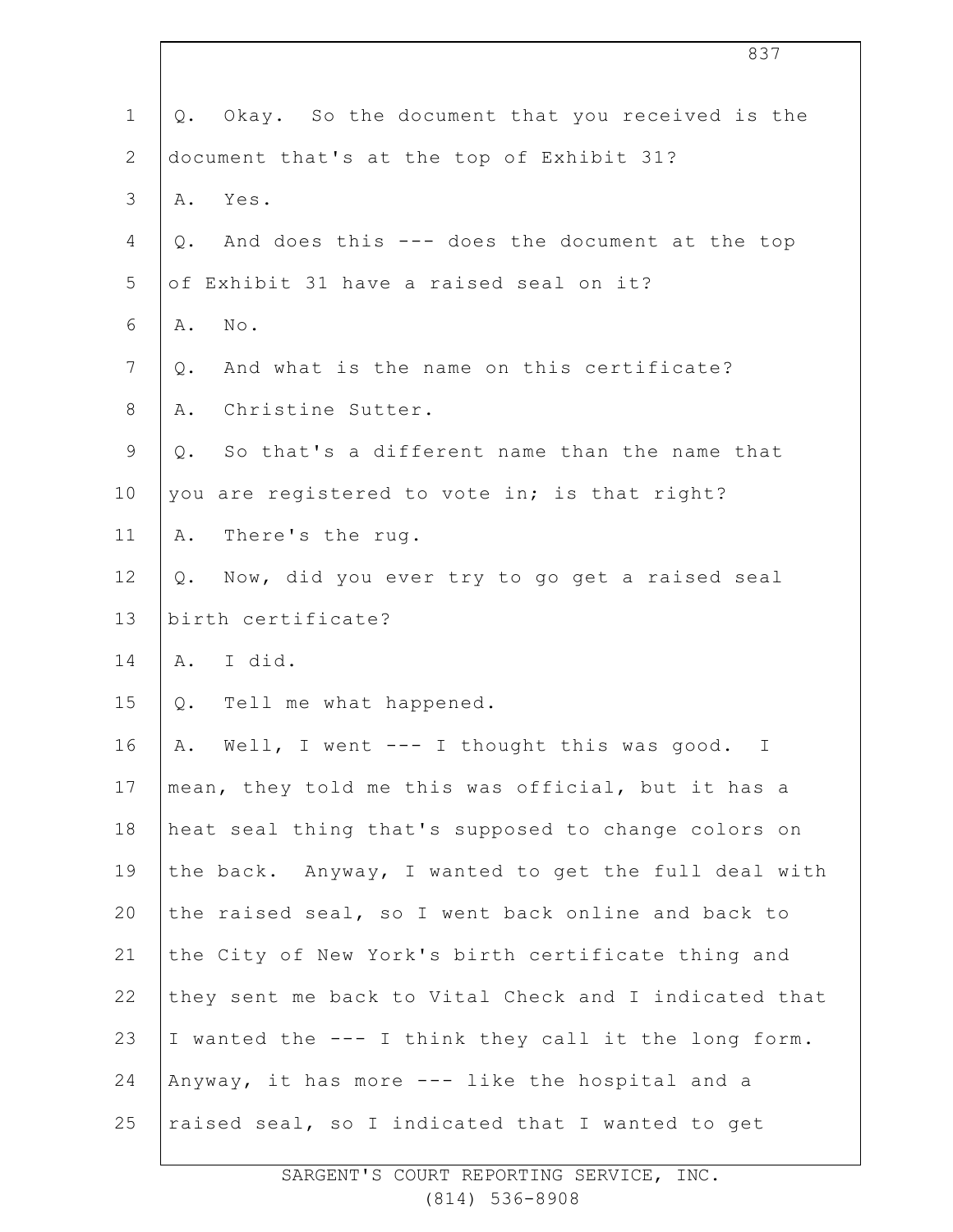Q. Okay. So the document that you received is the document that's at the top of Exhibit 31?

A. Yes.

Q. And does this --- does the document at the top of Exhibit 31 have a raised seal on it?

A. No.

Q. And what is the name on this certificate?

A. Christine Sutter.

Q. So that's a different name than the name that you are registered to vote in; is that right?

A. There's the rug.

Q. Now, did you ever try to go get a raised seal birth certificate?

A. I did.

Q. Tell me what happened.

A. Well, I went --- I thought this was good. I mean, they told me this was official, but it has a heat seal thing that's supposed to change colors on the back. Anyway, I wanted to get the full deal with the raised seal, so I went back online and back to the City of New York's birth certificate thing and they sent me back to Vital Check and I indicated that I wanted the --- I think they call it the long form. Anyway, it has more --- like the hospital and a raised seal, so I indicated that I wanted to get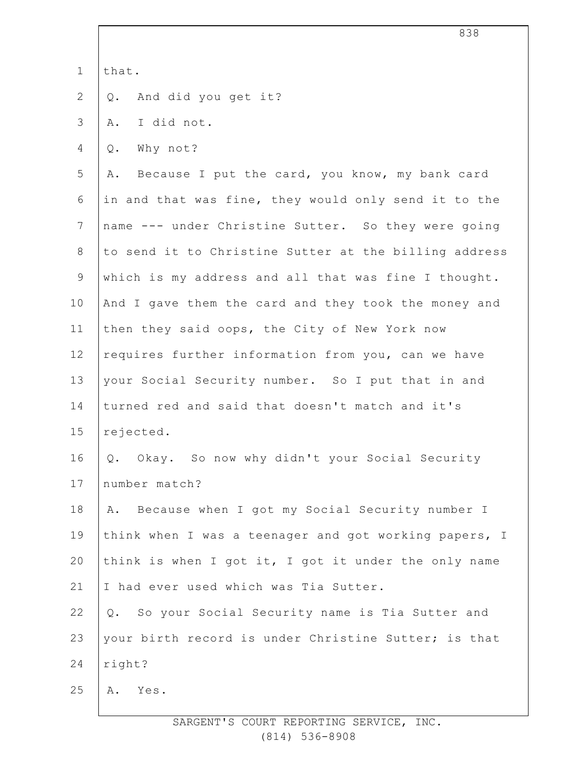that.

Q. And did you get it?

A. I did not.

Q. Why not?

A. Because I put the card, you know, my bank card in and that was fine, they would only send it to the name --- under Christine Sutter. So they were going to send it to Christine Sutter at the billing address which is my address and all that was fine I thought. And I gave them the card and they took the money and then they said oops, the City of New York now requires further information from you, can we have your Social Security number. So I put that in and turned red and said that doesn't match and it's rejected.

Q. Okay. So now why didn't your Social Security number match?

A. Because when I got my Social Security number I think when I was a teenager and got working papers, I think is when I got it, I got it under the only name I had ever used which was Tia Sutter.

Q. So your Social Security name is Tia Sutter and your birth record is under Christine Sutter; is that right?

A. Yes.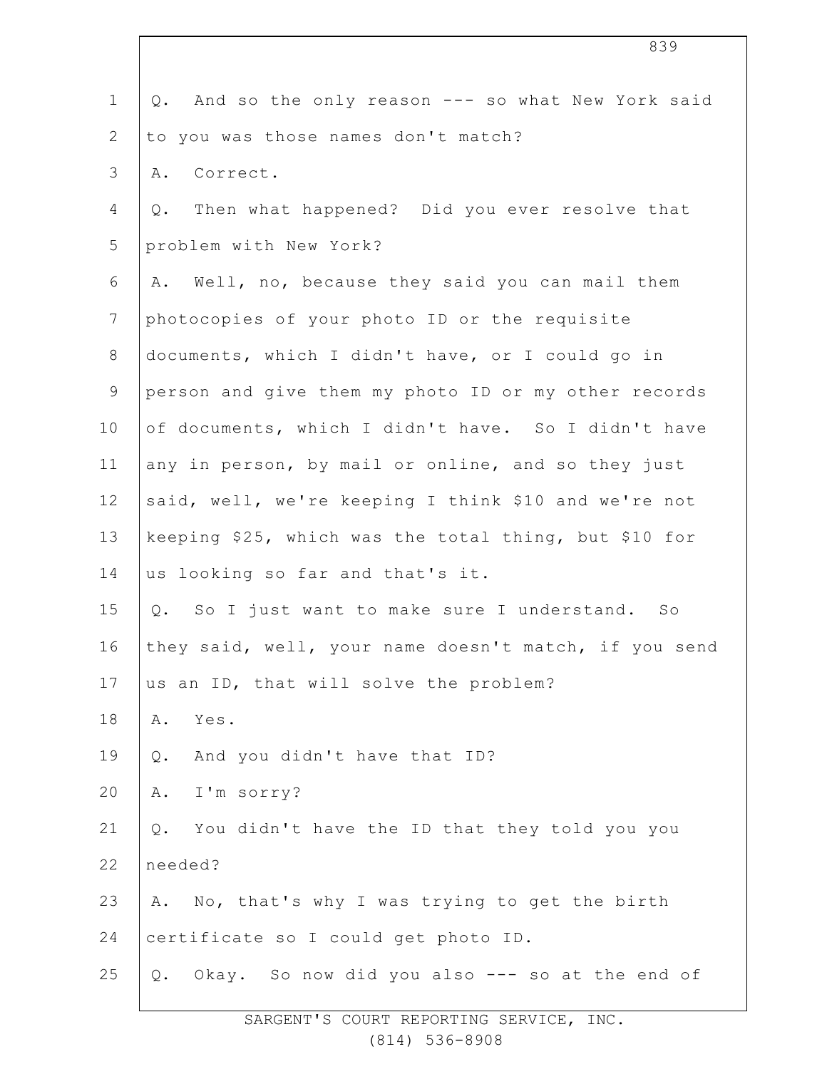Q. And so the only reason --- so what New York said to you was those names don't match?

A. Correct.

Q. Then what happened? Did you ever resolve that problem with New York?

A. Well, no, because they said you can mail them photocopies of your photo ID or the requisite documents, which I didn't have, or I could go in person and give them my photo ID or my other records of documents, which I didn't have. So I didn't have any in person, by mail or online, and so they just said, well, we're keeping I think $10 and we're not keeping $25, which was the total thing, but $10 for us looking so far and that's it.

Q. So I just want to make sure I understand. So they said, well, your name doesn't match, if you send us an ID, that will solve the problem?

A. Yes.

Q. And you didn't have that ID?

A. I'm sorry?

Q. You didn't have the ID that they told you you needed?

A. No, that's why I was trying to get the birth certificate so I could get photo ID.

Q. Okay. So now did you also --- so at the end of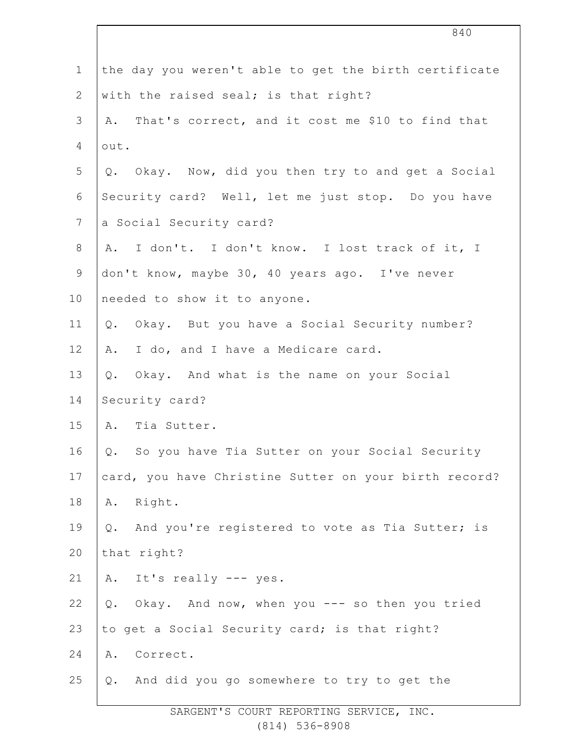the day you weren't able to get the birth certificate with the raised seal; is that right?

A. That's correct, and it cost me $10 to find that out.

Q. Okay. Now, did you then try to and get a Social Security card? Well, let me just stop. Do you have a Social Security card?

A. I don't. I don't know. I lost track of it, I don't know, maybe 30, 40 years ago. I've never needed to show it to anyone.

Q. Okay. But you have a Social Security number?

A. I do, and I have a Medicare card.

Q. Okay. And what is the name on your Social Security card?

A. Tia Sutter.

Q. So you have Tia Sutter on your Social Security card, you have Christine Sutter on your birth record?

A. Right.

Q. And you're registered to vote as Tia Sutter; is that right?

A. It's really --- yes.

Q. Okay. And now, when you --- so then you tried to get a Social Security card; is that right?

A. Correct.

Q. And did you go somewhere to try to get the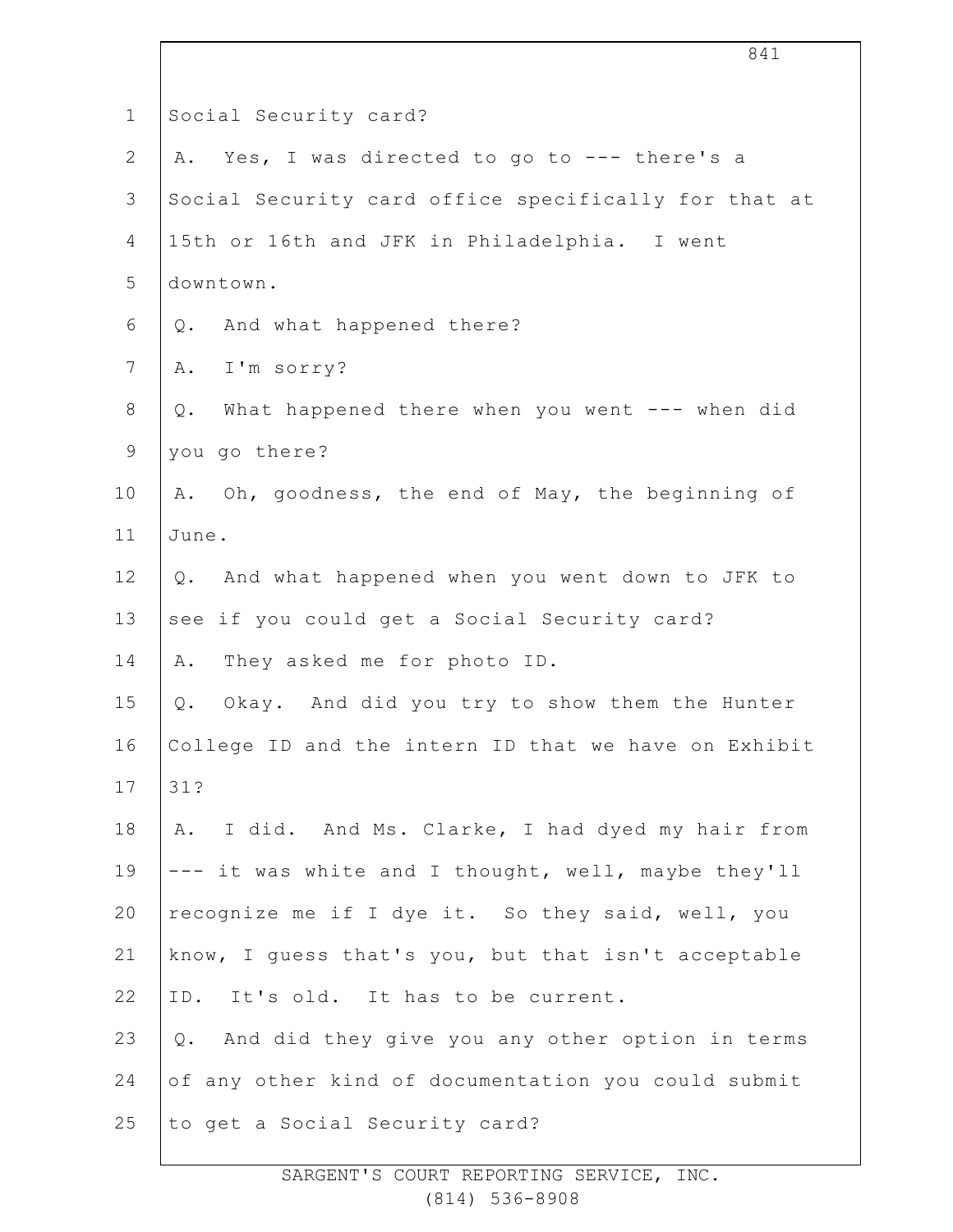Social Security card?

A. Yes, I was directed to go to --- there's a Social Security card office specifically for that at 15th or 16th and JFK in Philadelphia. I went downtown.

Q. And what happened there?

A. I'm sorry?

Q. What happened there when you went --- when did you go there?

A. Oh, goodness, the end of May, the beginning of June.

Q. And what happened when you went down to JFK to see if you could get a Social Security card?

A. They asked me for photo ID.

Q. Okay. And did you try to show them the Hunter College ID and the intern ID that we have on Exhibit 31?

A. I did. And Ms. Clarke, I had dyed my hair from --- it was white and I thought, well, maybe they'll recognize me if I dye it. So they said, well, you know, I guess that's you, but that isn't acceptable ID. It's old. It has to be current.

Q. And did they give you any other option in terms of any other kind of documentation you could submit to get a Social Security card?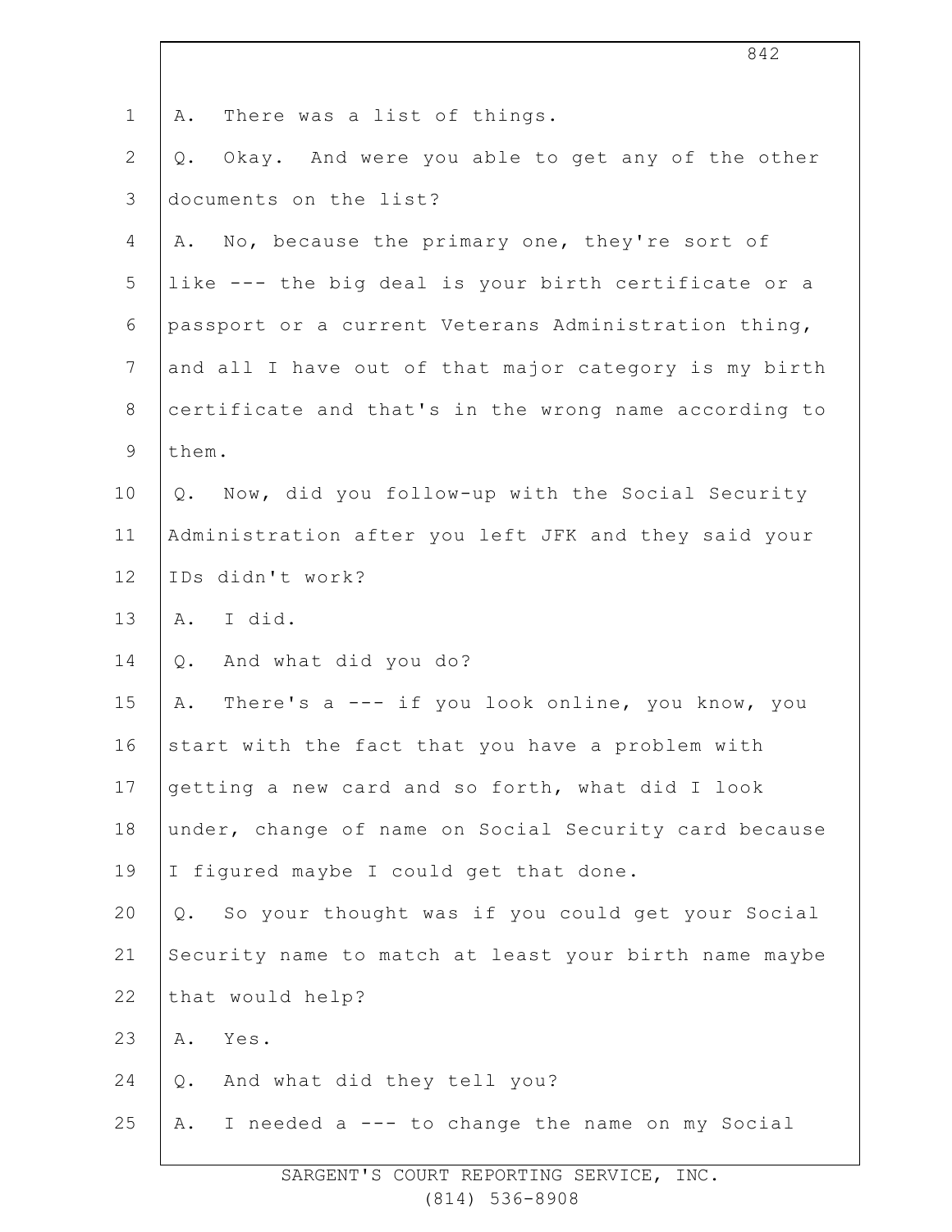A. There was a list of things.

Q. Okay. And were you able to get any of the other documents on the list?

A. No, because the primary one, they're sort of like --- the big deal is your birth certificate or a passport or a current Veterans Administration thing, and all I have out of that major category is my birth certificate and that's in the wrong name according to them.

Q. Now, did you follow-up with the Social Security Administration after you left JFK and they said your IDs didn't work?

A. I did.

Q. And what did you do?

A. There's a --- if you look online, you know, you start with the fact that you have a problem with getting a new card and so forth, what did I look under, change of name on Social Security card because I figured maybe I could get that done.

Q. So your thought was if you could get your Social Security name to match at least your birth name maybe that would help?

A. Yes.

Q. And what did they tell you?

A. I needed a --- to change the name on my Social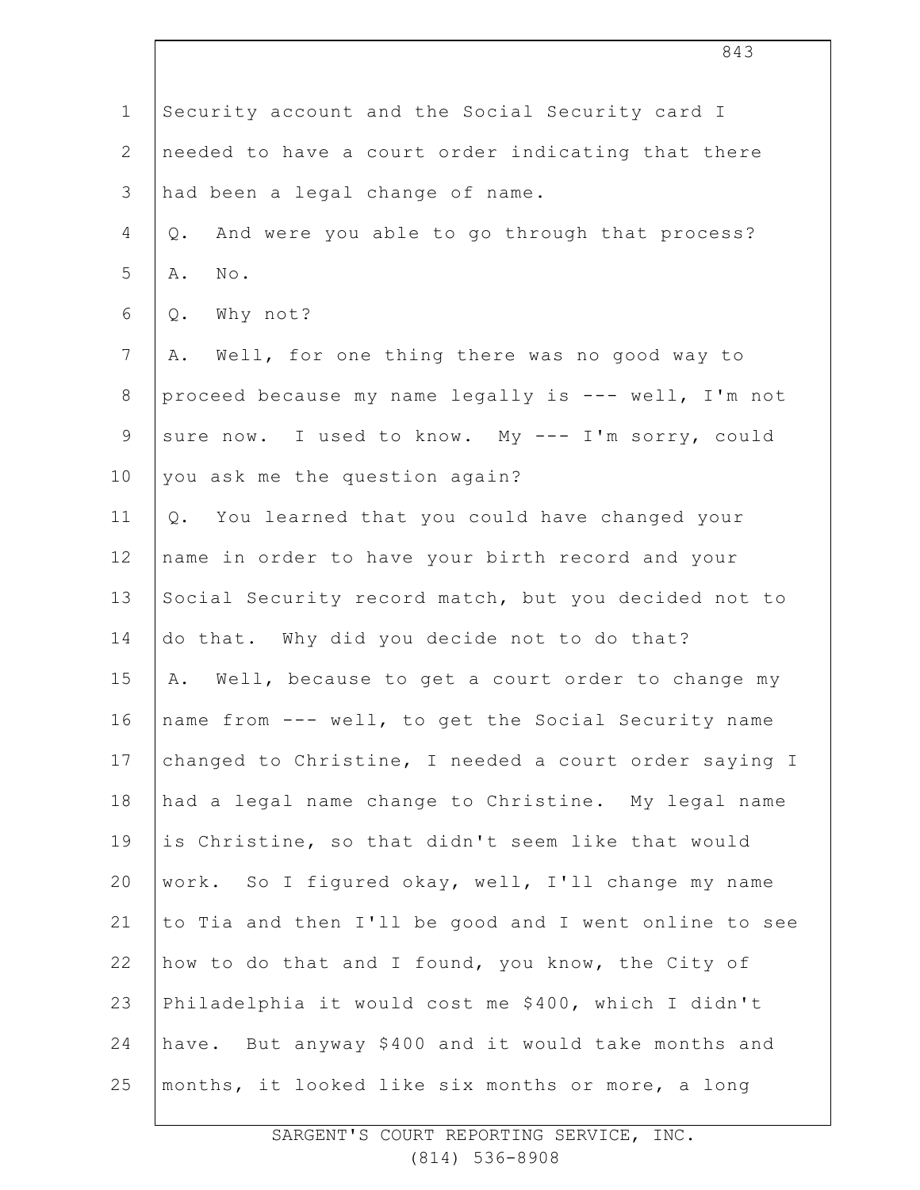Security account and the Social Security card I needed to have a court order indicating that there had been a legal change of name.

Q. And were you able to go through that process?

A. No.

Q. Why not?

A. Well, for one thing there was no good way to proceed because my name legally is --- well, I'm not sure now. I used to know. My --- I'm sorry, could you ask me the question again?

Q. You learned that you could have changed your name in order to have your birth record and your Social Security record match, but you decided not to do that. Why did you decide not to do that?

A. Well, because to get a court order to change my name from --- well, to get the Social Security name changed to Christine, I needed a court order saying I had a legal name change to Christine. My legal name is Christine, so that didn't seem like that would work. So I figured okay, well, I'll change my name to Tia and then I'll be good and I went online to see how to do that and I found, you know, the City of Philadelphia it would cost me $400, which I didn't have. But anyway $400 and it would take months and months, it looked like six months or more, a long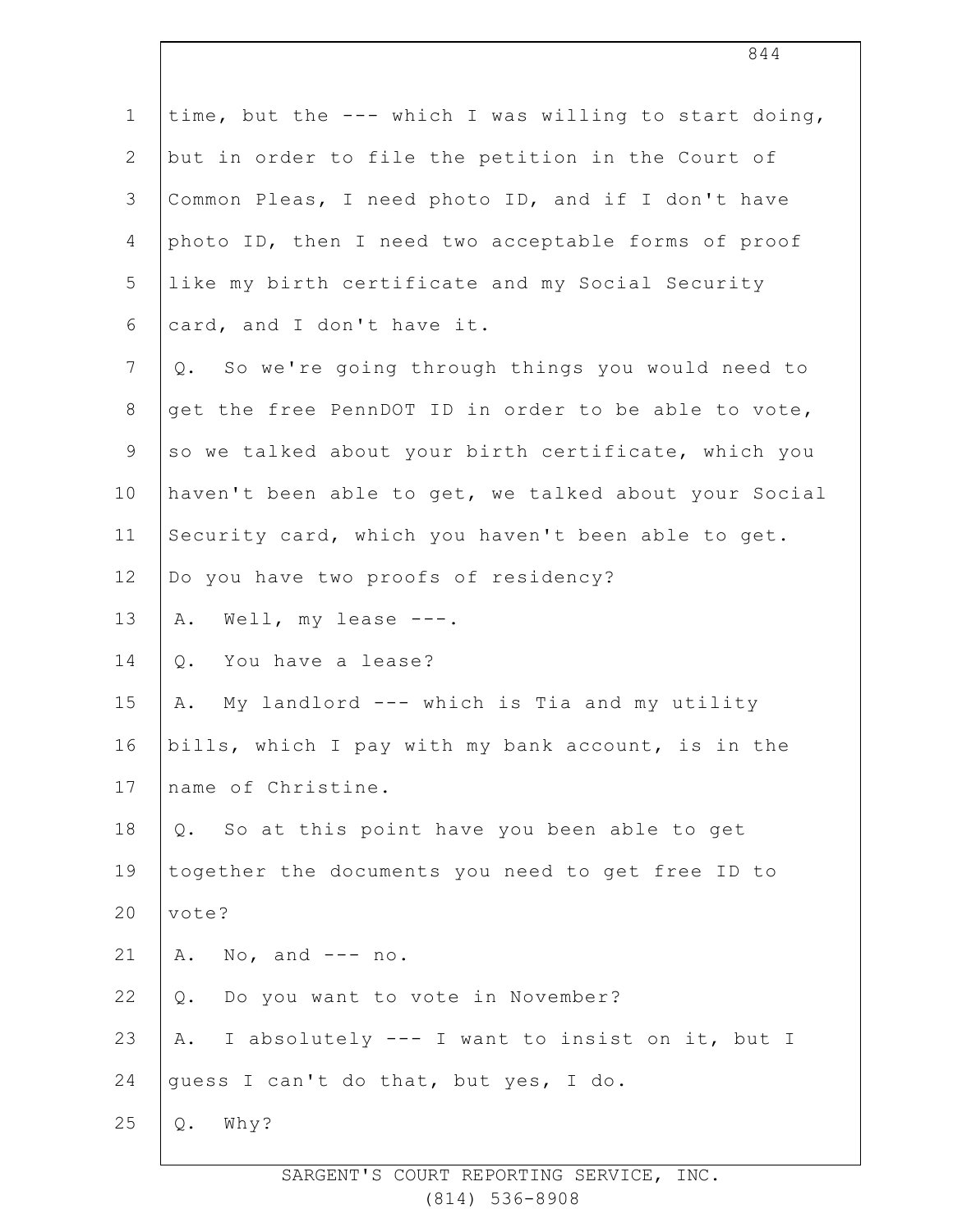time, but the --- which I was willing to start doing, but in order to file the petition in the Court of Common Pleas, I need photo ID, and if I don't have photo ID, then I need two acceptable forms of proof like my birth certificate and my Social Security card, and I don't have it.

Q. So we're going through things you would need to get the free PennDOT ID in order to be able to vote, so we talked about your birth certificate, which you haven't been able to get, we talked about your Social Security card, which you haven't been able to get. Do you have two proofs of residency?

A. Well, my lease ---.

Q. You have a lease?

A. My landlord --- which is Tia and my utility bills, which I pay with my bank account, is in the name of Christine.

Q. So at this point have you been able to get together the documents you need to get free ID to vote?

A. No, and --- no.

Q. Do you want to vote in November?

A. I absolutely --- I want to insist on it, but I guess I can't do that, but yes, I do.

Q. Why?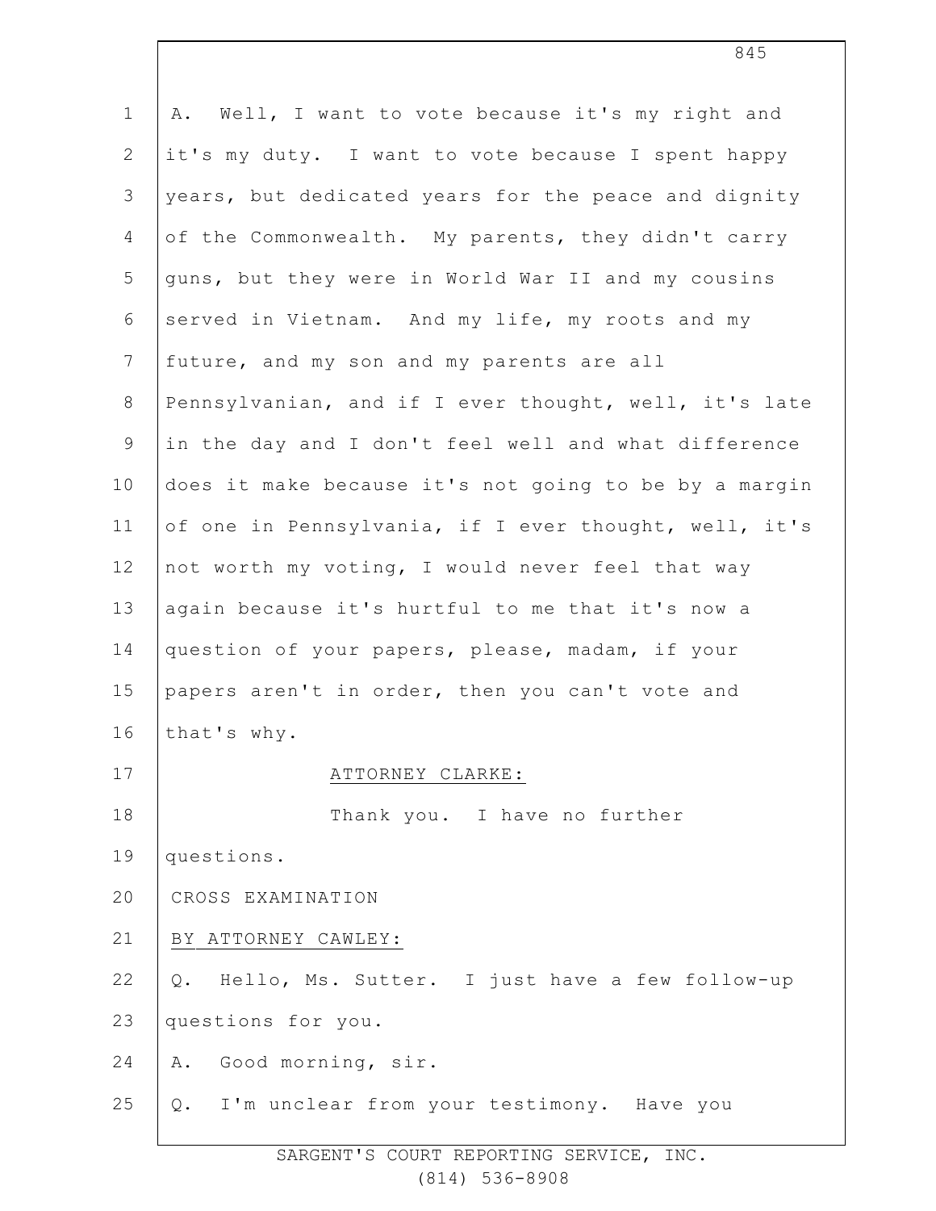A. Well, I want to vote because it's my right and it's my duty. I want to vote because I spent happy years, but dedicated years for the peace and dignity of the Commonwealth. My parents, they didn't carry guns, but they were in World War II and my cousins served in Vietnam. And my life, my roots and my future, and my son and my parents are all Pennsylvanian, and if I ever thought, well, it's late in the day and I don't feel well and what difference does it make because it's not going to be by a margin of one in Pennsylvania, if I ever thought, well, it's not worth my voting, I would never feel that way again because it's hurtful to me that it's now a question of your papers, please, madam, if your papers aren't in order, then you can't vote and that's why.

ATTORNEY CLARKE:

Thank you. I have no further questions.

CROSS EXAMINATION

BY ATTORNEY CAWLEY:

Q. Hello, Ms. Sutter. I just have a few follow-up questions for you.

A. Good morning, sir.

Q. I'm unclear from your testimony. Have you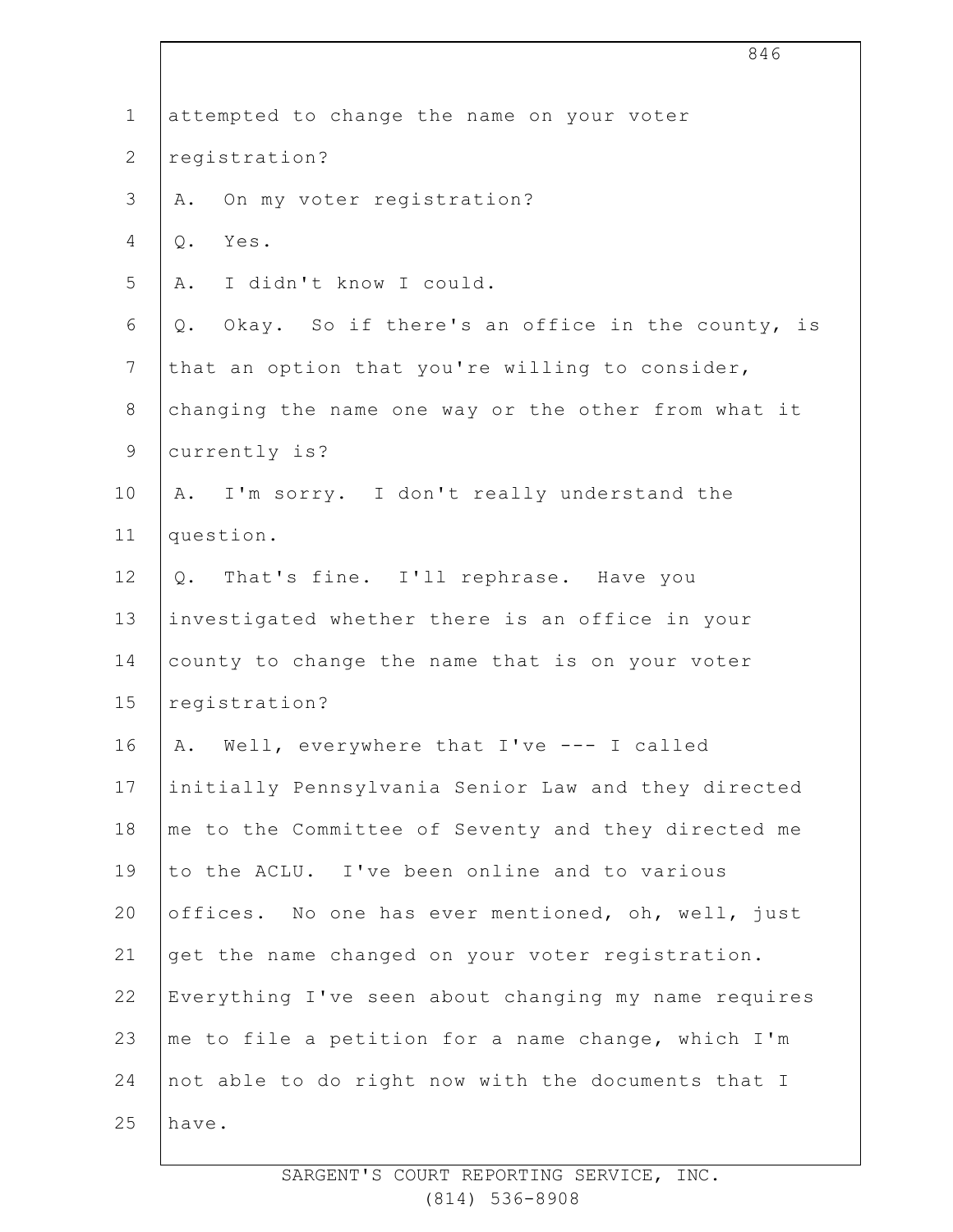attempted to change the name on your voter registration?

A. On my voter registration?

Q. Yes.

A. I didn't know I could.

Q. Okay. So if there's an office in the county, is that an option that you're willing to consider, changing the name one way or the other from what it currently is?

A. I'm sorry. I don't really understand the question.

Q. That's fine. I'll rephrase. Have you investigated whether there is an office in your county to change the name that is on your voter registration?

A. Well, everywhere that I've --- I called initially Pennsylvania Senior Law and they directed me to the Committee of Seventy and they directed me to the ACLU. I've been online and to various offices. No one has ever mentioned, oh, well, just get the name changed on your voter registration. Everything I've seen about changing my name requires me to file a petition for a name change, which I'm not able to do right now with the documents that I have.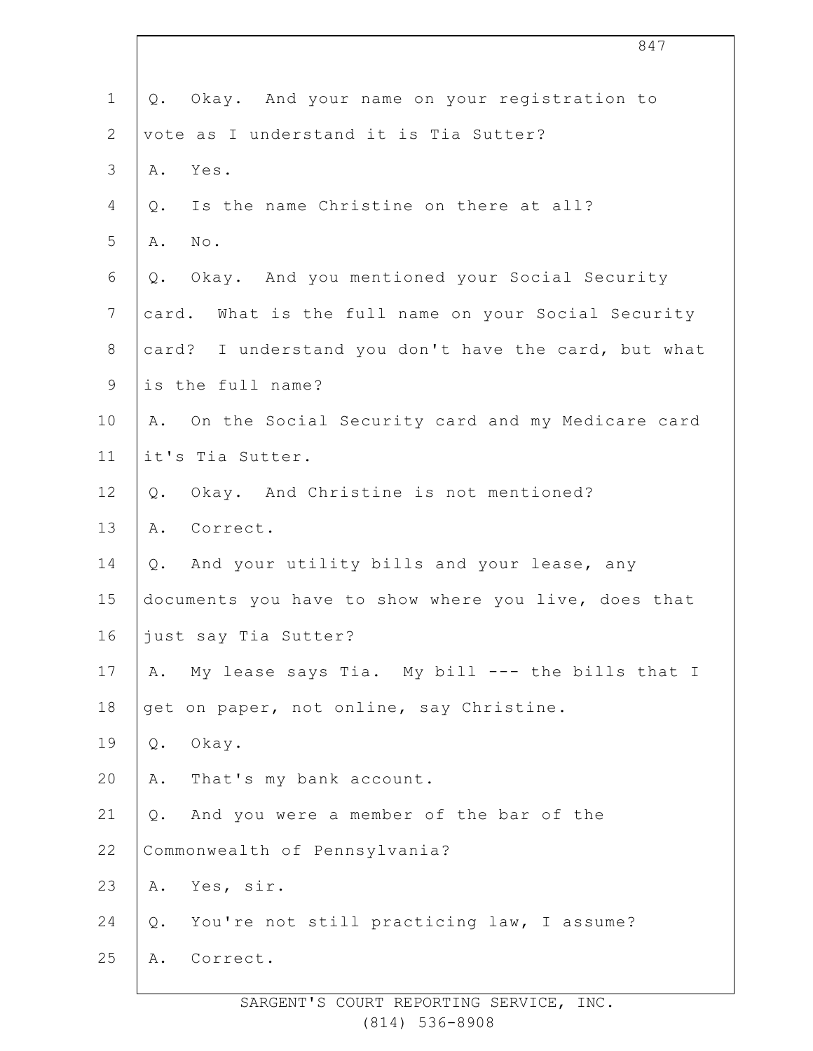Q. Okay. And your name on your registration to vote as I understand it is Tia Sutter?

A. Yes.

Q. Is the name Christine on there at all?

A. No.

Q. Okay. And you mentioned your Social Security card. What is the full name on your Social Security card? I understand you don't have the card, but what is the full name?

A. On the Social Security card and my Medicare card it's Tia Sutter.

Q. Okay. And Christine is not mentioned?

A. Correct.

Q. And your utility bills and your lease, any documents you have to show where you live, does that just say Tia Sutter?

A. My lease says Tia. My bill --- the bills that I get on paper, not online, say Christine.

Q. Okay.

A. That's my bank account.

Q. And you were a member of the bar of the Commonwealth of Pennsylvania?

A. Yes, sir.

Q. You're not still practicing law, I assume?

A. Correct.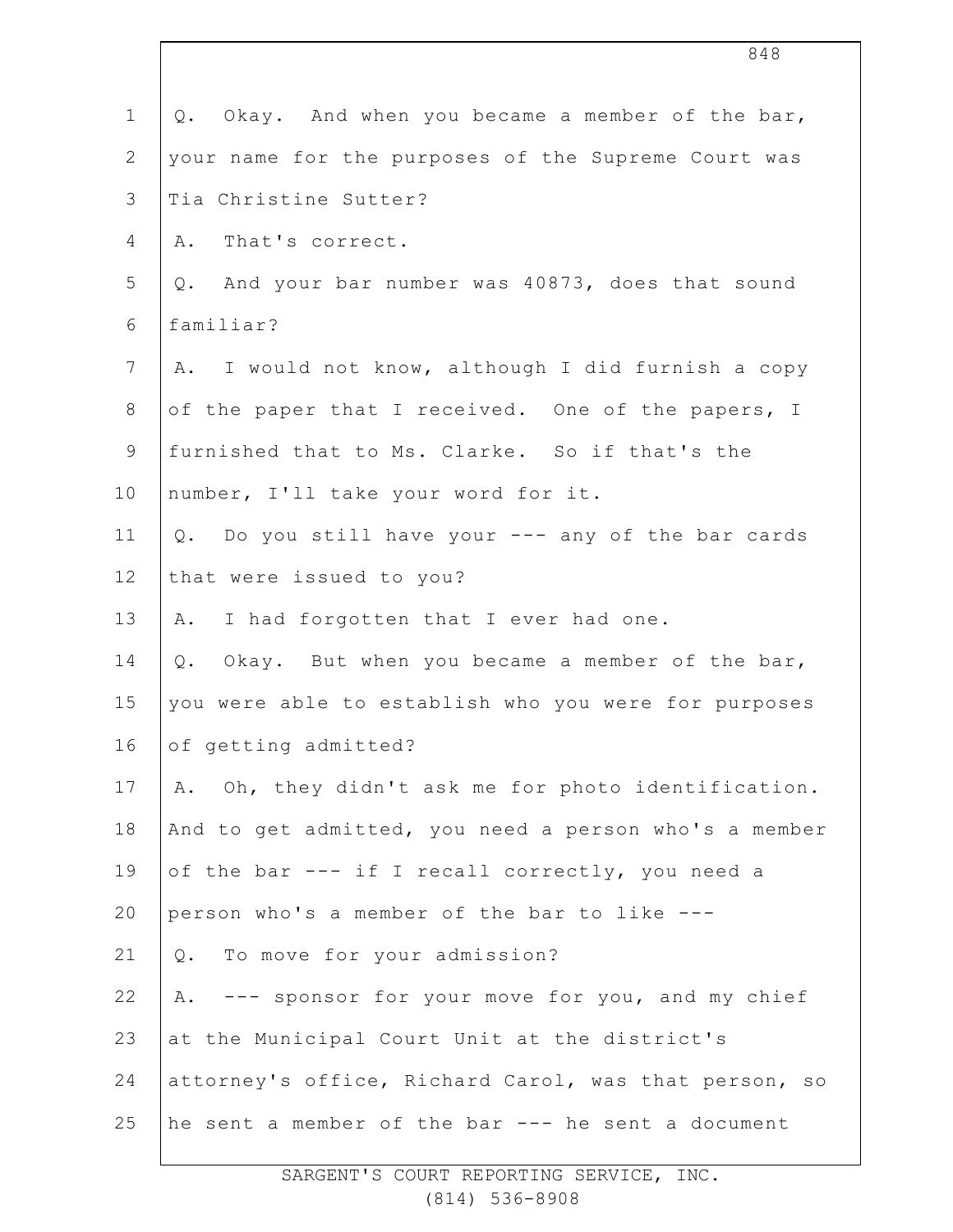Q. Okay. And when you became a member of the bar, your name for the purposes of the Supreme Court was Tia Christine Sutter?

A. That's correct.

Q. And your bar number was 40873, does that sound familiar?

A. I would not know, although I did furnish a copy of the paper that I received. One of the papers, I furnished that to Ms. Clarke. So if that's the number, I'll take your word for it.

Q. Do you still have your --- any of the bar cards that were issued to you?

A. I had forgotten that I ever had one.

Q. Okay. But when you became a member of the bar, you were able to establish who you were for purposes of getting admitted?

A. Oh, they didn't ask me for photo identification. And to get admitted, you need a person who's a member of the bar --- if I recall correctly, you need a person who's a member of the bar to like ---

Q. To move for your admission?

A. --- sponsor for your move for you, and my chief at the Municipal Court Unit at the district's attorney's office, Richard Carol, was that person, so he sent a member of the bar --- he sent a document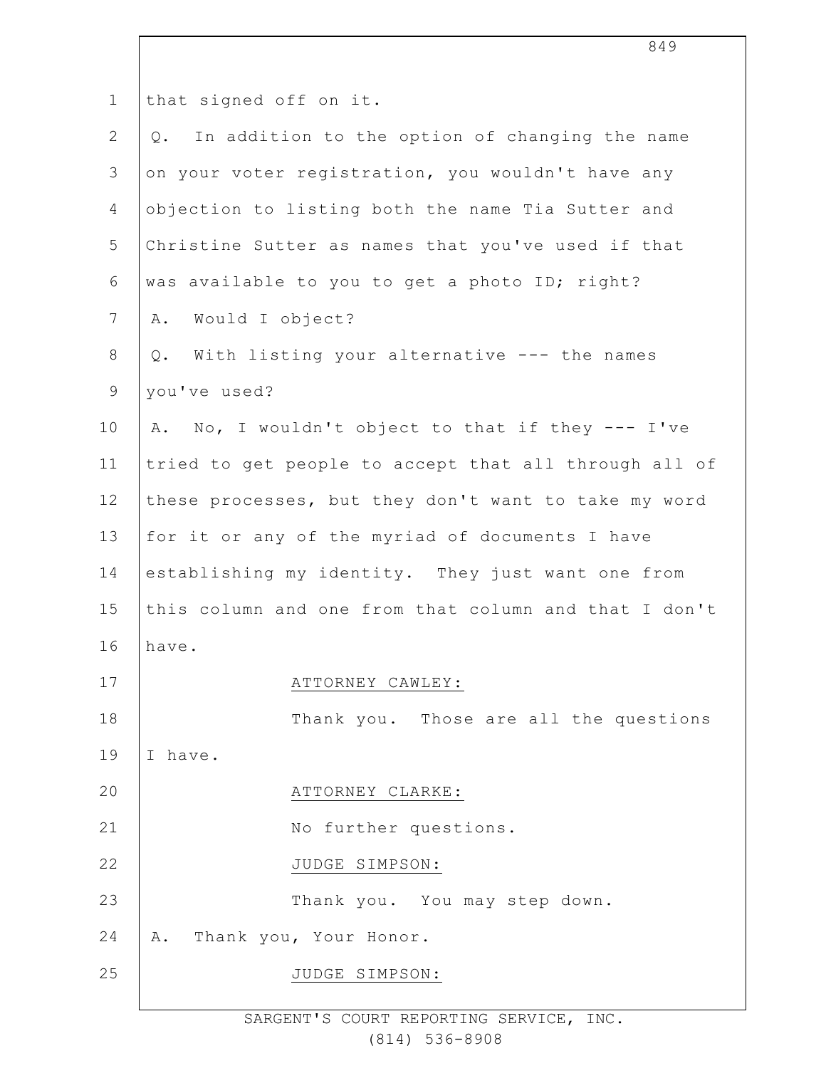that signed off on it.

Q. In addition to the option of changing the name on your voter registration, you wouldn't have any objection to listing both the name Tia Sutter and Christine Sutter as names that you've used if that was available to you to get a photo ID; right?

A. Would I object?

Q. With listing your alternative --- the names you've used?

A. No, I wouldn't object to that if they --- I've tried to get people to accept that all through all of these processes, but they don't want to take my word for it or any of the myriad of documents I have establishing my identity. They just want one from this column and one from that column and that I don't have.

ATTORNEY CAWLEY:

Thank you. Those are all the questions I have.

ATTORNEY CLARKE:

No further questions.

JUDGE SIMPSON:

Thank you. You may step down.

A. Thank you, Your Honor.

JUDGE SIMPSON: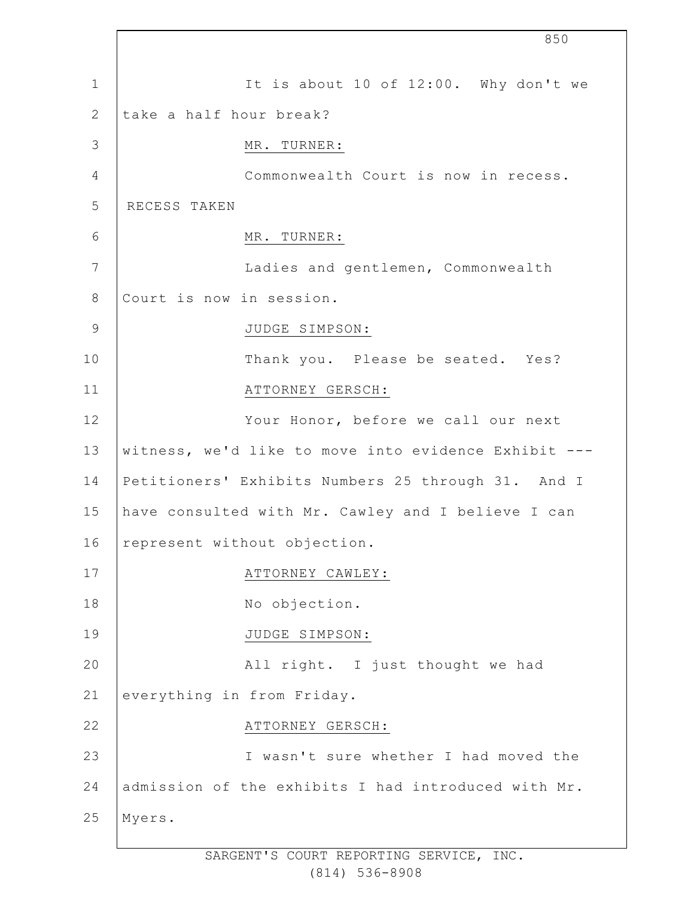It is about 10 of 12:00. Why don't we take a half hour break?

MR. TURNER:

Commonwealth Court is now in recess.

RECESS TAKEN

MR. TURNER:

Ladies and gentlemen, Commonwealth Court is now in session.

JUDGE SIMPSON:

Thank you. Please be seated. Yes?

ATTORNEY GERSCH:

Your Honor, before we call our next witness, we'd like to move into evidence Exhibit --- Petitioners' Exhibits Numbers 25 through 31. And I have consulted with Mr. Cawley and I believe I can represent without objection.

ATTORNEY CAWLEY:

No objection.

JUDGE SIMPSON:

All right. I just thought we had everything in from Friday.

ATTORNEY GERSCH:

I wasn't sure whether I had moved the admission of the exhibits I had introduced with Mr. Myers.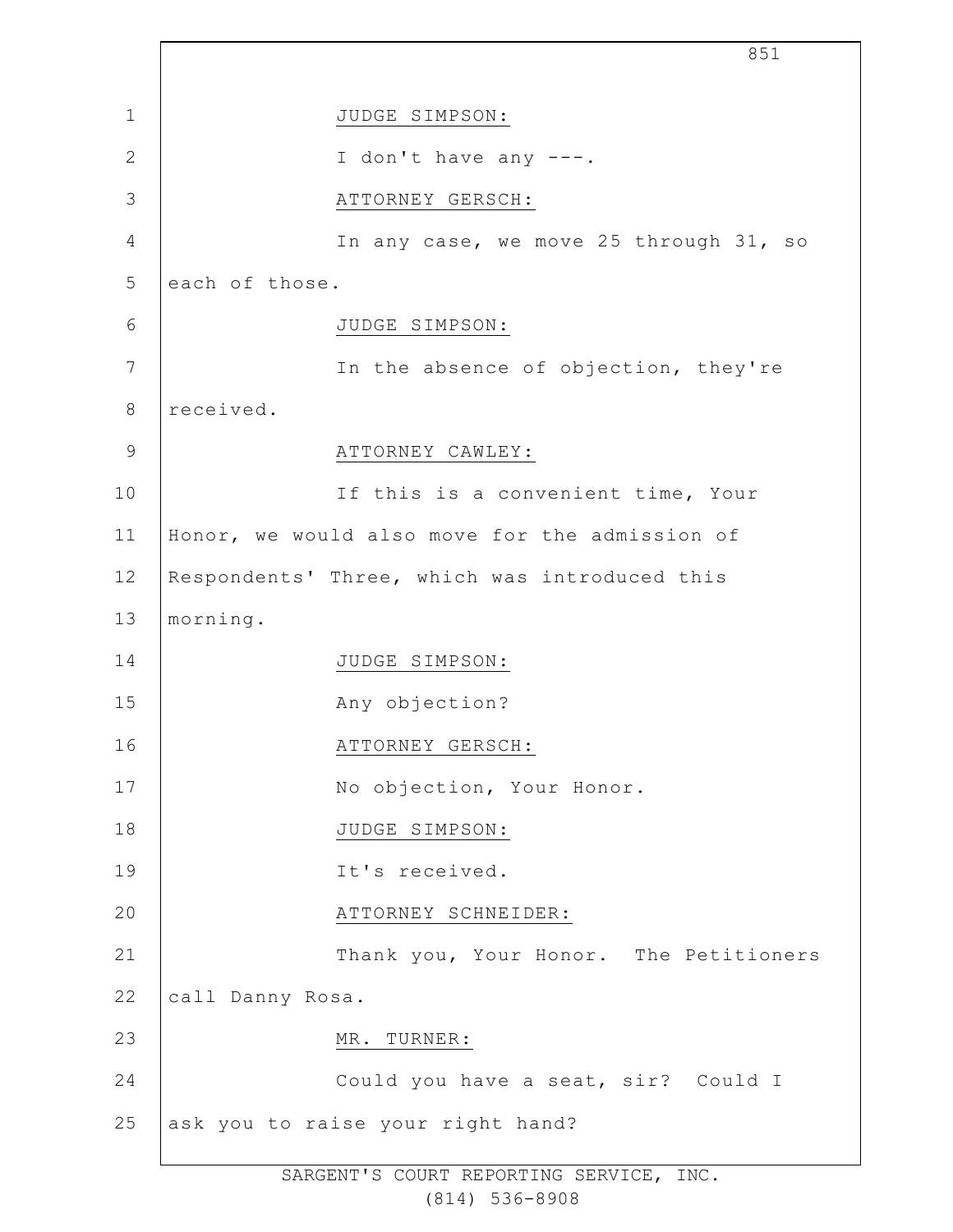JUDGE SIMPSON:

I don't have any ---.

ATTORNEY GERSCH:

In any case, we move 25 through 31, so each of those.

JUDGE SIMPSON:

In the absence of objection, they're received.

ATTORNEY CAWLEY:

If this is a convenient time, Your Honor, we would also move for the admission of Respondents' Three, which was introduced this morning.

JUDGE SIMPSON:

Any objection?

ATTORNEY GERSCH:

No objection, Your Honor.

JUDGE SIMPSON:

It's received.

ATTORNEY SCHNEIDER:

Thank you, Your Honor. The Petitioners call Danny Rosa.

MR. TURNER:

Could you have a seat, sir? Could I ask you to raise your right hand?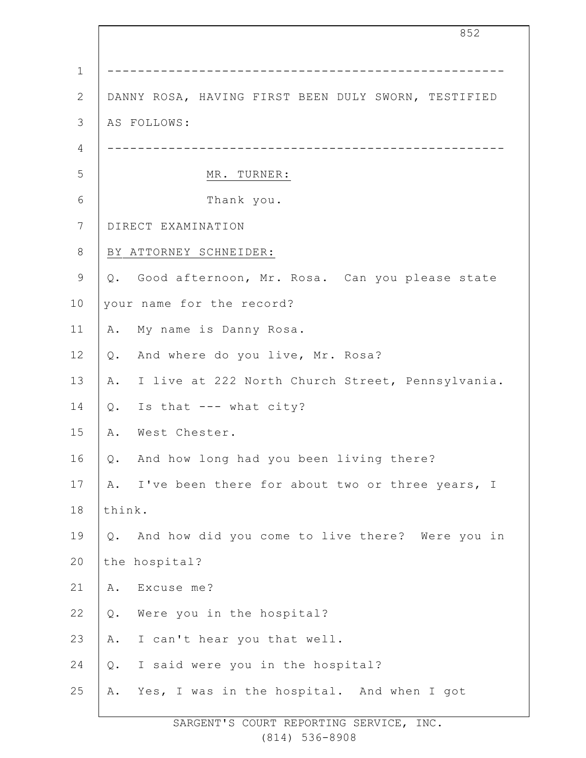---

DANNY ROSA, HAVING FIRST BEEN DULY SWORN, TESTIFIED AS FOLLOWS:

---

MR. TURNER:

Thank you.

DIRECT EXAMINATION

BY ATTORNEY SCHNEIDER:

Q. Good afternoon, Mr. Rosa. Can you please state your name for the record?

A. My name is Danny Rosa.

Q. And where do you live, Mr. Rosa?

A. I live at 222 North Church Street, Pennsylvania.

Q. Is that --- what city?

A. West Chester.

Q. And how long had you been living there?

A. I've been there for about two or three years, I think.

Q. And how did you come to live there? Were you in the hospital?

A. Excuse me?

Q. Were you in the hospital?

A. I can't hear you that well.

Q. I said were you in the hospital?

A. Yes, I was in the hospital. And when I got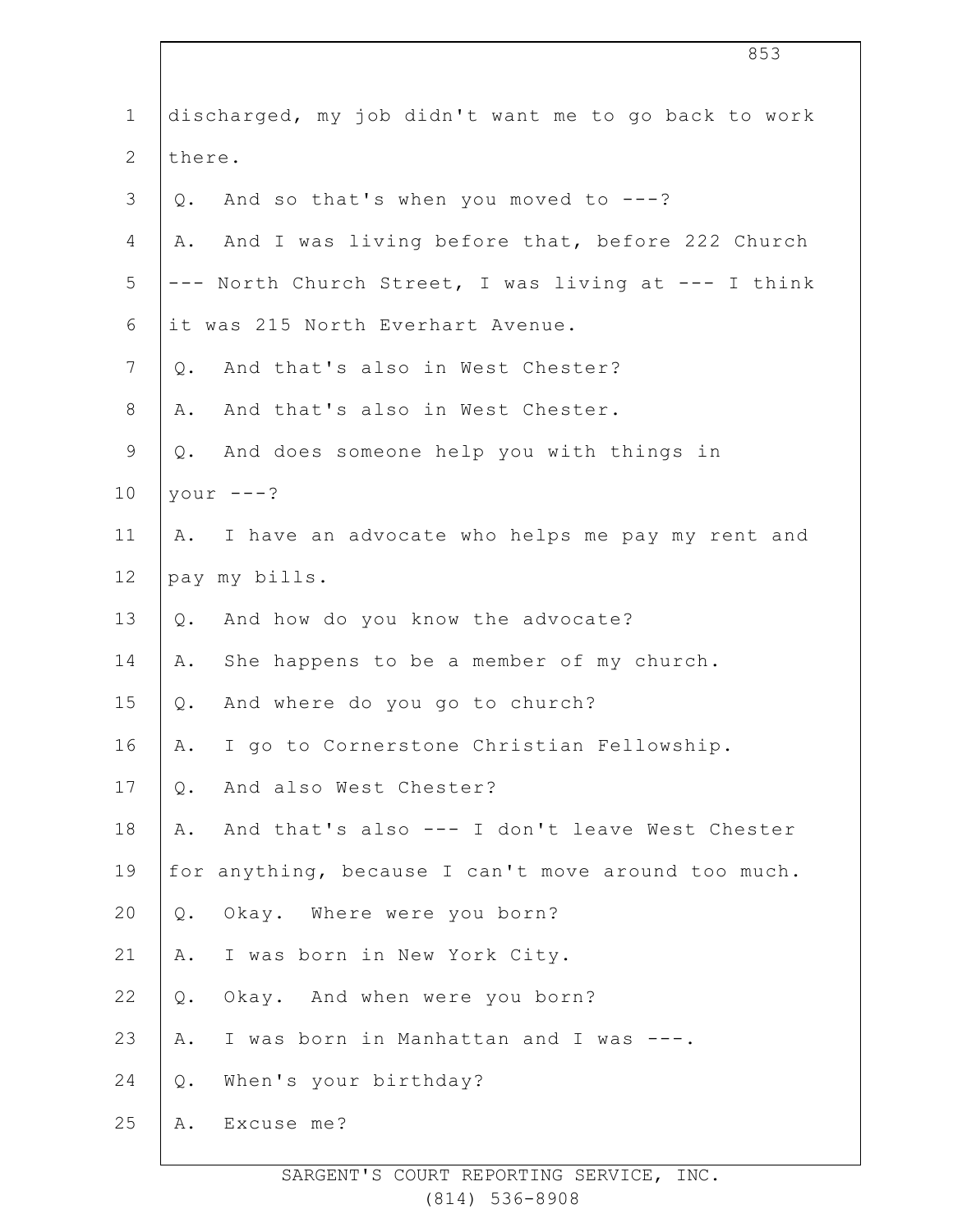discharged, my job didn't want me to go back to work there.

Q. And so that's when you moved to ---?

A. And I was living before that, before 222 Church --- North Church Street, I was living at --- I think it was 215 North Everhart Avenue.

Q. And that's also in West Chester?

A. And that's also in West Chester.

Q. And does someone help you with things in your ---?

A. I have an advocate who helps me pay my rent and pay my bills.

Q. And how do you know the advocate?

A. She happens to be a member of my church.

Q. And where do you go to church?

A. I go to Cornerstone Christian Fellowship.

Q. And also West Chester?

A. And that's also --- I don't leave West Chester for anything, because I can't move around too much.

Q. Okay. Where were you born?

A. I was born in New York City.

Q. Okay. And when were you born?

A. I was born in Manhattan and I was ---.

Q. When's your birthday?

A. Excuse me?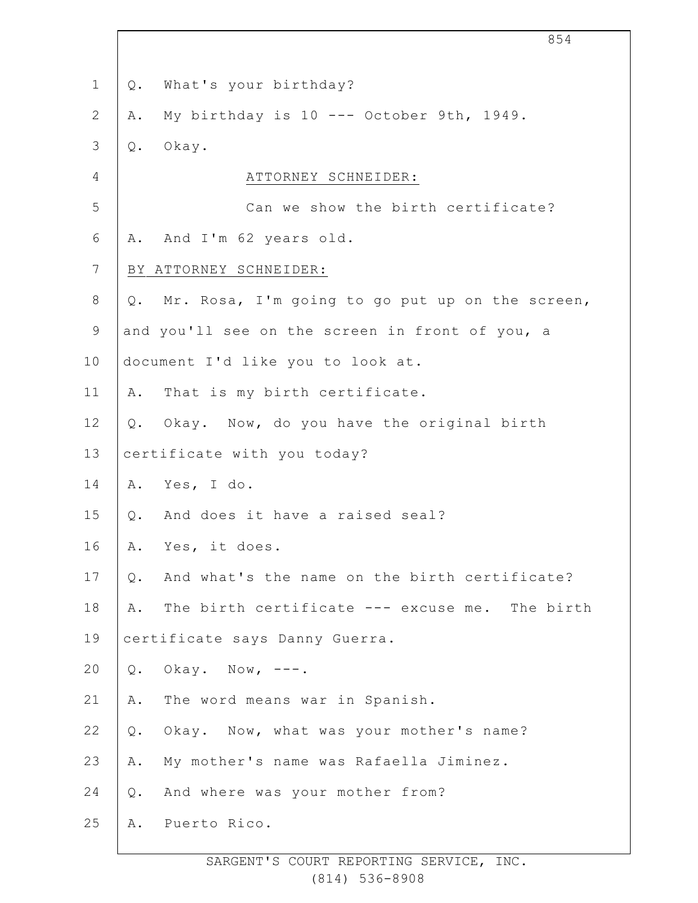Q. What's your birthday?

A. My birthday is 10 --- October 9th, 1949.

Q. Okay.

ATTORNEY SCHNEIDER:

Can we show the birth certificate?

A. And I'm 62 years old.

BY ATTORNEY SCHNEIDER:

Q. Mr. Rosa, I'm going to go put up on the screen, and you'll see on the screen in front of you, a document I'd like you to look at.

A. That is my birth certificate.

Q. Okay. Now, do you have the original birth certificate with you today?

A. Yes, I do.

Q. And does it have a raised seal?

A. Yes, it does.

Q. And what's the name on the birth certificate?

A. The birth certificate --- excuse me. The birth certificate says Danny Guerra.

Q. Okay. Now, ---.

A. The word means war in Spanish.

Q. Okay. Now, what was your mother's name?

A. My mother's name was Rafaella Jiminez.

Q. And where was your mother from?

A. Puerto Rico.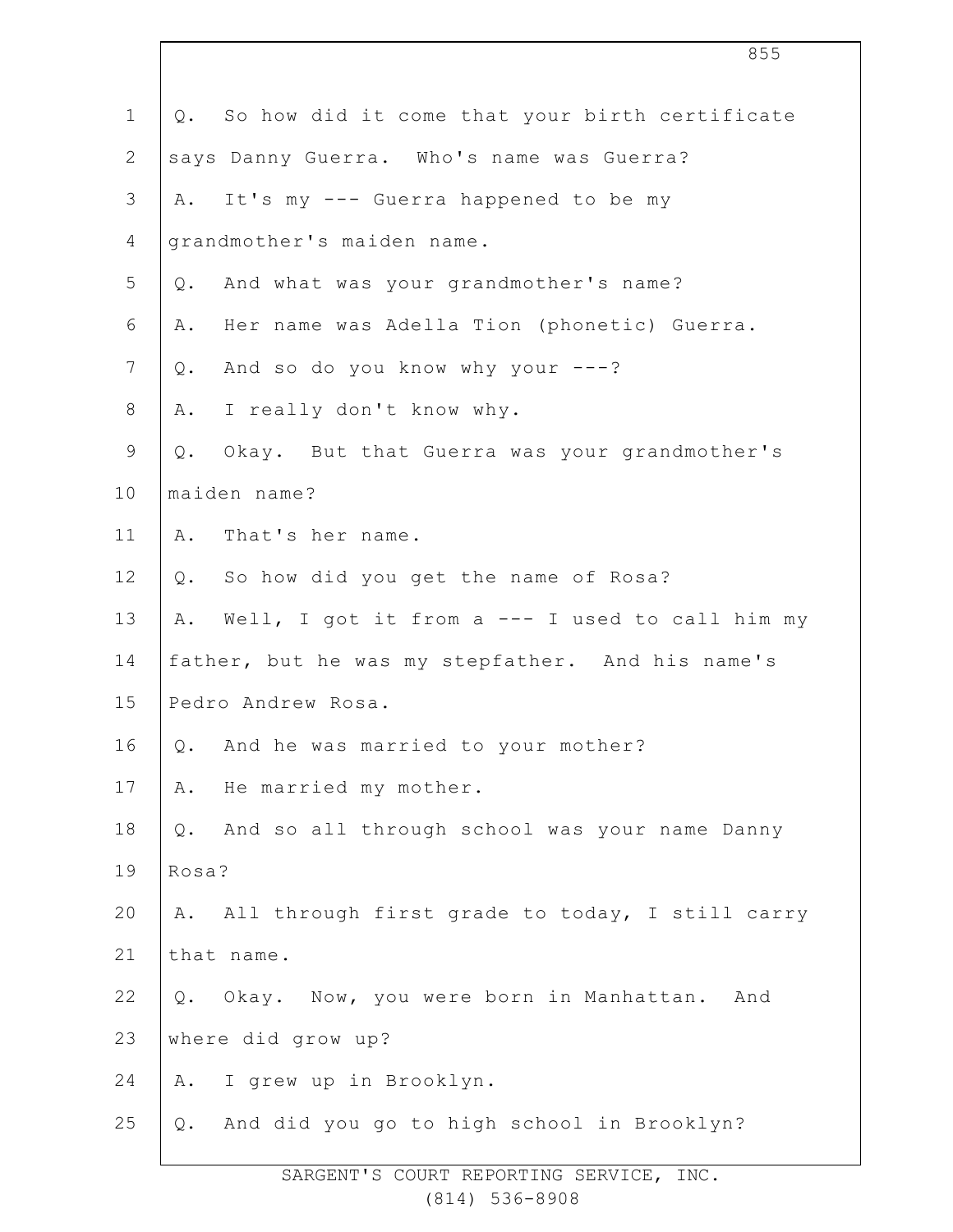Q. So how did it come that your birth certificate says Danny Guerra. Who's name was Guerra?

A. It's my --- Guerra happened to be my grandmother's maiden name.

Q. And what was your grandmother's name?

A. Her name was Adella Tion (phonetic) Guerra.

Q. And so do you know why your ---?

A. I really don't know why.

Q. Okay. But that Guerra was your grandmother's maiden name?

A. That's her name.

Q. So how did you get the name of Rosa?

A. Well, I got it from a --- I used to call him my father, but he was my stepfather. And his name's Pedro Andrew Rosa.

Q. And he was married to your mother?

A. He married my mother.

Q. And so all through school was your name Danny Rosa?

A. All through first grade to today, I still carry that name.

Q. Okay. Now, you were born in Manhattan. And where did grow up?

A. I grew up in Brooklyn.

Q. And did you go to high school in Brooklyn?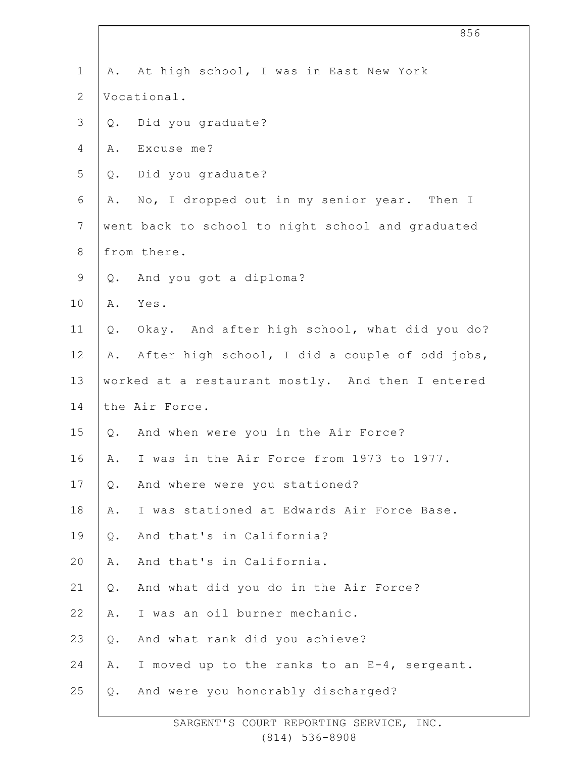A. At high school, I was in East New York Vocational.

Q. Did you graduate?

A. Excuse me?

Q. Did you graduate?

A. No, I dropped out in my senior year. Then I went back to school to night school and graduated from there.

Q. And you got a diploma?

A. Yes.

Q. Okay. And after high school, what did you do?

A. After high school, I did a couple of odd jobs, worked at a restaurant mostly. And then I entered the Air Force.

Q. And when were you in the Air Force?

A. I was in the Air Force from 1973 to 1977.

Q. And where were you stationed?

A. I was stationed at Edwards Air Force Base.

Q. And that's in California?

A. And that's in California.

Q. And what did you do in the Air Force?

A. I was an oil burner mechanic.

Q. And what rank did you achieve?

A. I moved up to the ranks to an E-4, sergeant.

Q. And were you honorably discharged?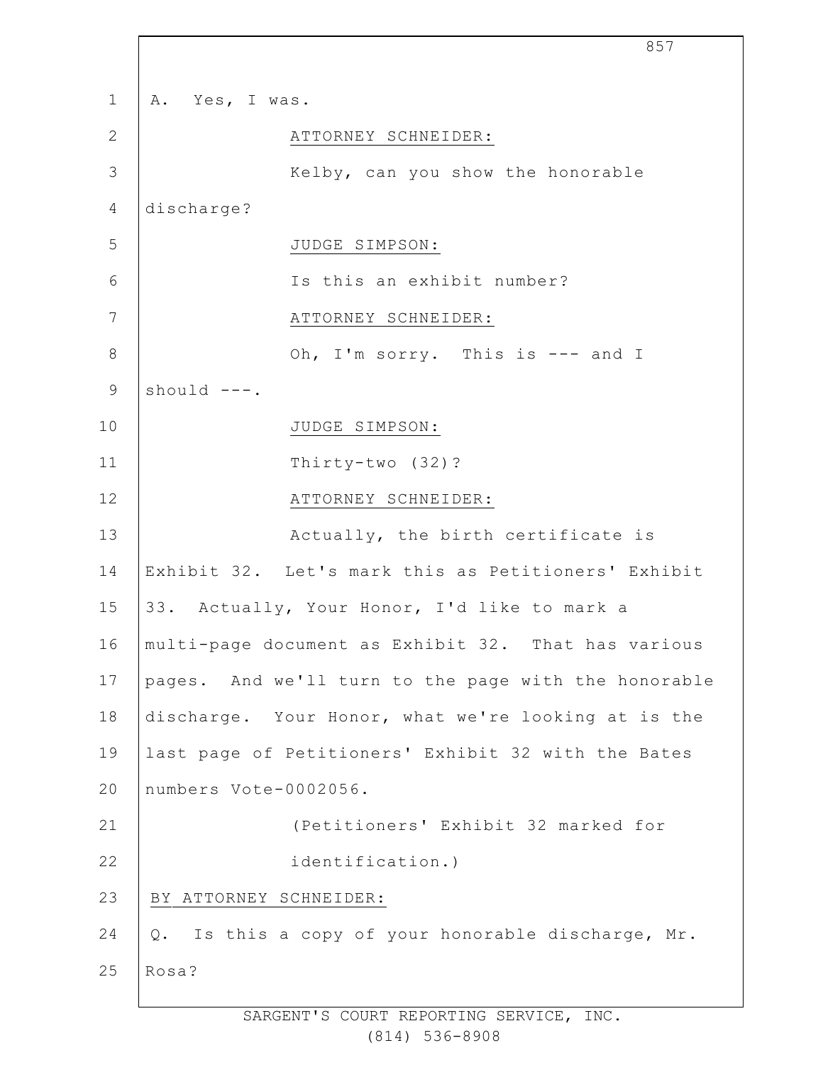A. Yes, I was.

ATTORNEY SCHNEIDER:

Kelby, can you show the honorable discharge?

JUDGE SIMPSON:

Is this an exhibit number?

ATTORNEY SCHNEIDER:

Oh, I'm sorry. This is --- and I should ---.

JUDGE SIMPSON:

Thirty-two (32)?

ATTORNEY SCHNEIDER:

Actually, the birth certificate is Exhibit 32. Let's mark this as Petitioners' Exhibit 33. Actually, Your Honor, I'd like to mark a multi-page document as Exhibit 32. That has various pages. And we'll turn to the page with the honorable discharge. Your Honor, what we're looking at is the last page of Petitioners' Exhibit 32 with the Bates numbers Vote-0002056.

(Petitioners' Exhibit 32 marked for identification.)

BY ATTORNEY SCHNEIDER:

Q. Is this a copy of your honorable discharge, Mr. Rosa?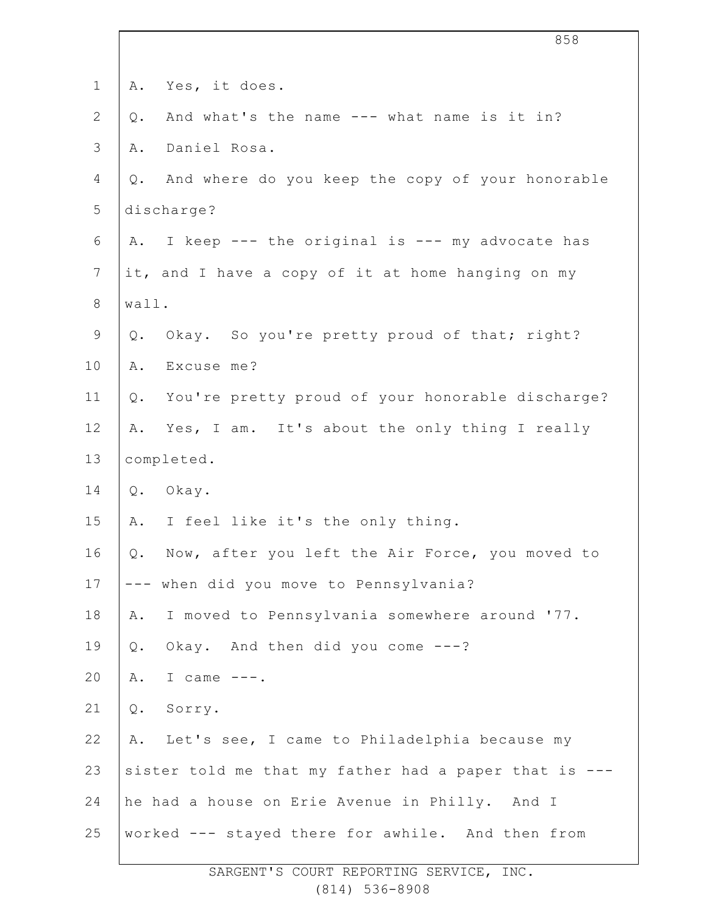A. Yes, it does.

Q. And what's the name --- what name is it in?

A. Daniel Rosa.

Q. And where do you keep the copy of your honorable discharge?

A. I keep --- the original is --- my advocate has it, and I have a copy of it at home hanging on my wall.

Q. Okay. So you're pretty proud of that; right?

A. Excuse me?

Q. You're pretty proud of your honorable discharge?

A. Yes, I am. It's about the only thing I really completed.

Q. Okay.

A. I feel like it's the only thing.

Q. Now, after you left the Air Force, you moved to --- when did you move to Pennsylvania?

A. I moved to Pennsylvania somewhere around '77.

Q. Okay. And then did you come ---?

A. I came ---.

Q. Sorry.

A. Let's see, I came to Philadelphia because my sister told me that my father had a paper that is --- he had a house on Erie Avenue in Philly. And I worked --- stayed there for awhile. And then from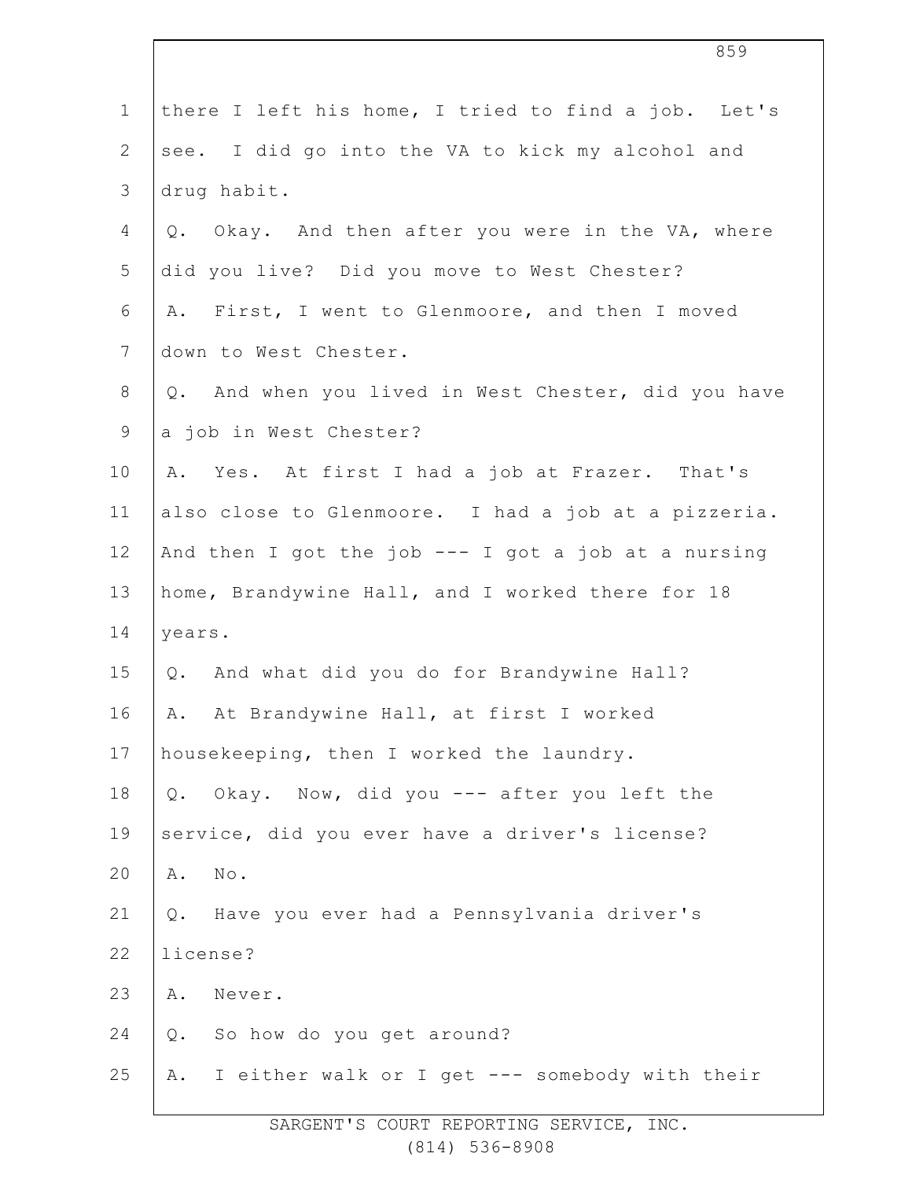there I left his home, I tried to find a job. Let's see. I did go into the VA to kick my alcohol and drug habit.

Q. Okay. And then after you were in the VA, where did you live? Did you move to West Chester?

A. First, I went to Glenmoore, and then I moved down to West Chester.

Q. And when you lived in West Chester, did you have a job in West Chester?

A. Yes. At first I had a job at Frazer. That's also close to Glenmoore. I had a job at a pizzeria. And then I got the job --- I got a job at a nursing home, Brandywine Hall, and I worked there for 18 years.

Q. And what did you do for Brandywine Hall?

A. At Brandywine Hall, at first I worked housekeeping, then I worked the laundry.

Q. Okay. Now, did you --- after you left the service, did you ever have a driver's license?

A. No.

Q. Have you ever had a Pennsylvania driver's license?

A. Never.

Q. So how do you get around?

A. I either walk or I get --- somebody with their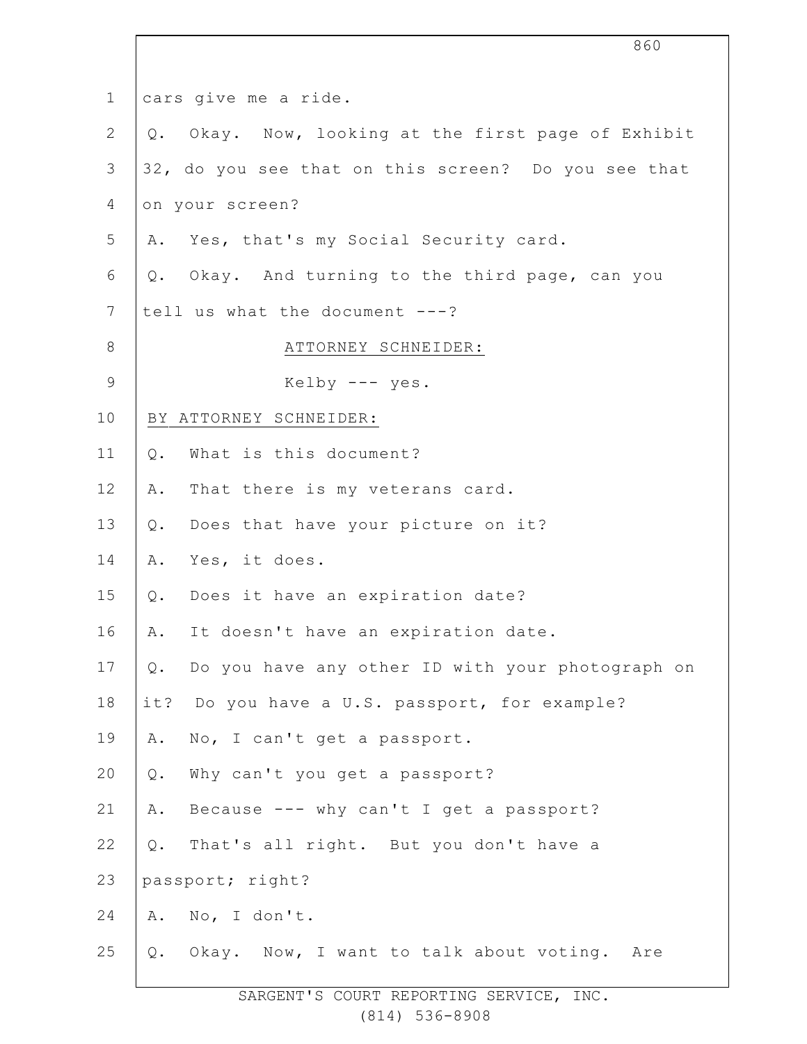cars give me a ride.

Q. Okay. Now, looking at the first page of Exhibit 32, do you see that on this screen? Do you see that on your screen?

A. Yes, that's my Social Security card.

Q. Okay. And turning to the third page, can you tell us what the document ---?

ATTORNEY SCHNEIDER:

Kelby --- yes.

BY ATTORNEY SCHNEIDER:

Q. What is this document?

A. That there is my veterans card.

Q. Does that have your picture on it?

A. Yes, it does.

Q. Does it have an expiration date?

A. It doesn't have an expiration date.

Q. Do you have any other ID with your photograph on it? Do you have a U.S. passport, for example?

A. No, I can't get a passport.

Q. Why can't you get a passport?

A. Because --- why can't I get a passport?

Q. That's all right. But you don't have a passport; right?

A. No, I don't.

Q. Okay. Now, I want to talk about voting. Are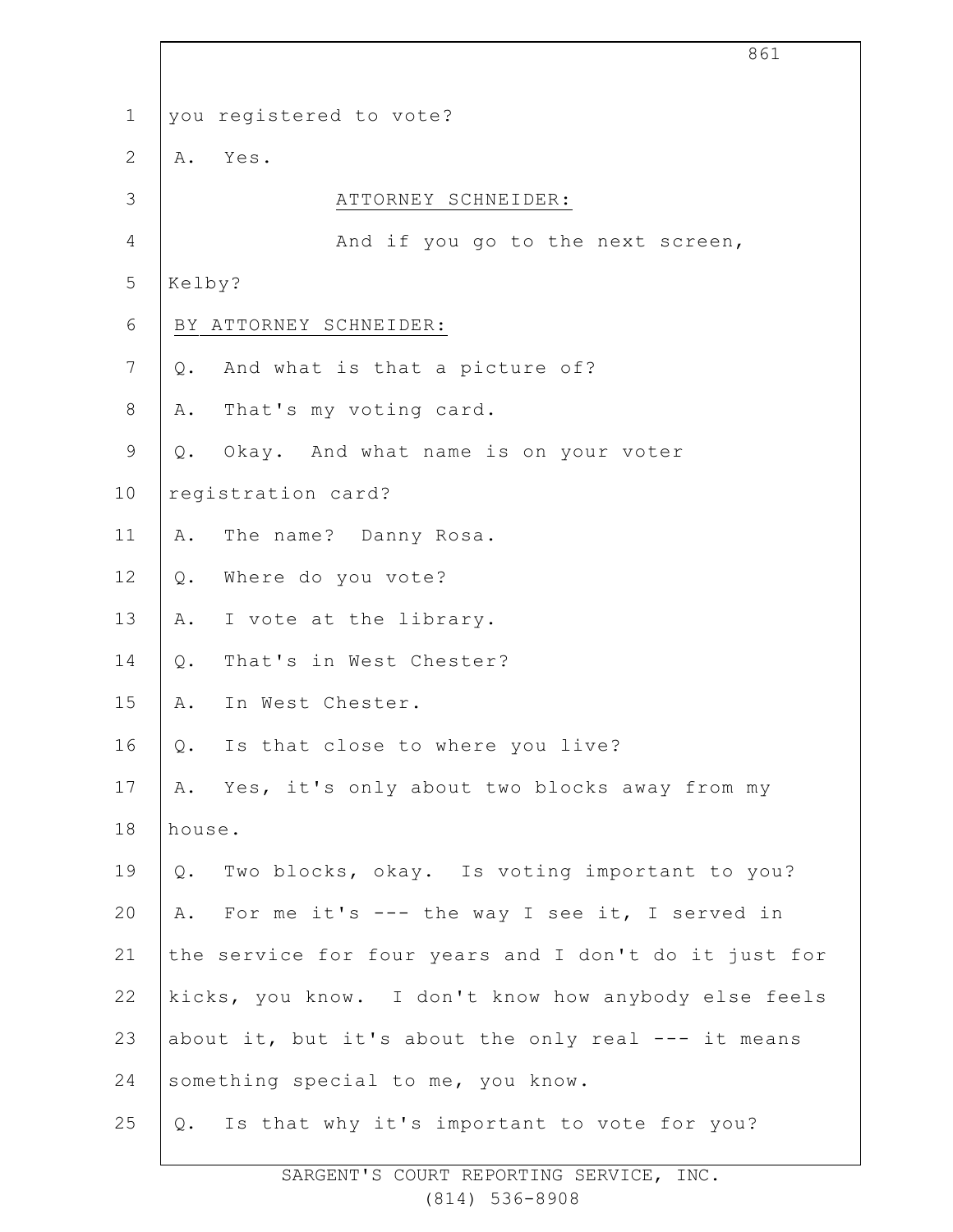you registered to vote?

A. Yes.

ATTORNEY SCHNEIDER:

And if you go to the next screen, Kelby?

BY ATTORNEY SCHNEIDER:

Q. And what is that a picture of?

A. That's my voting card.

Q. Okay. And what name is on your voter registration card?

A. The name? Danny Rosa.

Q. Where do you vote?

A. I vote at the library.

Q. That's in West Chester?

A. In West Chester.

Q. Is that close to where you live?

A. Yes, it's only about two blocks away from my house.

Q. Two blocks, okay. Is voting important to you?

A. For me it's --- the way I see it, I served in the service for four years and I don't do it just for kicks, you know. I don't know how anybody else feels about it, but it's about the only real --- it means something special to me, you know.

Q. Is that why it's important to vote for you?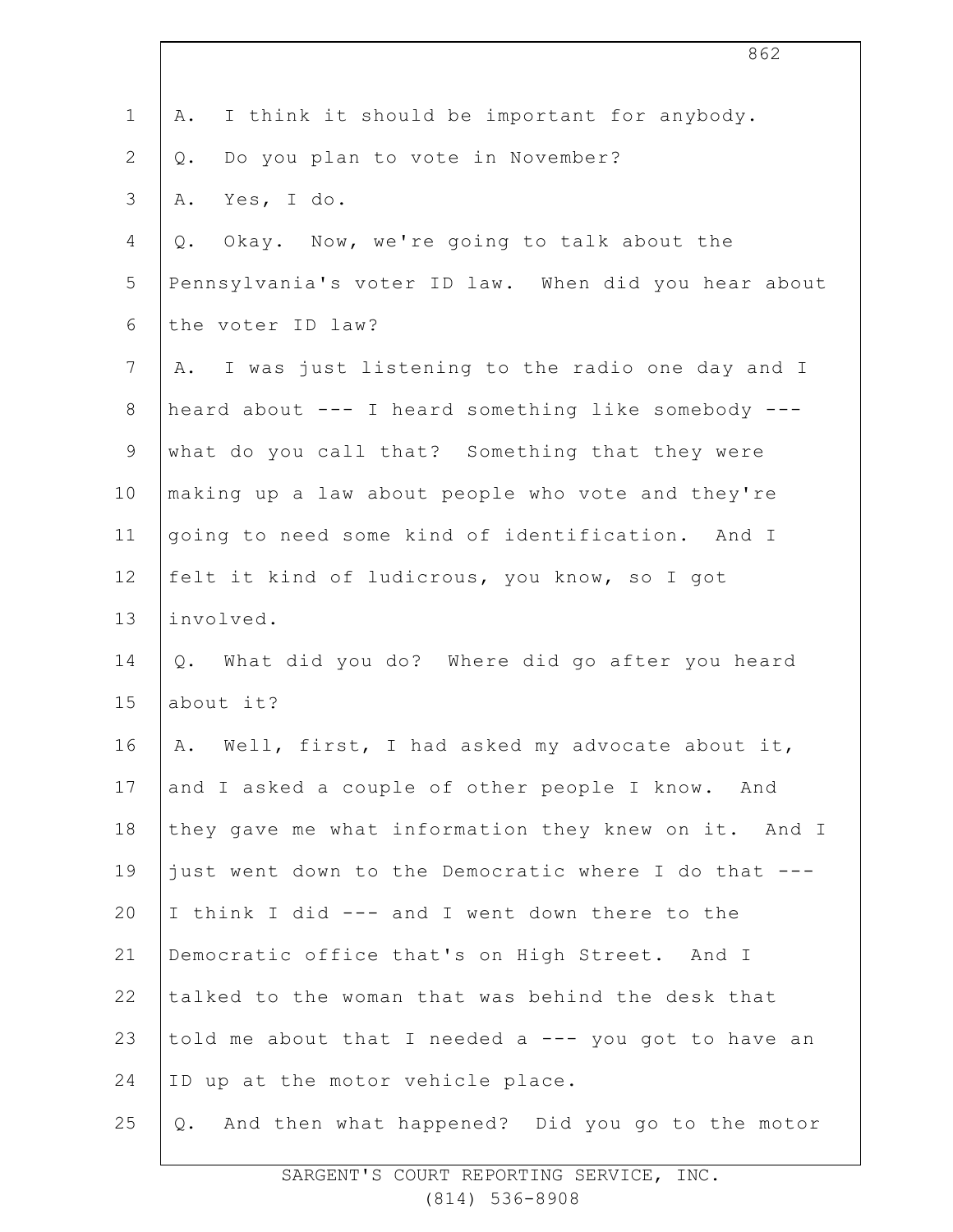A. I think it should be important for anybody.

Q. Do you plan to vote in November?

A. Yes, I do.

Q. Okay. Now, we're going to talk about the Pennsylvania's voter ID law. When did you hear about the voter ID law?

A. I was just listening to the radio one day and I heard about --- I heard something like somebody --- what do you call that? Something that they were making up a law about people who vote and they're going to need some kind of identification. And I felt it kind of ludicrous, you know, so I got involved.

Q. What did you do? Where did go after you heard about it?

A. Well, first, I had asked my advocate about it, and I asked a couple of other people I know. And they gave me what information they knew on it. And I just went down to the Democratic where I do that --- I think I did --- and I went down there to the Democratic office that's on High Street. And I talked to the woman that was behind the desk that told me about that I needed a --- you got to have an ID up at the motor vehicle place.

Q. And then what happened? Did you go to the motor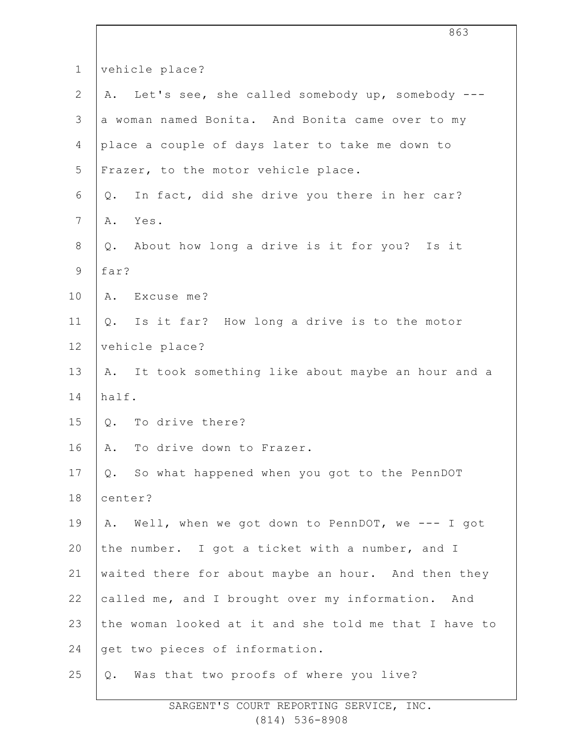vehicle place?

A. Let's see, she called somebody up, somebody --- a woman named Bonita. And Bonita came over to my place a couple of days later to take me down to Frazer, to the motor vehicle place.

Q. In fact, did she drive you there in her car?

A. Yes.

Q. About how long a drive is it for you? Is it far?

A. Excuse me?

Q. Is it far? How long a drive is to the motor vehicle place?

A. It took something like about maybe an hour and a half.

Q. To drive there?

A. To drive down to Frazer.

Q. So what happened when you got to the PennDOT center?

A. Well, when we got down to PennDOT, we --- I got the number. I got a ticket with a number, and I waited there for about maybe an hour. And then they called me, and I brought over my information. And the woman looked at it and she told me that I have to get two pieces of information.

Q. Was that two proofs of where you live?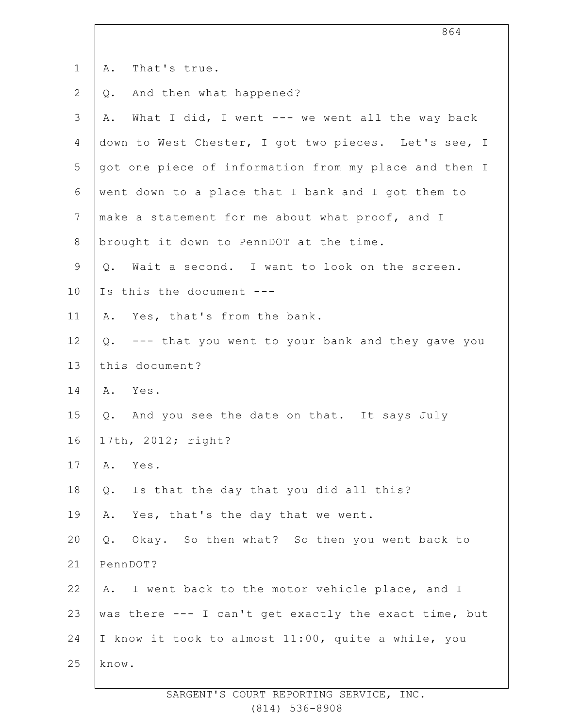A. That's true.

Q. And then what happened?

A. What I did, I went --- we went all the way back down to West Chester, I got two pieces. Let's see, I got one piece of information from my place and then I went down to a place that I bank and I got them to make a statement for me about what proof, and I brought it down to PennDOT at the time.

Q. Wait a second. I want to look on the screen. Is this the document ---

A. Yes, that's from the bank.

Q. --- that you went to your bank and they gave you this document?

A. Yes.

Q. And you see the date on that. It says July 17th, 2012; right?

A. Yes.

Q. Is that the day that you did all this?

A. Yes, that's the day that we went.

Q. Okay. So then what? So then you went back to PennDOT?

A. I went back to the motor vehicle place, and I was there --- I can't get exactly the exact time, but I know it took to almost 11:00, quite a while, you know.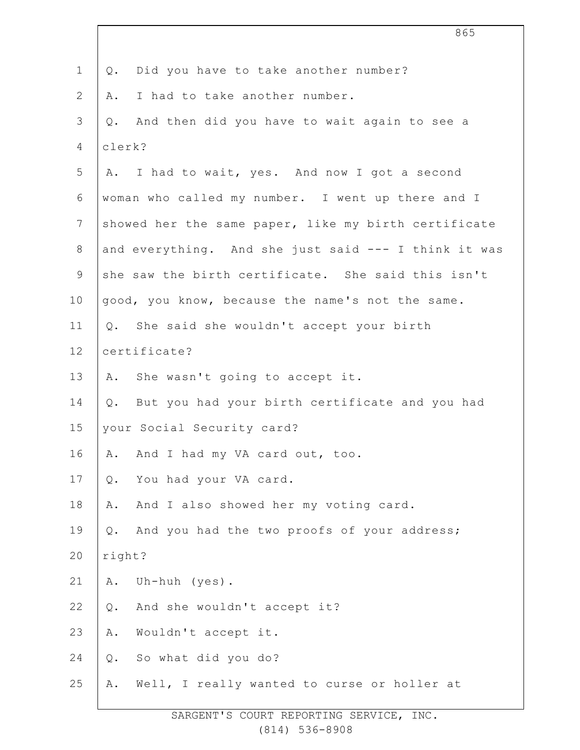Q. Did you have to take another number?

A. I had to take another number.

Q. And then did you have to wait again to see a clerk?

A. I had to wait, yes. And now I got a second woman who called my number. I went up there and I showed her the same paper, like my birth certificate and everything. And she just said --- I think it was she saw the birth certificate. She said this isn't good, you know, because the name's not the same.

Q. She said she wouldn't accept your birth certificate?

A. She wasn't going to accept it.

Q. But you had your birth certificate and you had your Social Security card?

A. And I had my VA card out, too.

Q. You had your VA card.

A. And I also showed her my voting card.

Q. And you had the two proofs of your address; right?

A. Uh-huh (yes).

Q. And she wouldn't accept it?

A. Wouldn't accept it.

Q. So what did you do?

A. Well, I really wanted to curse or holler at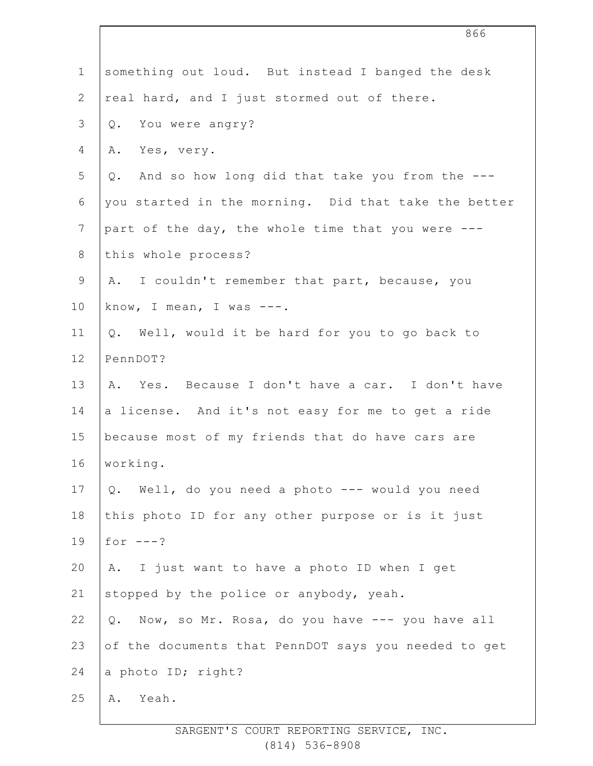something out loud. But instead I banged the desk real hard, and I just stormed out of there.

Q. You were angry?

A. Yes, very.

Q. And so how long did that take you from the --- you started in the morning. Did that take the better part of the day, the whole time that you were --- this whole process?

A. I couldn't remember that part, because, you know, I mean, I was ---.

Q. Well, would it be hard for you to go back to PennDOT?

A. Yes. Because I don't have a car. I don't have a license. And it's not easy for me to get a ride because most of my friends that do have cars are working.

Q. Well, do you need a photo --- would you need this photo ID for any other purpose or is it just for ---?

A. I just want to have a photo ID when I get stopped by the police or anybody, yeah.

Q. Now, so Mr. Rosa, do you have --- you have all of the documents that PennDOT says you needed to get a photo ID; right?

A. Yeah.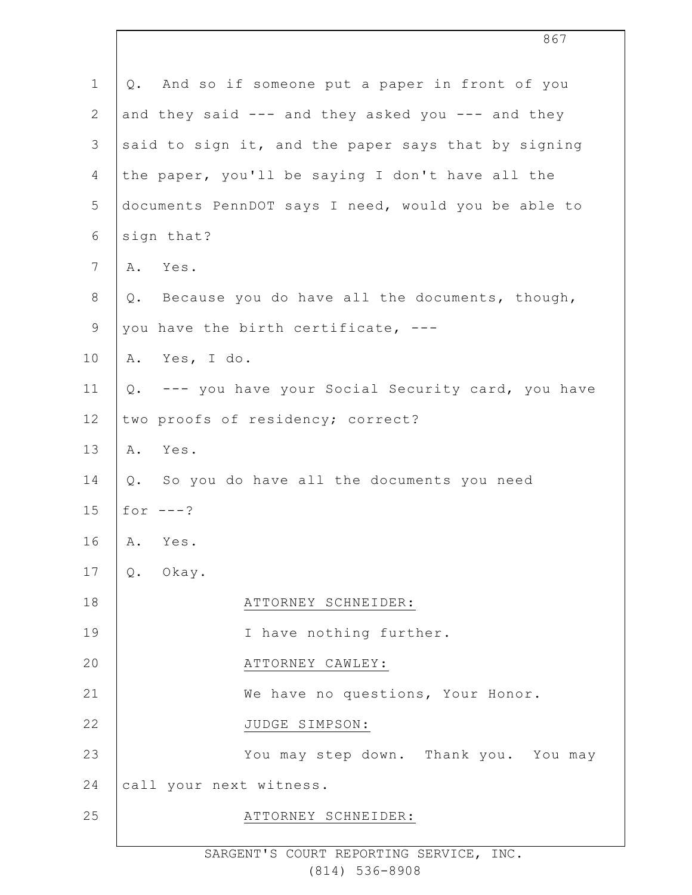Q. And so if someone put a paper in front of you and they said --- and they asked you --- and they said to sign it, and the paper says that by signing the paper, you'll be saying I don't have all the documents PennDOT says I need, would you be able to sign that?

A. Yes.

Q. Because you do have all the documents, though, you have the birth certificate, ---

A. Yes, I do.

Q. --- you have your Social Security card, you have two proofs of residency; correct?

A. Yes.

Q. So you do have all the documents you need for ---?

A. Yes.

Q. Okay.

ATTORNEY SCHNEIDER:

I have nothing further.

ATTORNEY CAWLEY:

We have no questions, Your Honor.

JUDGE SIMPSON:

You may step down. Thank you. You may call your next witness.

ATTORNEY SCHNEIDER: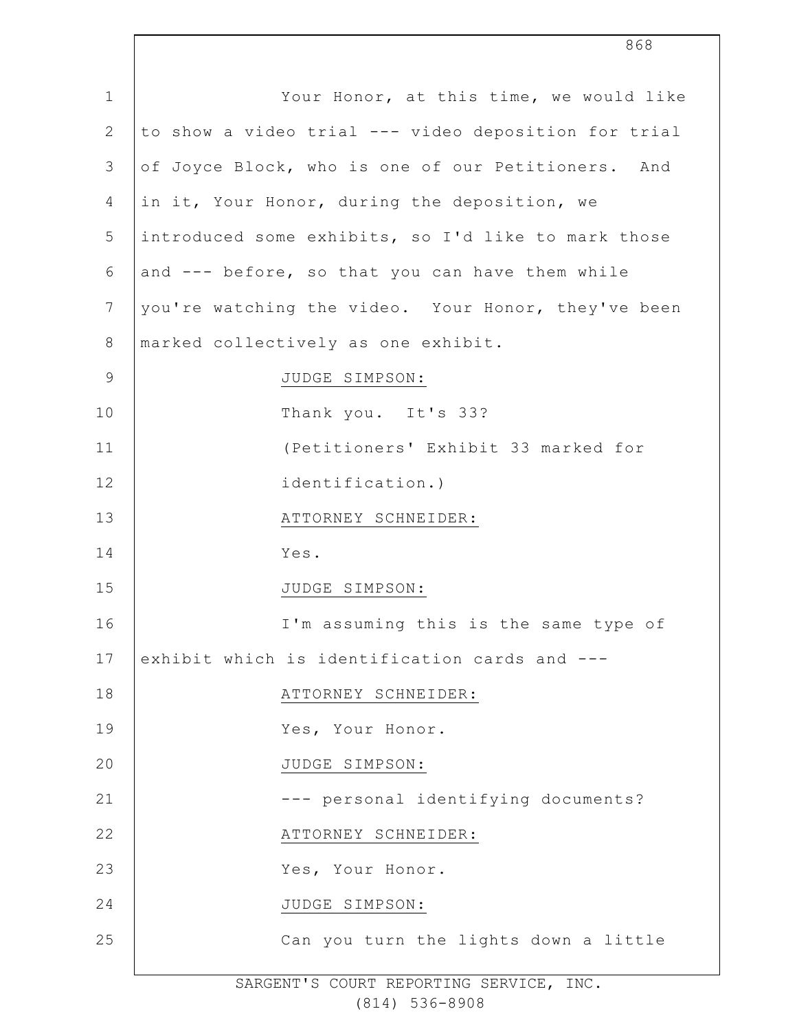Your Honor, at this time, we would like to show a video trial --- video deposition for trial of Joyce Block, who is one of our Petitioners. And in it, Your Honor, during the deposition, we introduced some exhibits, so I'd like to mark those and --- before, so that you can have them while you're watching the video. Your Honor, they've been marked collectively as one exhibit.

JUDGE SIMPSON:

Thank you. It's 33?

(Petitioners' Exhibit 33 marked for identification.)

ATTORNEY SCHNEIDER:

Yes.

JUDGE SIMPSON:

I'm assuming this is the same type of exhibit which is identification cards and ---

ATTORNEY SCHNEIDER:

Yes, Your Honor.

JUDGE SIMPSON:

--- personal identifying documents?

ATTORNEY SCHNEIDER:

Yes, Your Honor.

JUDGE SIMPSON:

Can you turn the lights down a little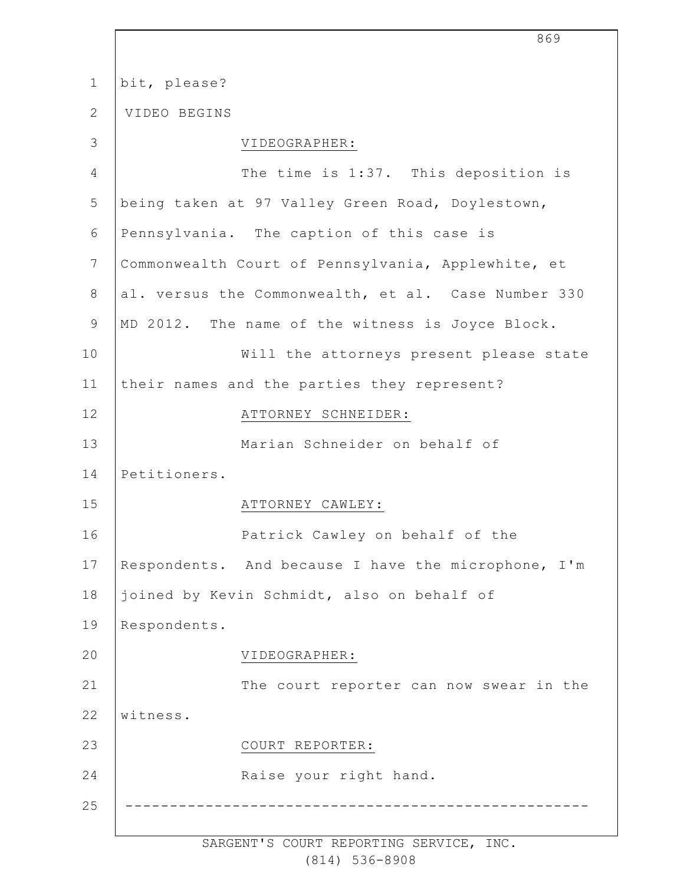1 bit, please?

2 VIDEO BEGINS

3 VIDEOGRAPHER:

4 The time is 1:37. This deposition is

5 being taken at 97 Valley Green Road, Doylestown,

6 Pennsylvania. The caption of this case is

7 Commonwealth Court of Pennsylvania, Applewhite, et

8 al. versus the Commonwealth, et al. Case Number 330

9 MD 2012. The name of the witness is Joyce Block.

10 Will the attorneys present please state

11 their names and the parties they represent?

12 ATTORNEY SCHNEIDER:

13 Marian Schneider on behalf of

14 Petitioners.

15 ATTORNEY CAWLEY:

16 Patrick Cawley on behalf of the

17 Respondents. And because I have the microphone, I'm

18 joined by Kevin Schmidt, also on behalf of

19 Respondents.

20 VIDEOGRAPHER:

21 The court reporter can now swear in the

22 witness.

23 COURT REPORTER:

24 Raise your right hand.

25 ----------------------------------------------------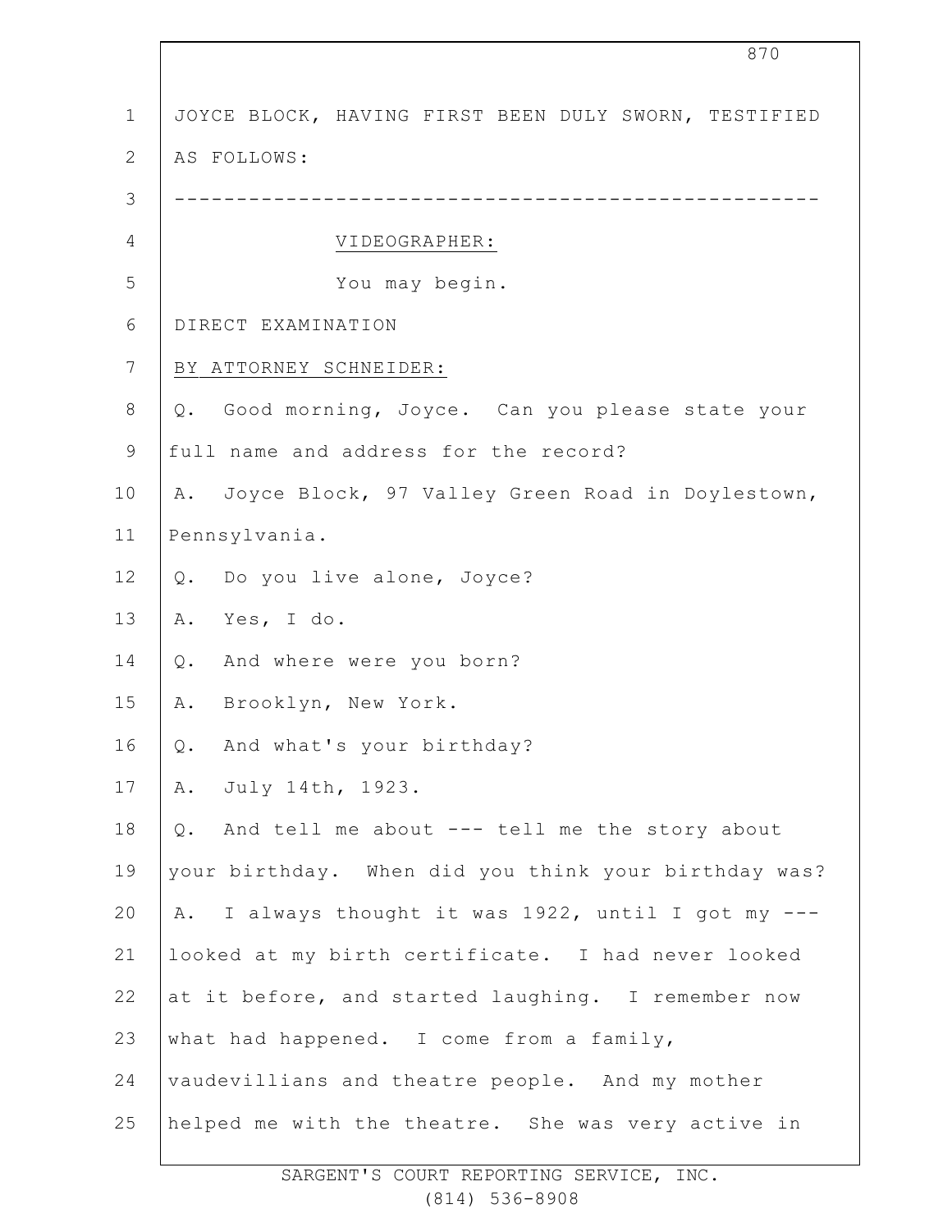JOYCE BLOCK, HAVING FIRST BEEN DULY SWORN, TESTIFIED AS FOLLOWS:

---

VIDEOGRAPHER:

You may begin.

DIRECT EXAMINATION

BY ATTORNEY SCHNEIDER:

Q. Good morning, Joyce. Can you please state your full name and address for the record?

A. Joyce Block, 97 Valley Green Road in Doylestown, Pennsylvania.

Q. Do you live alone, Joyce?

A. Yes, I do.

Q. And where were you born?

A. Brooklyn, New York.

Q. And what's your birthday?

A. July 14th, 1923.

Q. And tell me about --- tell me the story about your birthday. When did you think your birthday was?

A. I always thought it was 1922, until I got my --- looked at my birth certificate. I had never looked at it before, and started laughing. I remember now what had happened. I come from a family, vaudevillians and theatre people. And my mother helped me with the theatre. She was very active in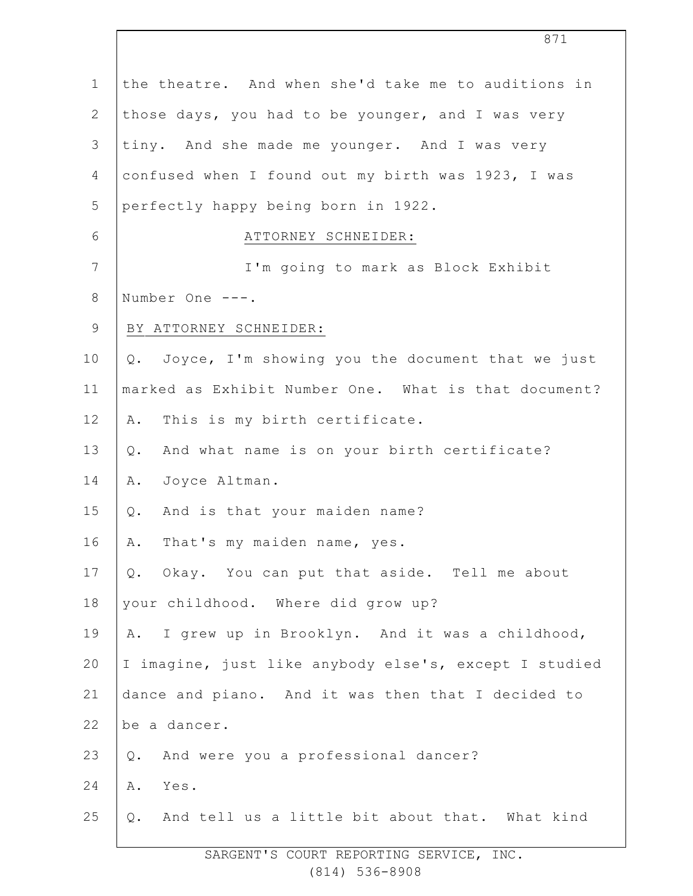the theatre. And when she'd take me to auditions in those days, you had to be younger, and I was very tiny. And she made me younger. And I was very confused when I found out my birth was 1923, I was perfectly happy being born in 1922.

ATTORNEY SCHNEIDER:

I'm going to mark as Block Exhibit Number One ---.

BY ATTORNEY SCHNEIDER:

Q. Joyce, I'm showing you the document that we just marked as Exhibit Number One. What is that document?

A. This is my birth certificate.

Q. And what name is on your birth certificate?

A. Joyce Altman.

Q. And is that your maiden name?

A. That's my maiden name, yes.

Q. Okay. You can put that aside. Tell me about your childhood. Where did grow up?

A. I grew up in Brooklyn. And it was a childhood, I imagine, just like anybody else's, except I studied dance and piano. And it was then that I decided to be a dancer.

Q. And were you a professional dancer?

A. Yes.

Q. And tell us a little bit about that. What kind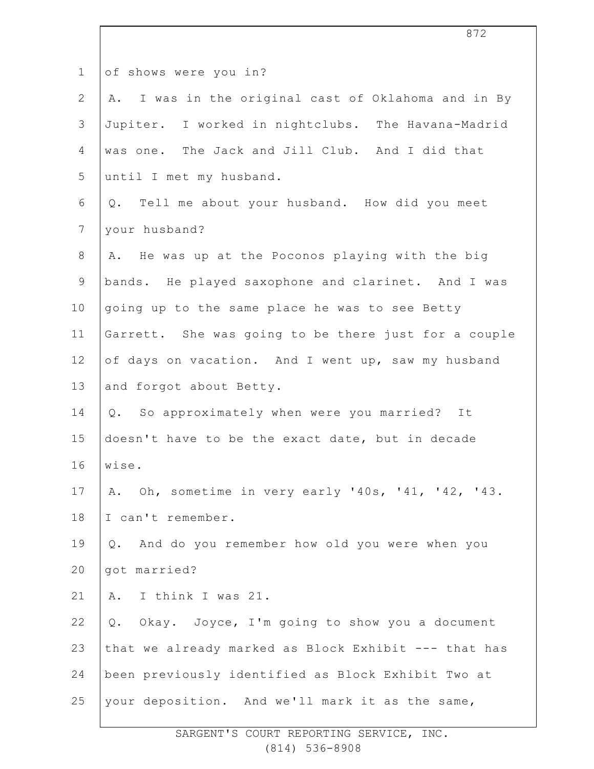of shows were you in?

A. I was in the original cast of Oklahoma and in By Jupiter. I worked in nightclubs. The Havana-Madrid was one. The Jack and Jill Club. And I did that until I met my husband.

Q. Tell me about your husband. How did you meet your husband?

A. He was up at the Poconos playing with the big bands. He played saxophone and clarinet. And I was going up to the same place he was to see Betty Garrett. She was going to be there just for a couple of days on vacation. And I went up, saw my husband and forgot about Betty.

Q. So approximately when were you married? It doesn't have to be the exact date, but in decade wise.

A. Oh, sometime in very early '40s, '41, '42, '43. I can't remember.

Q. And do you remember how old you were when you got married?

A. I think I was 21.

Q. Okay. Joyce, I'm going to show you a document that we already marked as Block Exhibit --- that has been previously identified as Block Exhibit Two at your deposition. And we'll mark it as the same,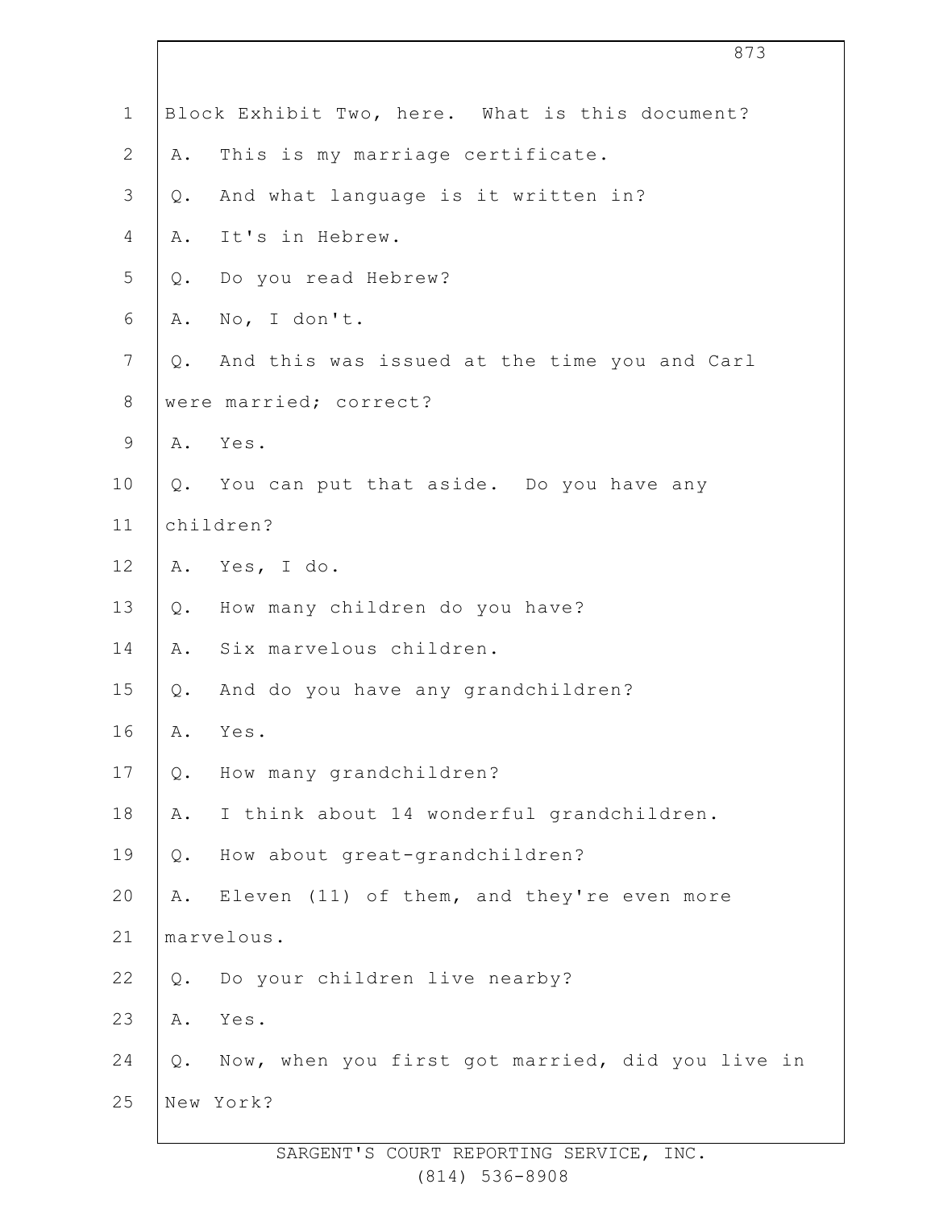Block Exhibit Two, here. What is this document?

A. This is my marriage certificate.

Q. And what language is it written in?

A. It's in Hebrew.

Q. Do you read Hebrew?

A. No, I don't.

Q. And this was issued at the time you and Carl were married; correct?

A. Yes.

Q. You can put that aside. Do you have any children?

A. Yes, I do.

Q. How many children do you have?

A. Six marvelous children.

Q. And do you have any grandchildren?

A. Yes.

Q. How many grandchildren?

A. I think about 14 wonderful grandchildren.

Q. How about great-grandchildren?

A. Eleven (11) of them, and they're even more marvelous.

Q. Do your children live nearby?

A. Yes.

Q. Now, when you first got married, did you live in New York?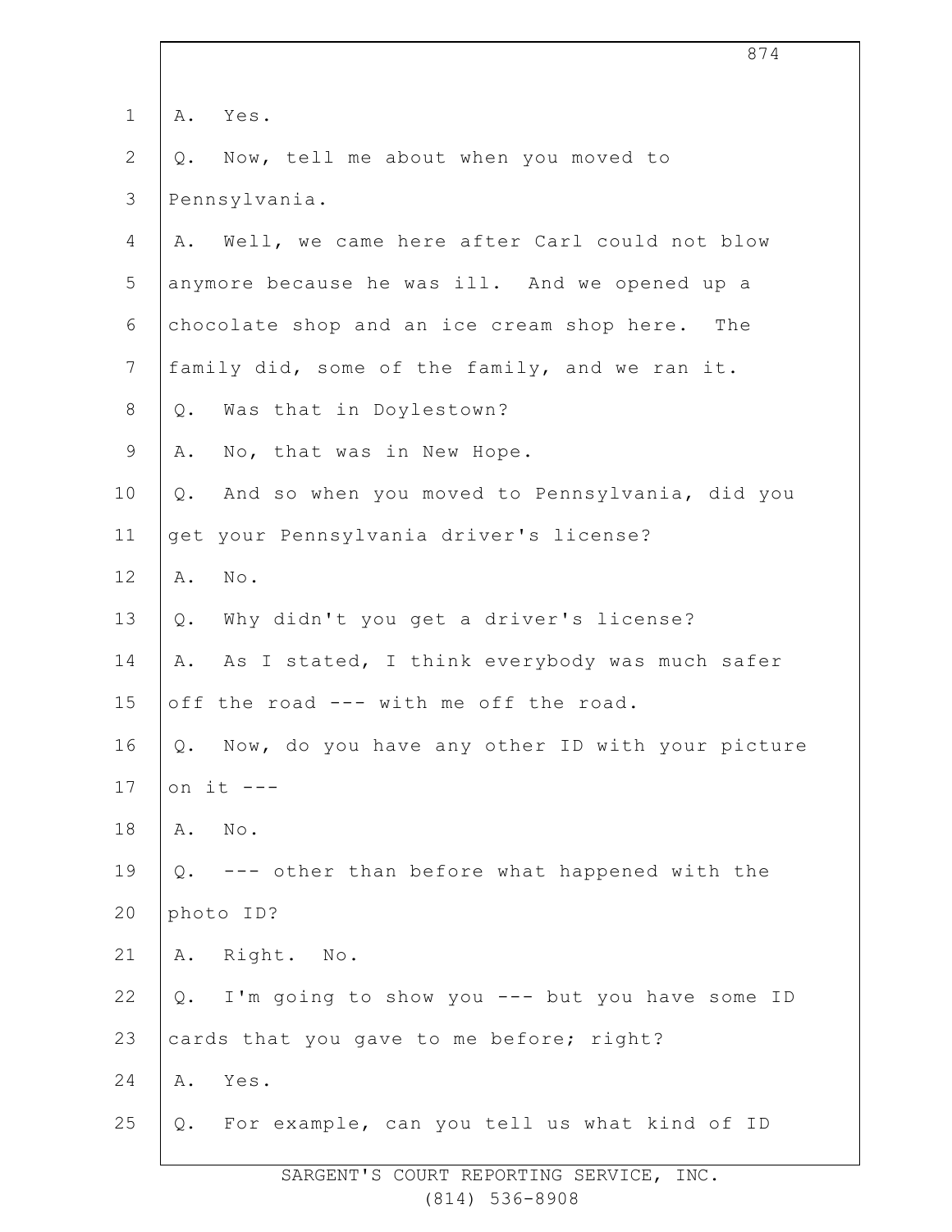1 A. Yes.

2 Q. Now, tell me about when you moved to

3 Pennsylvania.

4 A. Well, we came here after Carl could not blow

5 anymore because he was ill. And we opened up a

6 chocolate shop and an ice cream shop here. The

7 family did, some of the family, and we ran it.

8 Q. Was that in Doylestown?

9 A. No, that was in New Hope.

10 Q. And so when you moved to Pennsylvania, did you

11 get your Pennsylvania driver's license?

12 A. No.

13 Q. Why didn't you get a driver's license?

14 A. As I stated, I think everybody was much safer

15 off the road --- with me off the road.

16 Q. Now, do you have any other ID with your picture

17 on it ---

18 A. No.

19 Q. --- other than before what happened with the

20 photo ID?

21 A. Right. No.

22 Q. I'm going to show you --- but you have some ID

23 cards that you gave to me before; right?

24 A. Yes.

25 Q. For example, can you tell us what kind of ID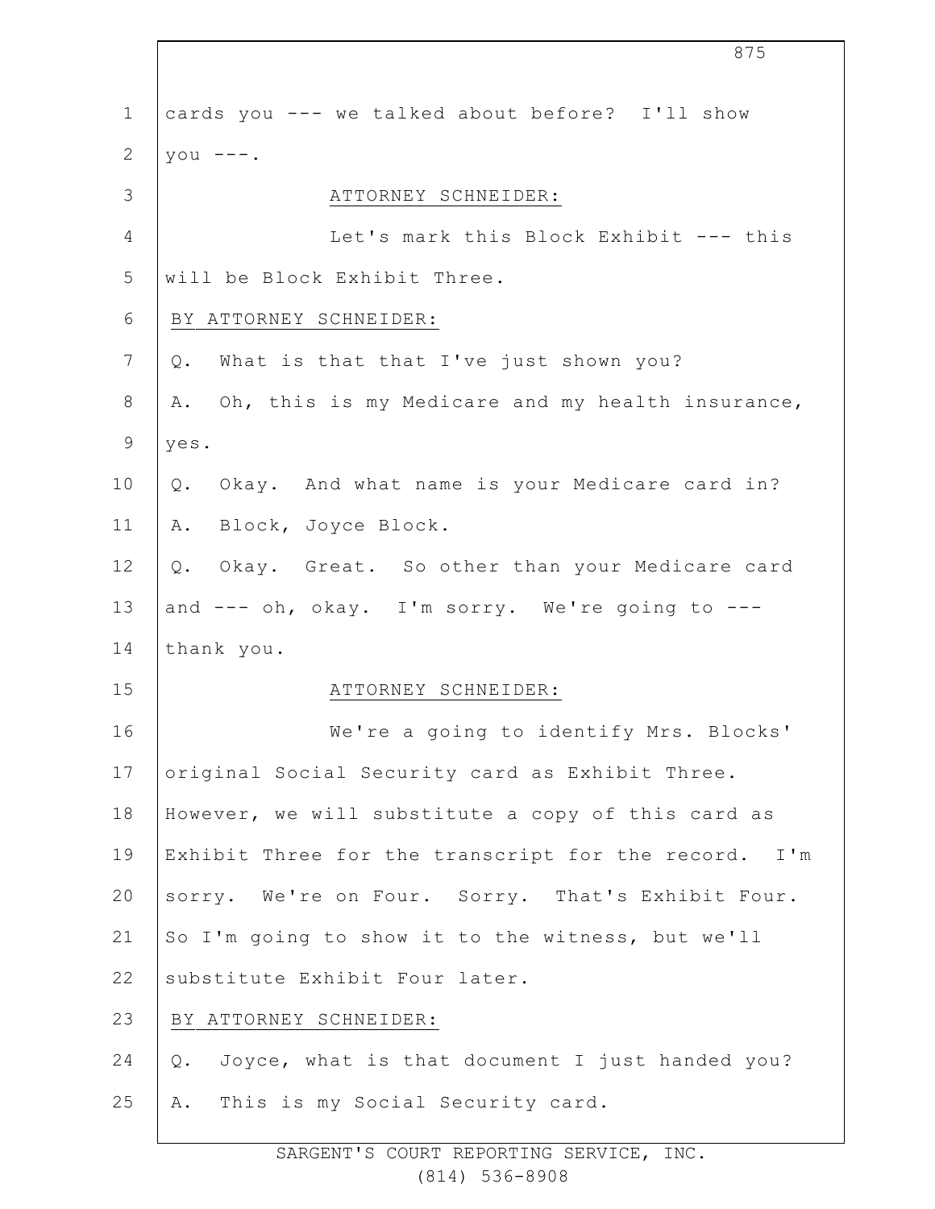cards you --- we talked about before? I'll show you ---.

ATTORNEY SCHNEIDER:

Let's mark this Block Exhibit --- this will be Block Exhibit Three.

BY ATTORNEY SCHNEIDER:

Q. What is that that I've just shown you?

A. Oh, this is my Medicare and my health insurance, yes.

Q. Okay. And what name is your Medicare card in?

A. Block, Joyce Block.

Q. Okay. Great. So other than your Medicare card and --- oh, okay. I'm sorry. We're going to --- thank you.

ATTORNEY SCHNEIDER:

We're a going to identify Mrs. Blocks' original Social Security card as Exhibit Three. However, we will substitute a copy of this card as Exhibit Three for the transcript for the record. I'm sorry. We're on Four. Sorry. That's Exhibit Four. So I'm going to show it to the witness, but we'll substitute Exhibit Four later.

BY ATTORNEY SCHNEIDER:

Q. Joyce, what is that document I just handed you?

A. This is my Social Security card.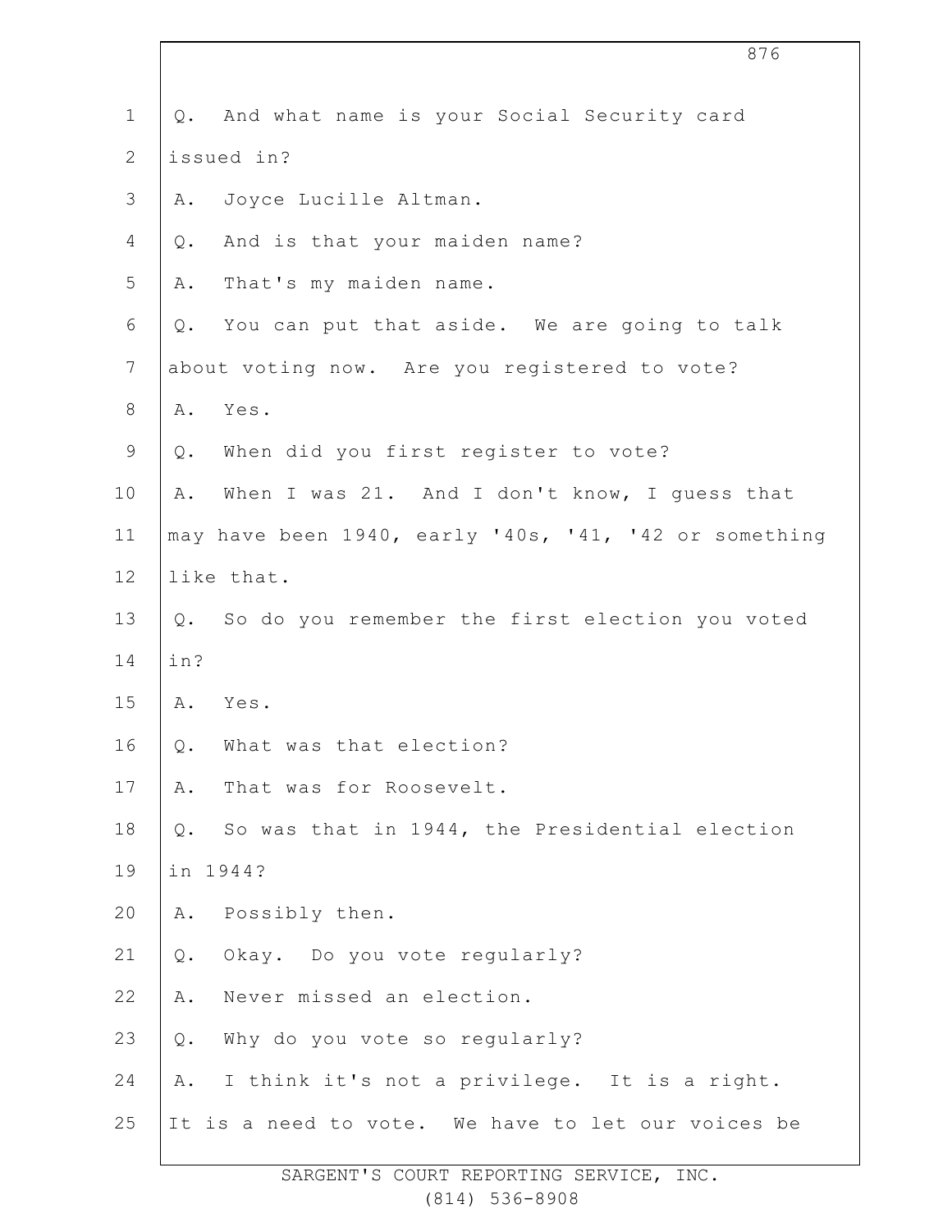Q. And what name is your Social Security card issued in?

A. Joyce Lucille Altman.

Q. And is that your maiden name?

A. That's my maiden name.

Q. You can put that aside. We are going to talk about voting now. Are you registered to vote?

A. Yes.

Q. When did you first register to vote?

A. When I was 21. And I don't know, I guess that may have been 1940, early '40s, '41, '42 or something like that.

Q. So do you remember the first election you voted in?

A. Yes.

Q. What was that election?

A. That was for Roosevelt.

Q. So was that in 1944, the Presidential election in 1944?

A. Possibly then.

Q. Okay. Do you vote regularly?

A. Never missed an election.

Q. Why do you vote so regularly?

A. I think it's not a privilege. It is a right. It is a need to vote. We have to let our voices be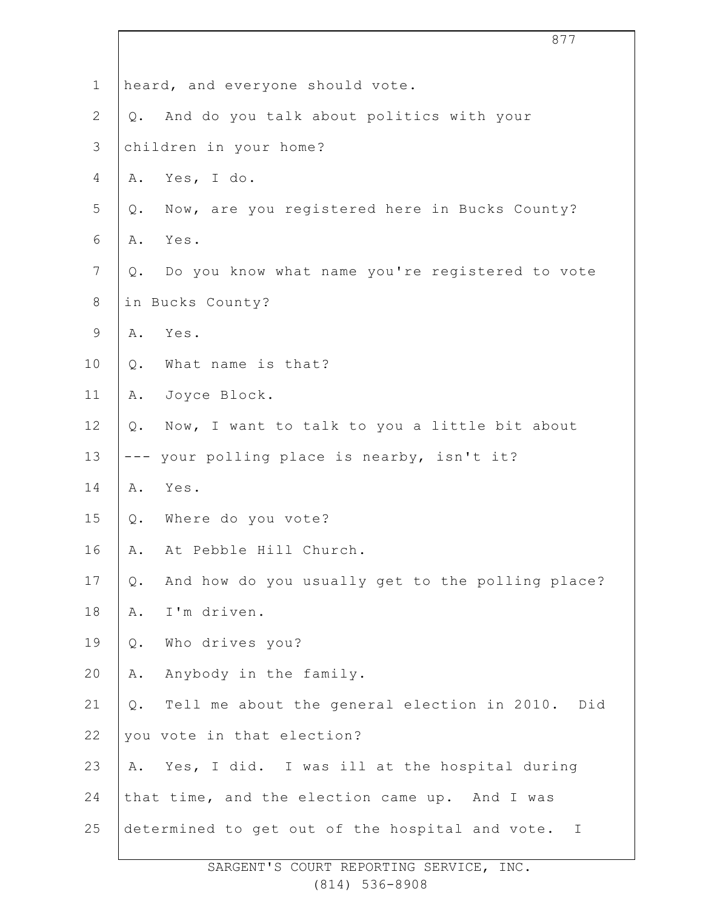1 heard, and everyone should vote.

2 Q. And do you talk about politics with your

3 children in your home?

4 A. Yes, I do.

5 Q. Now, are you registered here in Bucks County?

6 A. Yes.

7 Q. Do you know what name you're registered to vote

8 in Bucks County?

9 A. Yes.

10 Q. What name is that?

11 A. Joyce Block.

12 Q. Now, I want to talk to you a little bit about

13 --- your polling place is nearby, isn't it?

14 A. Yes.

15 Q. Where do you vote?

16 A. At Pebble Hill Church.

17 Q. And how do you usually get to the polling place?

18 A. I'm driven.

19 Q. Who drives you?

20 A. Anybody in the family.

21 Q. Tell me about the general election in 2010. Did

22 you vote in that election?

23 A. Yes, I did. I was ill at the hospital during

24 that time, and the election came up. And I was

25 determined to get out of the hospital and vote. I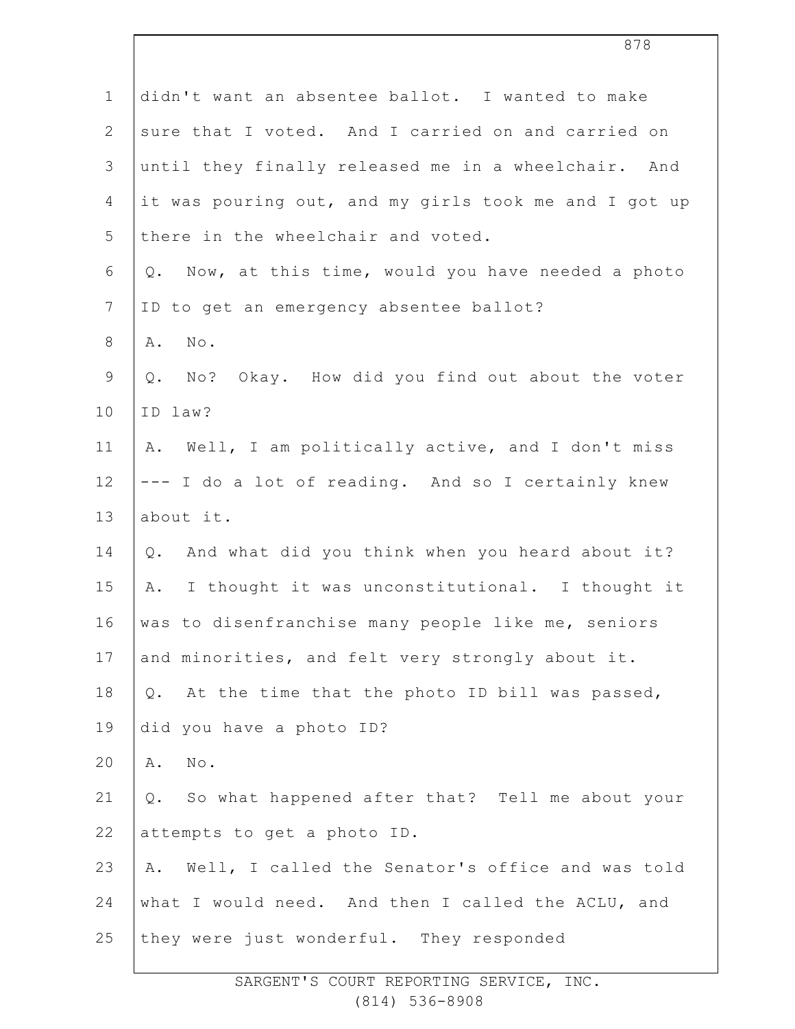didn't want an absentee ballot. I wanted to make sure that I voted. And I carried on and carried on until they finally released me in a wheelchair. And it was pouring out, and my girls took me and I got up there in the wheelchair and voted.

Q. Now, at this time, would you have needed a photo ID to get an emergency absentee ballot?

A. No.

Q. No? Okay. How did you find out about the voter ID law?

A. Well, I am politically active, and I don't miss --- I do a lot of reading. And so I certainly knew about it.

Q. And what did you think when you heard about it?

A. I thought it was unconstitutional. I thought it was to disenfranchise many people like me, seniors and minorities, and felt very strongly about it.

Q. At the time that the photo ID bill was passed, did you have a photo ID?

A. No.

Q. So what happened after that? Tell me about your attempts to get a photo ID.

A. Well, I called the Senator's office and was told what I would need. And then I called the ACLU, and they were just wonderful. They responded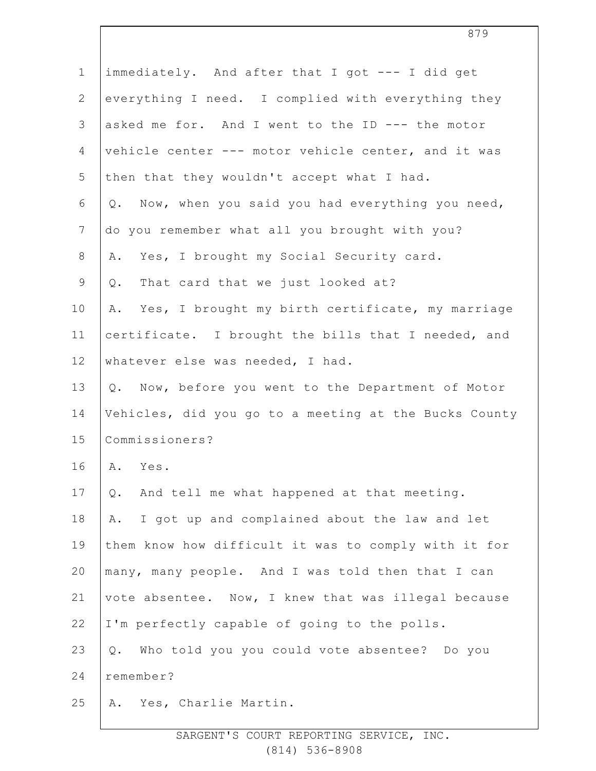immediately. And after that I got --- I did get everything I need. I complied with everything they asked me for. And I went to the ID --- the motor vehicle center --- motor vehicle center, and it was then that they wouldn't accept what I had.

Q. Now, when you said you had everything you need, do you remember what all you brought with you?

A. Yes, I brought my Social Security card.

Q. That card that we just looked at?

A. Yes, I brought my birth certificate, my marriage certificate. I brought the bills that I needed, and whatever else was needed, I had.

Q. Now, before you went to the Department of Motor Vehicles, did you go to a meeting at the Bucks County Commissioners?

A. Yes.

Q. And tell me what happened at that meeting.

A. I got up and complained about the law and let them know how difficult it was to comply with it for many, many people. And I was told then that I can vote absentee. Now, I knew that was illegal because I'm perfectly capable of going to the polls.

Q. Who told you you could vote absentee? Do you remember?

A. Yes, Charlie Martin.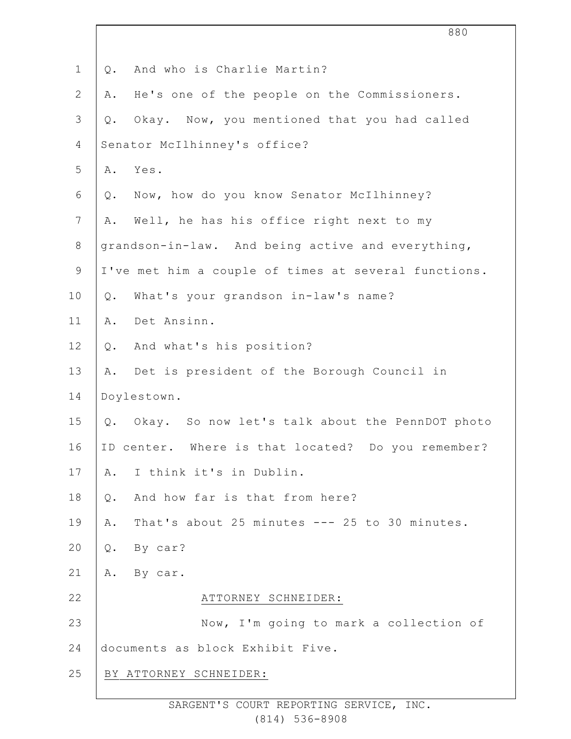Q. And who is Charlie Martin?

A. He's one of the people on the Commissioners.

Q. Okay. Now, you mentioned that you had called Senator McIlhinney's office?

A. Yes.

Q. Now, how do you know Senator McIlhinney?

A. Well, he has his office right next to my grandson-in-law. And being active and everything, I've met him a couple of times at several functions.

Q. What's your grandson in-law's name?

A. Det Ansinn.

Q. And what's his position?

A. Det is president of the Borough Council in Doylestown.

Q. Okay. So now let's talk about the PennDOT photo ID center. Where is that located? Do you remember?

A. I think it's in Dublin.

Q. And how far is that from here?

A. That's about 25 minutes --- 25 to 30 minutes.

Q. By car?

A. By car.

ATTORNEY SCHNEIDER:

Now, I'm going to mark a collection of documents as block Exhibit Five.

BY ATTORNEY SCHNEIDER: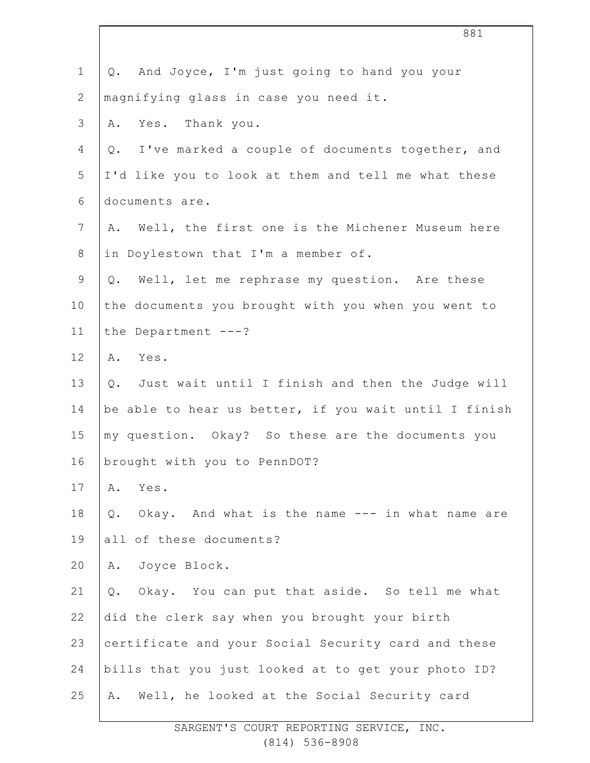Q. And Joyce, I'm just going to hand you your magnifying glass in case you need it.

A. Yes. Thank you.

Q. I've marked a couple of documents together, and I'd like you to look at them and tell me what these documents are.

A. Well, the first one is the Michener Museum here in Doylestown that I'm a member of.

Q. Well, let me rephrase my question. Are these the documents you brought with you when you went to the Department ---?

A. Yes.

Q. Just wait until I finish and then the Judge will be able to hear us better, if you wait until I finish my question. Okay? So these are the documents you brought with you to PennDOT?

A. Yes.

Q. Okay. And what is the name --- in what name are all of these documents?

A. Joyce Block.

Q. Okay. You can put that aside. So tell me what did the clerk say when you brought your birth certificate and your Social Security card and these bills that you just looked at to get your photo ID?

A. Well, he looked at the Social Security card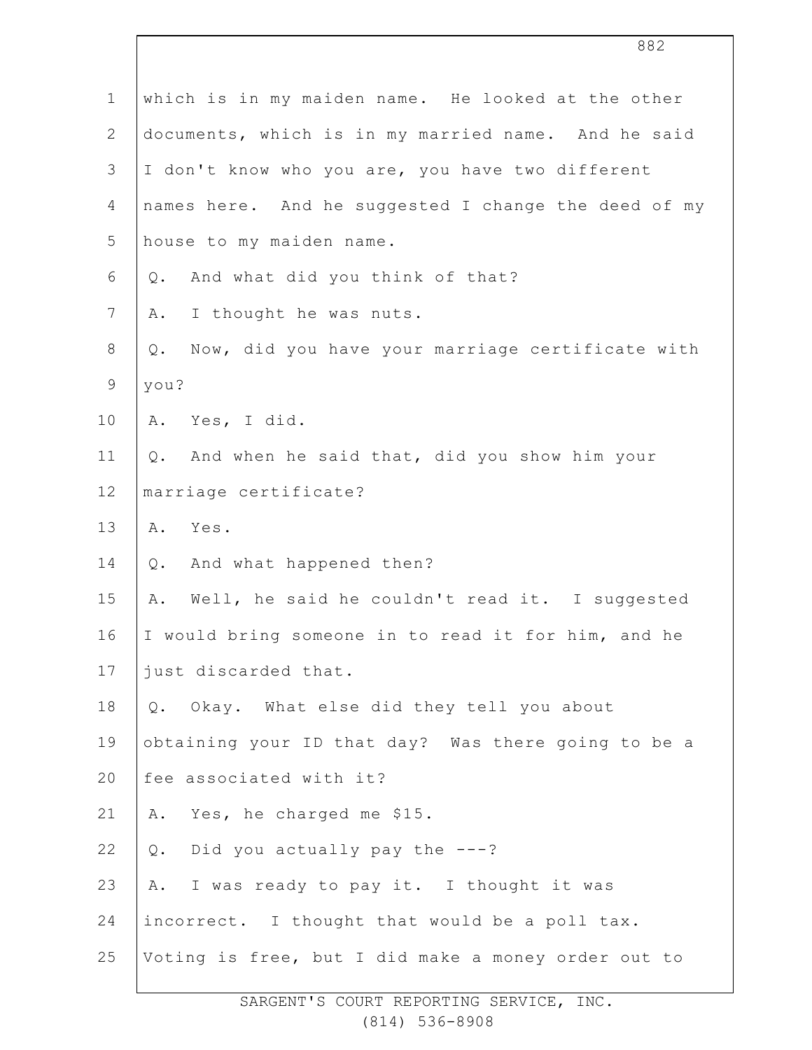which is in my maiden name. He looked at the other documents, which is in my married name. And he said I don't know who you are, you have two different names here. And he suggested I change the deed of my house to my maiden name.

Q. And what did you think of that?

A. I thought he was nuts.

Q. Now, did you have your marriage certificate with you?

A. Yes, I did.

Q. And when he said that, did you show him your marriage certificate?

A. Yes.

Q. And what happened then?

A. Well, he said he couldn't read it. I suggested I would bring someone in to read it for him, and he just discarded that.

Q. Okay. What else did they tell you about obtaining your ID that day? Was there going to be a fee associated with it?

A. Yes, he charged me $15.

Q. Did you actually pay the ---?

A. I was ready to pay it. I thought it was incorrect. I thought that would be a poll tax. Voting is free, but I did make a money order out to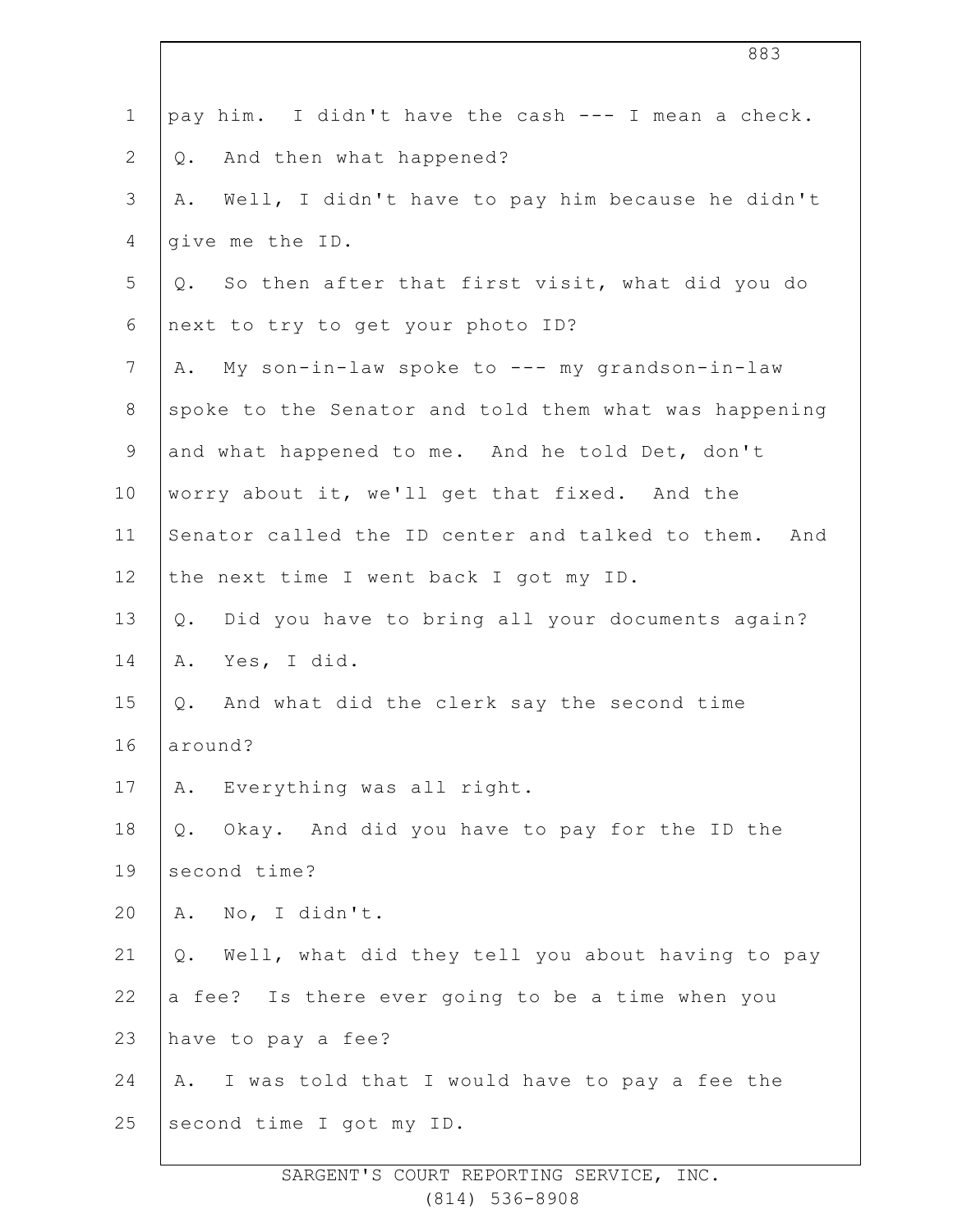pay him. I didn't have the cash --- I mean a check.

Q. And then what happened?

A. Well, I didn't have to pay him because he didn't give me the ID.

Q. So then after that first visit, what did you do next to try to get your photo ID?

A. My son-in-law spoke to --- my grandson-in-law spoke to the Senator and told them what was happening and what happened to me. And he told Det, don't worry about it, we'll get that fixed. And the Senator called the ID center and talked to them. And the next time I went back I got my ID.

Q. Did you have to bring all your documents again?

A. Yes, I did.

Q. And what did the clerk say the second time around?

A. Everything was all right.

Q. Okay. And did you have to pay for the ID the second time?

A. No, I didn't.

Q. Well, what did they tell you about having to pay a fee? Is there ever going to be a time when you have to pay a fee?

A. I was told that I would have to pay a fee the second time I got my ID.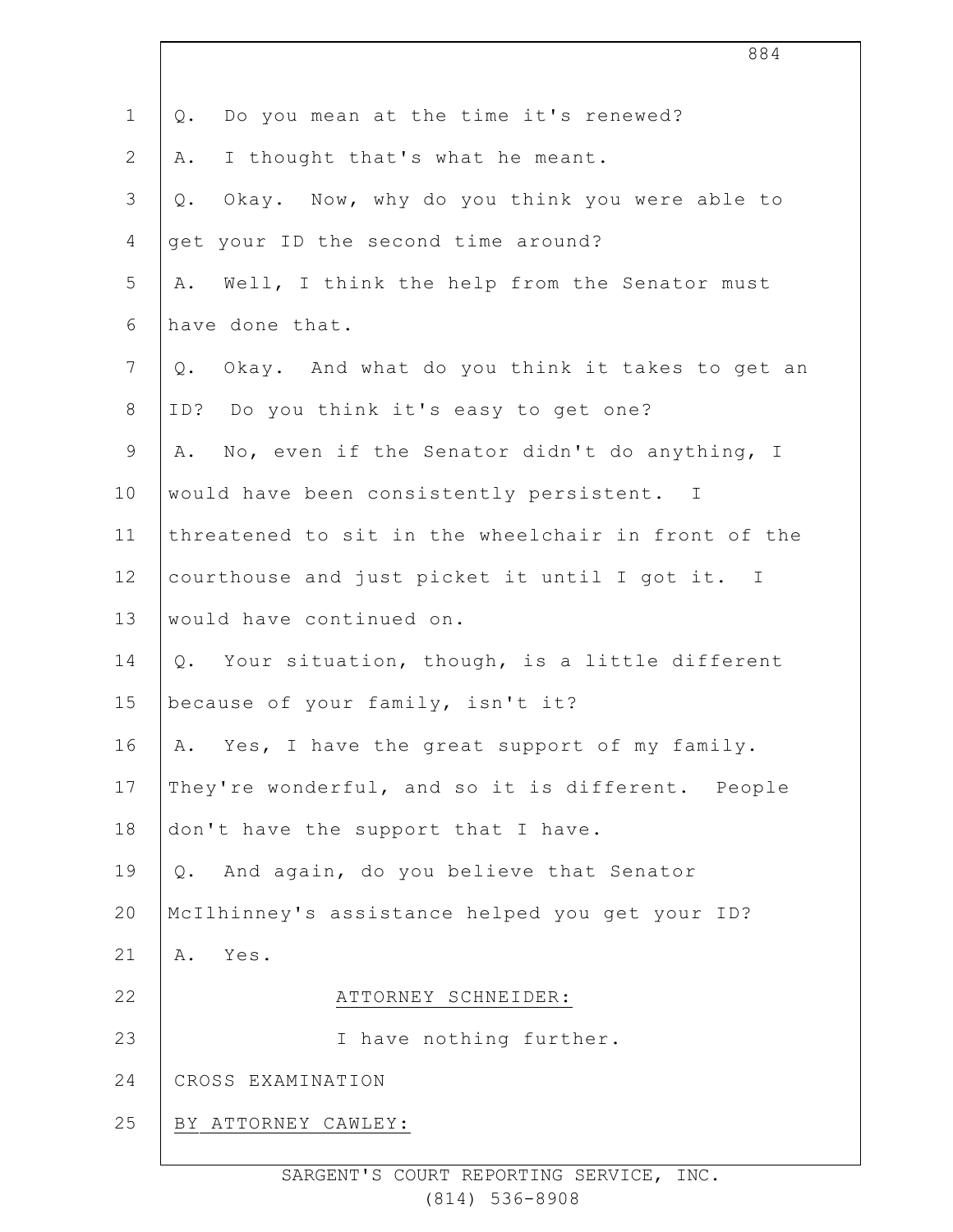Q. Do you mean at the time it's renewed?

A. I thought that's what he meant.

Q. Okay. Now, why do you think you were able to get your ID the second time around?

A. Well, I think the help from the Senator must have done that.

Q. Okay. And what do you think it takes to get an ID? Do you think it's easy to get one?

A. No, even if the Senator didn't do anything, I would have been consistently persistent. I threatened to sit in the wheelchair in front of the courthouse and just picket it until I got it. I would have continued on.

Q. Your situation, though, is a little different because of your family, isn't it?

A. Yes, I have the great support of my family. They're wonderful, and so it is different. People don't have the support that I have.

Q. And again, do you believe that Senator McIlhinney's assistance helped you get your ID?

A. Yes.

ATTORNEY SCHNEIDER:

I have nothing further.

CROSS EXAMINATION

BY ATTORNEY CAWLEY: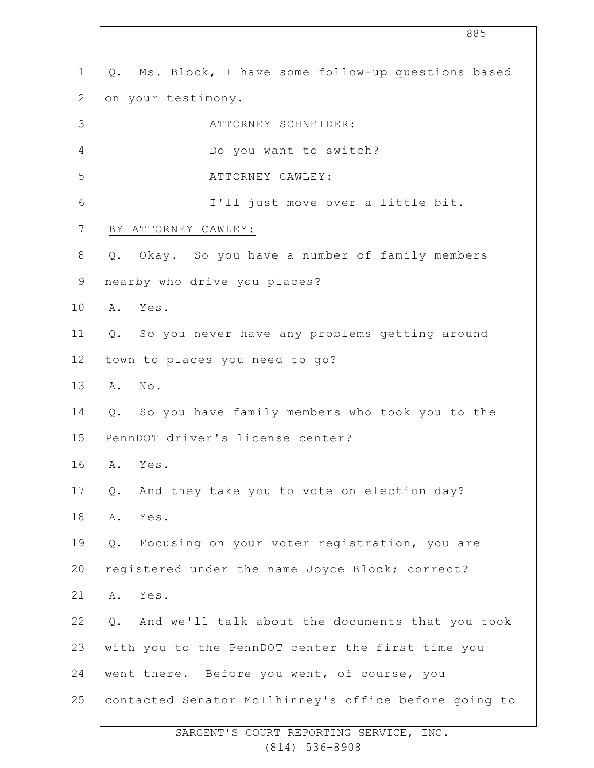Q. Ms. Block, I have some follow-up questions based on your testimony.

ATTORNEY SCHNEIDER:

Do you want to switch?

ATTORNEY CAWLEY:

I'll just move over a little bit.

BY ATTORNEY CAWLEY:

Q. Okay. So you have a number of family members nearby who drive you places?

A. Yes.

Q. So you never have any problems getting around town to places you need to go?

A. No.

Q. So you have family members who took you to the PennDOT driver's license center?

A. Yes.

Q. And they take you to vote on election day?

A. Yes.

Q. Focusing on your voter registration, you are registered under the name Joyce Block; correct?

A. Yes.

Q. And we'll talk about the documents that you took with you to the PennDOT center the first time you went there. Before you went, of course, you contacted Senator McIlhinney's office before going to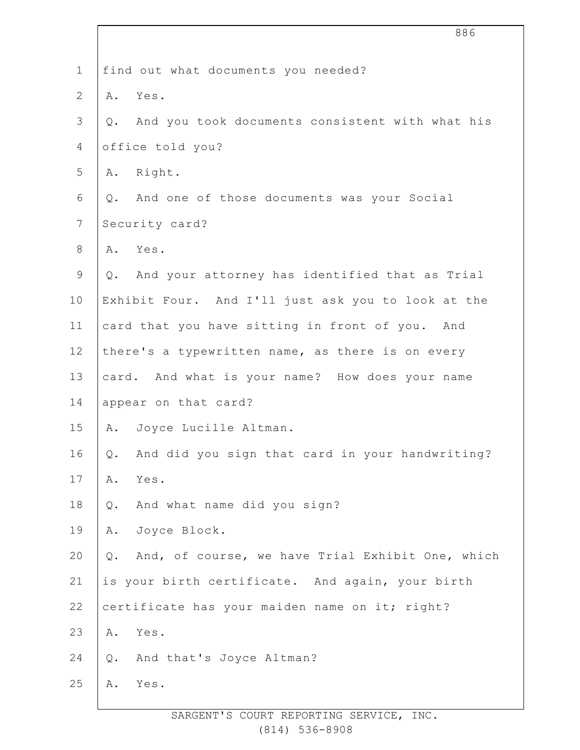find out what documents you needed?

A. Yes.

Q. And you took documents consistent with what his office told you?

A. Right.

Q. And one of those documents was your Social Security card?

A. Yes.

Q. And your attorney has identified that as Trial Exhibit Four. And I'll just ask you to look at the card that you have sitting in front of you. And there's a typewritten name, as there is on every card. And what is your name? How does your name appear on that card?

A. Joyce Lucille Altman.

Q. And did you sign that card in your handwriting?

A. Yes.

Q. And what name did you sign?

A. Joyce Block.

Q. And, of course, we have Trial Exhibit One, which is your birth certificate. And again, your birth certificate has your maiden name on it; right?

A. Yes.

Q. And that's Joyce Altman?

A. Yes.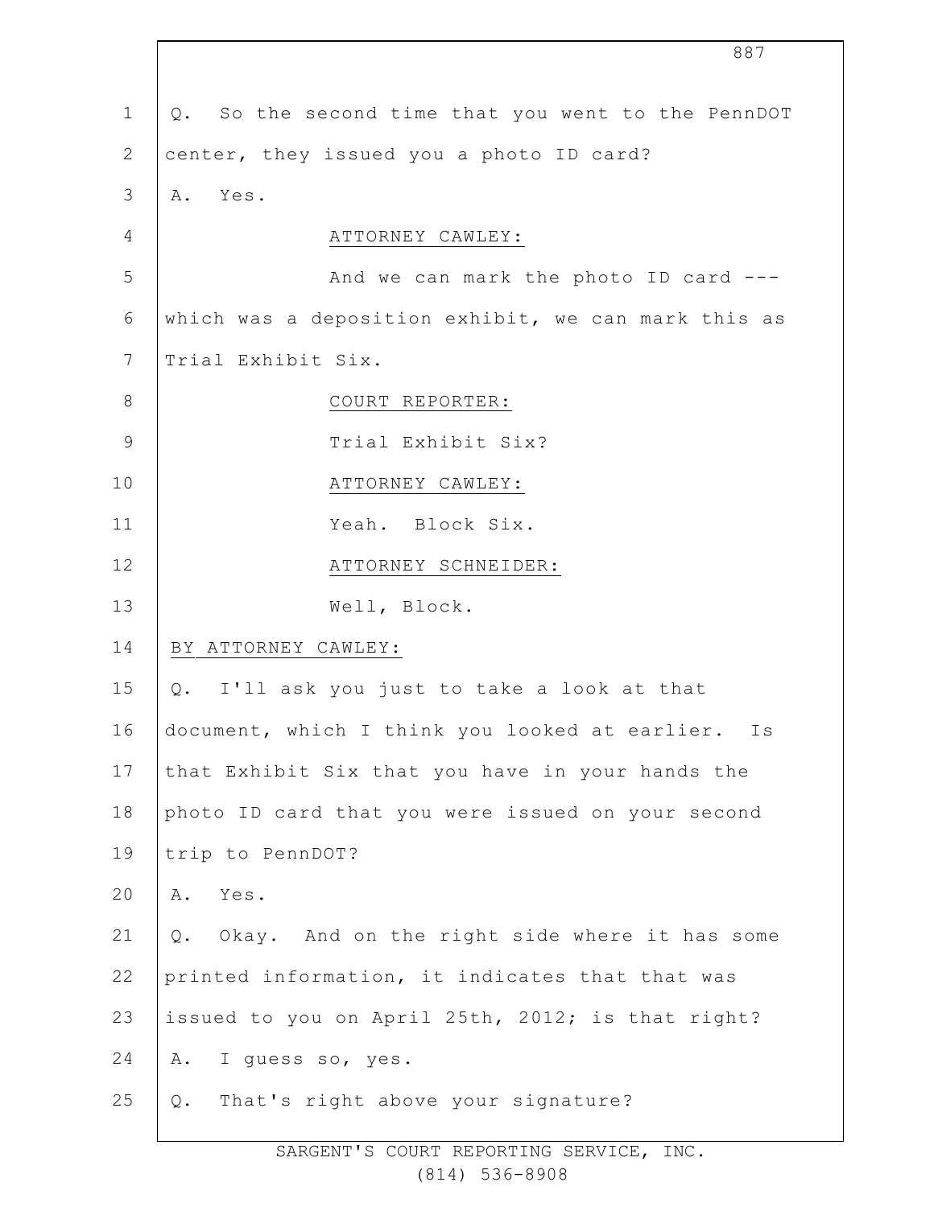Q. So the second time that you went to the PennDOT center, they issued you a photo ID card?

A. Yes.

ATTORNEY CAWLEY:

And we can mark the photo ID card --- which was a deposition exhibit, we can mark this as Trial Exhibit Six.

COURT REPORTER:

Trial Exhibit Six?

ATTORNEY CAWLEY:

Yeah. Block Six.

ATTORNEY SCHNEIDER:

Well, Block.

BY ATTORNEY CAWLEY:

Q. I'll ask you just to take a look at that document, which I think you looked at earlier. Is that Exhibit Six that you have in your hands the photo ID card that you were issued on your second trip to PennDOT?

A. Yes.

Q. Okay. And on the right side where it has some printed information, it indicates that that was issued to you on April 25th, 2012; is that right?

A. I guess so, yes.

Q. That's right above your signature?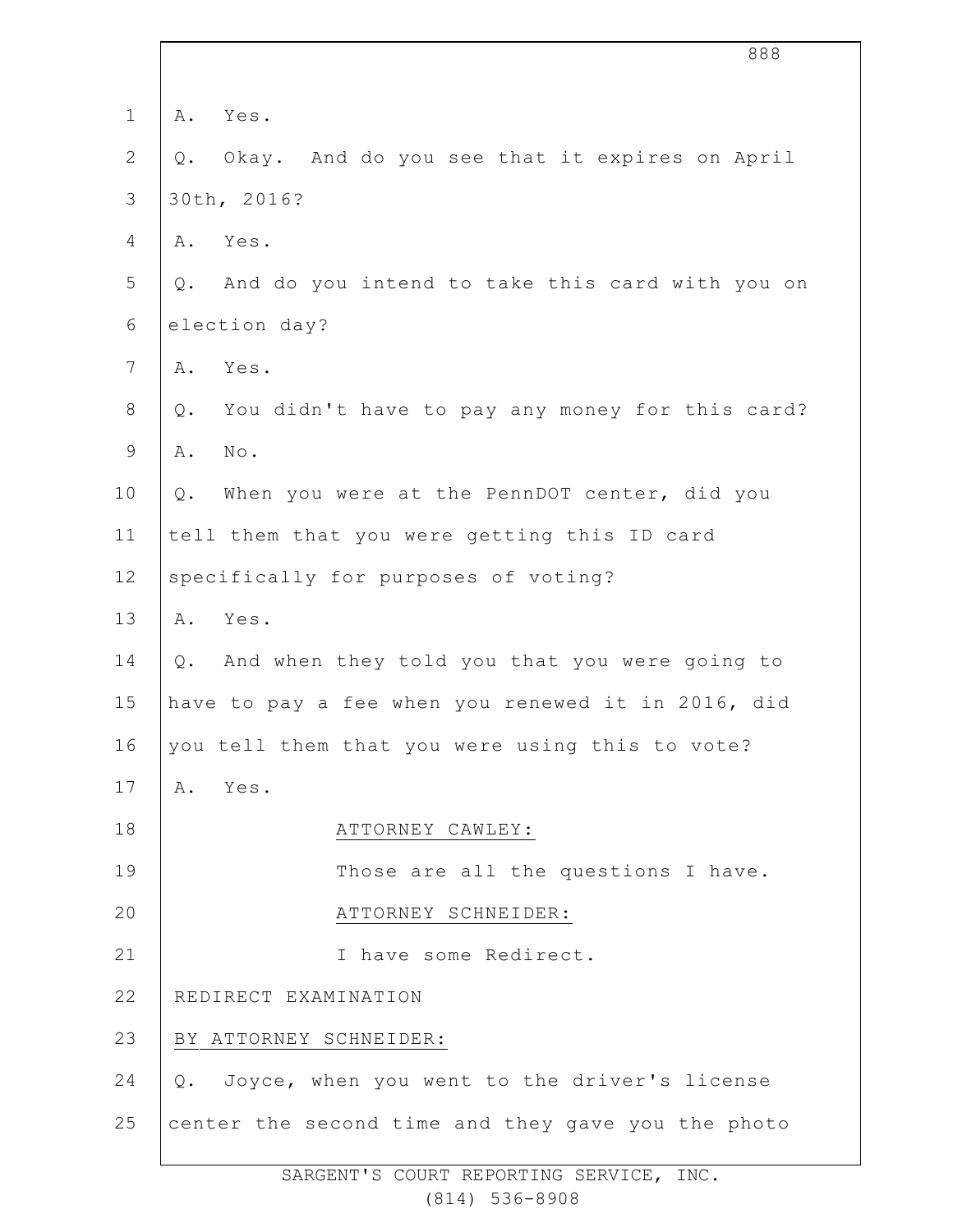A. Yes.

Q. Okay. And do you see that it expires on April 30th, 2016?

A. Yes.

Q. And do you intend to take this card with you on election day?

A. Yes.

Q. You didn't have to pay any money for this card?

A. No.

Q. When you were at the PennDOT center, did you tell them that you were getting this ID card specifically for purposes of voting?

A. Yes.

Q. And when they told you that you were going to have to pay a fee when you renewed it in 2016, did you tell them that you were using this to vote?

A. Yes.

ATTORNEY CAWLEY:

Those are all the questions I have.

ATTORNEY SCHNEIDER:

I have some Redirect.

REDIRECT EXAMINATION

BY ATTORNEY SCHNEIDER:

Q. Joyce, when you went to the driver's license center the second time and they gave you the photo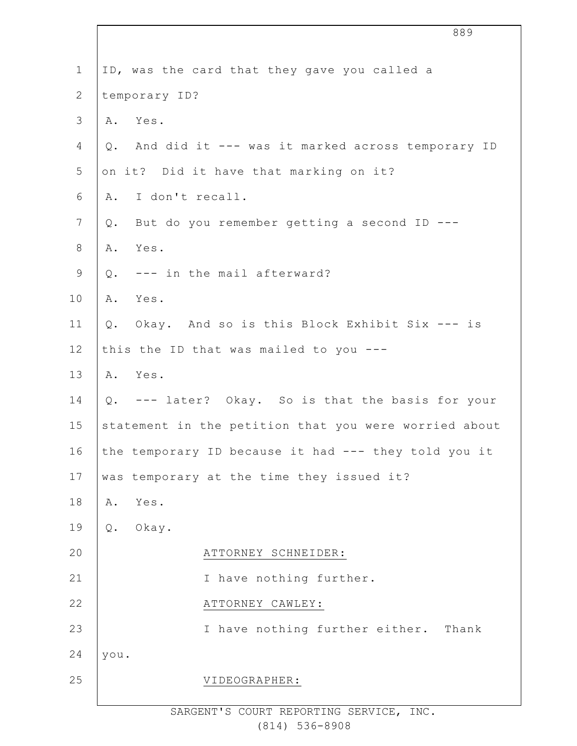ID, was the card that they gave you called a temporary ID?

A. Yes.

Q. And did it --- was it marked across temporary ID on it? Did it have that marking on it?

A. I don't recall.

Q. But do you remember getting a second ID ---

A. Yes.

Q. --- in the mail afterward?

A. Yes.

Q. Okay. And so is this Block Exhibit Six --- is this the ID that was mailed to you ---

A. Yes.

Q. --- later? Okay. So is that the basis for your statement in the petition that you were worried about the temporary ID because it had --- they told you it was temporary at the time they issued it?

A. Yes.

Q. Okay.

ATTORNEY SCHNEIDER:

I have nothing further.

ATTORNEY CAWLEY:

I have nothing further either. Thank you.

VIDEOGRAPHER: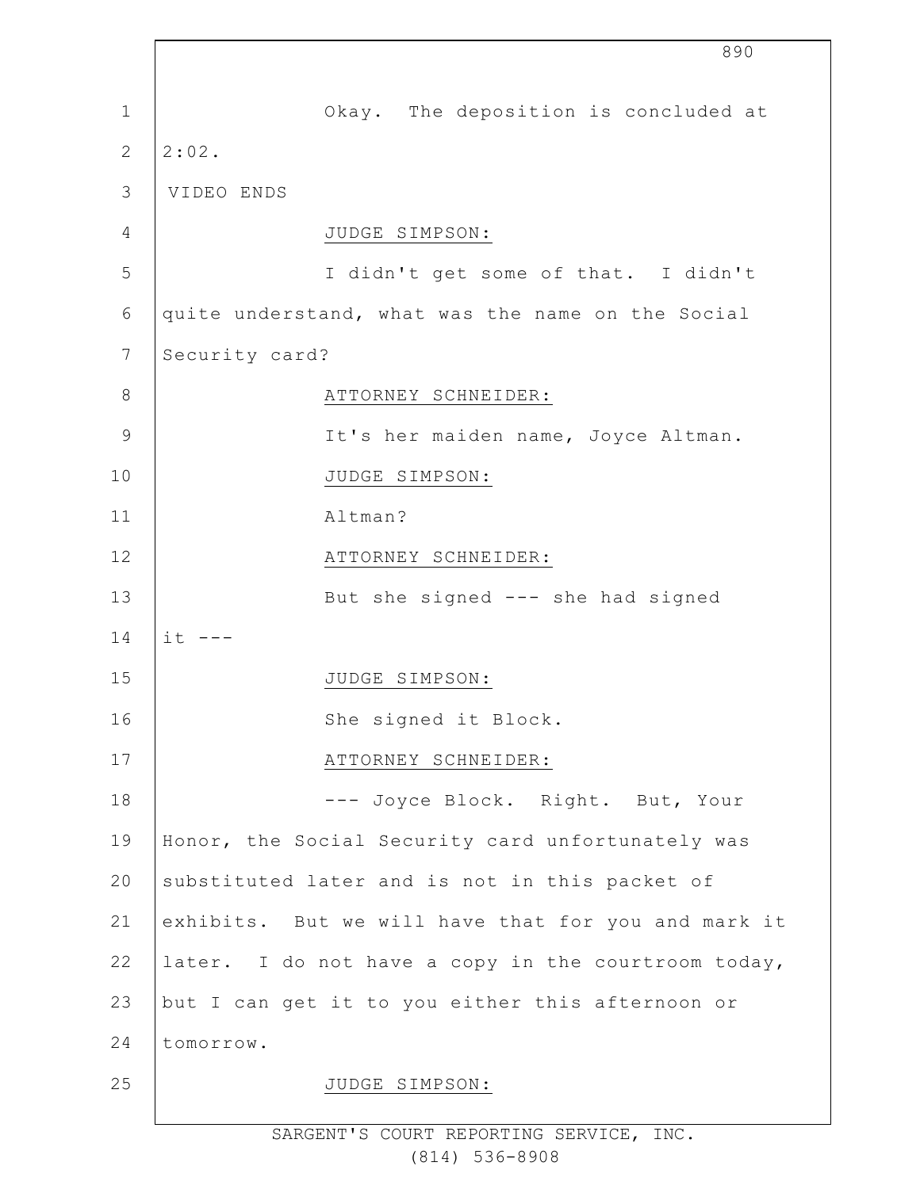Okay. The deposition is concluded at 2:02.

VIDEO ENDS

JUDGE SIMPSON:

I didn't get some of that. I didn't quite understand, what was the name on the Social Security card?

ATTORNEY SCHNEIDER:

It's her maiden name, Joyce Altman.

JUDGE SIMPSON:

Altman?

ATTORNEY SCHNEIDER:

But she signed --- she had signed it ---

JUDGE SIMPSON:

She signed it Block.

ATTORNEY SCHNEIDER:

--- Joyce Block. Right. But, Your Honor, the Social Security card unfortunately was substituted later and is not in this packet of exhibits. But we will have that for you and mark it later. I do not have a copy in the courtroom today, but I can get it to you either this afternoon or tomorrow.

JUDGE SIMPSON: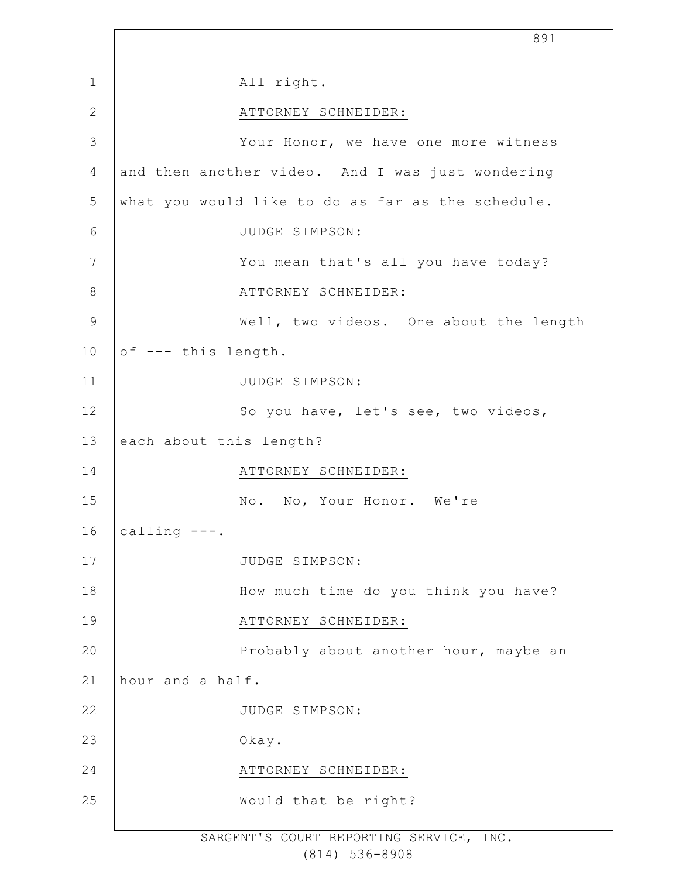All right.

ATTORNEY SCHNEIDER:

Your Honor, we have one more witness and then another video. And I was just wondering what you would like to do as far as the schedule.

JUDGE SIMPSON:

You mean that's all you have today?

ATTORNEY SCHNEIDER:

Well, two videos. One about the length of --- this length.

JUDGE SIMPSON:

So you have, let's see, two videos, each about this length?

ATTORNEY SCHNEIDER:

No. No, Your Honor. We're calling ---.

JUDGE SIMPSON:

How much time do you think you have?

ATTORNEY SCHNEIDER:

Probably about another hour, maybe an hour and a half.

JUDGE SIMPSON:

Okay.

ATTORNEY SCHNEIDER:

Would that be right?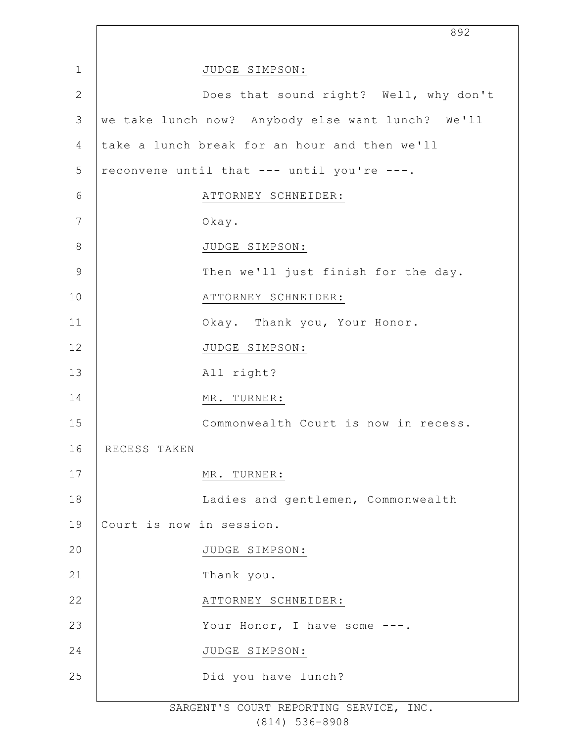JUDGE SIMPSON:

Does that sound right? Well, why don't we take lunch now? Anybody else want lunch? We'll take a lunch break for an hour and then we'll reconvene until that --- until you're ---.

ATTORNEY SCHNEIDER:

Okay.

JUDGE SIMPSON:

Then we'll just finish for the day.

ATTORNEY SCHNEIDER:

Okay. Thank you, Your Honor.

JUDGE SIMPSON:

All right?

MR. TURNER:

Commonwealth Court is now in recess.

RECESS TAKEN

MR. TURNER:

Ladies and gentlemen, Commonwealth Court is now in session.

JUDGE SIMPSON:

Thank you.

ATTORNEY SCHNEIDER:

Your Honor, I have some ---.

JUDGE SIMPSON:

Did you have lunch?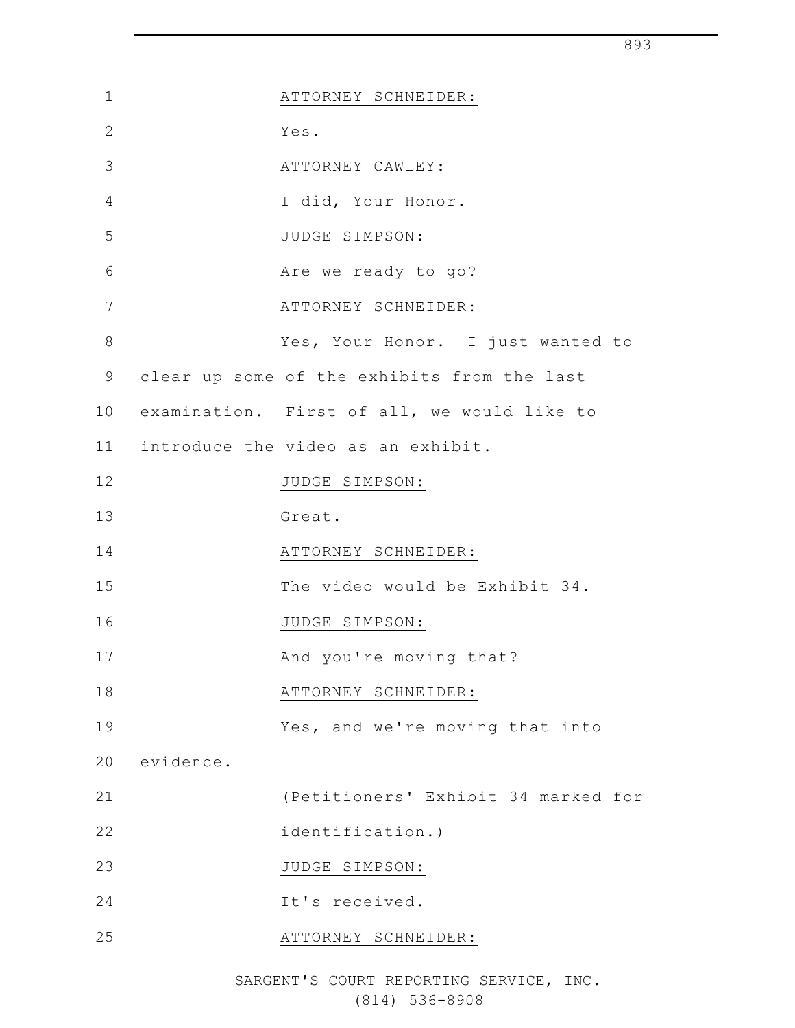ATTORNEY SCHNEIDER:

Yes.

ATTORNEY CAWLEY:

I did, Your Honor.

JUDGE SIMPSON:

Are we ready to go?

ATTORNEY SCHNEIDER:

Yes, Your Honor. I just wanted to clear up some of the exhibits from the last examination. First of all, we would like to introduce the video as an exhibit.

JUDGE SIMPSON:

Great.

ATTORNEY SCHNEIDER:

The video would be Exhibit 34.

JUDGE SIMPSON:

And you're moving that?

ATTORNEY SCHNEIDER:

Yes, and we're moving that into evidence.

(Petitioners' Exhibit 34 marked for identification.)

JUDGE SIMPSON:

It's received.

ATTORNEY SCHNEIDER: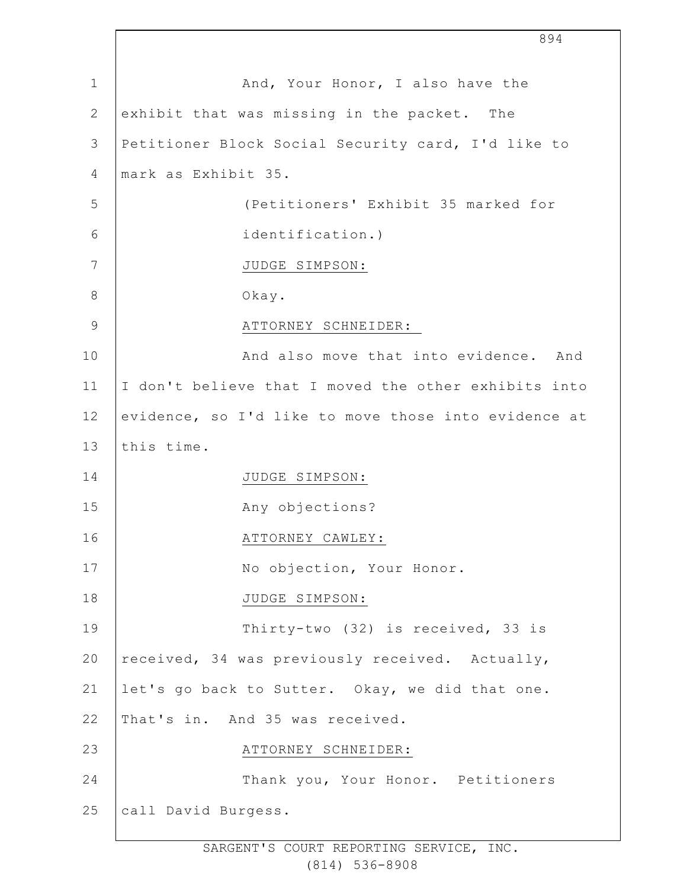And, Your Honor, I also have the exhibit that was missing in the packet. The Petitioner Block Social Security card, I'd like to mark as Exhibit 35.

(Petitioners' Exhibit 35 marked for identification.)

JUDGE SIMPSON:

Okay.

ATTORNEY SCHNEIDER:

And also move that into evidence. And I don't believe that I moved the other exhibits into evidence, so I'd like to move those into evidence at this time.

JUDGE SIMPSON:

Any objections?

ATTORNEY CAWLEY:

No objection, Your Honor.

JUDGE SIMPSON:

Thirty-two (32) is received, 33 is received, 34 was previously received. Actually, let's go back to Sutter. Okay, we did that one. That's in. And 35 was received.

ATTORNEY SCHNEIDER:

Thank you, Your Honor. Petitioners call David Burgess.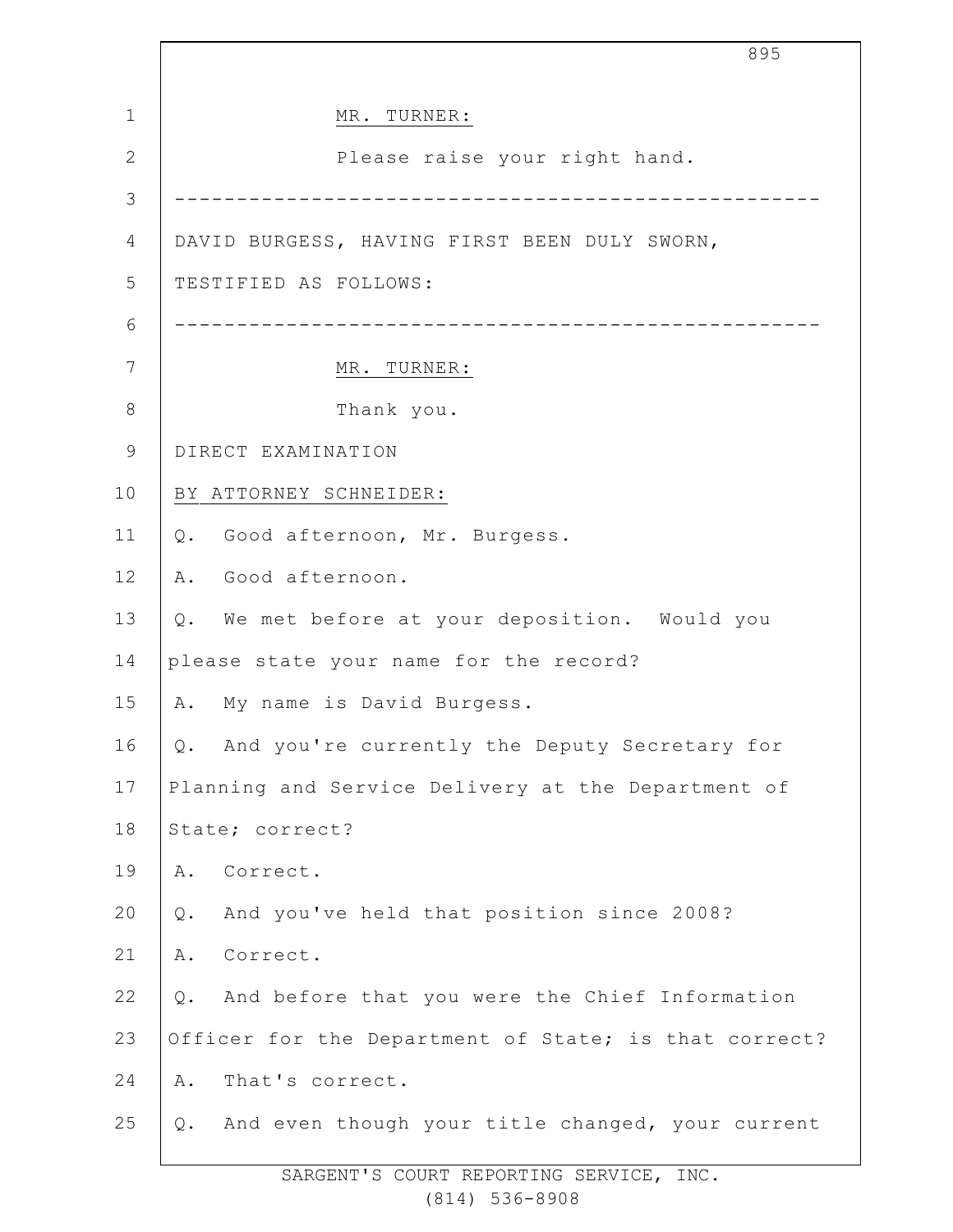MR. TURNER:

Please raise your right hand.

---

DAVID BURGESS, HAVING FIRST BEEN DULY SWORN, TESTIFIED AS FOLLOWS:

---

MR. TURNER:

Thank you.

DIRECT EXAMINATION

BY ATTORNEY SCHNEIDER:

Q. Good afternoon, Mr. Burgess.

A. Good afternoon.

Q. We met before at your deposition. Would you please state your name for the record?

A. My name is David Burgess.

Q. And you're currently the Deputy Secretary for Planning and Service Delivery at the Department of State; correct?

A. Correct.

Q. And you've held that position since 2008?

A. Correct.

Q. And before that you were the Chief Information Officer for the Department of State; is that correct?

A. That's correct.

Q. And even though your title changed, your current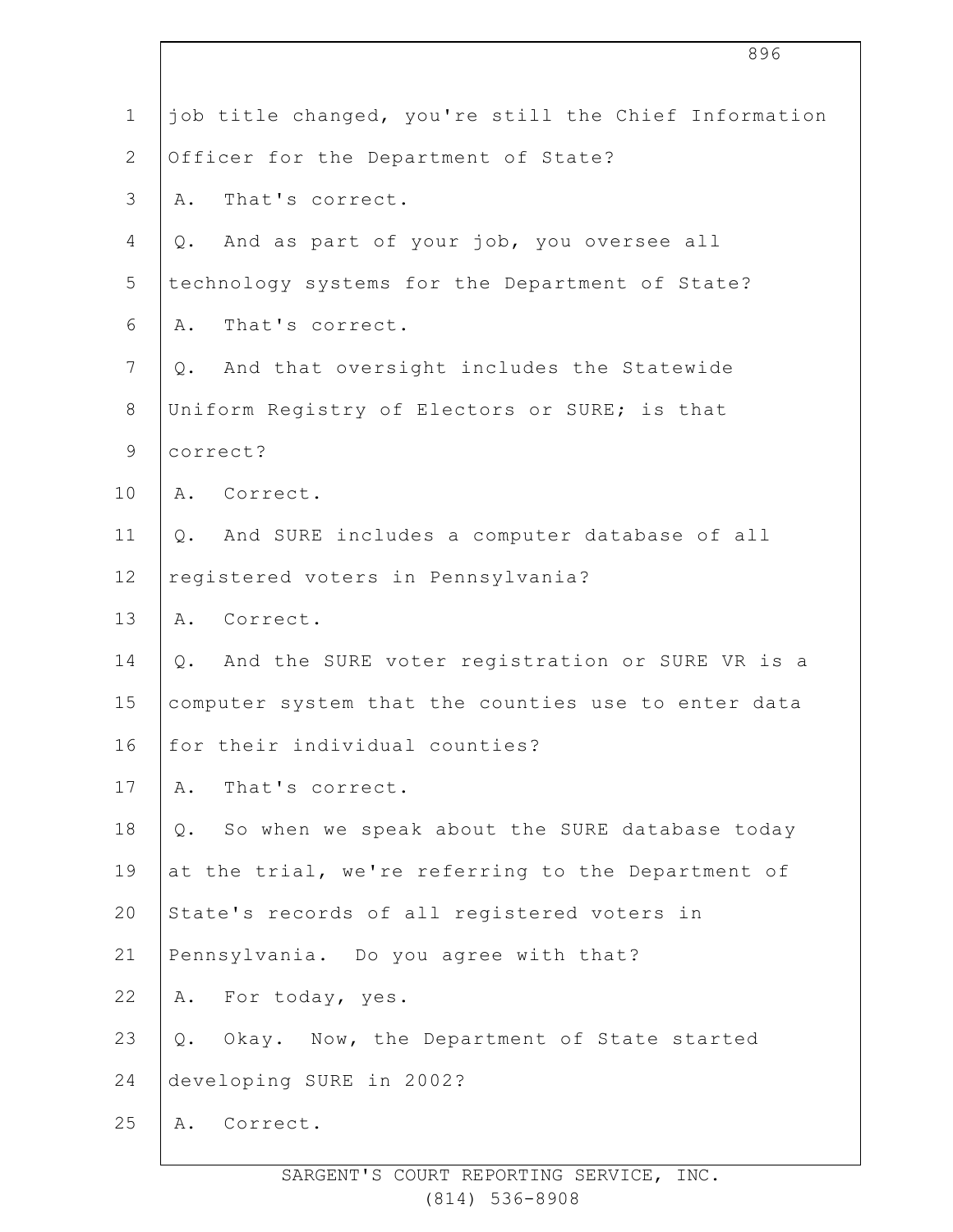job title changed, you're still the Chief Information Officer for the Department of State?

A. That's correct.

Q. And as part of your job, you oversee all technology systems for the Department of State?

A. That's correct.

Q. And that oversight includes the Statewide Uniform Registry of Electors or SURE; is that correct?

A. Correct.

Q. And SURE includes a computer database of all registered voters in Pennsylvania?

A. Correct.

Q. And the SURE voter registration or SURE VR is a computer system that the counties use to enter data for their individual counties?

A. That's correct.

Q. So when we speak about the SURE database today at the trial, we're referring to the Department of State's records of all registered voters in Pennsylvania. Do you agree with that?

A. For today, yes.

Q. Okay. Now, the Department of State started developing SURE in 2002?

A. Correct.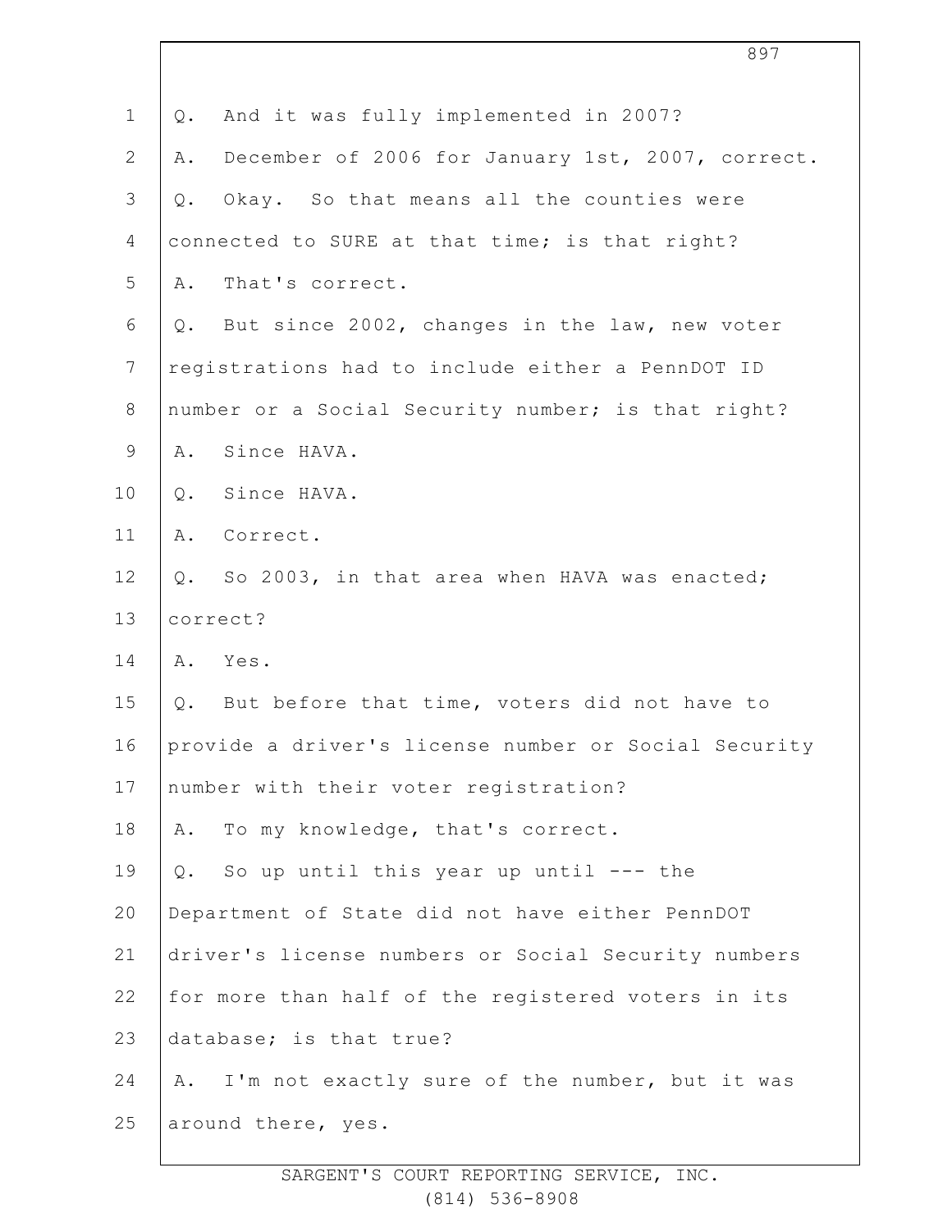Q. And it was fully implemented in 2007?

A. December of 2006 for January 1st, 2007, correct.

Q. Okay. So that means all the counties were connected to SURE at that time; is that right?

A. That's correct.

Q. But since 2002, changes in the law, new voter registrations had to include either a PennDOT ID number or a Social Security number; is that right?

A. Since HAVA.

Q. Since HAVA.

A. Correct.

Q. So 2003, in that area when HAVA was enacted; correct?

A. Yes.

Q. But before that time, voters did not have to provide a driver's license number or Social Security number with their voter registration?

A. To my knowledge, that's correct.

Q. So up until this year up until --- the Department of State did not have either PennDOT driver's license numbers or Social Security numbers for more than half of the registered voters in its database; is that true?

A. I'm not exactly sure of the number, but it was around there, yes.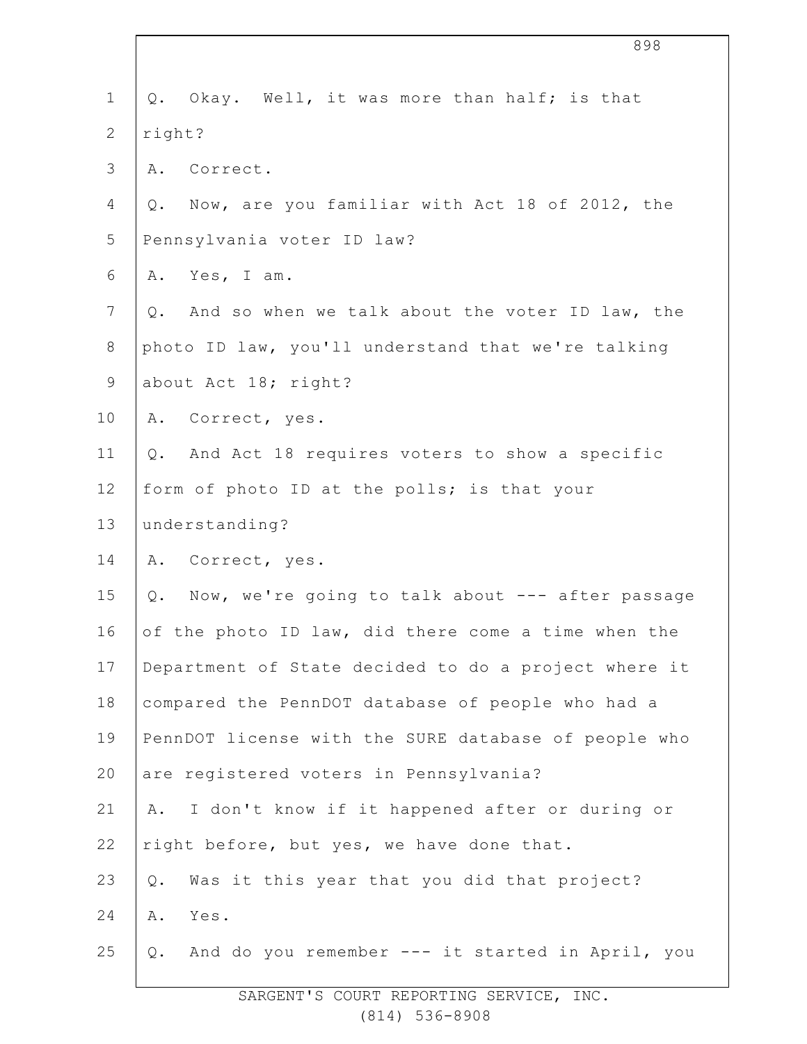Q. Okay. Well, it was more than half; is that right?

A. Correct.

Q. Now, are you familiar with Act 18 of 2012, the Pennsylvania voter ID law?

A. Yes, I am.

Q. And so when we talk about the voter ID law, the photo ID law, you'll understand that we're talking about Act 18; right?

A. Correct, yes.

Q. And Act 18 requires voters to show a specific form of photo ID at the polls; is that your understanding?

A. Correct, yes.

Q. Now, we're going to talk about --- after passage of the photo ID law, did there come a time when the Department of State decided to do a project where it compared the PennDOT database of people who had a PennDOT license with the SURE database of people who are registered voters in Pennsylvania?

A. I don't know if it happened after or during or right before, but yes, we have done that.

Q. Was it this year that you did that project?

A. Yes.

Q. And do you remember --- it started in April, you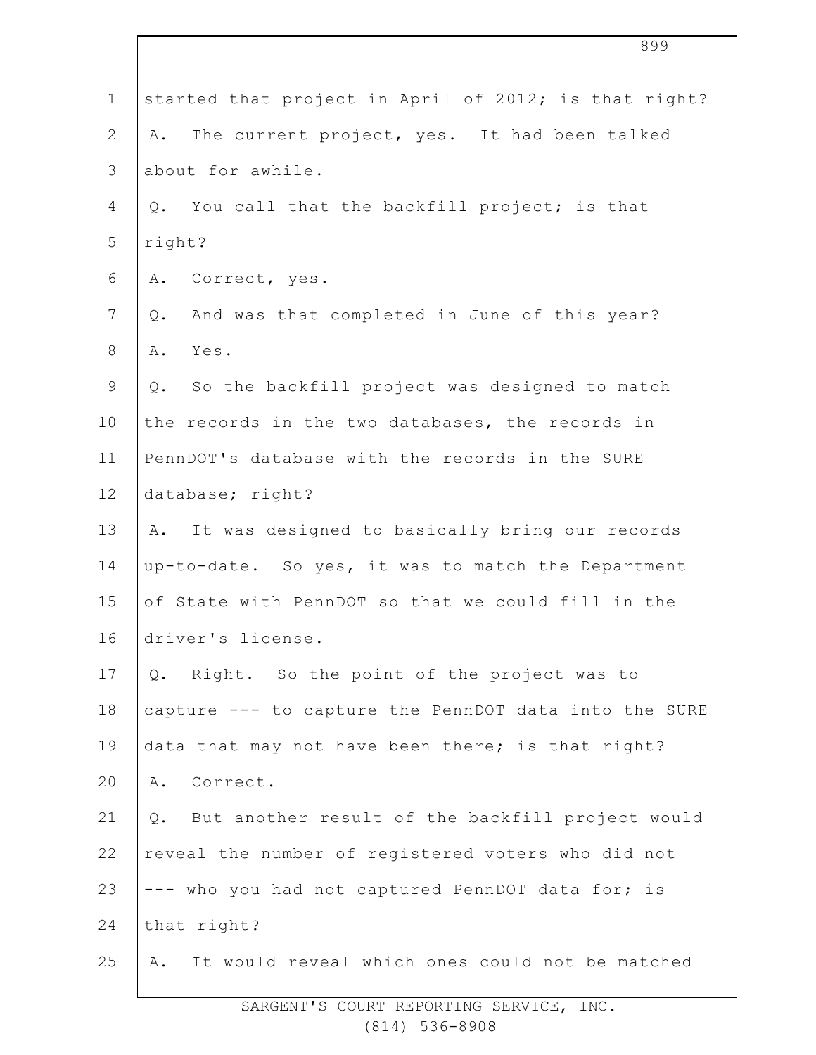started that project in April of 2012; is that right?

A. The current project, yes. It had been talked about for awhile.

Q. You call that the backfill project; is that right?

A. Correct, yes.

Q. And was that completed in June of this year?

A. Yes.

Q. So the backfill project was designed to match the records in the two databases, the records in PennDOT's database with the records in the SURE database; right?

A. It was designed to basically bring our records up-to-date. So yes, it was to match the Department of State with PennDOT so that we could fill in the driver's license.

Q. Right. So the point of the project was to capture --- to capture the PennDOT data into the SURE data that may not have been there; is that right?

A. Correct.

Q. But another result of the backfill project would reveal the number of registered voters who did not --- who you had not captured PennDOT data for; is that right?

A. It would reveal which ones could not be matched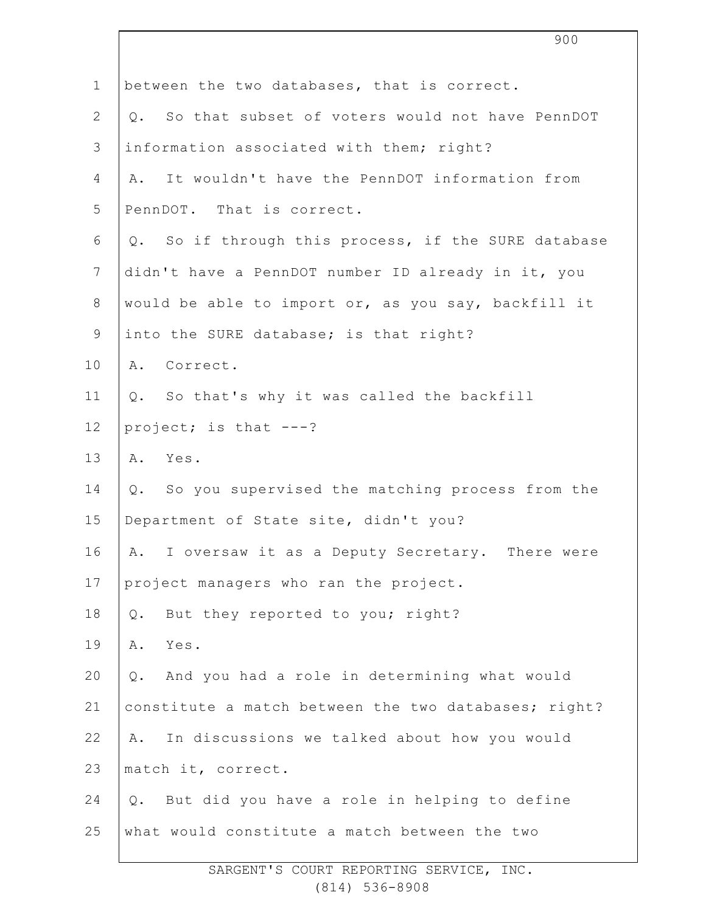between the two databases, that is correct.

Q. So that subset of voters would not have PennDOT information associated with them; right?

A. It wouldn't have the PennDOT information from PennDOT. That is correct.

Q. So if through this process, if the SURE database didn't have a PennDOT number ID already in it, you would be able to import or, as you say, backfill it into the SURE database; is that right?

A. Correct.

Q. So that's why it was called the backfill project; is that ---?

A. Yes.

Q. So you supervised the matching process from the Department of State site, didn't you?

A. I oversaw it as a Deputy Secretary. There were project managers who ran the project.

Q. But they reported to you; right?

A. Yes.

Q. And you had a role in determining what would constitute a match between the two databases; right?

A. In discussions we talked about how you would match it, correct.

Q. But did you have a role in helping to define what would constitute a match between the two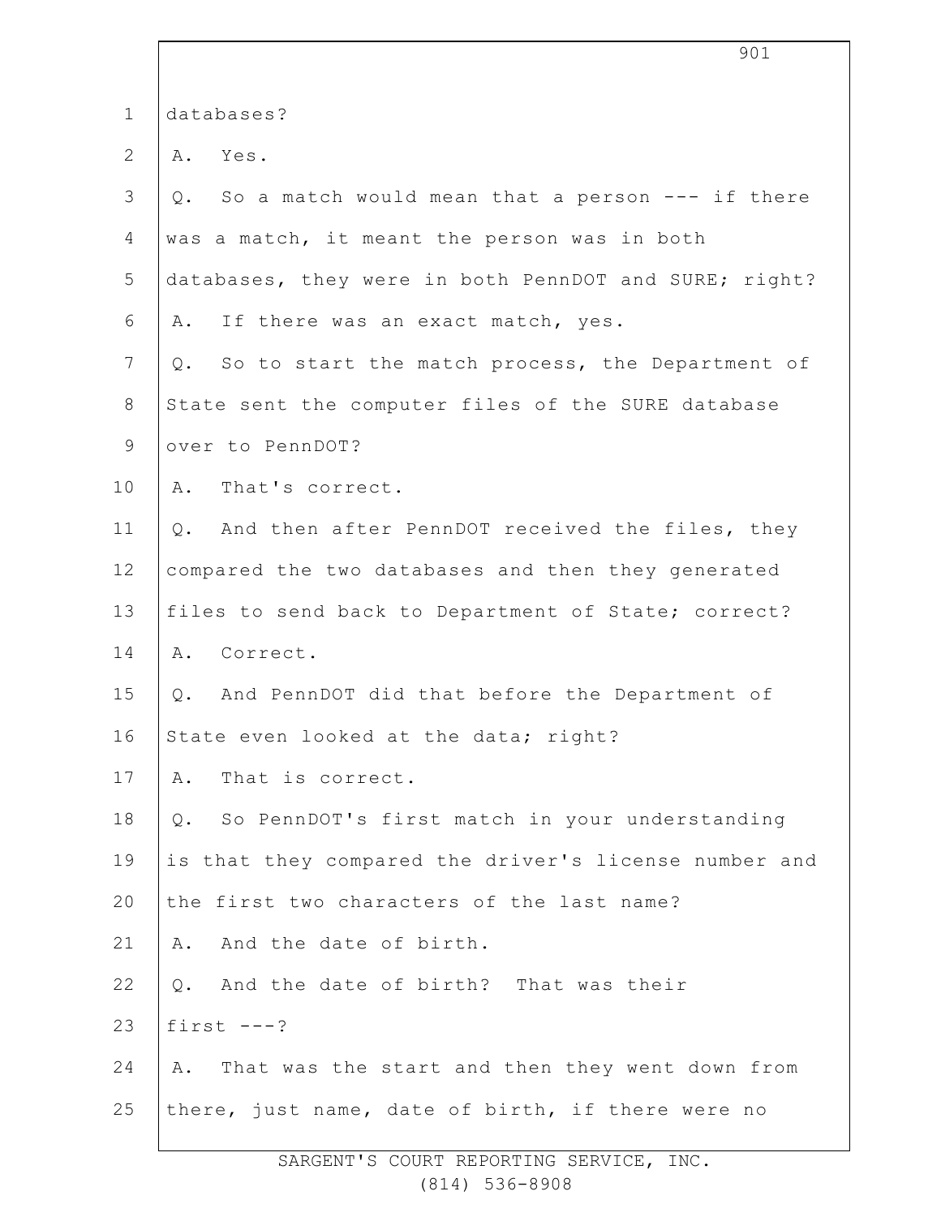databases?

A. Yes.

Q. So a match would mean that a person --- if there was a match, it meant the person was in both databases, they were in both PennDOT and SURE; right?

A. If there was an exact match, yes.

Q. So to start the match process, the Department of State sent the computer files of the SURE database over to PennDOT?

A. That's correct.

Q. And then after PennDOT received the files, they compared the two databases and then they generated files to send back to Department of State; correct?

A. Correct.

Q. And PennDOT did that before the Department of State even looked at the data; right?

A. That is correct.

Q. So PennDOT's first match in your understanding is that they compared the driver's license number and the first two characters of the last name?

A. And the date of birth.

Q. And the date of birth? That was their first ---?

A. That was the start and then they went down from there, just name, date of birth, if there were no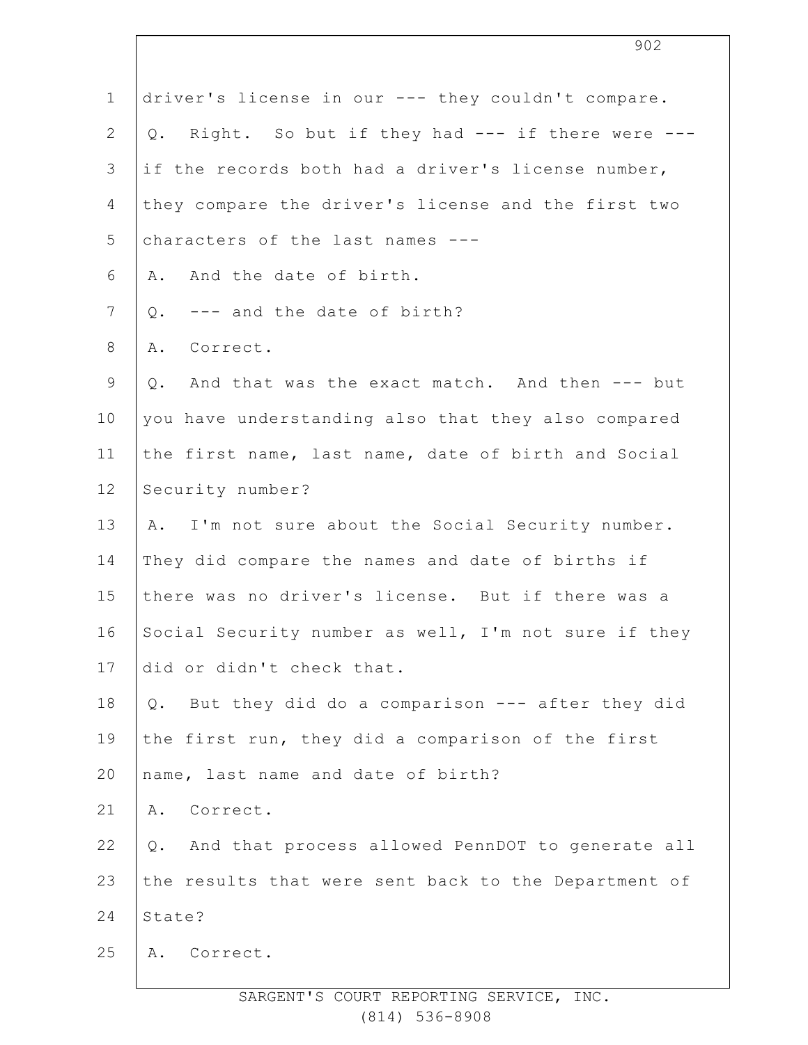driver's license in our --- they couldn't compare.

Q. Right. So but if they had --- if there were --- if the records both had a driver's license number, they compare the driver's license and the first two characters of the last names ---

A. And the date of birth.

Q. --- and the date of birth?

A. Correct.

Q. And that was the exact match. And then --- but you have understanding also that they also compared the first name, last name, date of birth and Social Security number?

A. I'm not sure about the Social Security number. They did compare the names and date of births if there was no driver's license. But if there was a Social Security number as well, I'm not sure if they did or didn't check that.

Q. But they did do a comparison --- after they did the first run, they did a comparison of the first name, last name and date of birth?

A. Correct.

Q. And that process allowed PennDOT to generate all the results that were sent back to the Department of State?

A. Correct.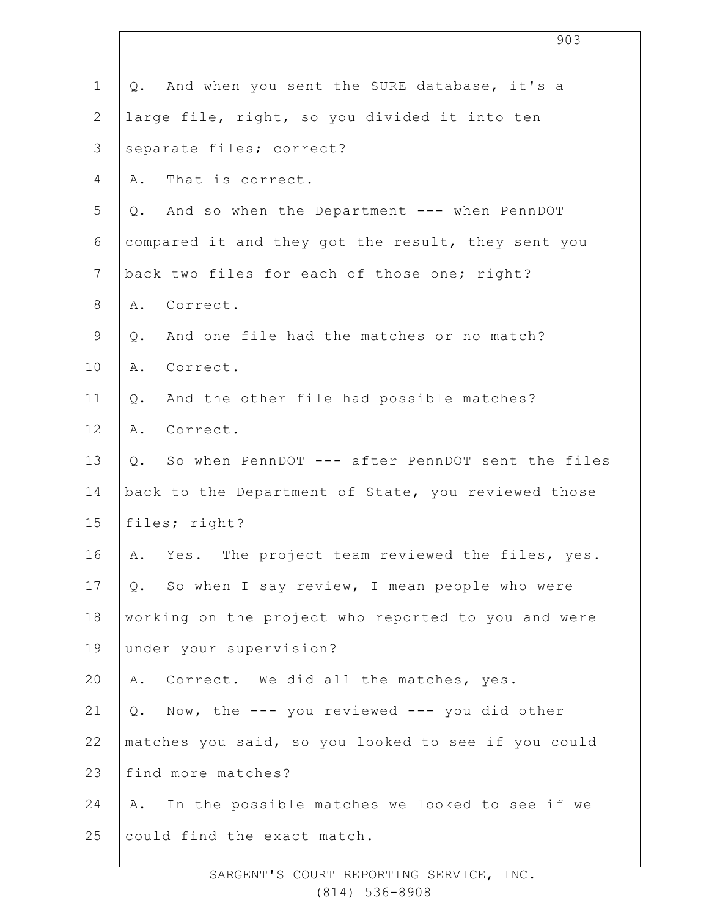Q. And when you sent the SURE database, it's a large file, right, so you divided it into ten separate files; correct?

A. That is correct.

Q. And so when the Department --- when PennDOT compared it and they got the result, they sent you back two files for each of those one; right?

A. Correct.

Q. And one file had the matches or no match?

A. Correct.

Q. And the other file had possible matches?

A. Correct.

Q. So when PennDOT --- after PennDOT sent the files back to the Department of State, you reviewed those files; right?

A. Yes. The project team reviewed the files, yes.

Q. So when I say review, I mean people who were working on the project who reported to you and were under your supervision?

A. Correct. We did all the matches, yes.

Q. Now, the --- you reviewed --- you did other matches you said, so you looked to see if you could find more matches?

A. In the possible matches we looked to see if we could find the exact match.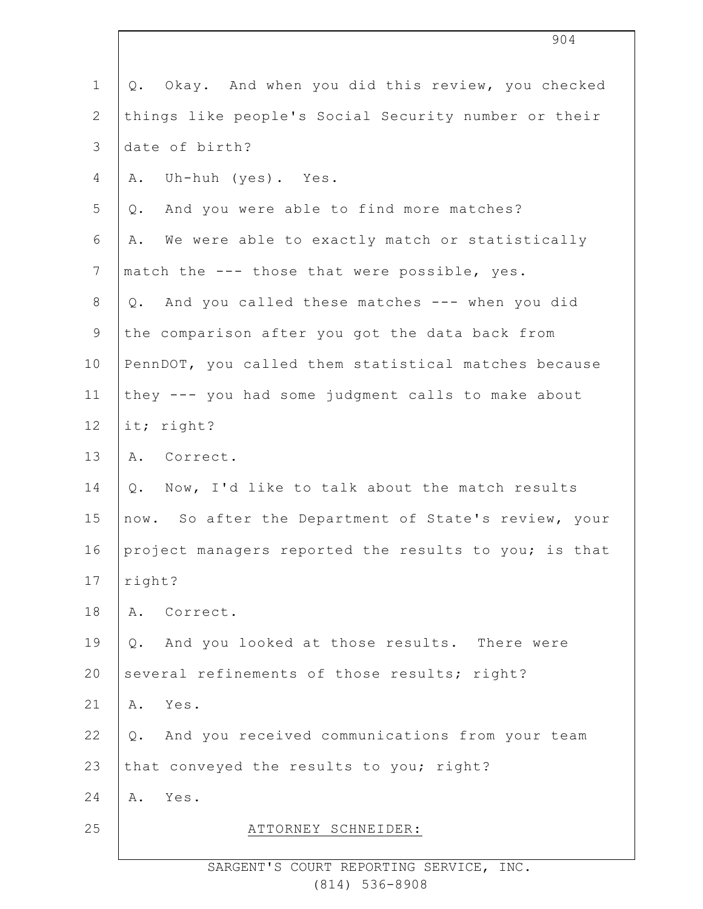Q. Okay. And when you did this review, you checked things like people's Social Security number or their date of birth?

A. Uh-huh (yes). Yes.

Q. And you were able to find more matches?

A. We were able to exactly match or statistically match the --- those that were possible, yes.

Q. And you called these matches --- when you did the comparison after you got the data back from PennDOT, you called them statistical matches because they --- you had some judgment calls to make about it; right?

A. Correct.

Q. Now, I'd like to talk about the match results now. So after the Department of State's review, your project managers reported the results to you; is that right?

A. Correct.

Q. And you looked at those results. There were several refinements of those results; right?

A. Yes.

Q. And you received communications from your team that conveyed the results to you; right?

A. Yes.

ATTORNEY SCHNEIDER: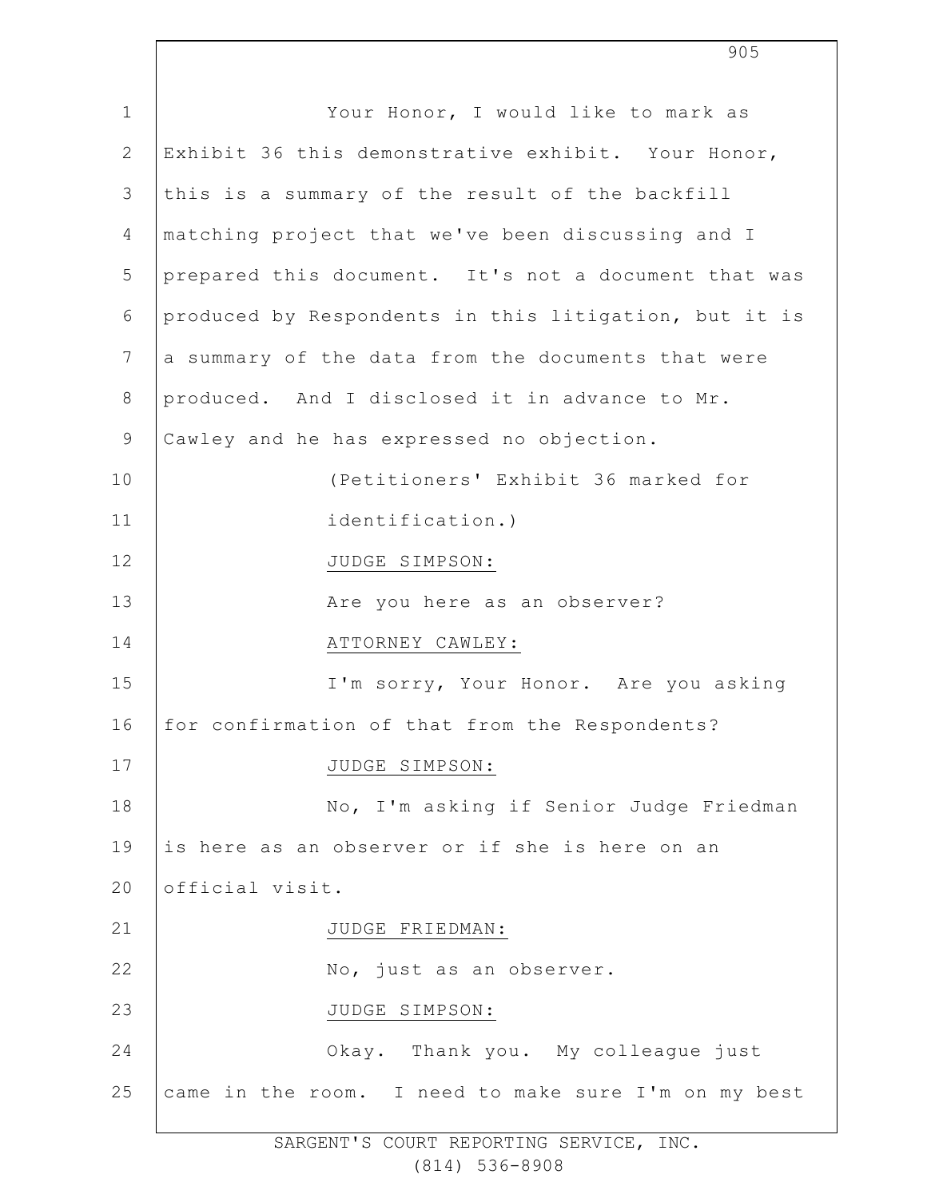Your Honor, I would like to mark as Exhibit 36 this demonstrative exhibit. Your Honor, this is a summary of the result of the backfill matching project that we've been discussing and I prepared this document. It's not a document that was produced by Respondents in this litigation, but it is a summary of the data from the documents that were produced. And I disclosed it in advance to Mr. Cawley and he has expressed no objection.

(Petitioners' Exhibit 36 marked for identification.)

JUDGE SIMPSON:

Are you here as an observer?

ATTORNEY CAWLEY:

I'm sorry, Your Honor. Are you asking for confirmation of that from the Respondents?

JUDGE SIMPSON:

No, I'm asking if Senior Judge Friedman is here as an observer or if she is here on an official visit.

JUDGE FRIEDMAN:

No, just as an observer.

JUDGE SIMPSON:

Okay. Thank you. My colleague just came in the room. I need to make sure I'm on my best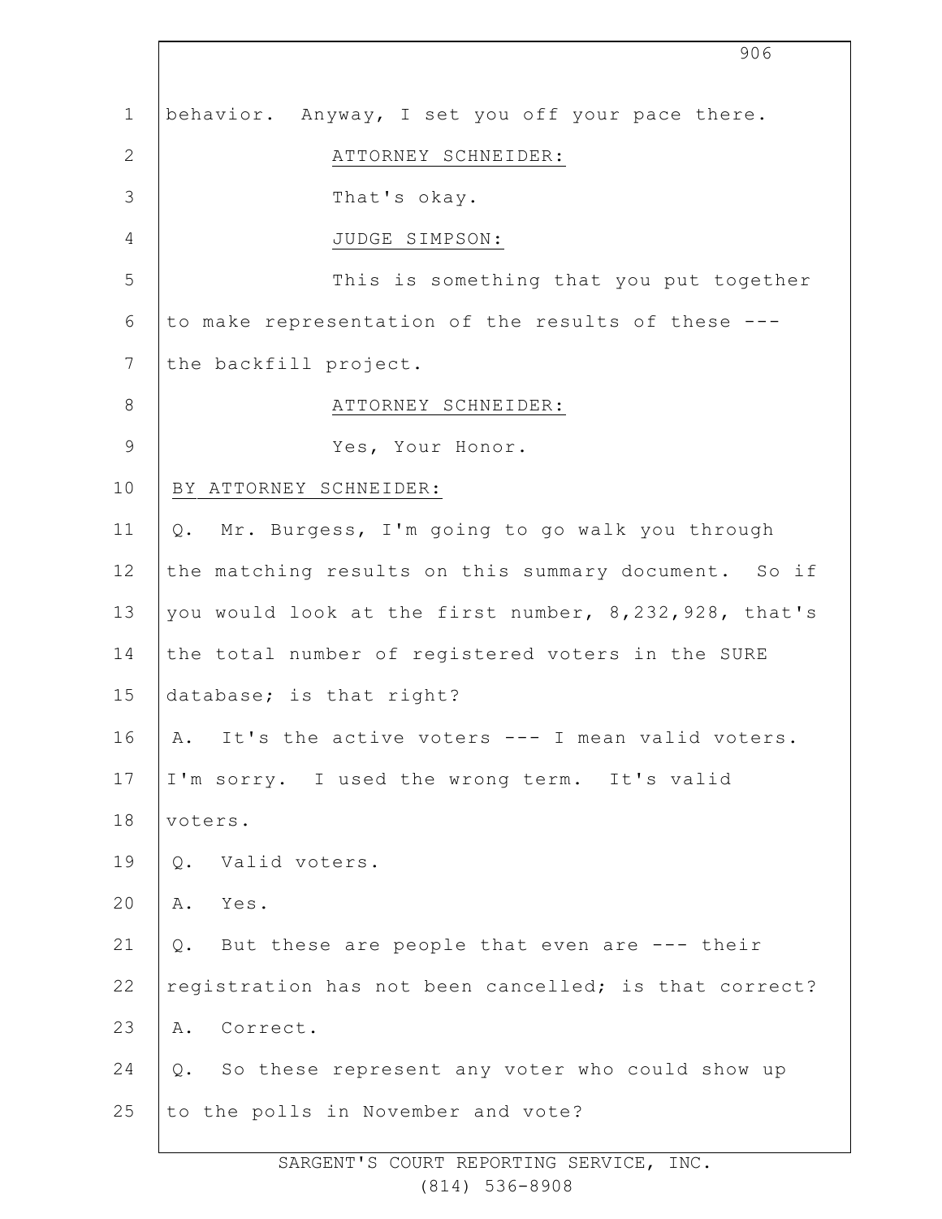behavior. Anyway, I set you off your pace there.

ATTORNEY SCHNEIDER:

That's okay.

JUDGE SIMPSON:

This is something that you put together to make representation of the results of these --- the backfill project.

ATTORNEY SCHNEIDER:

Yes, Your Honor.

BY ATTORNEY SCHNEIDER:

Q. Mr. Burgess, I'm going to go walk you through the matching results on this summary document. So if you would look at the first number, 8,232,928, that's the total number of registered voters in the SURE database; is that right?

A. It's the active voters --- I mean valid voters. I'm sorry. I used the wrong term. It's valid voters.

Q. Valid voters.

A. Yes.

Q. But these are people that even are --- their registration has not been cancelled; is that correct?

A. Correct.

Q. So these represent any voter who could show up to the polls in November and vote?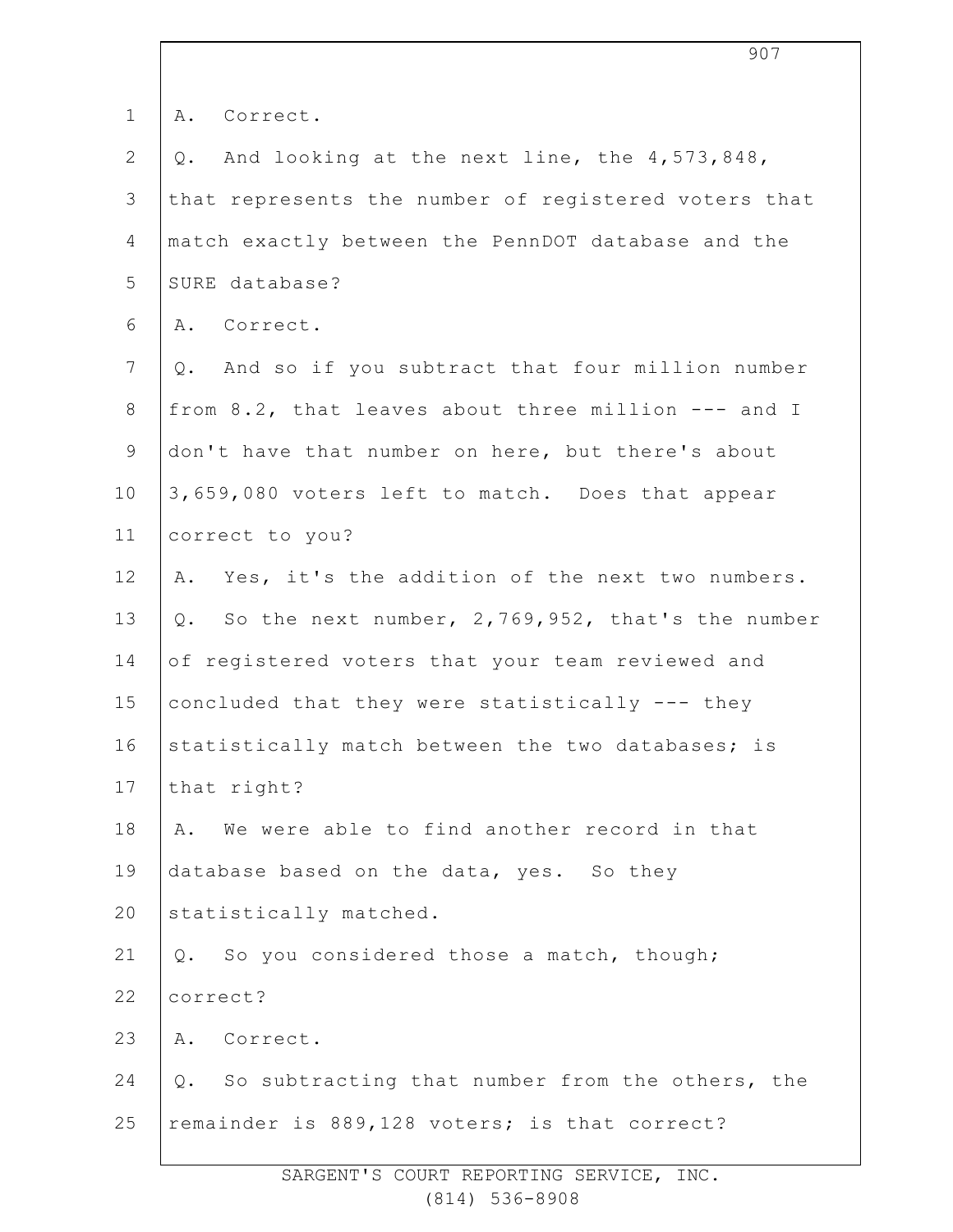A. Correct.

Q. And looking at the next line, the 4,573,848, that represents the number of registered voters that match exactly between the PennDOT database and the SURE database?

A. Correct.

Q. And so if you subtract that four million number from 8.2, that leaves about three million --- and I don't have that number on here, but there's about 3,659,080 voters left to match. Does that appear correct to you?

A. Yes, it's the addition of the next two numbers.

Q. So the next number, 2,769,952, that's the number of registered voters that your team reviewed and concluded that they were statistically --- they statistically match between the two databases; is that right?

A. We were able to find another record in that database based on the data, yes. So they statistically matched.

Q. So you considered those a match, though; correct?

A. Correct.

Q. So subtracting that number from the others, the remainder is 889,128 voters; is that correct?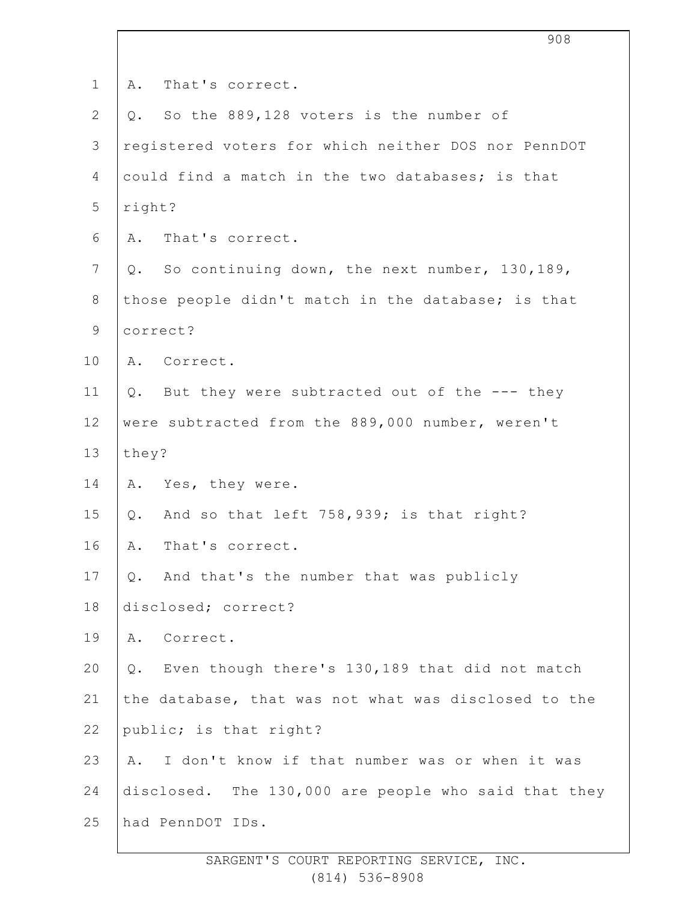A. That's correct.

Q. So the 889,128 voters is the number of registered voters for which neither DOS nor PennDOT could find a match in the two databases; is that right?

A. That's correct.

Q. So continuing down, the next number, 130,189, those people didn't match in the database; is that correct?

A. Correct.

Q. But they were subtracted out of the --- they were subtracted from the 889,000 number, weren't they?

A. Yes, they were.

Q. And so that left 758,939; is that right?

A. That's correct.

Q. And that's the number that was publicly disclosed; correct?

A. Correct.

Q. Even though there's 130,189 that did not match the database, that was not what was disclosed to the public; is that right?

A. I don't know if that number was or when it was disclosed. The 130,000 are people who said that they had PennDOT IDs.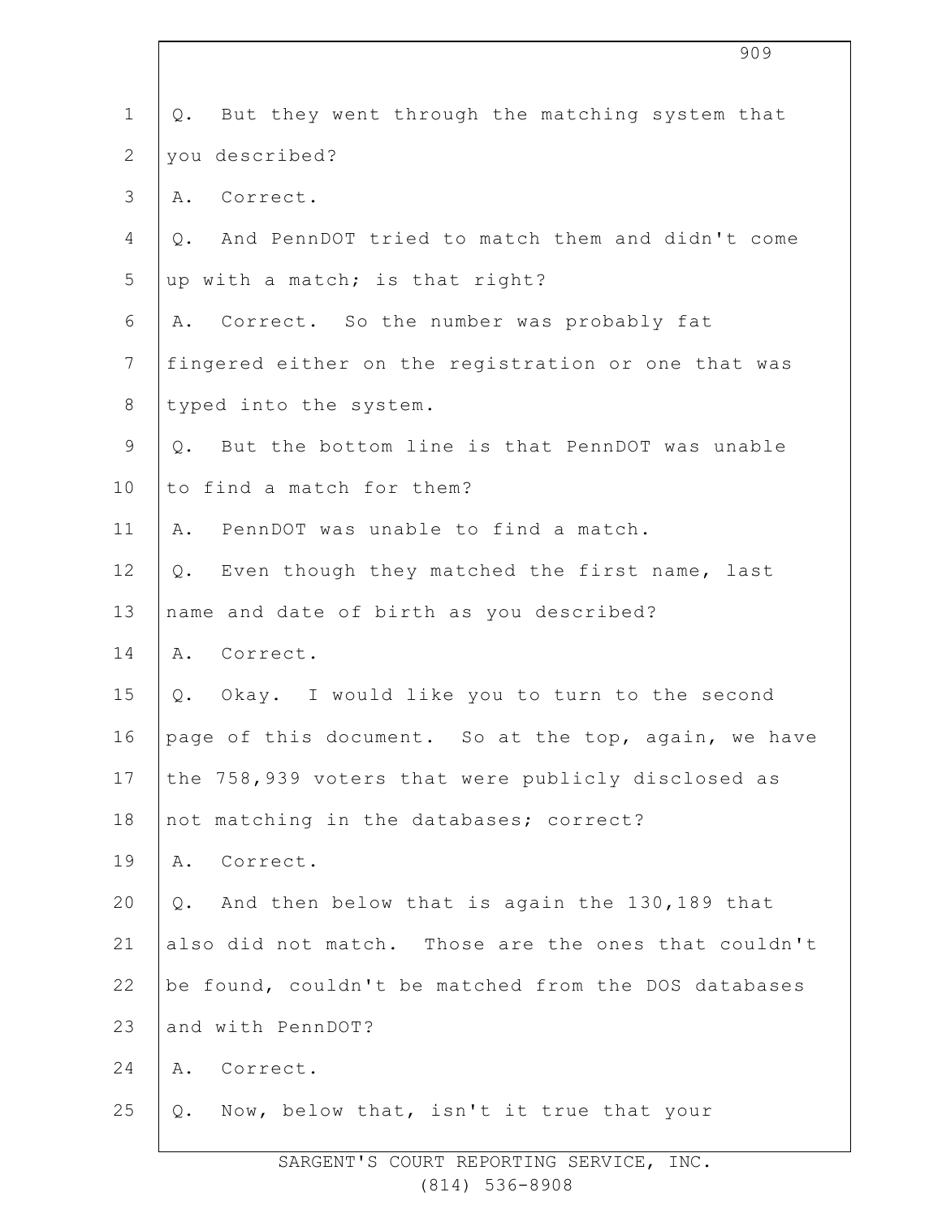Q. But they went through the matching system that you described?

A. Correct.

Q. And PennDOT tried to match them and didn't come up with a match; is that right?

A. Correct. So the number was probably fat fingered either on the registration or one that was typed into the system.

Q. But the bottom line is that PennDOT was unable to find a match for them?

A. PennDOT was unable to find a match.

Q. Even though they matched the first name, last name and date of birth as you described?

A. Correct.

Q. Okay. I would like you to turn to the second page of this document. So at the top, again, we have the 758,939 voters that were publicly disclosed as not matching in the databases; correct?

A. Correct.

Q. And then below that is again the 130,189 that also did not match. Those are the ones that couldn't be found, couldn't be matched from the DOS databases and with PennDOT?

A. Correct.

Q. Now, below that, isn't it true that your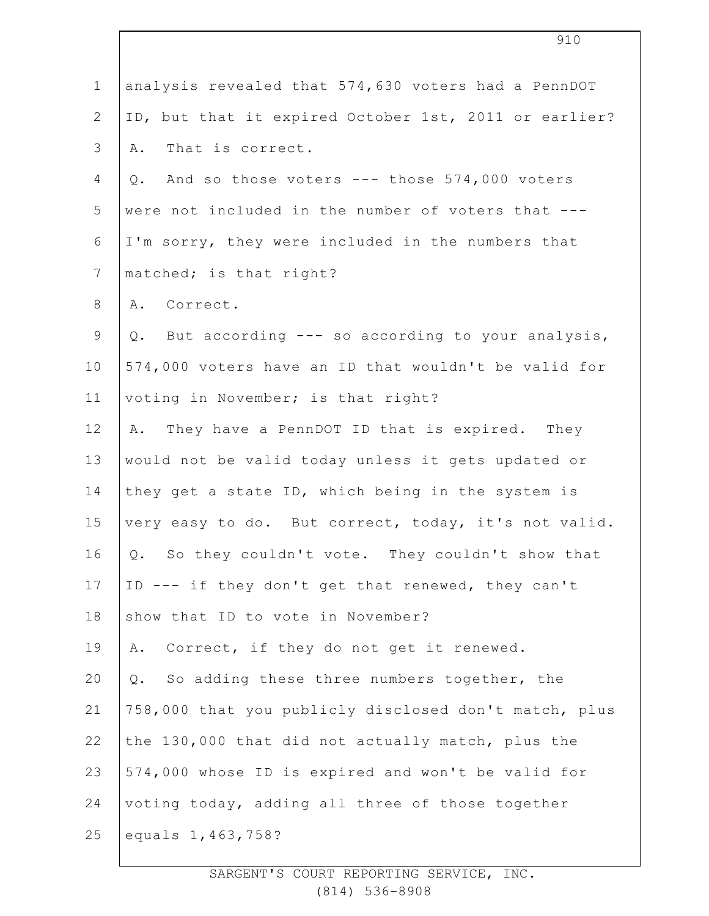analysis revealed that 574,630 voters had a PennDOT ID, but that it expired October 1st, 2011 or earlier?

A. That is correct.

Q. And so those voters --- those 574,000 voters were not included in the number of voters that --- I'm sorry, they were included in the numbers that matched; is that right?

A. Correct.

Q. But according --- so according to your analysis, 574,000 voters have an ID that wouldn't be valid for voting in November; is that right?

A. They have a PennDOT ID that is expired. They would not be valid today unless it gets updated or they get a state ID, which being in the system is very easy to do. But correct, today, it's not valid.

Q. So they couldn't vote. They couldn't show that ID --- if they don't get that renewed, they can't show that ID to vote in November?

A. Correct, if they do not get it renewed.

Q. So adding these three numbers together, the 758,000 that you publicly disclosed don't match, plus the 130,000 that did not actually match, plus the 574,000 whose ID is expired and won't be valid for voting today, adding all three of those together equals 1,463,758?

SARGENT'S COURT REPORTING SERVICE, INC.
(814) 536-8908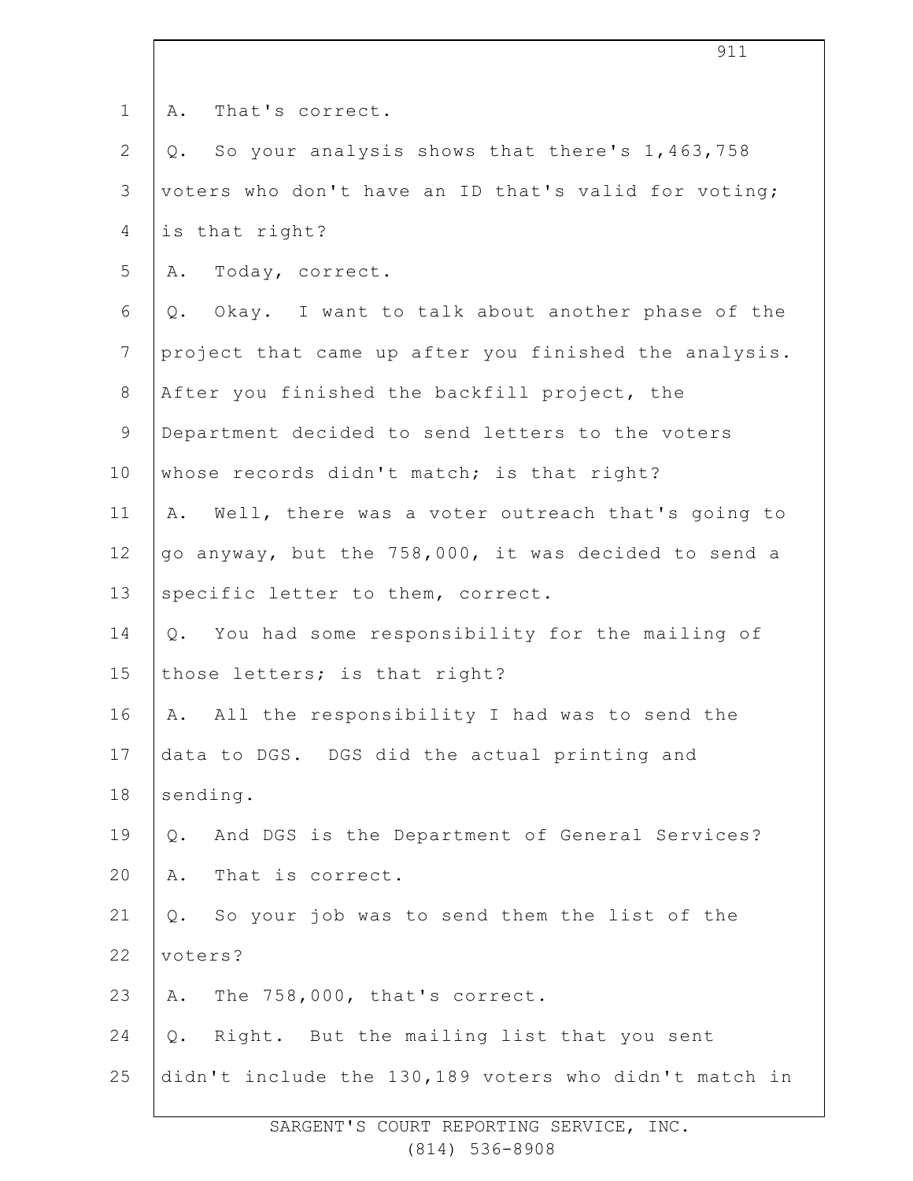A. That's correct.

Q. So your analysis shows that there's 1,463,758 voters who don't have an ID that's valid for voting; is that right?

A. Today, correct.

Q. Okay. I want to talk about another phase of the project that came up after you finished the analysis. After you finished the backfill project, the Department decided to send letters to the voters whose records didn't match; is that right?

A. Well, there was a voter outreach that's going to go anyway, but the 758,000, it was decided to send a specific letter to them, correct.

Q. You had some responsibility for the mailing of those letters; is that right?

A. All the responsibility I had was to send the data to DGS. DGS did the actual printing and sending.

Q. And DGS is the Department of General Services?

A. That is correct.

Q. So your job was to send them the list of the voters?

A. The 758,000, that's correct.

Q. Right. But the mailing list that you sent didn't include the 130,189 voters who didn't match in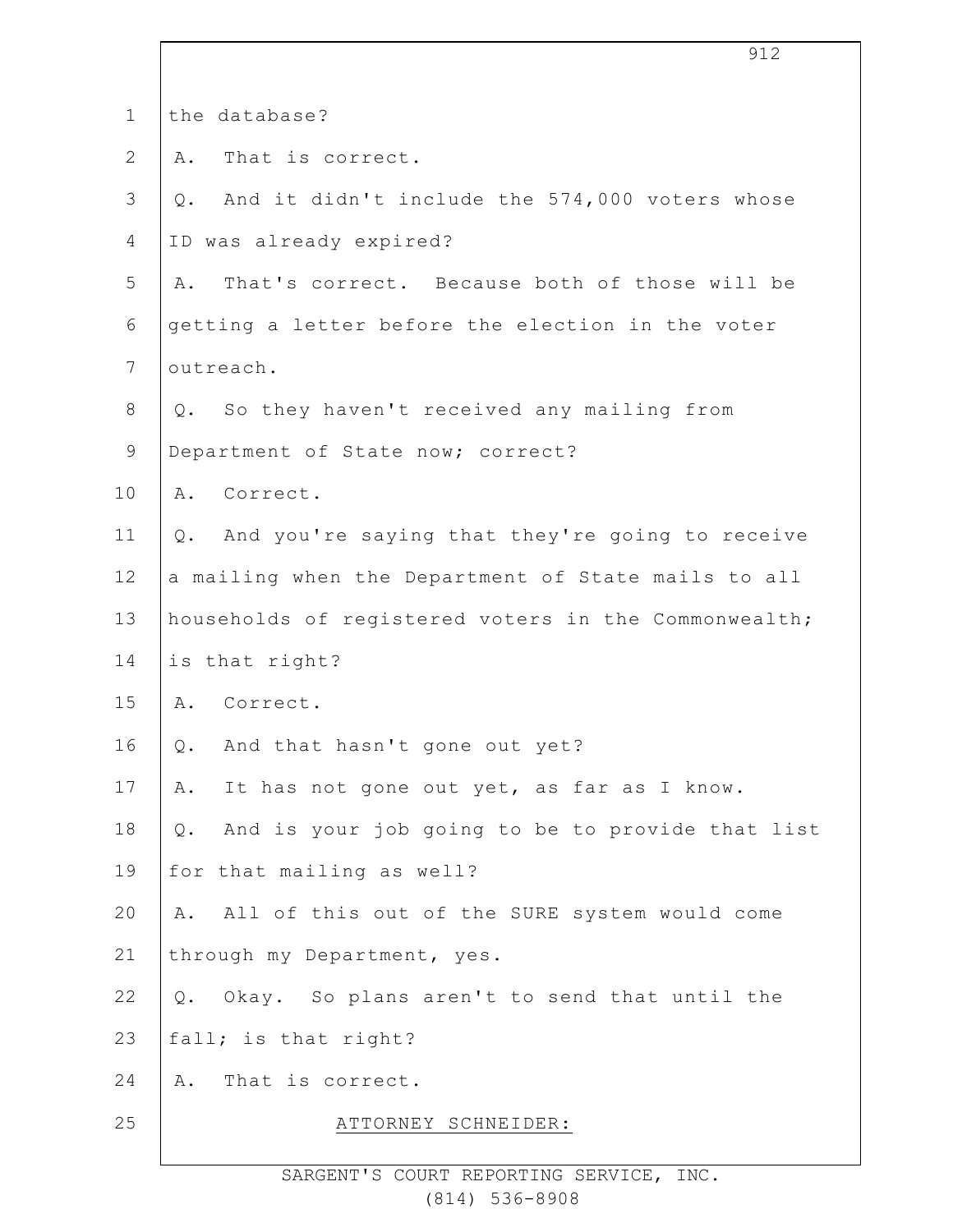the database?

A. That is correct.

Q. And it didn't include the 574,000 voters whose ID was already expired?

A. That's correct. Because both of those will be getting a letter before the election in the voter outreach.

Q. So they haven't received any mailing from Department of State now; correct?

A. Correct.

Q. And you're saying that they're going to receive a mailing when the Department of State mails to all households of registered voters in the Commonwealth; is that right?

A. Correct.

Q. And that hasn't gone out yet?

A. It has not gone out yet, as far as I know.

Q. And is your job going to be to provide that list for that mailing as well?

A. All of this out of the SURE system would come through my Department, yes.

Q. Okay. So plans aren't to send that until the fall; is that right?

A. That is correct.

ATTORNEY SCHNEIDER: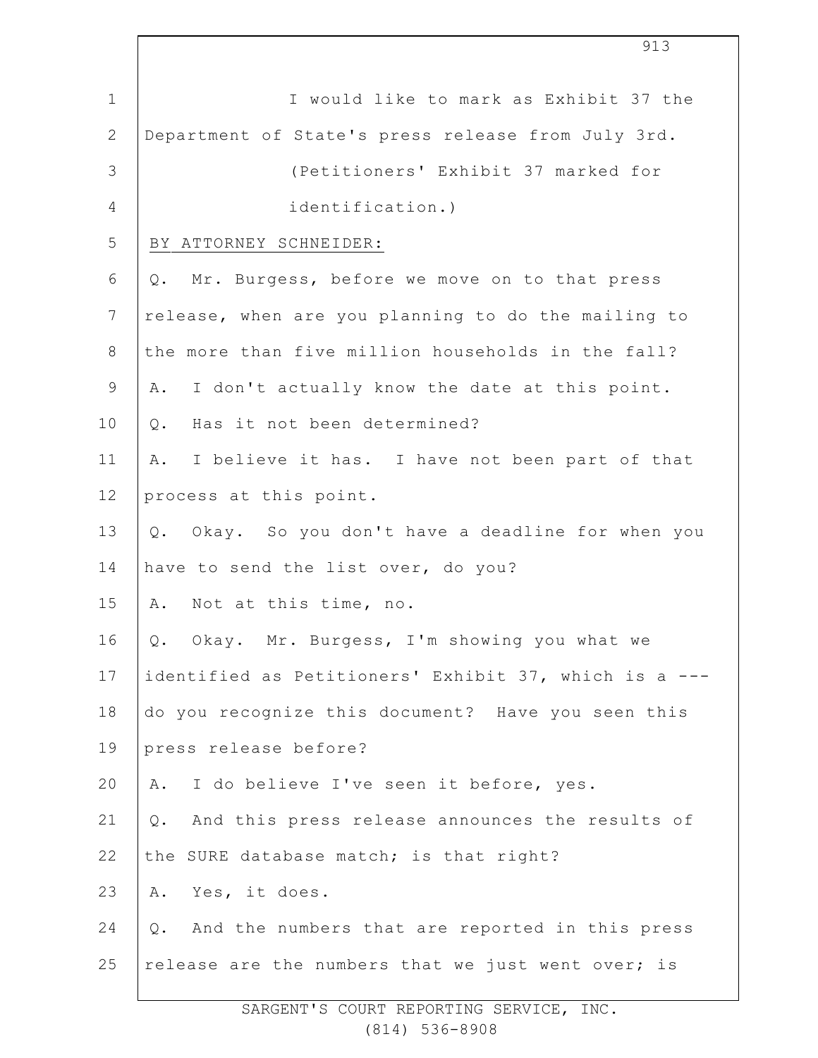I would like to mark as Exhibit 37 the Department of State's press release from July 3rd.

(Petitioners' Exhibit 37 marked for identification.)

BY ATTORNEY SCHNEIDER:

Q. Mr. Burgess, before we move on to that press release, when are you planning to do the mailing to the more than five million households in the fall?

A. I don't actually know the date at this point.

Q. Has it not been determined?

A. I believe it has. I have not been part of that process at this point.

Q. Okay. So you don't have a deadline for when you have to send the list over, do you?

A. Not at this time, no.

Q. Okay. Mr. Burgess, I'm showing you what we identified as Petitioners' Exhibit 37, which is a --- do you recognize this document? Have you seen this press release before?

A. I do believe I've seen it before, yes.

Q. And this press release announces the results of the SURE database match; is that right?

A. Yes, it does.

Q. And the numbers that are reported in this press release are the numbers that we just went over; is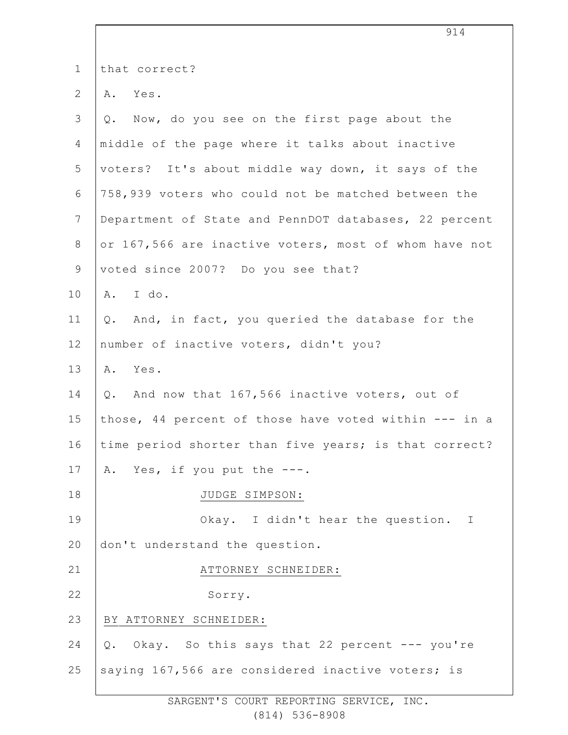that correct?

A. Yes.

Q. Now, do you see on the first page about the middle of the page where it talks about inactive voters? It's about middle way down, it says of the 758,939 voters who could not be matched between the Department of State and PennDOT databases, 22 percent or 167,566 are inactive voters, most of whom have not voted since 2007? Do you see that?

A. I do.

Q. And, in fact, you queried the database for the number of inactive voters, didn't you?

A. Yes.

Q. And now that 167,566 inactive voters, out of those, 44 percent of those have voted within --- in a time period shorter than five years; is that correct?

A. Yes, if you put the ---.

JUDGE SIMPSON:

Okay. I didn't hear the question. I don't understand the question.

ATTORNEY SCHNEIDER:

Sorry.

BY ATTORNEY SCHNEIDER:

Q. Okay. So this says that 22 percent --- you're saying 167,566 are considered inactive voters; is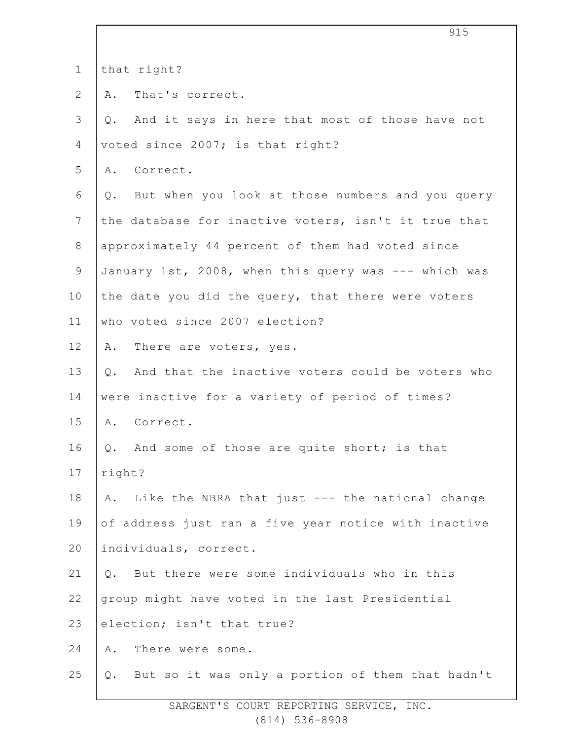that right?

A. That's correct.

Q. And it says in here that most of those have not voted since 2007; is that right?

A. Correct.

Q. But when you look at those numbers and you query the database for inactive voters, isn't it true that approximately 44 percent of them had voted since January 1st, 2008, when this query was --- which was the date you did the query, that there were voters who voted since 2007 election?

A. There are voters, yes.

Q. And that the inactive voters could be voters who were inactive for a variety of period of times?

A. Correct.

Q. And some of those are quite short; is that right?

A. Like the NBRA that just --- the national change of address just ran a five year notice with inactive individuals, correct.

Q. But there were some individuals who in this group might have voted in the last Presidential election; isn't that true?

A. There were some.

Q. But so it was only a portion of them that hadn't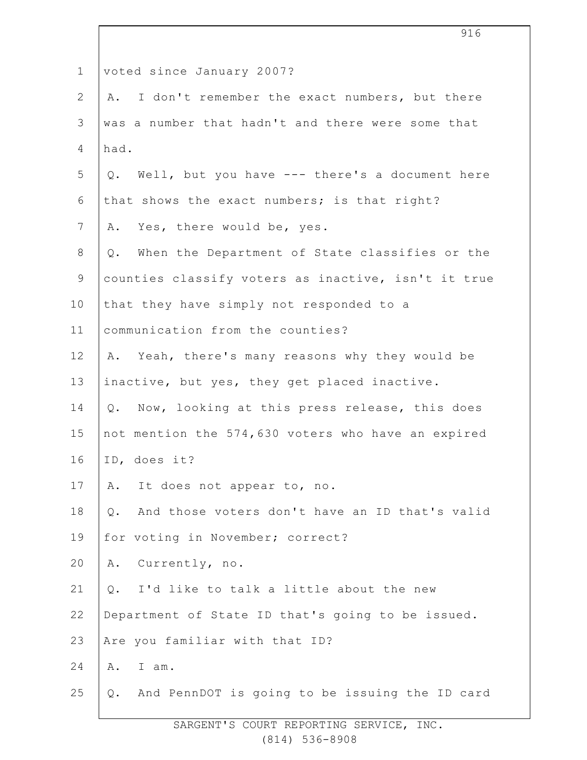voted since January 2007?

A. I don't remember the exact numbers, but there was a number that hadn't and there were some that had.

Q. Well, but you have --- there's a document here that shows the exact numbers; is that right?

A. Yes, there would be, yes.

Q. When the Department of State classifies or the counties classify voters as inactive, isn't it true that they have simply not responded to a communication from the counties?

A. Yeah, there's many reasons why they would be inactive, but yes, they get placed inactive.

Q. Now, looking at this press release, this does not mention the 574,630 voters who have an expired ID, does it?

A. It does not appear to, no.

Q. And those voters don't have an ID that's valid for voting in November; correct?

A. Currently, no.

Q. I'd like to talk a little about the new Department of State ID that's going to be issued. Are you familiar with that ID?

A. I am.

Q. And PennDOT is going to be issuing the ID card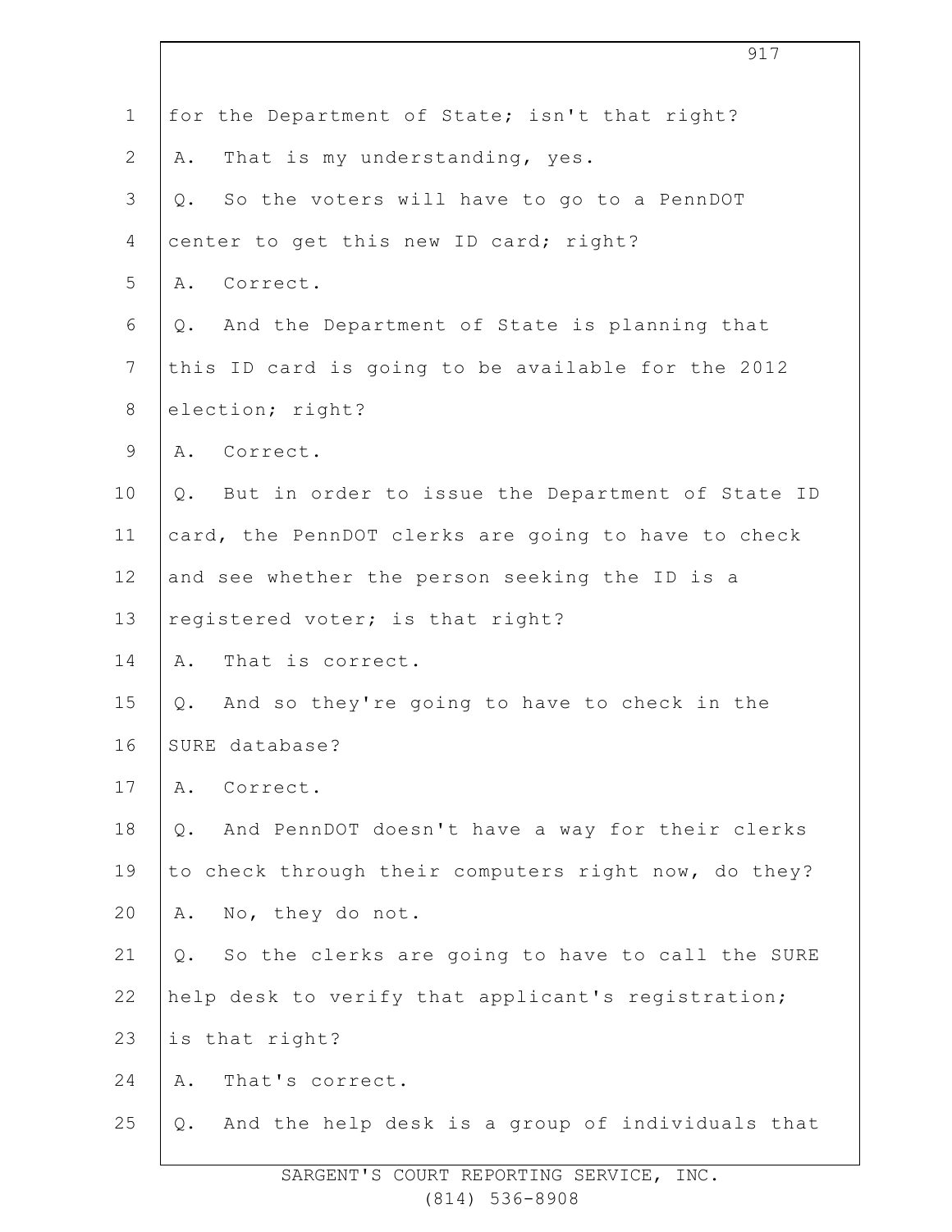for the Department of State; isn't that right?

A. That is my understanding, yes.

Q. So the voters will have to go to a PennDOT center to get this new ID card; right?

A. Correct.

Q. And the Department of State is planning that this ID card is going to be available for the 2012 election; right?

A. Correct.

Q. But in order to issue the Department of State ID card, the PennDOT clerks are going to have to check and see whether the person seeking the ID is a registered voter; is that right?

A. That is correct.

Q. And so they're going to have to check in the SURE database?

A. Correct.

Q. And PennDOT doesn't have a way for their clerks to check through their computers right now, do they?

A. No, they do not.

Q. So the clerks are going to have to call the SURE help desk to verify that applicant's registration; is that right?

A. That's correct.

Q. And the help desk is a group of individuals that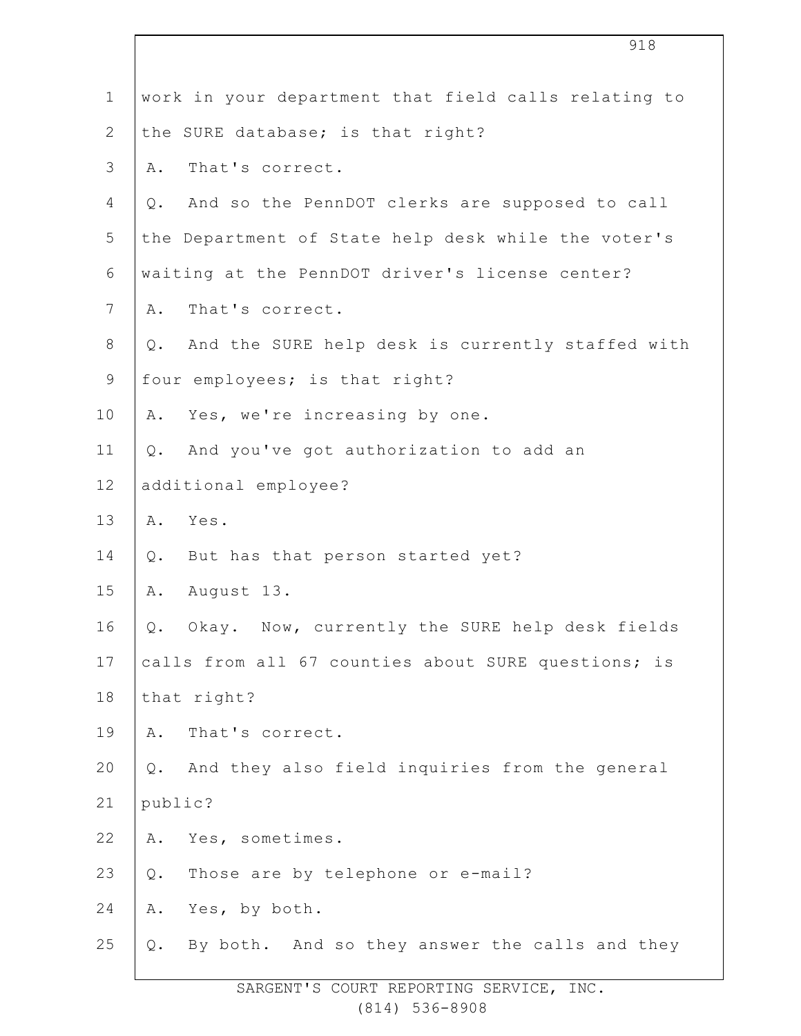work in your department that field calls relating to the SURE database; is that right?

A. That's correct.

Q. And so the PennDOT clerks are supposed to call the Department of State help desk while the voter's waiting at the PennDOT driver's license center?

A. That's correct.

Q. And the SURE help desk is currently staffed with four employees; is that right?

A. Yes, we're increasing by one.

Q. And you've got authorization to add an additional employee?

A. Yes.

Q. But has that person started yet?

A. August 13.

Q. Okay. Now, currently the SURE help desk fields calls from all 67 counties about SURE questions; is that right?

A. That's correct.

Q. And they also field inquiries from the general public?

A. Yes, sometimes.

Q. Those are by telephone or e-mail?

A. Yes, by both.

Q. By both. And so they answer the calls and they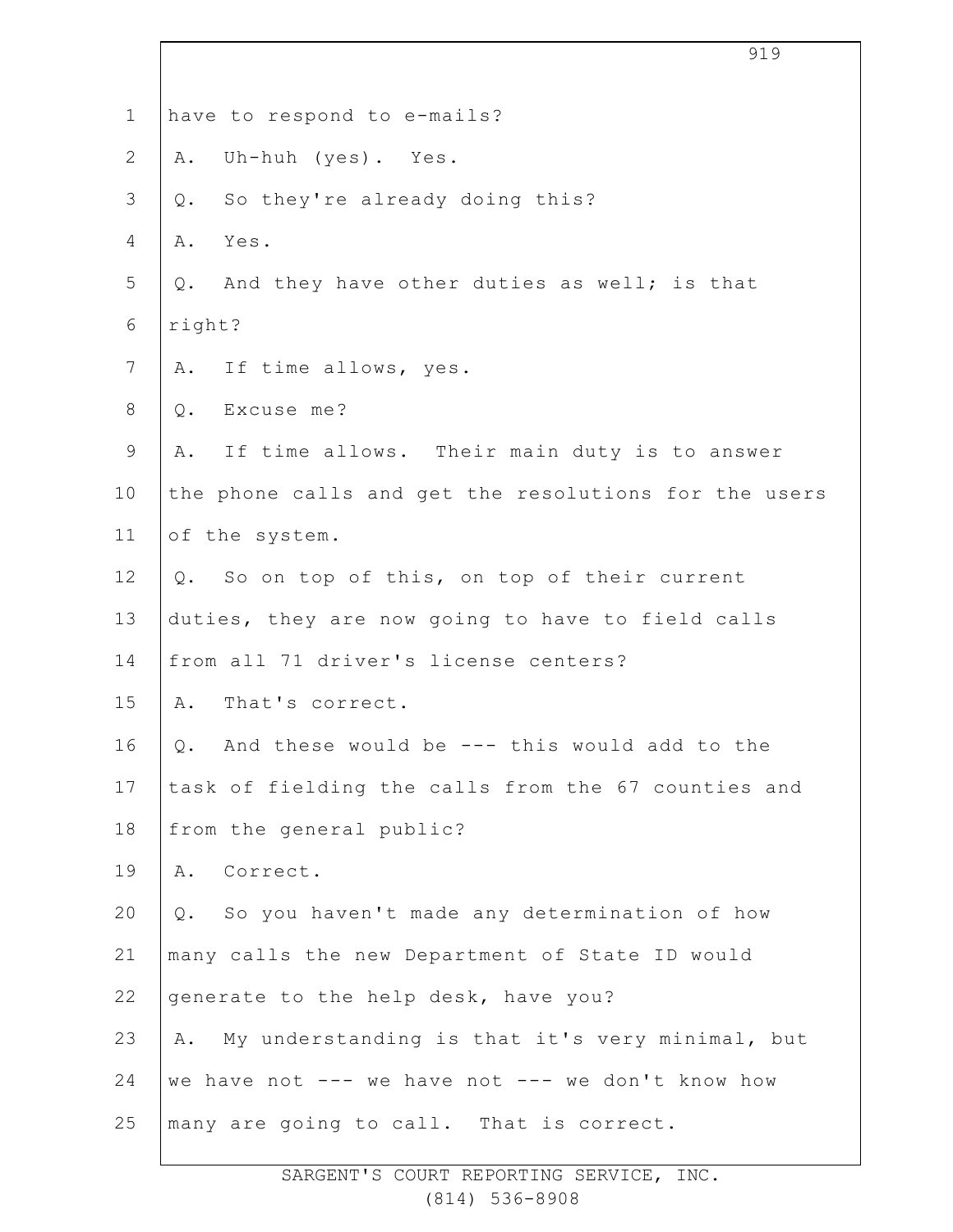have to respond to e-mails?

A. Uh-huh (yes). Yes.

Q. So they're already doing this?

A. Yes.

Q. And they have other duties as well; is that right?

A. If time allows, yes.

Q. Excuse me?

A. If time allows. Their main duty is to answer the phone calls and get the resolutions for the users of the system.

Q. So on top of this, on top of their current duties, they are now going to have to field calls from all 71 driver's license centers?

A. That's correct.

Q. And these would be --- this would add to the task of fielding the calls from the 67 counties and from the general public?

A. Correct.

Q. So you haven't made any determination of how many calls the new Department of State ID would generate to the help desk, have you?

A. My understanding is that it's very minimal, but we have not --- we have not --- we don't know how many are going to call. That is correct.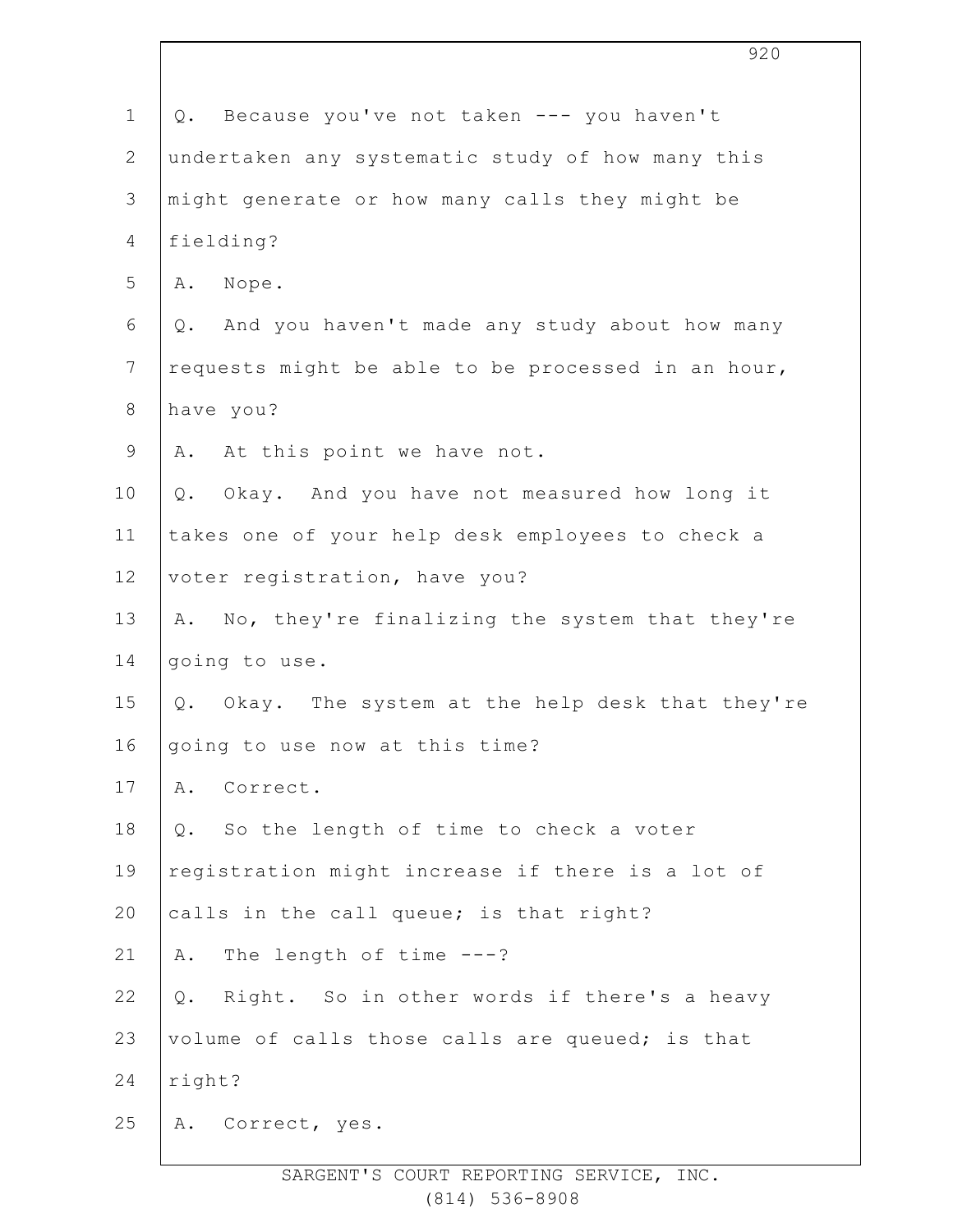Q. Because you've not taken --- you haven't undertaken any systematic study of how many this might generate or how many calls they might be fielding?

A. Nope.

Q. And you haven't made any study about how many requests might be able to be processed in an hour, have you?

A. At this point we have not.

Q. Okay. And you have not measured how long it takes one of your help desk employees to check a voter registration, have you?

A. No, they're finalizing the system that they're going to use.

Q. Okay. The system at the help desk that they're going to use now at this time?

A. Correct.

Q. So the length of time to check a voter registration might increase if there is a lot of calls in the call queue; is that right?

A. The length of time ---?

Q. Right. So in other words if there's a heavy volume of calls those calls are queued; is that right?

A. Correct, yes.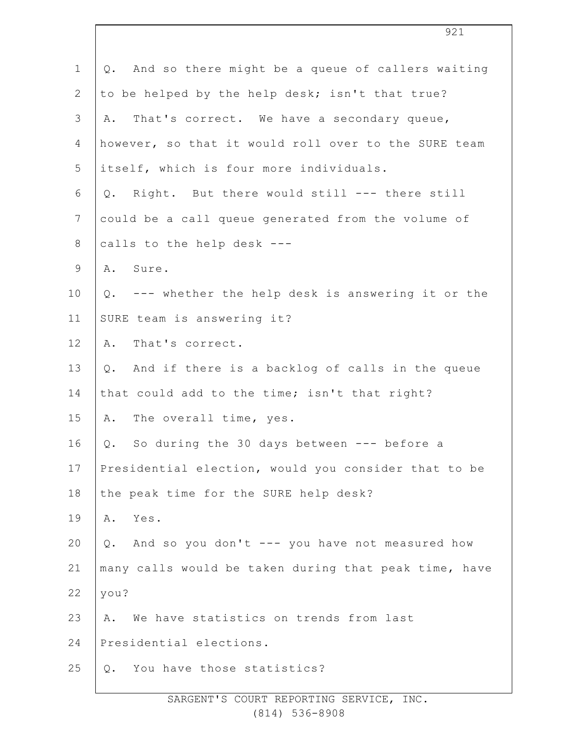Q. And so there might be a queue of callers waiting to be helped by the help desk; isn't that true?

A. That's correct. We have a secondary queue, however, so that it would roll over to the SURE team itself, which is four more individuals.

Q. Right. But there would still --- there still could be a call queue generated from the volume of calls to the help desk ---

A. Sure.

Q. --- whether the help desk is answering it or the SURE team is answering it?

A. That's correct.

Q. And if there is a backlog of calls in the queue that could add to the time; isn't that right?

A. The overall time, yes.

Q. So during the 30 days between --- before a Presidential election, would you consider that to be the peak time for the SURE help desk?

A. Yes.

Q. And so you don't --- you have not measured how many calls would be taken during that peak time, have you?

A. We have statistics on trends from last Presidential elections.

Q. You have those statistics?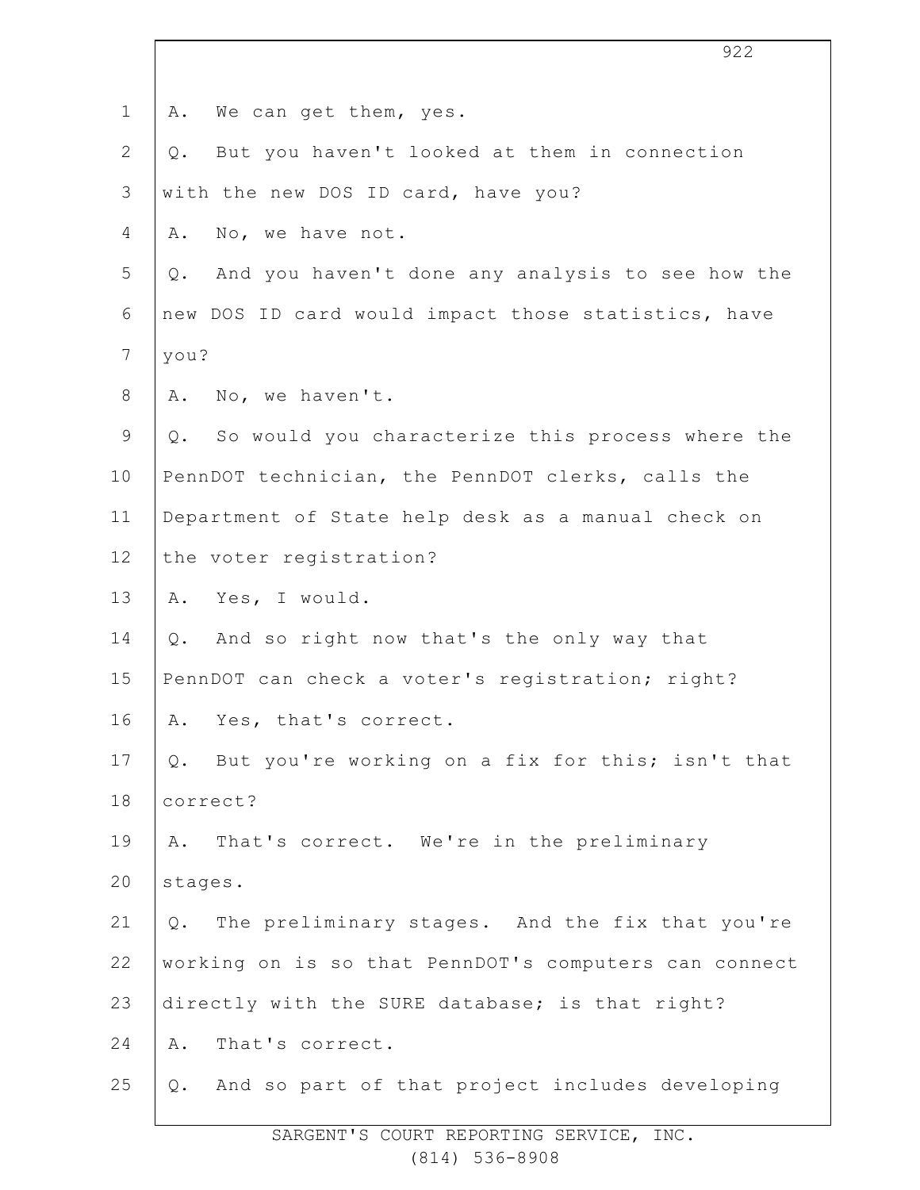A. We can get them, yes.

Q. But you haven't looked at them in connection with the new DOS ID card, have you?

A. No, we have not.

Q. And you haven't done any analysis to see how the new DOS ID card would impact those statistics, have you?

A. No, we haven't.

Q. So would you characterize this process where the PennDOT technician, the PennDOT clerks, calls the Department of State help desk as a manual check on the voter registration?

A. Yes, I would.

Q. And so right now that's the only way that PennDOT can check a voter's registration; right?

A. Yes, that's correct.

Q. But you're working on a fix for this; isn't that correct?

A. That's correct. We're in the preliminary stages.

Q. The preliminary stages. And the fix that you're working on is so that PennDOT's computers can connect directly with the SURE database; is that right?

A. That's correct.

Q. And so part of that project includes developing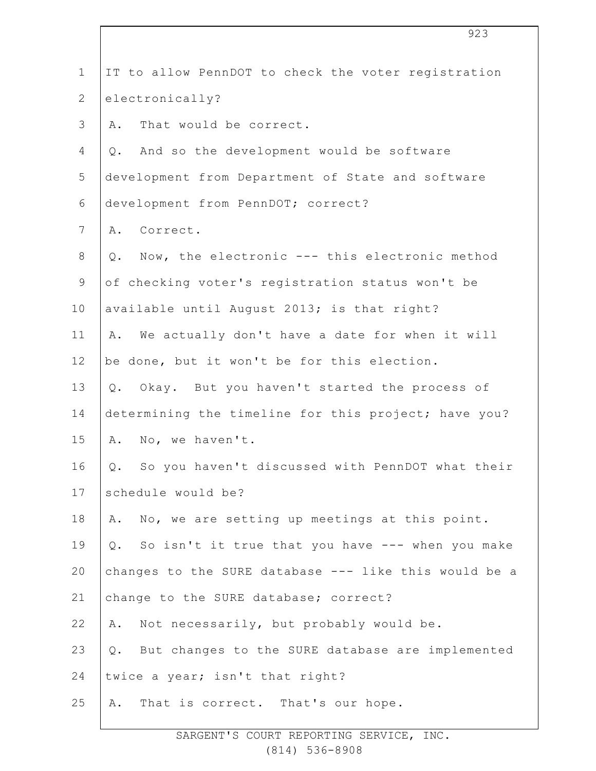IT to allow PennDOT to check the voter registration electronically?

A. That would be correct.

Q. And so the development would be software development from Department of State and software development from PennDOT; correct?

A. Correct.

Q. Now, the electronic --- this electronic method of checking voter's registration status won't be available until August 2013; is that right?

A. We actually don't have a date for when it will be done, but it won't be for this election.

Q. Okay. But you haven't started the process of determining the timeline for this project; have you?

A. No, we haven't.

Q. So you haven't discussed with PennDOT what their schedule would be?

A. No, we are setting up meetings at this point.

Q. So isn't it true that you have --- when you make changes to the SURE database --- like this would be a change to the SURE database; correct?

A. Not necessarily, but probably would be.

Q. But changes to the SURE database are implemented twice a year; isn't that right?

A. That is correct. That's our hope.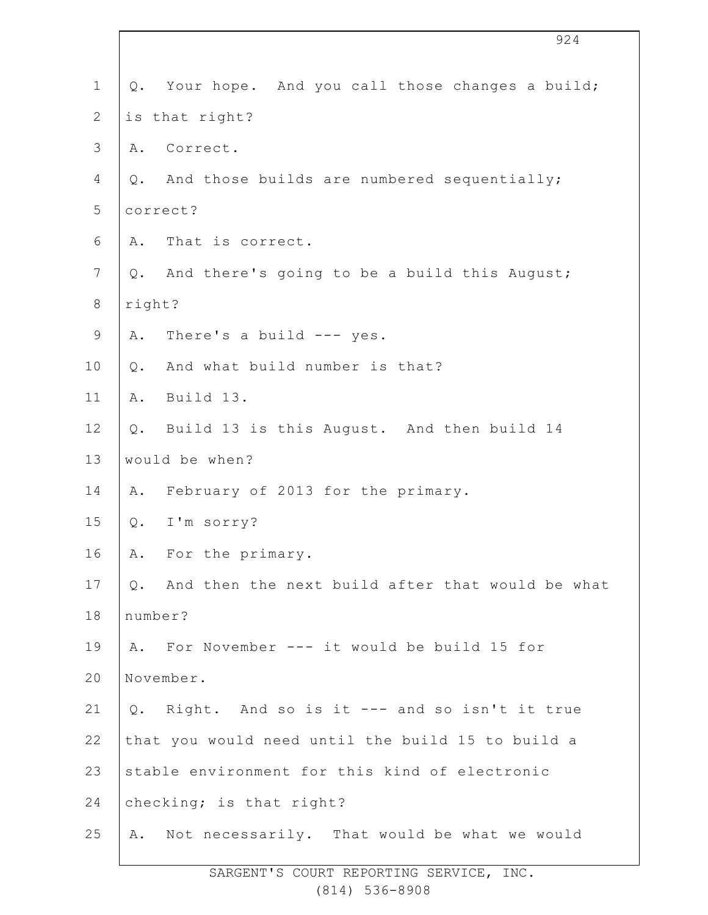Q. Your hope. And you call those changes a build; is that right?

A. Correct.

Q. And those builds are numbered sequentially; correct?

A. That is correct.

Q. And there's going to be a build this August; right?

A. There's a build --- yes.

Q. And what build number is that?

A. Build 13.

Q. Build 13 is this August. And then build 14 would be when?

A. February of 2013 for the primary.

Q. I'm sorry?

A. For the primary.

Q. And then the next build after that would be what number?

A. For November --- it would be build 15 for November.

Q. Right. And so is it --- and so isn't it true that you would need until the build 15 to build a stable environment for this kind of electronic checking; is that right?

A. Not necessarily. That would be what we would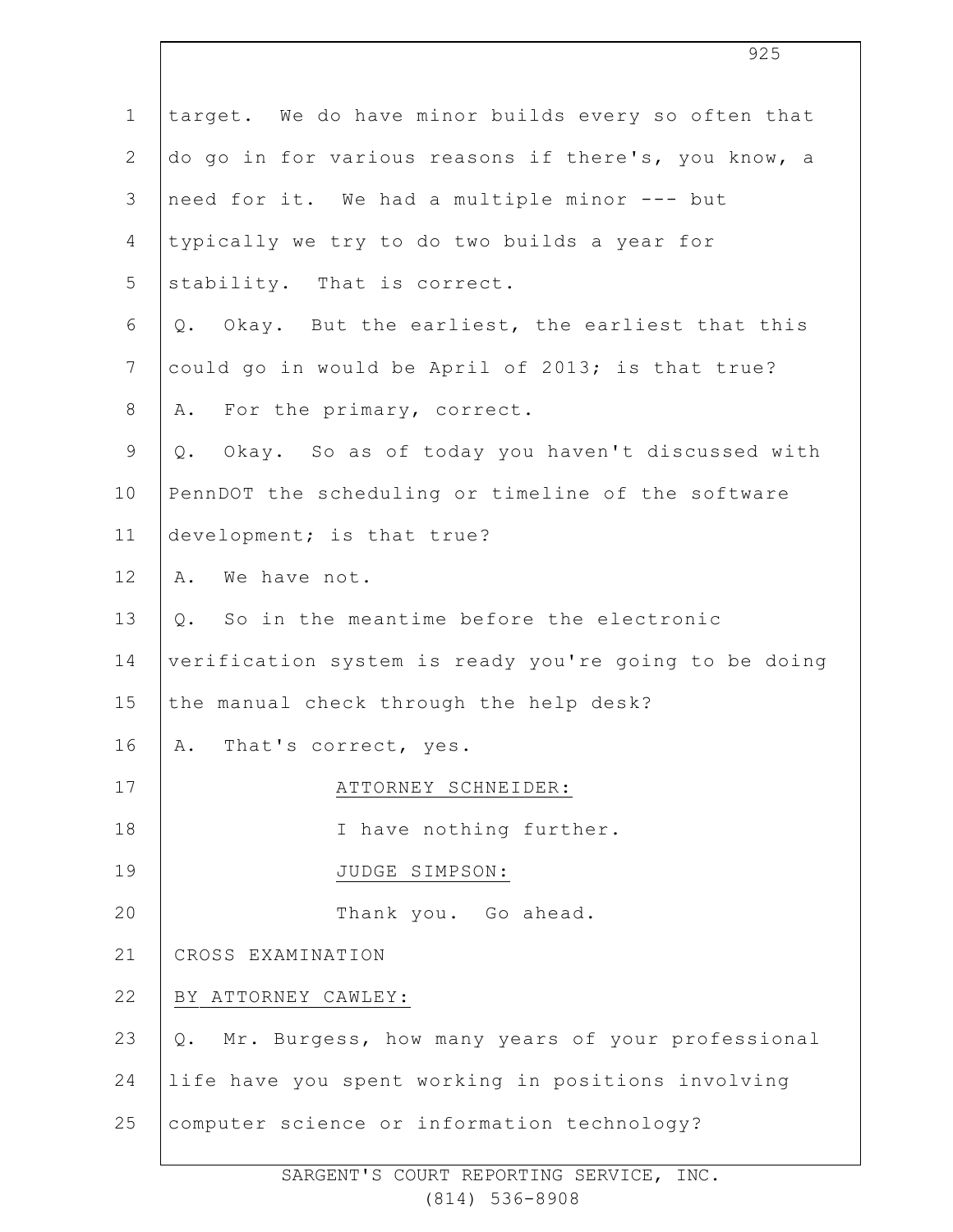target. We do have minor builds every so often that do go in for various reasons if there's, you know, a need for it. We had a multiple minor --- but typically we try to do two builds a year for stability. That is correct.

Q. Okay. But the earliest, the earliest that this could go in would be April of 2013; is that true?

A. For the primary, correct.

Q. Okay. So as of today you haven't discussed with PennDOT the scheduling or timeline of the software development; is that true?

A. We have not.

Q. So in the meantime before the electronic verification system is ready you're going to be doing the manual check through the help desk?

A. That's correct, yes.

ATTORNEY SCHNEIDER:

I have nothing further.

JUDGE SIMPSON:

Thank you. Go ahead.

CROSS EXAMINATION

BY ATTORNEY CAWLEY:

Q. Mr. Burgess, how many years of your professional life have you spent working in positions involving computer science or information technology?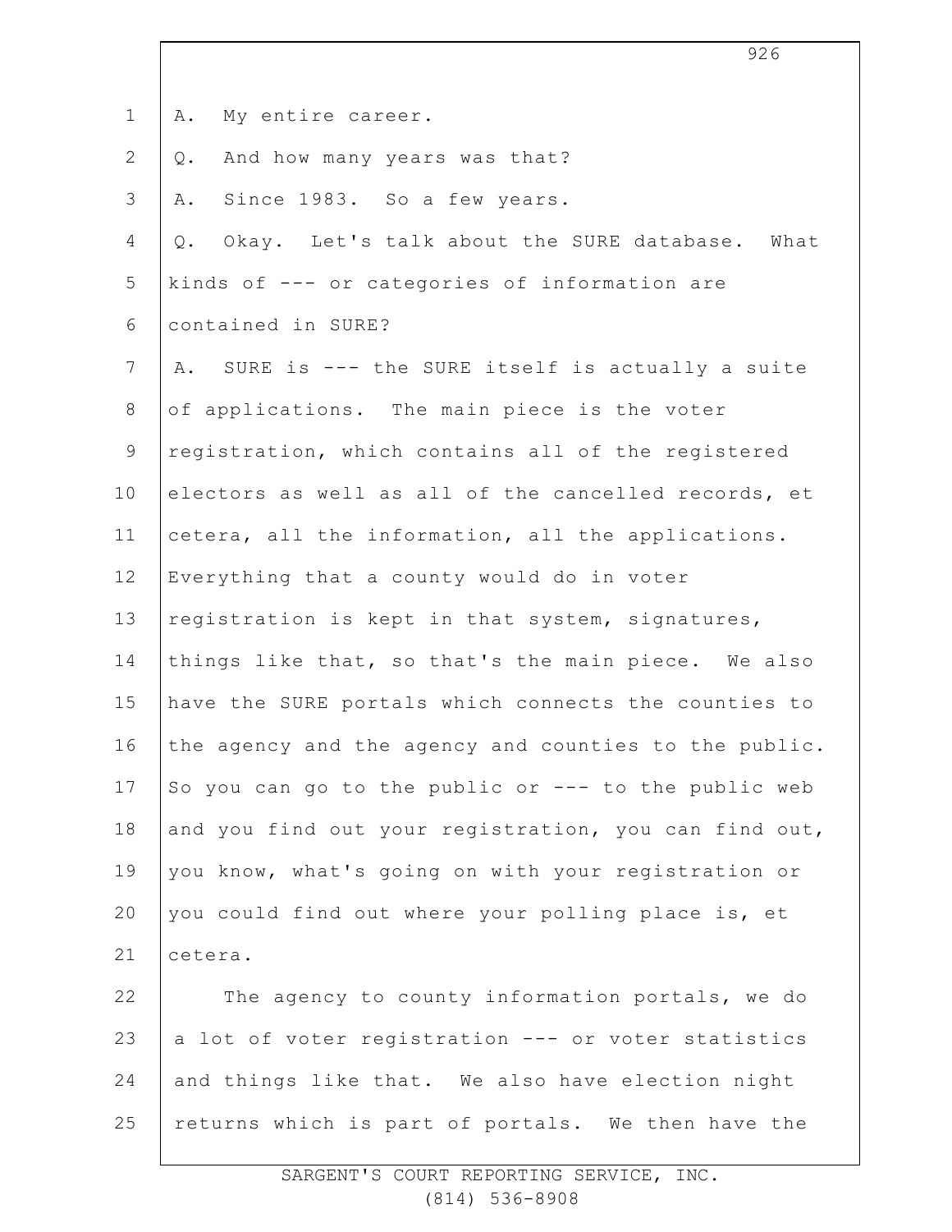A. My entire career.

Q. And how many years was that?

A. Since 1983. So a few years.

Q. Okay. Let's talk about the SURE database. What kinds of --- or categories of information are contained in SURE?

A. SURE is --- the SURE itself is actually a suite of applications. The main piece is the voter registration, which contains all of the registered electors as well as all of the cancelled records, et cetera, all the information, all the applications. Everything that a county would do in voter registration is kept in that system, signatures, things like that, so that's the main piece. We also have the SURE portals which connects the counties to the agency and the agency and counties to the public. So you can go to the public or --- to the public web and you find out your registration, you can find out, you know, what's going on with your registration or you could find out where your polling place is, et cetera.

The agency to county information portals, we do a lot of voter registration --- or voter statistics and things like that. We also have election night returns which is part of portals. We then have the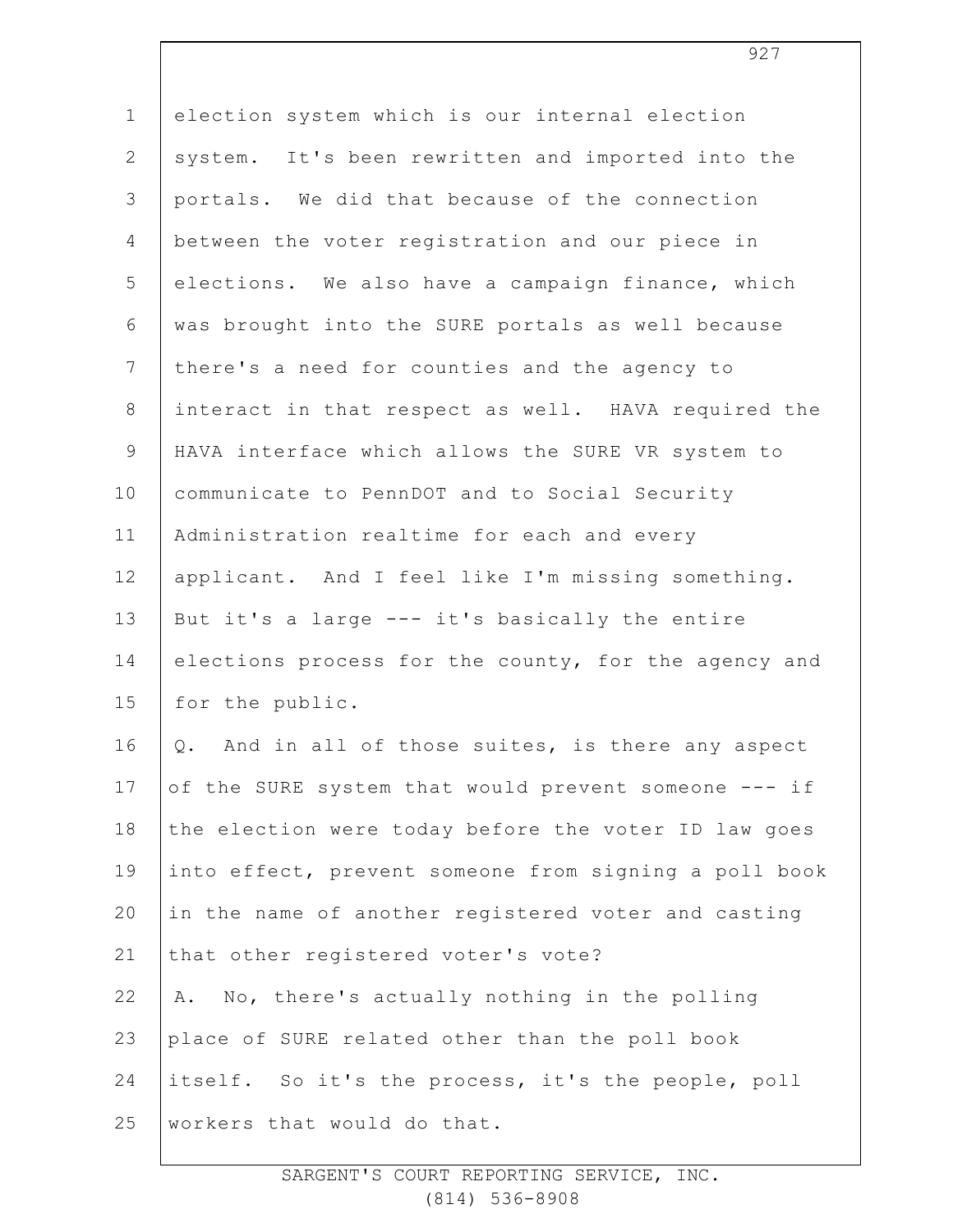election system which is our internal election system. It's been rewritten and imported into the portals. We did that because of the connection between the voter registration and our piece in elections. We also have a campaign finance, which was brought into the SURE portals as well because there's a need for counties and the agency to interact in that respect as well. HAVA required the HAVA interface which allows the SURE VR system to communicate to PennDOT and to Social Security Administration realtime for each and every applicant. And I feel like I'm missing something. But it's a large --- it's basically the entire elections process for the county, for the agency and for the public.

Q. And in all of those suites, is there any aspect of the SURE system that would prevent someone --- if the election were today before the voter ID law goes into effect, prevent someone from signing a poll book in the name of another registered voter and casting that other registered voter's vote?

A. No, there's actually nothing in the polling place of SURE related other than the poll book itself. So it's the process, it's the people, poll workers that would do that.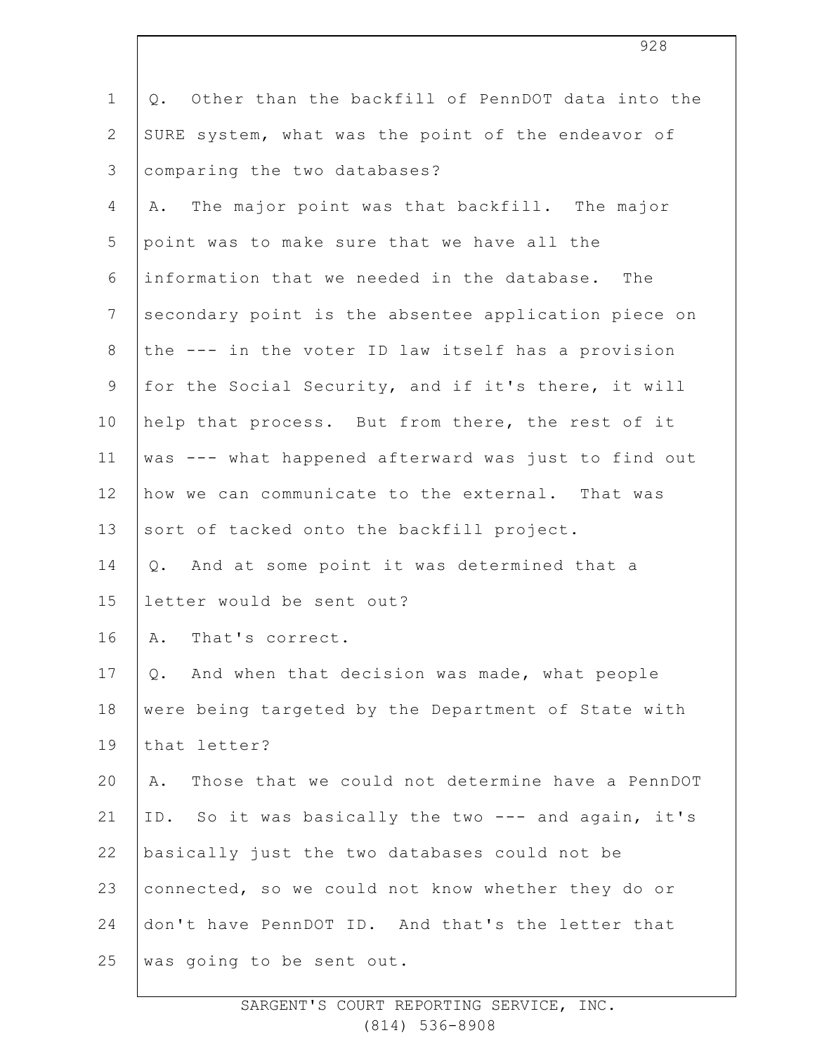Q. Other than the backfill of PennDOT data into the SURE system, what was the point of the endeavor of comparing the two databases?

A. The major point was that backfill. The major point was to make sure that we have all the information that we needed in the database. The secondary point is the absentee application piece on the --- in the voter ID law itself has a provision for the Social Security, and if it's there, it will help that process. But from there, the rest of it was --- what happened afterward was just to find out how we can communicate to the external. That was sort of tacked onto the backfill project.

Q. And at some point it was determined that a letter would be sent out?

A. That's correct.

Q. And when that decision was made, what people were being targeted by the Department of State with that letter?

A. Those that we could not determine have a PennDOT ID. So it was basically the two --- and again, it's basically just the two databases could not be connected, so we could not know whether they do or don't have PennDOT ID. And that's the letter that was going to be sent out.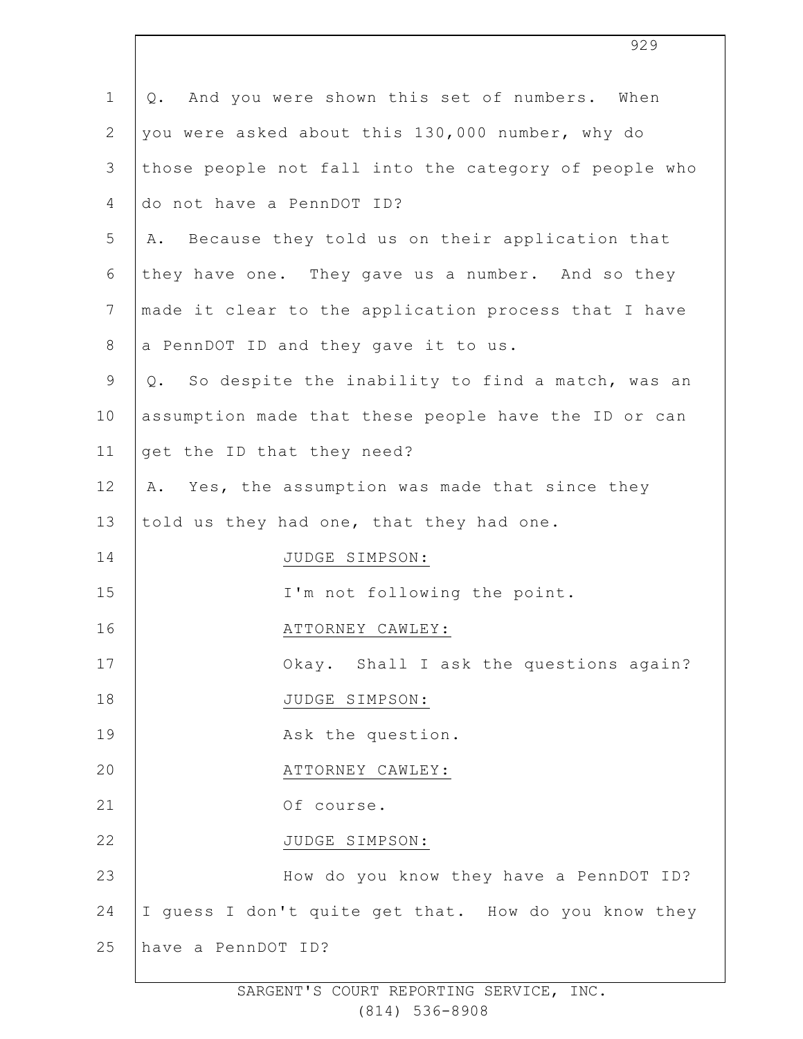Q. And you were shown this set of numbers. When you were asked about this 130,000 number, why do those people not fall into the category of people who do not have a PennDOT ID?

A. Because they told us on their application that they have one. They gave us a number. And so they made it clear to the application process that I have a PennDOT ID and they gave it to us.

Q. So despite the inability to find a match, was an assumption made that these people have the ID or can get the ID that they need?

A. Yes, the assumption was made that since they told us they had one, that they had one.

JUDGE SIMPSON:

I'm not following the point.

ATTORNEY CAWLEY:

Okay. Shall I ask the questions again?

JUDGE SIMPSON:

Ask the question.

ATTORNEY CAWLEY:

Of course.

JUDGE SIMPSON:

How do you know they have a PennDOT ID? I guess I don't quite get that. How do you know they have a PennDOT ID?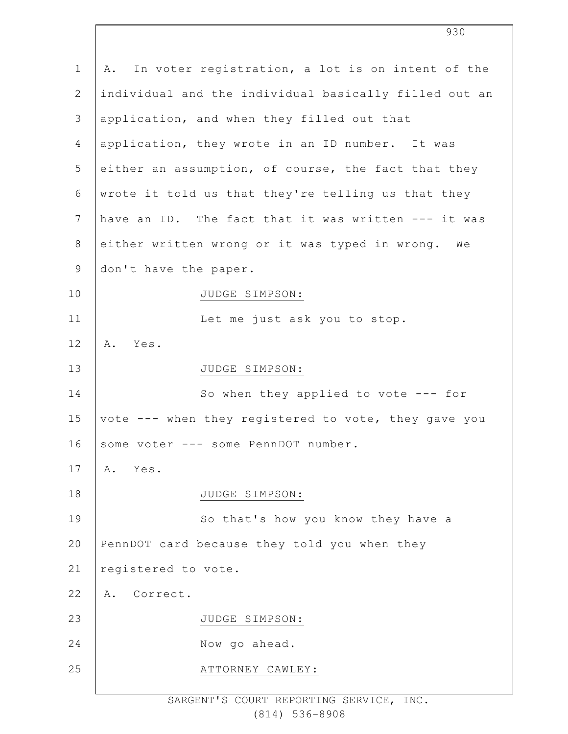A. In voter registration, a lot is on intent of the individual and the individual basically filled out an application, and when they filled out that application, they wrote in an ID number. It was either an assumption, of course, the fact that they wrote it told us that they're telling us that they have an ID. The fact that it was written --- it was either written wrong or it was typed in wrong. We don't have the paper.

JUDGE SIMPSON:

Let me just ask you to stop.

A. Yes.

JUDGE SIMPSON:

So when they applied to vote --- for vote --- when they registered to vote, they gave you some voter --- some PennDOT number.

A. Yes.

JUDGE SIMPSON:

So that's how you know they have a PennDOT card because they told you when they registered to vote.

A. Correct.

JUDGE SIMPSON:

Now go ahead.

ATTORNEY CAWLEY: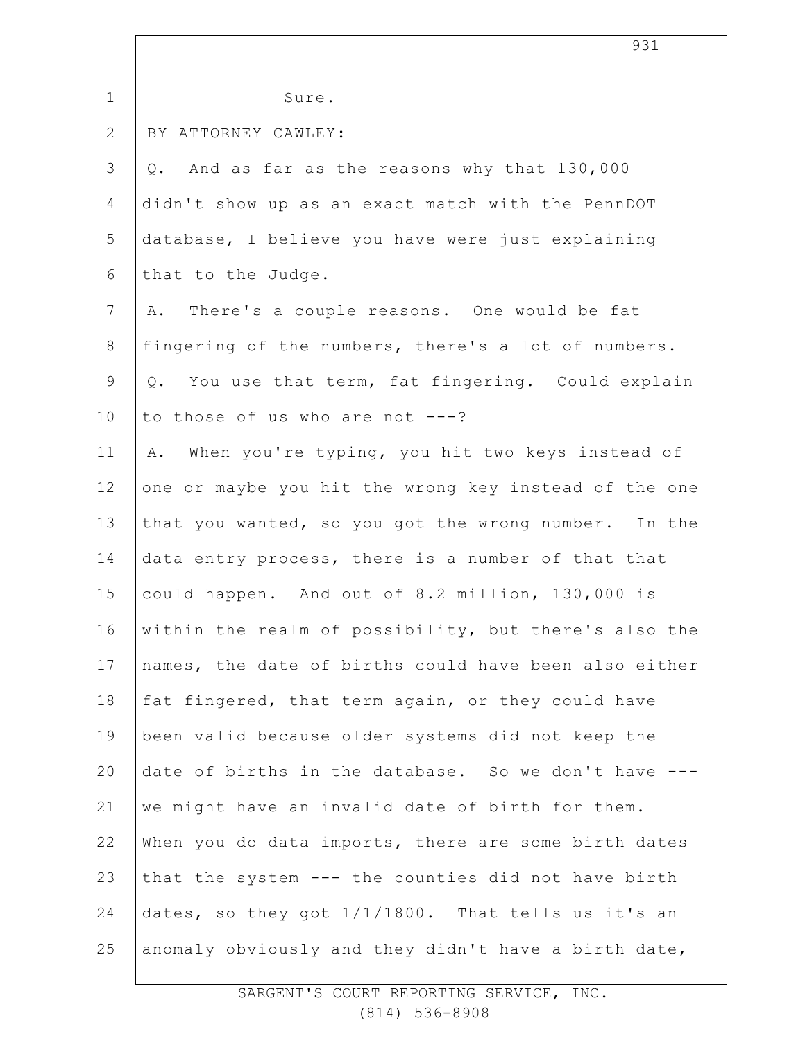Sure.

BY ATTORNEY CAWLEY:

Q. And as far as the reasons why that 130,000 didn't show up as an exact match with the PennDOT database, I believe you have were just explaining that to the Judge.

A. There's a couple reasons. One would be fat fingering of the numbers, there's a lot of numbers.

Q. You use that term, fat fingering. Could explain to those of us who are not ---?

A. When you're typing, you hit two keys instead of one or maybe you hit the wrong key instead of the one that you wanted, so you got the wrong number. In the data entry process, there is a number of that that could happen. And out of 8.2 million, 130,000 is within the realm of possibility, but there's also the names, the date of births could have been also either fat fingered, that term again, or they could have been valid because older systems did not keep the date of births in the database. So we don't have --- we might have an invalid date of birth for them. When you do data imports, there are some birth dates that the system --- the counties did not have birth dates, so they got 1/1/1800. That tells us it's an anomaly obviously and they didn't have a birth date,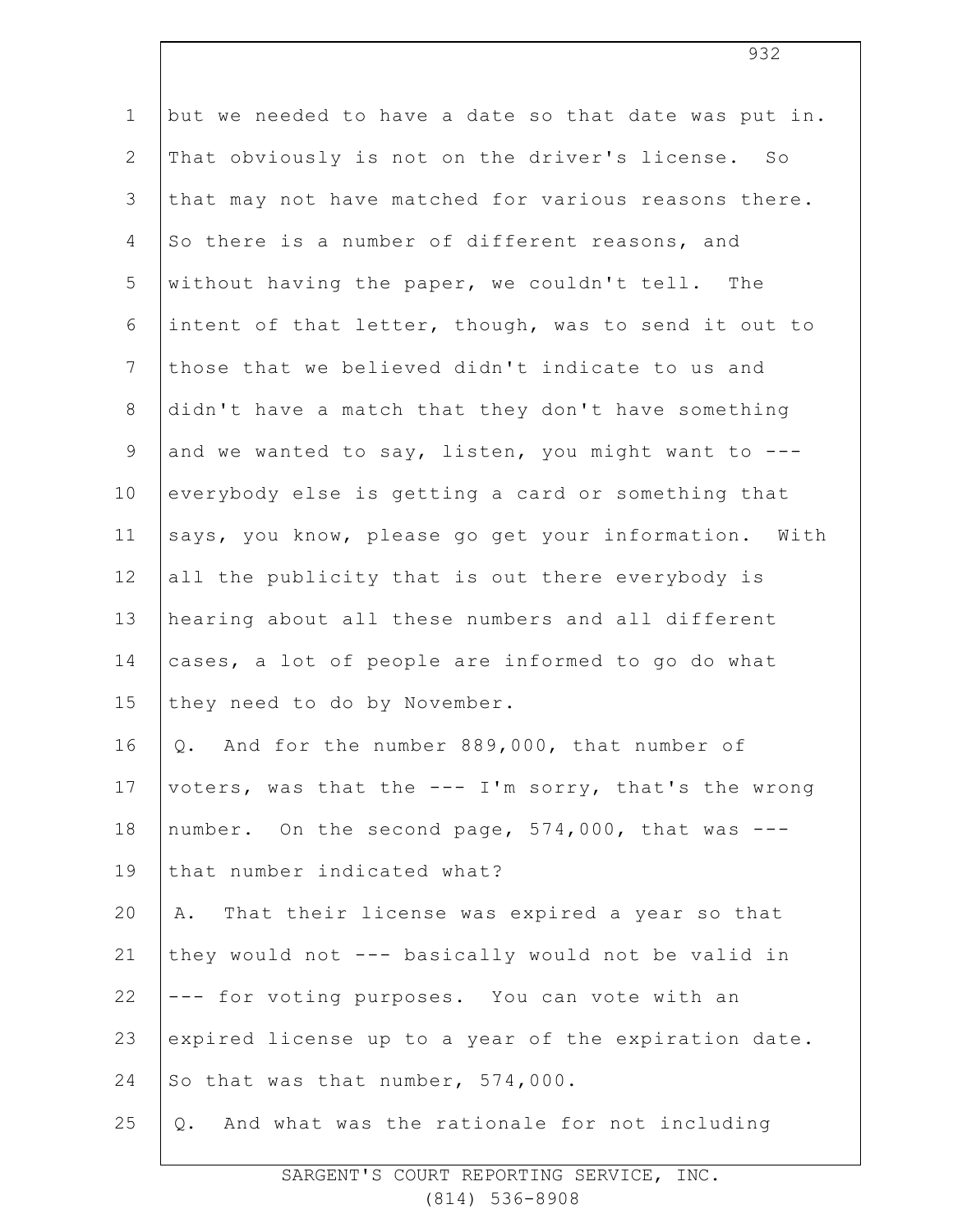but we needed to have a date so that date was put in. That obviously is not on the driver's license. So that may not have matched for various reasons there. So there is a number of different reasons, and without having the paper, we couldn't tell. The intent of that letter, though, was to send it out to those that we believed didn't indicate to us and didn't have a match that they don't have something and we wanted to say, listen, you might want to --- everybody else is getting a card or something that says, you know, please go get your information. With all the publicity that is out there everybody is hearing about all these numbers and all different cases, a lot of people are informed to go do what they need to do by November.

Q. And for the number 889,000, that number of voters, was that the --- I'm sorry, that's the wrong number. On the second page, 574,000, that was --- that number indicated what?

A. That their license was expired a year so that they would not --- basically would not be valid in --- for voting purposes. You can vote with an expired license up to a year of the expiration date. So that was that number, 574,000.

Q. And what was the rationale for not including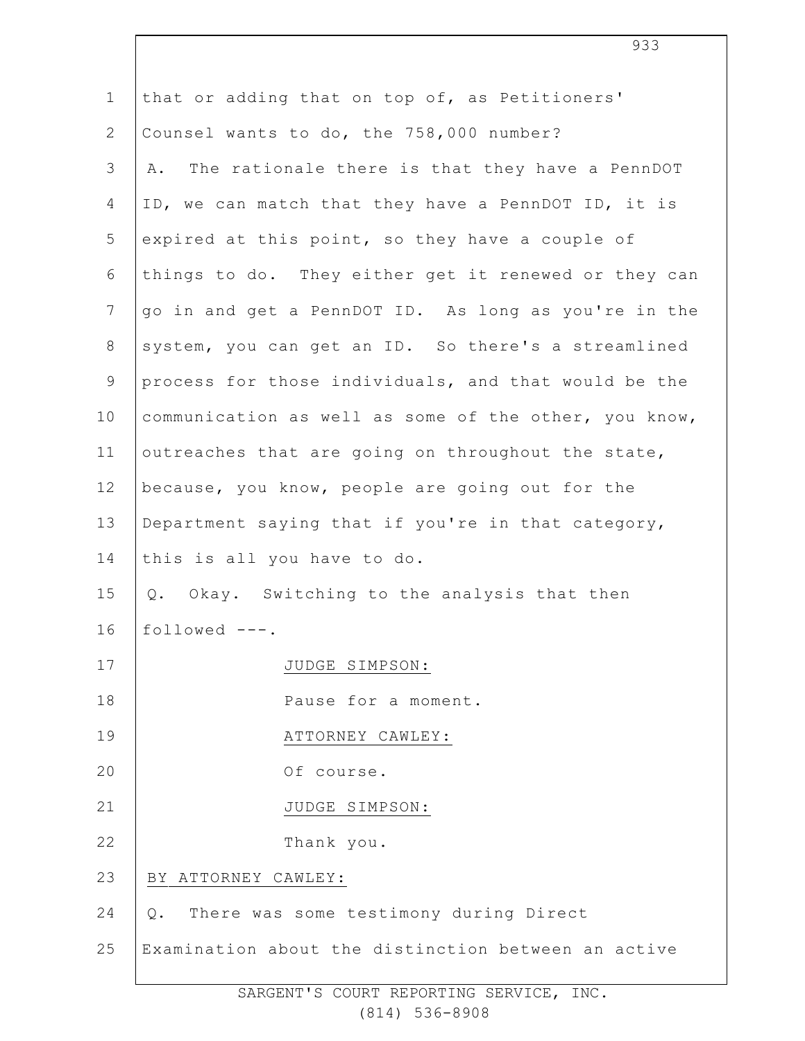that or adding that on top of, as Petitioners' Counsel wants to do, the 758,000 number?

A. The rationale there is that they have a PennDOT ID, we can match that they have a PennDOT ID, it is expired at this point, so they have a couple of things to do. They either get it renewed or they can go in and get a PennDOT ID. As long as you're in the system, you can get an ID. So there's a streamlined process for those individuals, and that would be the communication as well as some of the other, you know, outreaches that are going on throughout the state, because, you know, people are going out for the Department saying that if you're in that category, this is all you have to do.

Q. Okay. Switching to the analysis that then followed ---.

JUDGE SIMPSON:

Pause for a moment.

ATTORNEY CAWLEY:

Of course.

JUDGE SIMPSON:

Thank you.

BY ATTORNEY CAWLEY:

Q. There was some testimony during Direct Examination about the distinction between an active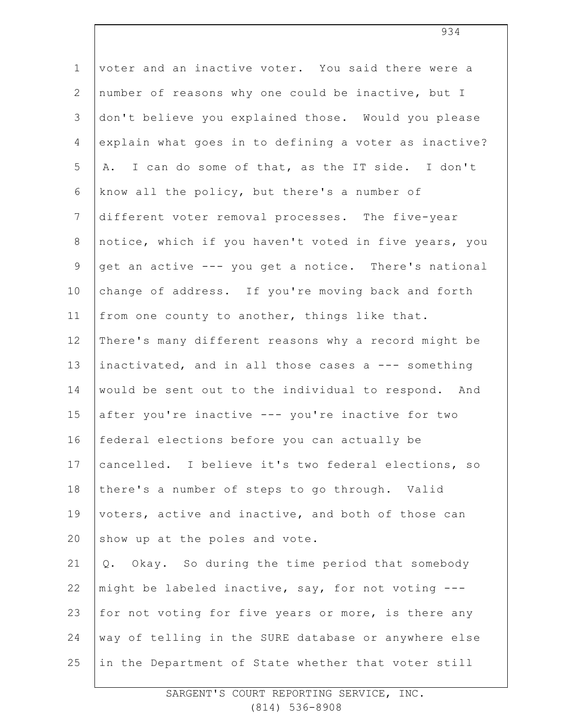voter and an inactive voter. You said there were a number of reasons why one could be inactive, but I don't believe you explained those. Would you please explain what goes in to defining a voter as inactive?

A. I can do some of that, as the IT side. I don't know all the policy, but there's a number of different voter removal processes. The five-year notice, which if you haven't voted in five years, you get an active --- you get a notice. There's national change of address. If you're moving back and forth from one county to another, things like that. There's many different reasons why a record might be inactivated, and in all those cases a --- something would be sent out to the individual to respond. And after you're inactive --- you're inactive for two federal elections before you can actually be cancelled. I believe it's two federal elections, so there's a number of steps to go through. Valid voters, active and inactive, and both of those can show up at the poles and vote.

Q. Okay. So during the time period that somebody might be labeled inactive, say, for not voting --- for not voting for five years or more, is there any way of telling in the SURE database or anywhere else in the Department of State whether that voter still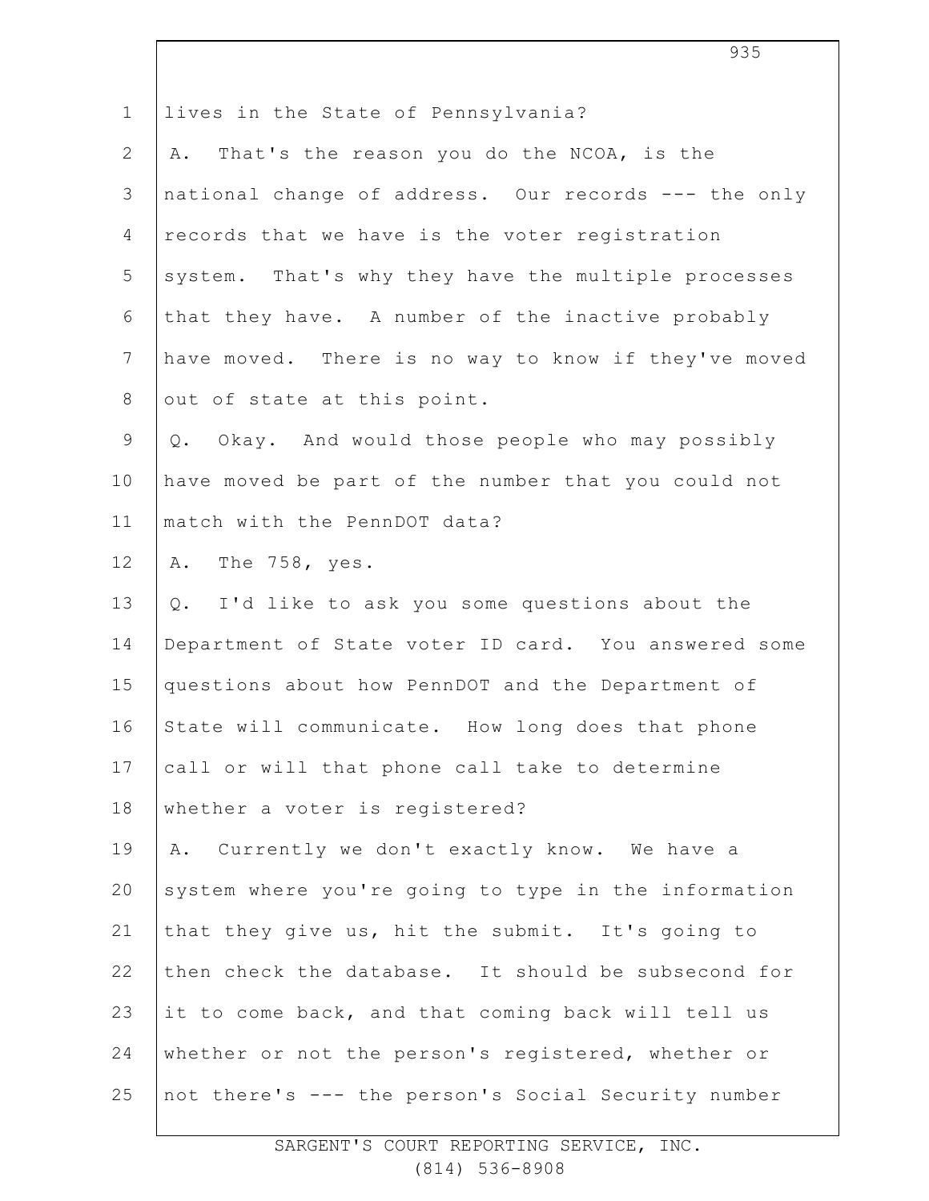lives in the State of Pennsylvania?

A. That's the reason you do the NCOA, is the national change of address. Our records --- the only records that we have is the voter registration system. That's why they have the multiple processes that they have. A number of the inactive probably have moved. There is no way to know if they've moved out of state at this point.

Q. Okay. And would those people who may possibly have moved be part of the number that you could not match with the PennDOT data?

A. The 758, yes.

Q. I'd like to ask you some questions about the Department of State voter ID card. You answered some questions about how PennDOT and the Department of State will communicate. How long does that phone call or will that phone call take to determine whether a voter is registered?

A. Currently we don't exactly know. We have a system where you're going to type in the information that they give us, hit the submit. It's going to then check the database. It should be subsecond for it to come back, and that coming back will tell us whether or not the person's registered, whether or not there's --- the person's Social Security number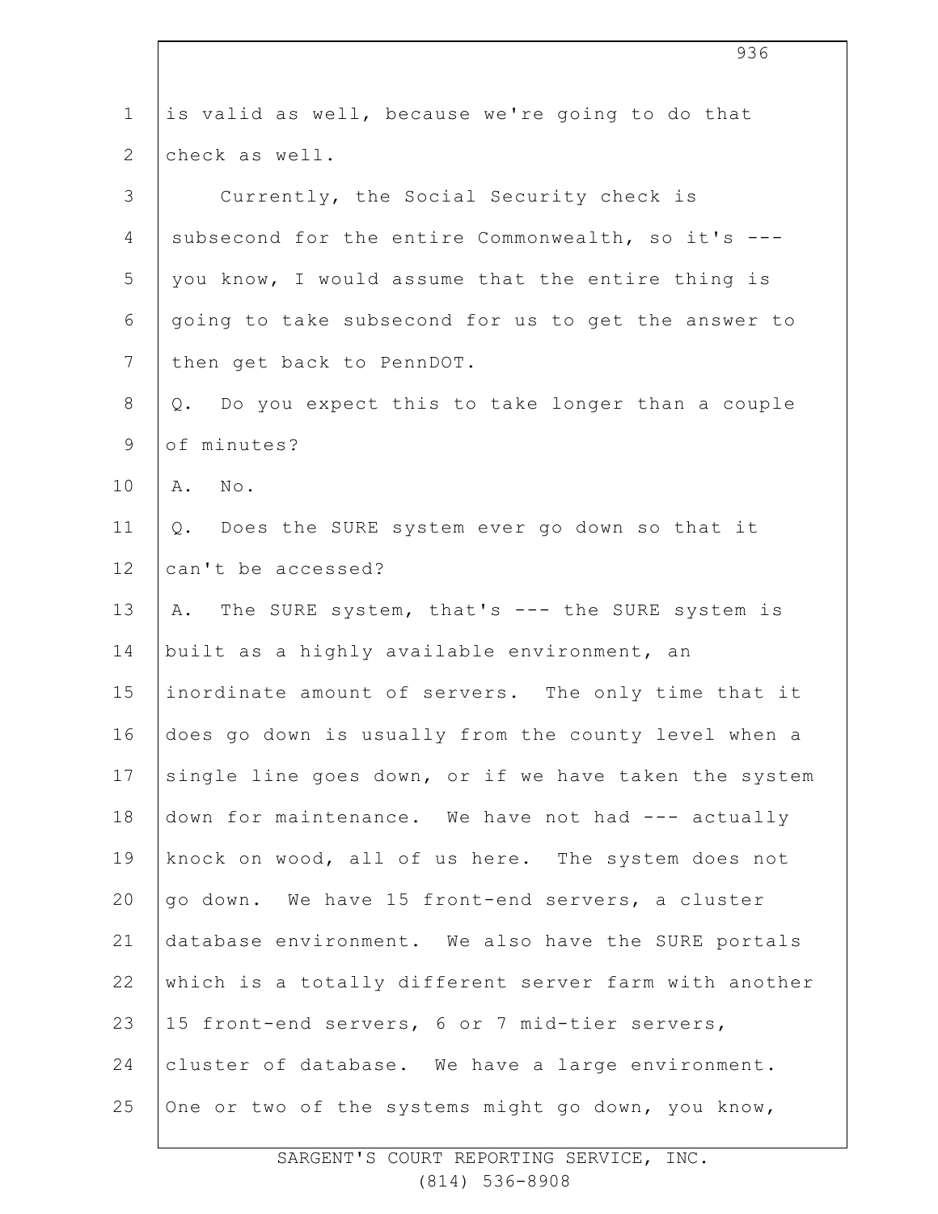is valid as well, because we're going to do that check as well.

Currently, the Social Security check is subsecond for the entire Commonwealth, so it's --- you know, I would assume that the entire thing is going to take subsecond for us to get the answer to then get back to PennDOT.

Q. Do you expect this to take longer than a couple of minutes?

A. No.

Q. Does the SURE system ever go down so that it can't be accessed?

A. The SURE system, that's --- the SURE system is built as a highly available environment, an inordinate amount of servers. The only time that it does go down is usually from the county level when a single line goes down, or if we have taken the system down for maintenance. We have not had --- actually knock on wood, all of us here. The system does not go down. We have 15 front-end servers, a cluster database environment. We also have the SURE portals which is a totally different server farm with another 15 front-end servers, 6 or 7 mid-tier servers, cluster of database. We have a large environment. One or two of the systems might go down, you know,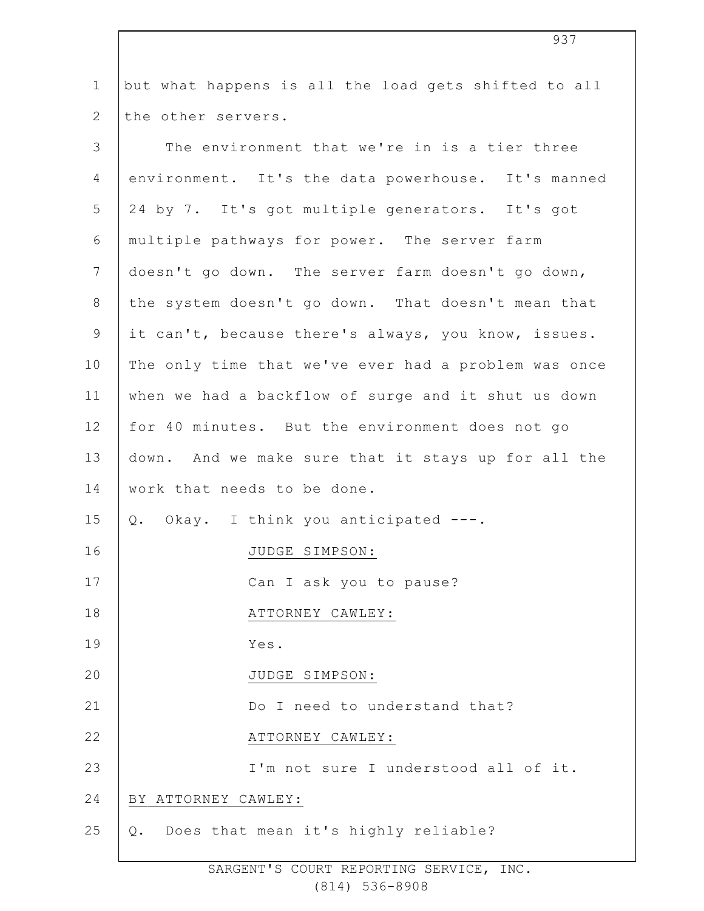but what happens is all the load gets shifted to all the other servers.

The environment that we're in is a tier three environment. It's the data powerhouse. It's manned 24 by 7. It's got multiple generators. It's got multiple pathways for power. The server farm doesn't go down. The server farm doesn't go down, the system doesn't go down. That doesn't mean that it can't, because there's always, you know, issues. The only time that we've ever had a problem was once when we had a backflow of surge and it shut us down for 40 minutes. But the environment does not go down. And we make sure that it stays up for all the work that needs to be done.

Q. Okay. I think you anticipated ---.

JUDGE SIMPSON:

Can I ask you to pause?

ATTORNEY CAWLEY:

Yes.

JUDGE SIMPSON:

Do I need to understand that?

ATTORNEY CAWLEY:

I'm not sure I understood all of it.

BY ATTORNEY CAWLEY:

Q. Does that mean it's highly reliable?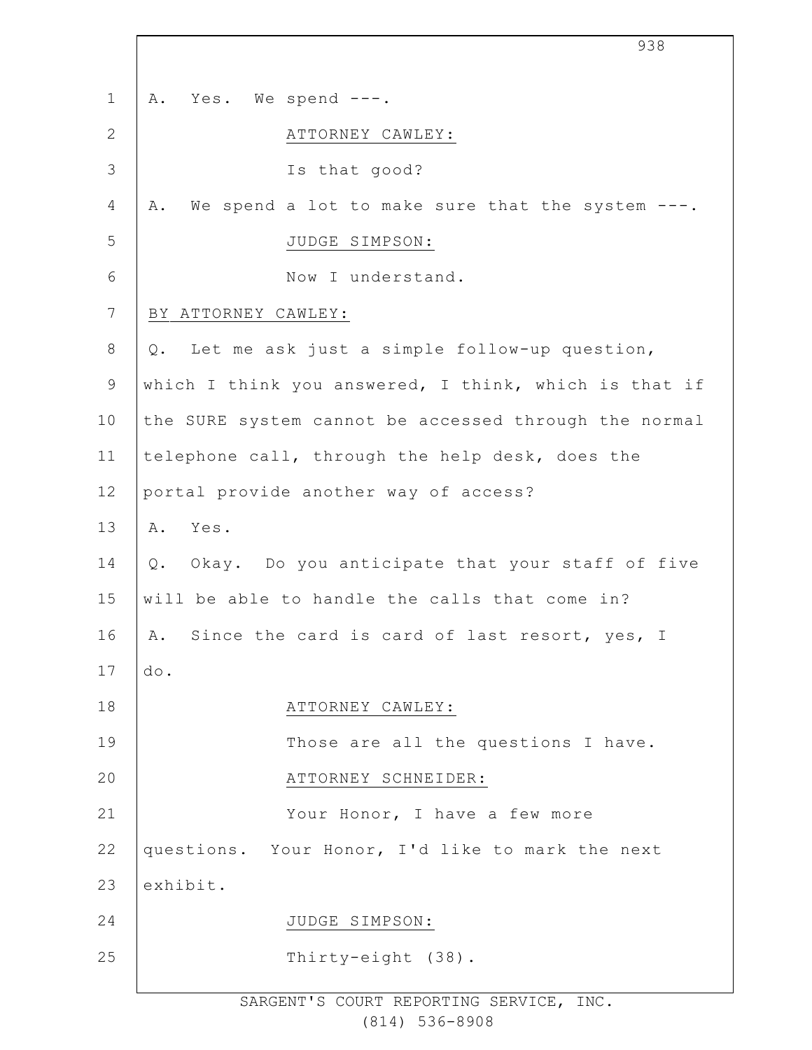A. Yes. We spend ---.

ATTORNEY CAWLEY:

Is that good?

A. We spend a lot to make sure that the system ---.

JUDGE SIMPSON:

Now I understand.

BY ATTORNEY CAWLEY:

Q. Let me ask just a simple follow-up question, which I think you answered, I think, which is that if the SURE system cannot be accessed through the normal telephone call, through the help desk, does the portal provide another way of access?

A. Yes.

Q. Okay. Do you anticipate that your staff of five will be able to handle the calls that come in?

A. Since the card is card of last resort, yes, I do.

ATTORNEY CAWLEY:

Those are all the questions I have.

ATTORNEY SCHNEIDER:

Your Honor, I have a few more questions. Your Honor, I'd like to mark the next exhibit.

JUDGE SIMPSON:

Thirty-eight (38).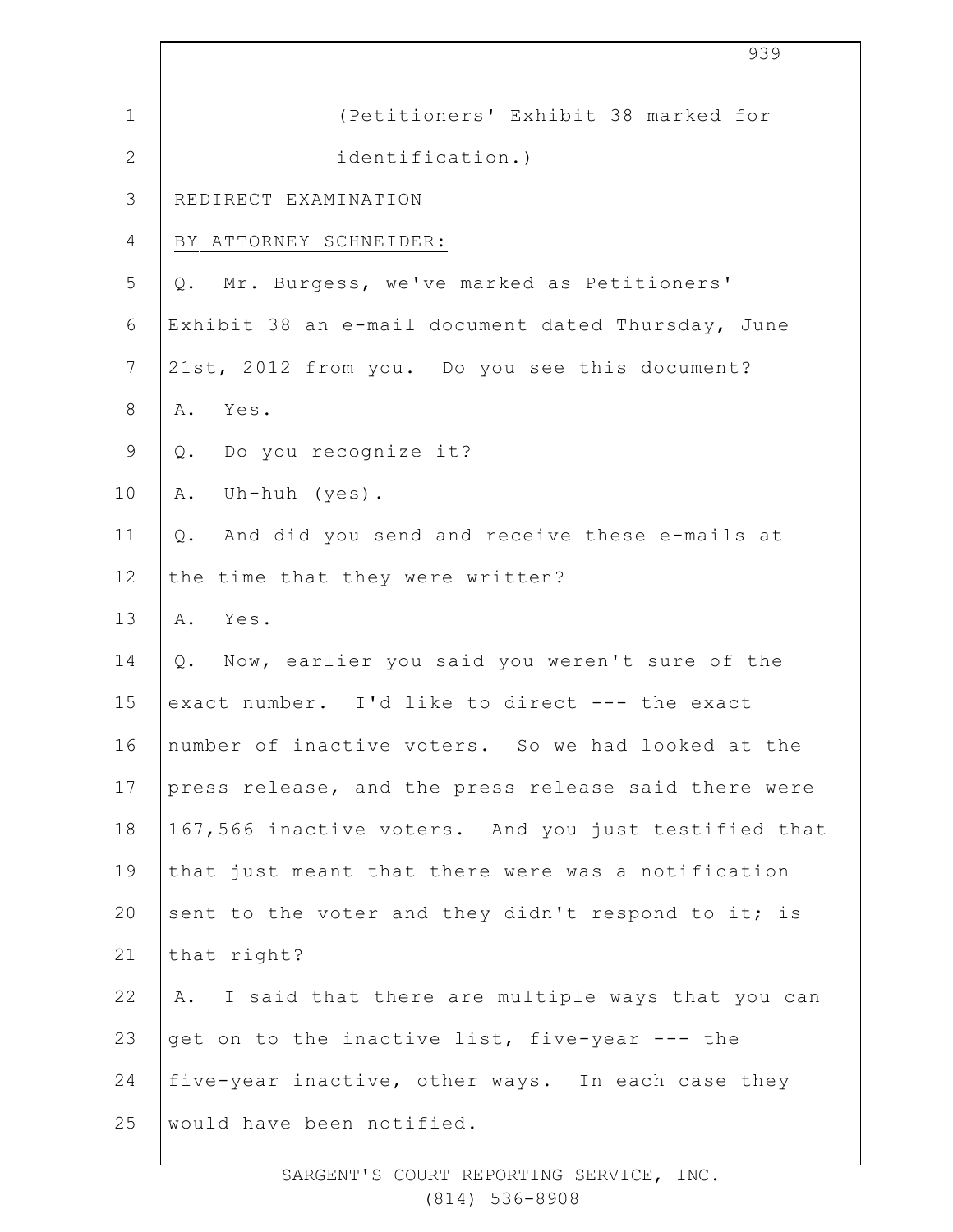(Petitioners' Exhibit 38 marked for identification.)

REDIRECT EXAMINATION

BY ATTORNEY SCHNEIDER:

Q. Mr. Burgess, we've marked as Petitioners' Exhibit 38 an e-mail document dated Thursday, June 21st, 2012 from you. Do you see this document?

A. Yes.

Q. Do you recognize it?

A. Uh-huh (yes).

Q. And did you send and receive these e-mails at the time that they were written?

A. Yes.

Q. Now, earlier you said you weren't sure of the exact number. I'd like to direct --- the exact number of inactive voters. So we had looked at the press release, and the press release said there were 167,566 inactive voters. And you just testified that that just meant that there were was a notification sent to the voter and they didn't respond to it; is that right?

A. I said that there are multiple ways that you can get on to the inactive list, five-year --- the five-year inactive, other ways. In each case they would have been notified.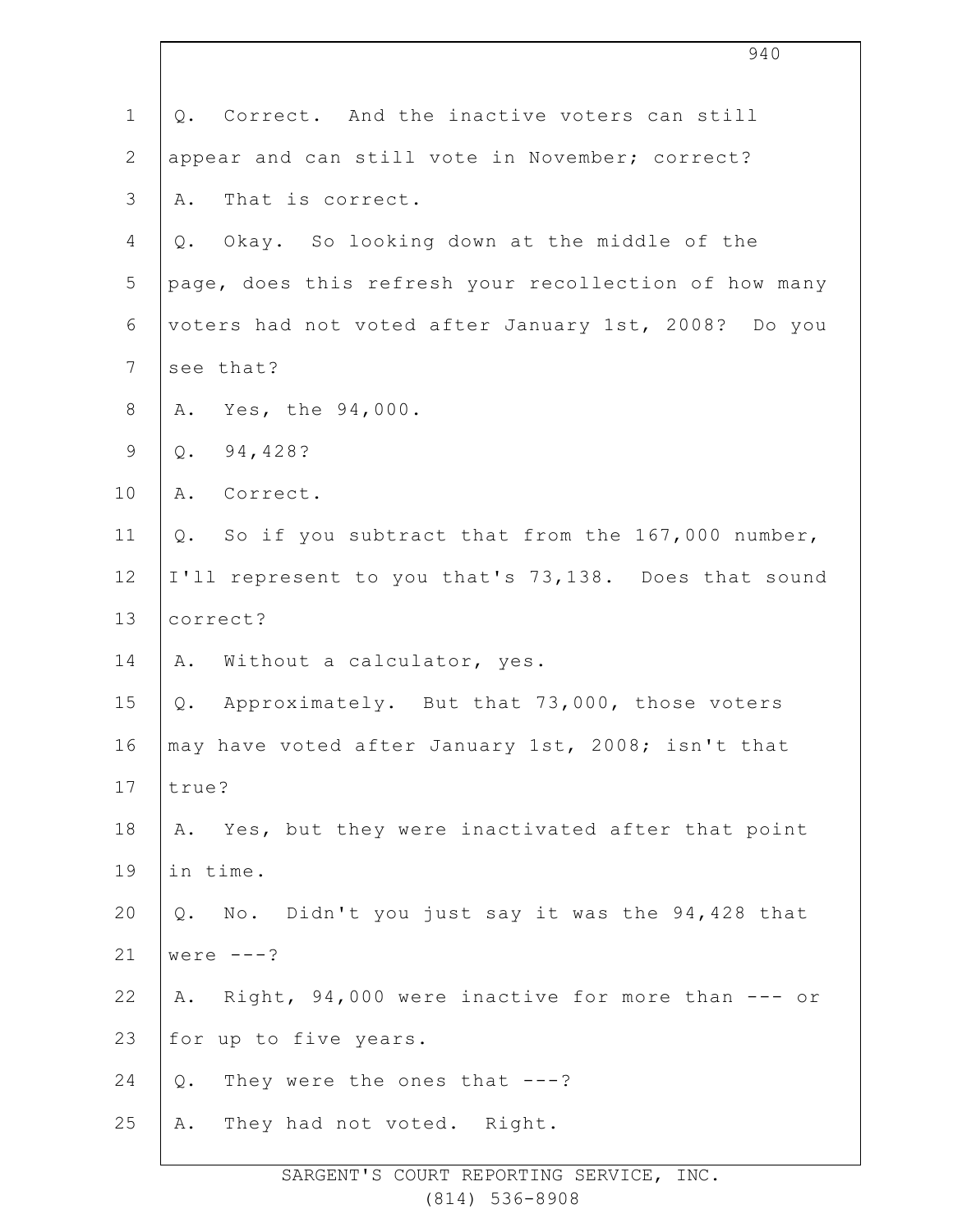Q. Correct. And the inactive voters can still appear and can still vote in November; correct?

A. That is correct.

Q. Okay. So looking down at the middle of the page, does this refresh your recollection of how many voters had not voted after January 1st, 2008? Do you see that?

A. Yes, the 94,000.

Q. 94,428?

A. Correct.

Q. So if you subtract that from the 167,000 number, I'll represent to you that's 73,138. Does that sound correct?

A. Without a calculator, yes.

Q. Approximately. But that 73,000, those voters may have voted after January 1st, 2008; isn't that true?

A. Yes, but they were inactivated after that point in time.

Q. No. Didn't you just say it was the 94,428 that were ---?

A. Right, 94,000 were inactive for more than --- or for up to five years.

Q. They were the ones that ---?

A. They had not voted. Right.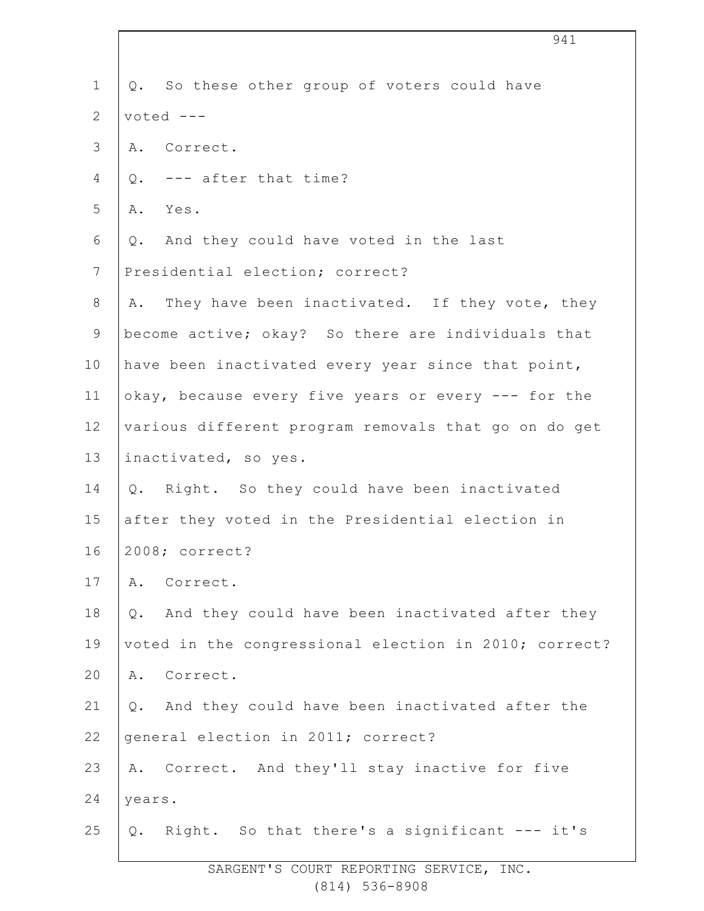Q. So these other group of voters could have voted ---

A. Correct.

Q. --- after that time?

A. Yes.

Q. And they could have voted in the last Presidential election; correct?

A. They have been inactivated. If they vote, they become active; okay? So there are individuals that have been inactivated every year since that point, okay, because every five years or every --- for the various different program removals that go on do get inactivated, so yes.

Q. Right. So they could have been inactivated after they voted in the Presidential election in 2008; correct?

A. Correct.

Q. And they could have been inactivated after they voted in the congressional election in 2010; correct?

A. Correct.

Q. And they could have been inactivated after the general election in 2011; correct?

A. Correct. And they'll stay inactive for five years.

Q. Right. So that there's a significant --- it's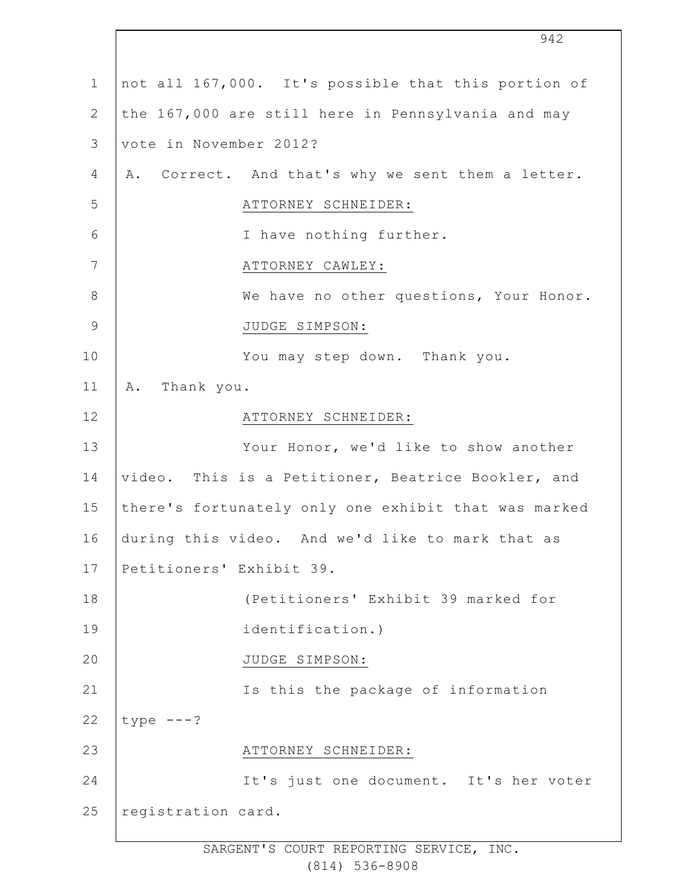not all 167,000. It's possible that this portion of the 167,000 are still here in Pennsylvania and may vote in November 2012?

A. Correct. And that's why we sent them a letter.

ATTORNEY SCHNEIDER:

I have nothing further.

ATTORNEY CAWLEY:

We have no other questions, Your Honor.

JUDGE SIMPSON:

You may step down. Thank you.

A. Thank you.

ATTORNEY SCHNEIDER:

Your Honor, we'd like to show another video. This is a Petitioner, Beatrice Bookler, and there's fortunately only one exhibit that was marked during this video. And we'd like to mark that as Petitioners' Exhibit 39.

(Petitioners' Exhibit 39 marked for identification.)

JUDGE SIMPSON:

Is this the package of information type ---?

ATTORNEY SCHNEIDER:

It's just one document. It's her voter registration card.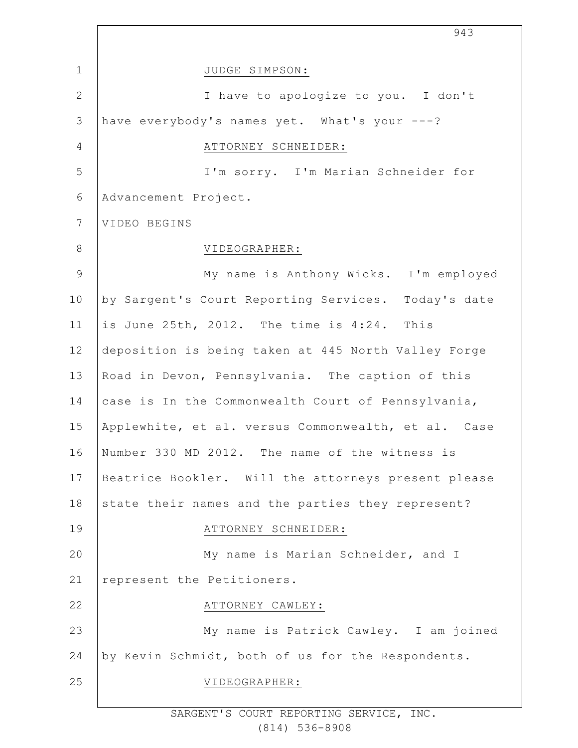JUDGE SIMPSON:

I have to apologize to you. I don't have everybody's names yet. What's your ---?

ATTORNEY SCHNEIDER:

I'm sorry. I'm Marian Schneider for Advancement Project.

VIDEO BEGINS

VIDEOGRAPHER:

My name is Anthony Wicks. I'm employed by Sargent's Court Reporting Services. Today's date is June 25th, 2012. The time is 4:24. This deposition is being taken at 445 North Valley Forge Road in Devon, Pennsylvania. The caption of this case is In the Commonwealth Court of Pennsylvania, Applewhite, et al. versus Commonwealth, et al. Case Number 330 MD 2012. The name of the witness is Beatrice Bookler. Will the attorneys present please state their names and the parties they represent?

ATTORNEY SCHNEIDER:

My name is Marian Schneider, and I represent the Petitioners.

ATTORNEY CAWLEY:

My name is Patrick Cawley. I am joined by Kevin Schmidt, both of us for the Respondents.

VIDEOGRAPHER: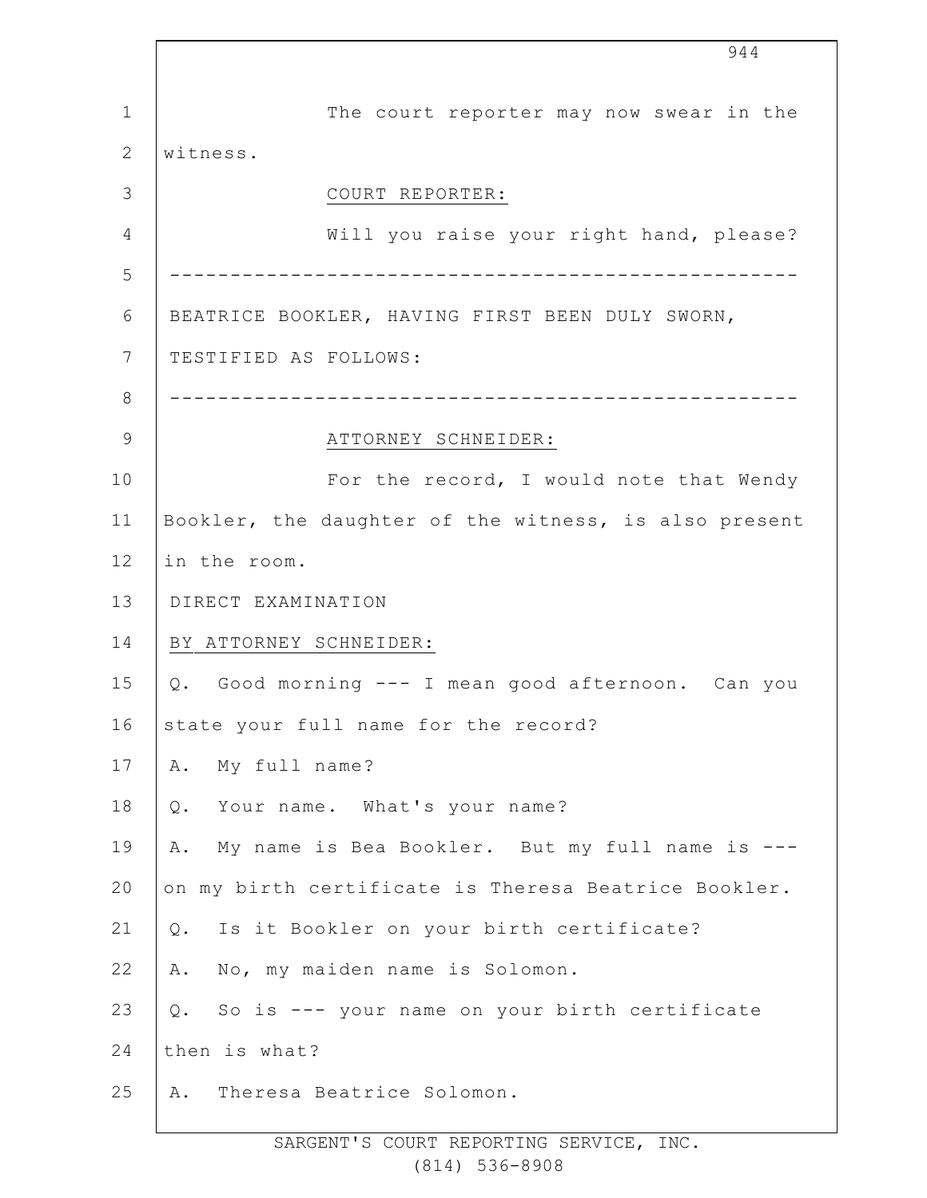The court reporter may now swear in the witness.

COURT REPORTER:

Will you raise your right hand, please?

---

BEATRICE BOOKLER, HAVING FIRST BEEN DULY SWORN, TESTIFIED AS FOLLOWS:

---

ATTORNEY SCHNEIDER:

For the record, I would note that Wendy Bookler, the daughter of the witness, is also present in the room.

DIRECT EXAMINATION

BY ATTORNEY SCHNEIDER:

Q. Good morning --- I mean good afternoon. Can you state your full name for the record?

A. My full name?

Q. Your name. What's your name?

A. My name is Bea Bookler. But my full name is --- on my birth certificate is Theresa Beatrice Bookler.

Q. Is it Bookler on your birth certificate?

A. No, my maiden name is Solomon.

Q. So is --- your name on your birth certificate then is what?

A. Theresa Beatrice Solomon.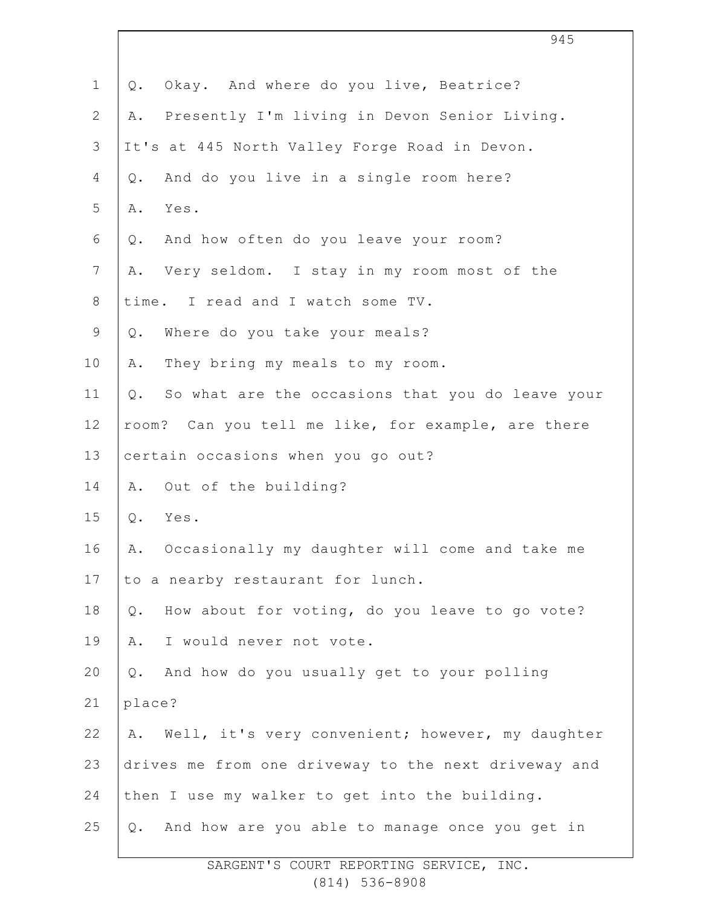Q. Okay. And where do you live, Beatrice?

A. Presently I'm living in Devon Senior Living. It's at 445 North Valley Forge Road in Devon.

Q. And do you live in a single room here?

A. Yes.

Q. And how often do you leave your room?

A. Very seldom. I stay in my room most of the time. I read and I watch some TV.

Q. Where do you take your meals?

A. They bring my meals to my room.

Q. So what are the occasions that you do leave your room? Can you tell me like, for example, are there certain occasions when you go out?

A. Out of the building?

Q. Yes.

A. Occasionally my daughter will come and take me to a nearby restaurant for lunch.

Q. How about for voting, do you leave to go vote?

A. I would never not vote.

Q. And how do you usually get to your polling place?

A. Well, it's very convenient; however, my daughter drives me from one driveway to the next driveway and then I use my walker to get into the building.

Q. And how are you able to manage once you get in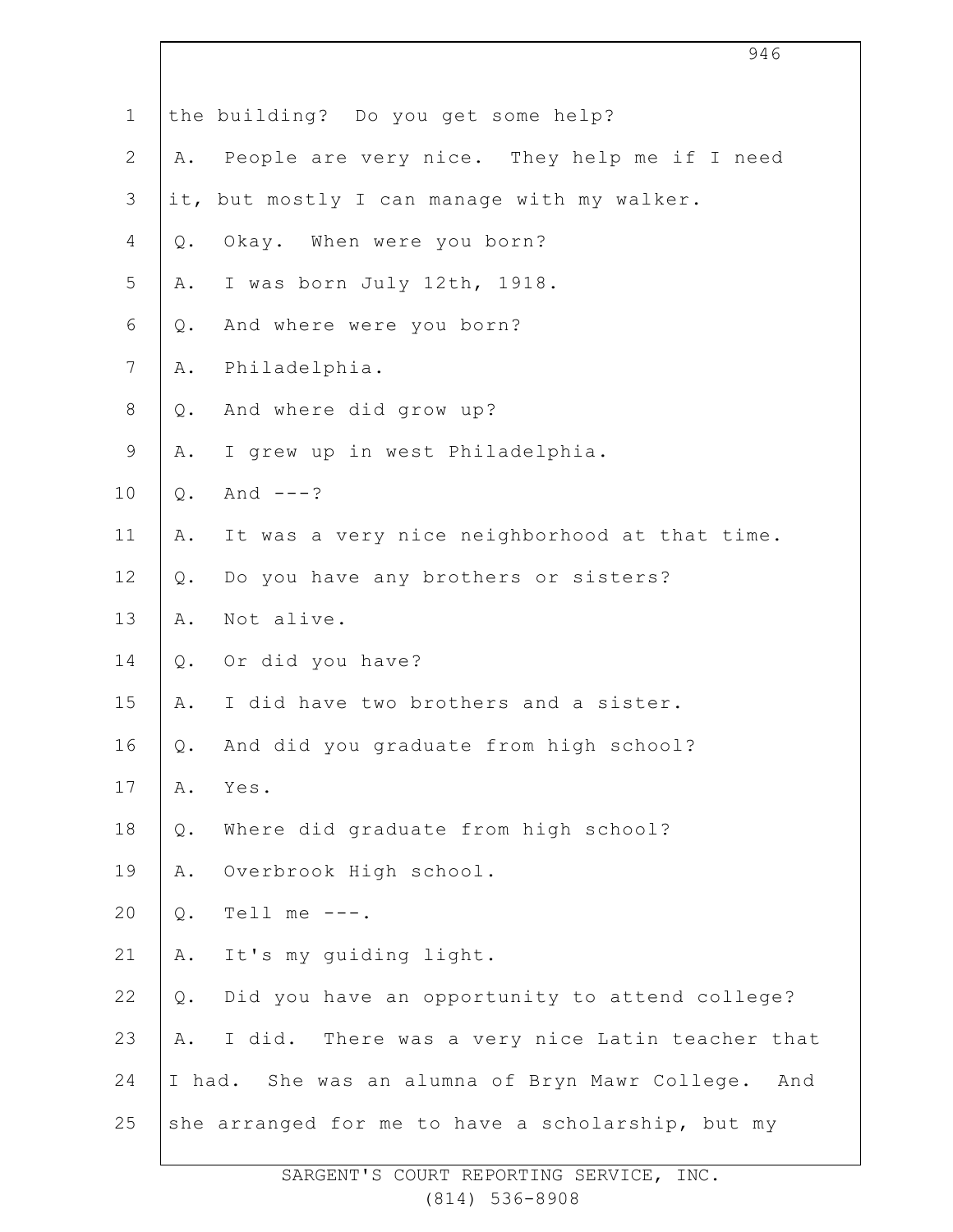the building? Do you get some help?

A. People are very nice. They help me if I need it, but mostly I can manage with my walker.

Q. Okay. When were you born?

A. I was born July 12th, 1918.

Q. And where were you born?

A. Philadelphia.

Q. And where did grow up?

A. I grew up in west Philadelphia.

Q. And ---?

A. It was a very nice neighborhood at that time.

Q. Do you have any brothers or sisters?

A. Not alive.

Q. Or did you have?

A. I did have two brothers and a sister.

Q. And did you graduate from high school?

A. Yes.

Q. Where did graduate from high school?

A. Overbrook High school.

Q. Tell me ---.

A. It's my guiding light.

Q. Did you have an opportunity to attend college?

A. I did. There was a very nice Latin teacher that I had. She was an alumna of Bryn Mawr College. And she arranged for me to have a scholarship, but my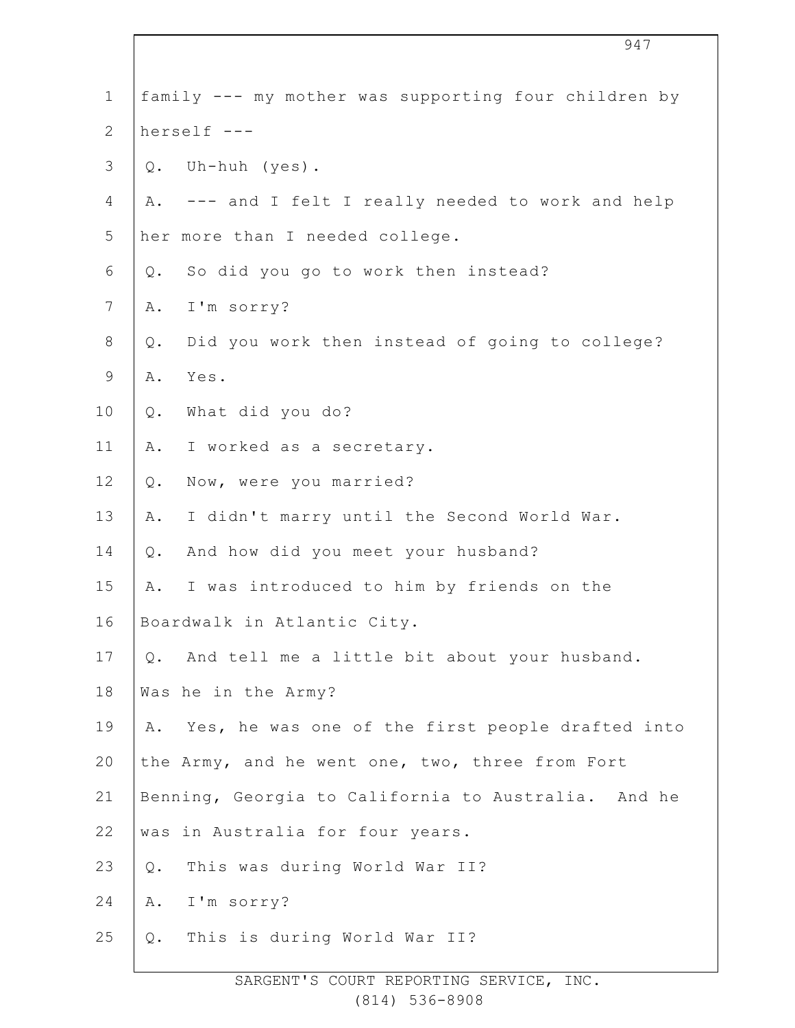family --- my mother was supporting four children by herself ---

Q. Uh-huh (yes).

A. --- and I felt I really needed to work and help her more than I needed college.

Q. So did you go to work then instead?

A. I'm sorry?

Q. Did you work then instead of going to college?

A. Yes.

Q. What did you do?

A. I worked as a secretary.

Q. Now, were you married?

A. I didn't marry until the Second World War.

Q. And how did you meet your husband?

A. I was introduced to him by friends on the Boardwalk in Atlantic City.

Q. And tell me a little bit about your husband. Was he in the Army?

A. Yes, he was one of the first people drafted into the Army, and he went one, two, three from Fort Benning, Georgia to California to Australia. And he was in Australia for four years.

Q. This was during World War II?

A. I'm sorry?

Q. This is during World War II?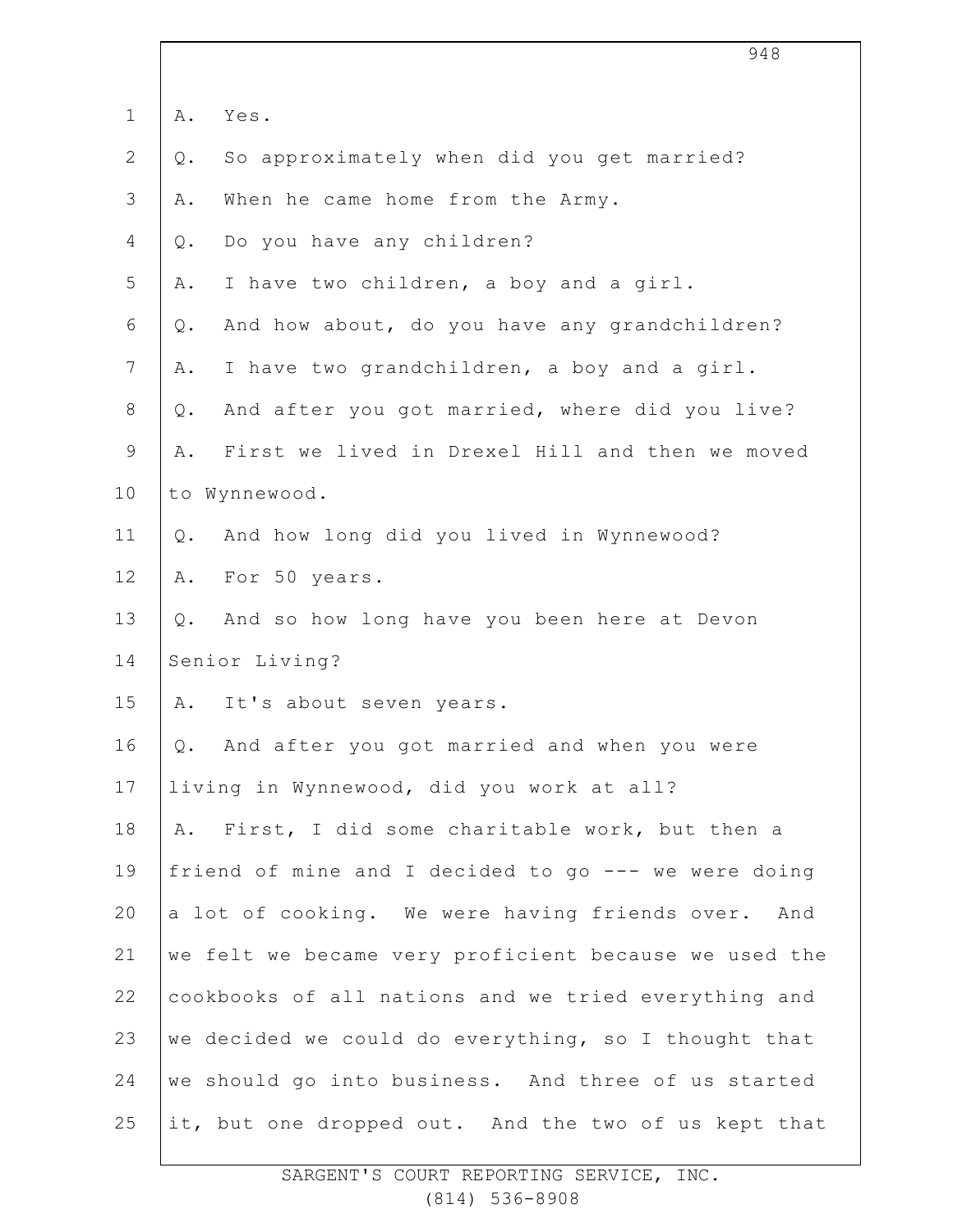A. Yes.

Q. So approximately when did you get married?

A. When he came home from the Army.

Q. Do you have any children?

A. I have two children, a boy and a girl.

Q. And how about, do you have any grandchildren?

A. I have two grandchildren, a boy and a girl.

Q. And after you got married, where did you live?

A. First we lived in Drexel Hill and then we moved to Wynnewood.

Q. And how long did you lived in Wynnewood?

A. For 50 years.

Q. And so how long have you been here at Devon Senior Living?

A. It's about seven years.

Q. And after you got married and when you were living in Wynnewood, did you work at all?

A. First, I did some charitable work, but then a friend of mine and I decided to go --- we were doing a lot of cooking. We were having friends over. And we felt we became very proficient because we used the cookbooks of all nations and we tried everything and we decided we could do everything, so I thought that we should go into business. And three of us started it, but one dropped out. And the two of us kept that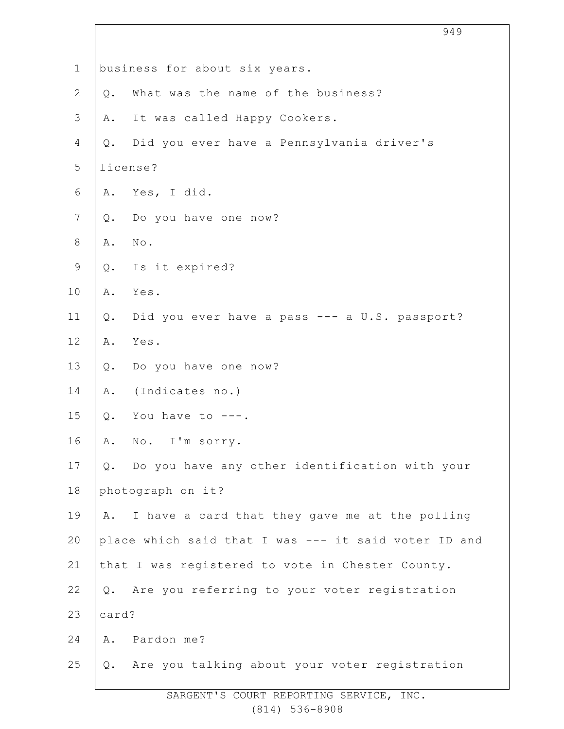business for about six years.

Q. What was the name of the business?

A. It was called Happy Cookers.

Q. Did you ever have a Pennsylvania driver's license?

A. Yes, I did.

Q. Do you have one now?

A. No.

Q. Is it expired?

A. Yes.

Q. Did you ever have a pass --- a U.S. passport?

A. Yes.

Q. Do you have one now?

A. (Indicates no.)

Q. You have to ---.

A. No. I'm sorry.

Q. Do you have any other identification with your photograph on it?

A. I have a card that they gave me at the polling place which said that I was --- it said voter ID and that I was registered to vote in Chester County.

Q. Are you referring to your voter registration card?

A. Pardon me?

Q. Are you talking about your voter registration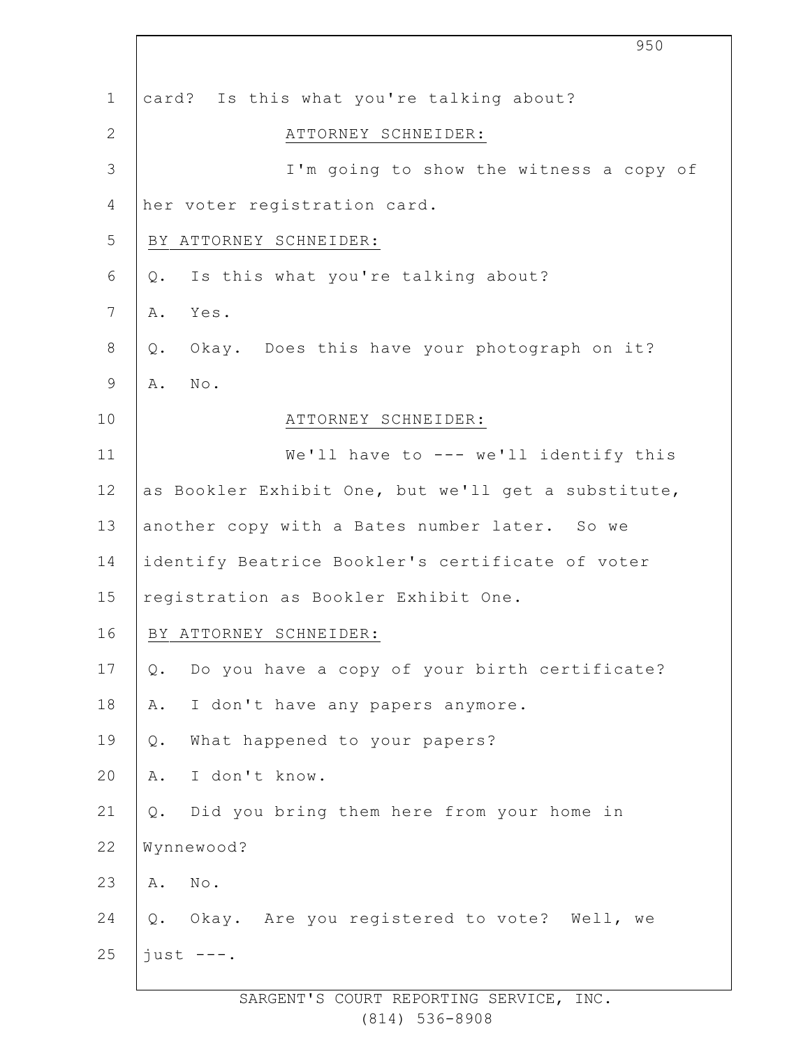card? Is this what you're talking about?

ATTORNEY SCHNEIDER:

I'm going to show the witness a copy of her voter registration card.

BY ATTORNEY SCHNEIDER:

Q. Is this what you're talking about?

A. Yes.

Q. Okay. Does this have your photograph on it?

A. No.

ATTORNEY SCHNEIDER:

We'll have to --- we'll identify this as Bookler Exhibit One, but we'll get a substitute, another copy with a Bates number later. So we identify Beatrice Bookler's certificate of voter registration as Bookler Exhibit One.

BY ATTORNEY SCHNEIDER:

Q. Do you have a copy of your birth certificate?

A. I don't have any papers anymore.

Q. What happened to your papers?

A. I don't know.

Q. Did you bring them here from your home in Wynnewood?

A. No.

Q. Okay. Are you registered to vote? Well, we just ---.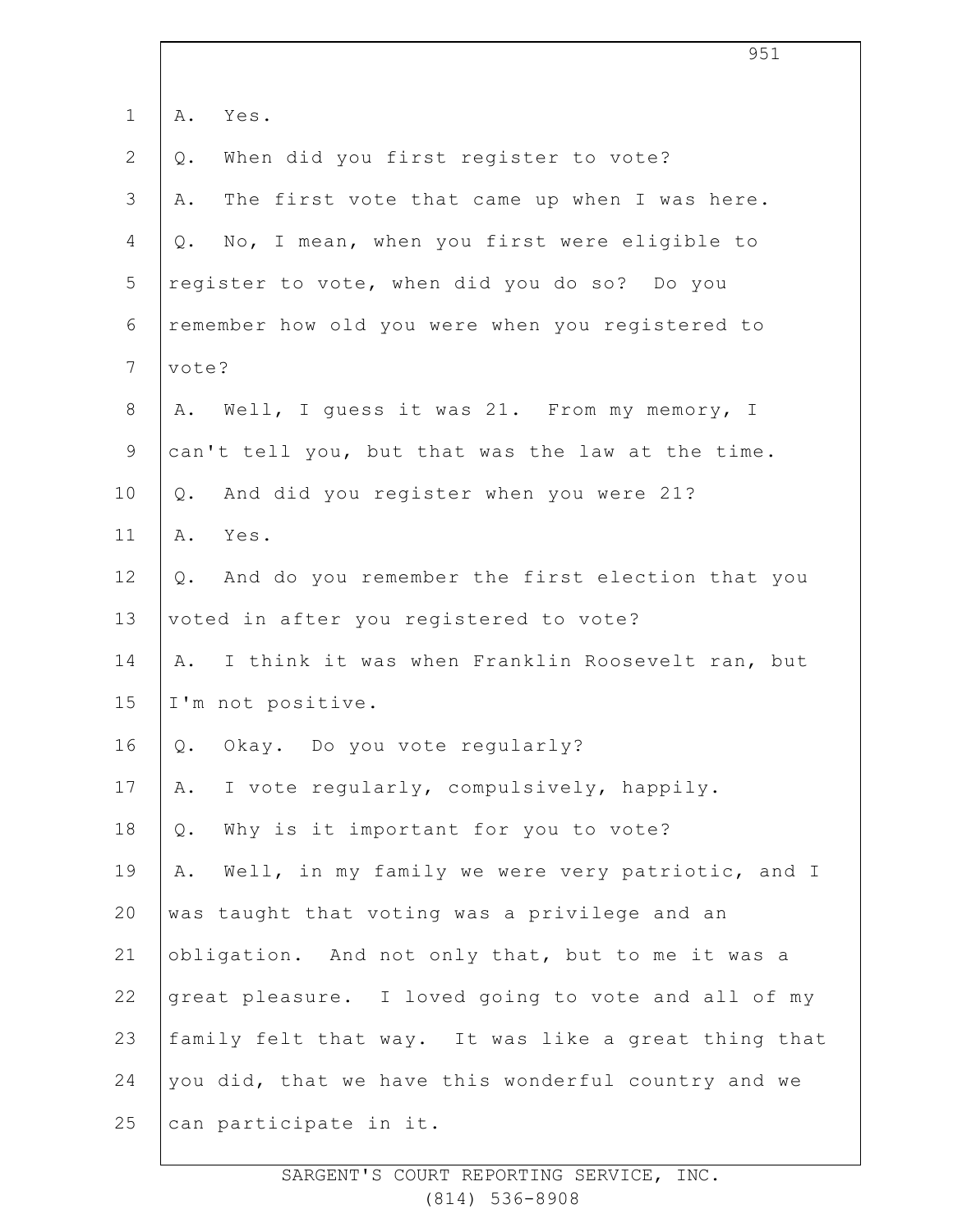A. Yes.

Q. When did you first register to vote?

A. The first vote that came up when I was here.

Q. No, I mean, when you first were eligible to register to vote, when did you do so? Do you remember how old you were when you registered to vote?

A. Well, I guess it was 21. From my memory, I can't tell you, but that was the law at the time.

Q. And did you register when you were 21?

A. Yes.

Q. And do you remember the first election that you voted in after you registered to vote?

A. I think it was when Franklin Roosevelt ran, but I'm not positive.

Q. Okay. Do you vote regularly?

A. I vote regularly, compulsively, happily.

Q. Why is it important for you to vote?

A. Well, in my family we were very patriotic, and I was taught that voting was a privilege and an obligation. And not only that, but to me it was a great pleasure. I loved going to vote and all of my family felt that way. It was like a great thing that you did, that we have this wonderful country and we can participate in it.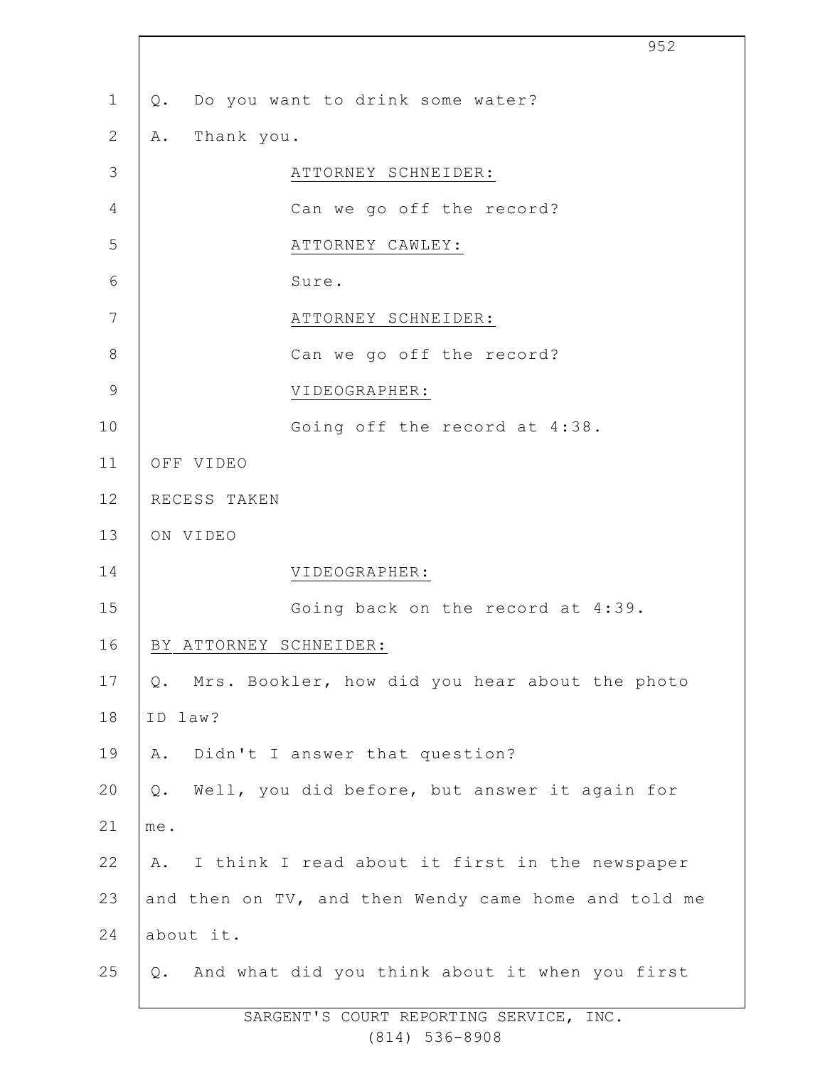Q. Do you want to drink some water?

A. Thank you.

ATTORNEY SCHNEIDER:

Can we go off the record?

ATTORNEY CAWLEY:

Sure.

ATTORNEY SCHNEIDER:

Can we go off the record?

VIDEOGRAPHER:

Going off the record at 4:38.

OFF VIDEO

RECESS TAKEN

ON VIDEO

VIDEOGRAPHER:

Going back on the record at 4:39.

BY ATTORNEY SCHNEIDER:

Q. Mrs. Bookler, how did you hear about the photo ID law?

A. Didn't I answer that question?

Q. Well, you did before, but answer it again for me.

A. I think I read about it first in the newspaper and then on TV, and then Wendy came home and told me about it.

Q. And what did you think about it when you first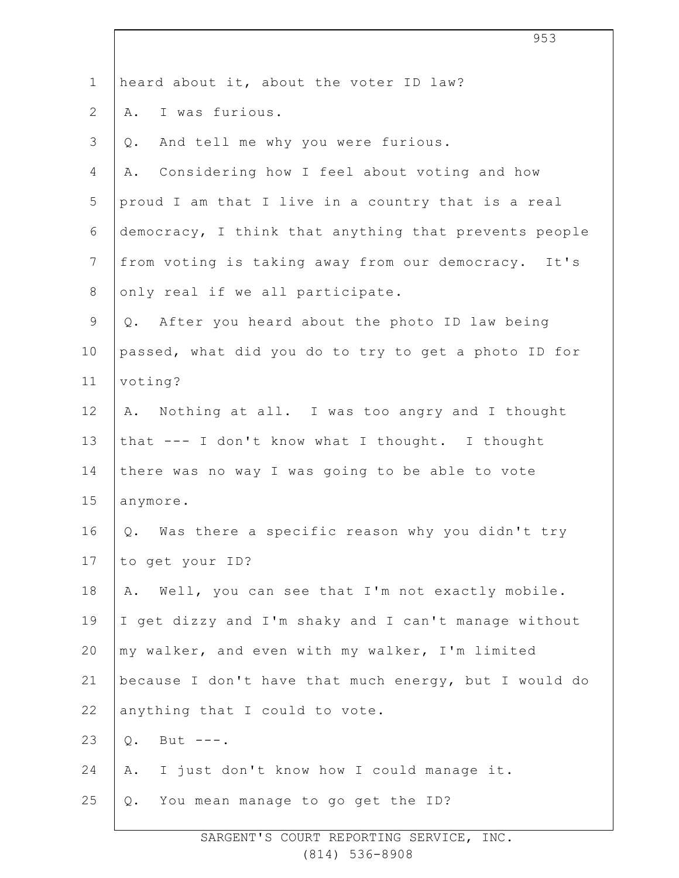heard about it, about the voter ID law?

A. I was furious.

Q. And tell me why you were furious.

A. Considering how I feel about voting and how proud I am that I live in a country that is a real democracy, I think that anything that prevents people from voting is taking away from our democracy. It's only real if we all participate.

Q. After you heard about the photo ID law being passed, what did you do to try to get a photo ID for voting?

A. Nothing at all. I was too angry and I thought that --- I don't know what I thought. I thought there was no way I was going to be able to vote anymore.

Q. Was there a specific reason why you didn't try to get your ID?

A. Well, you can see that I'm not exactly mobile. I get dizzy and I'm shaky and I can't manage without my walker, and even with my walker, I'm limited because I don't have that much energy, but I would do anything that I could to vote.

Q. But ---.

A. I just don't know how I could manage it.

Q. You mean manage to go get the ID?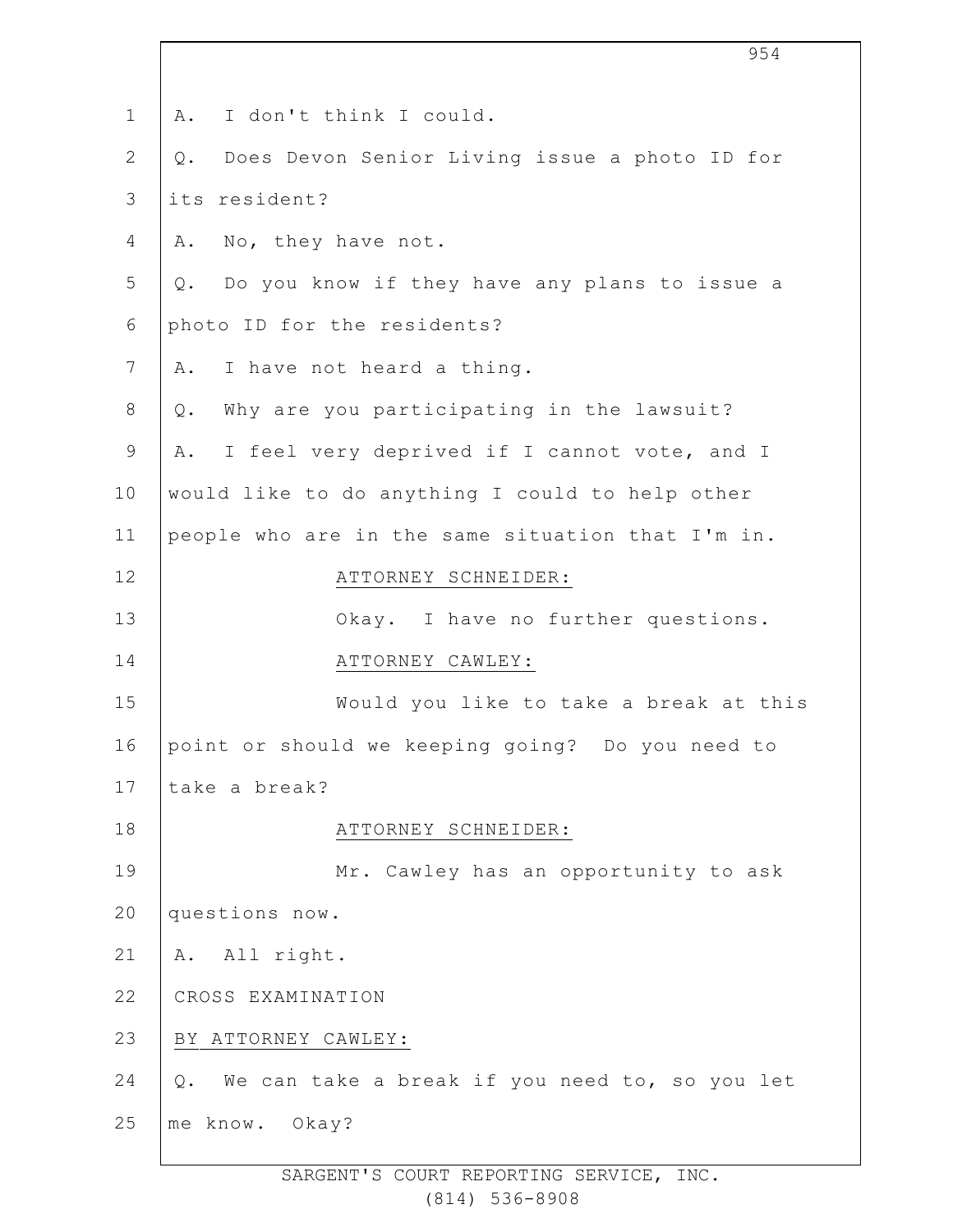A. I don't think I could.

Q. Does Devon Senior Living issue a photo ID for its resident?

A. No, they have not.

Q. Do you know if they have any plans to issue a photo ID for the residents?

A. I have not heard a thing.

Q. Why are you participating in the lawsuit?

A. I feel very deprived if I cannot vote, and I would like to do anything I could to help other people who are in the same situation that I'm in.

ATTORNEY SCHNEIDER:

Okay. I have no further questions.

ATTORNEY CAWLEY:

Would you like to take a break at this point or should we keeping going? Do you need to take a break?

ATTORNEY SCHNEIDER:

Mr. Cawley has an opportunity to ask questions now.

A. All right.

CROSS EXAMINATION

BY ATTORNEY CAWLEY:

Q. We can take a break if you need to, so you let me know. Okay?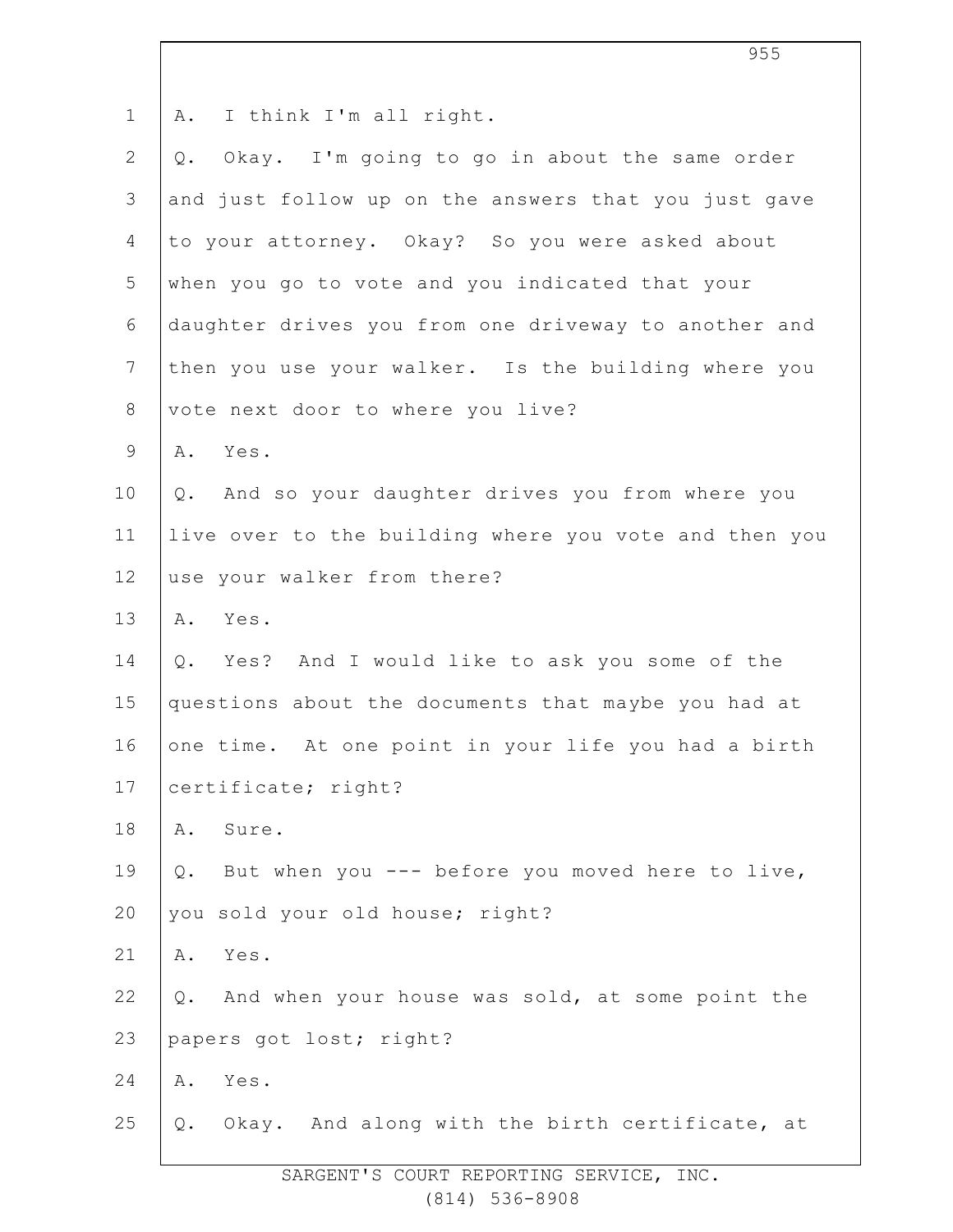1 A. I think I'm all right.

2 Q. Okay. I'm going to go in about the same order

3 and just follow up on the answers that you just gave

4 to your attorney. Okay? So you were asked about

5 when you go to vote and you indicated that your

6 daughter drives you from one driveway to another and

7 then you use your walker. Is the building where you

8 vote next door to where you live?

9 A. Yes.

10 Q. And so your daughter drives you from where you

11 live over to the building where you vote and then you

12 use your walker from there?

13 A. Yes.

14 Q. Yes? And I would like to ask you some of the

15 questions about the documents that maybe you had at

16 one time. At one point in your life you had a birth

17 certificate; right?

18 A. Sure.

19 Q. But when you --- before you moved here to live,

20 you sold your old house; right?

21 A. Yes.

22 Q. And when your house was sold, at some point the

23 papers got lost; right?

24 A. Yes.

25 Q. Okay. And along with the birth certificate, at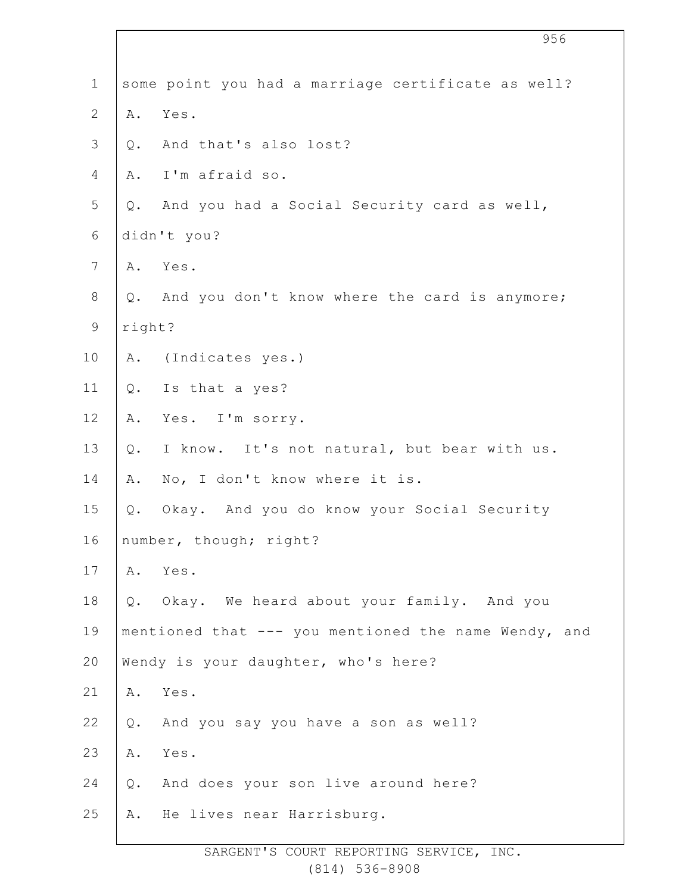1 some point you had a marriage certificate as well?

2 A. Yes.

3 Q. And that's also lost?

4 A. I'm afraid so.

5 Q. And you had a Social Security card as well,

6 didn't you?

7 A. Yes.

8 Q. And you don't know where the card is anymore;

9 right?

10 A. (Indicates yes.)

11 Q. Is that a yes?

12 A. Yes. I'm sorry.

13 Q. I know. It's not natural, but bear with us.

14 A. No, I don't know where it is.

15 Q. Okay. And you do know your Social Security

16 number, though; right?

17 A. Yes.

18 Q. Okay. We heard about your family. And you

19 mentioned that --- you mentioned the name Wendy, and

20 Wendy is your daughter, who's here?

21 A. Yes.

22 Q. And you say you have a son as well?

23 A. Yes.

24 Q. And does your son live around here?

25 A. He lives near Harrisburg.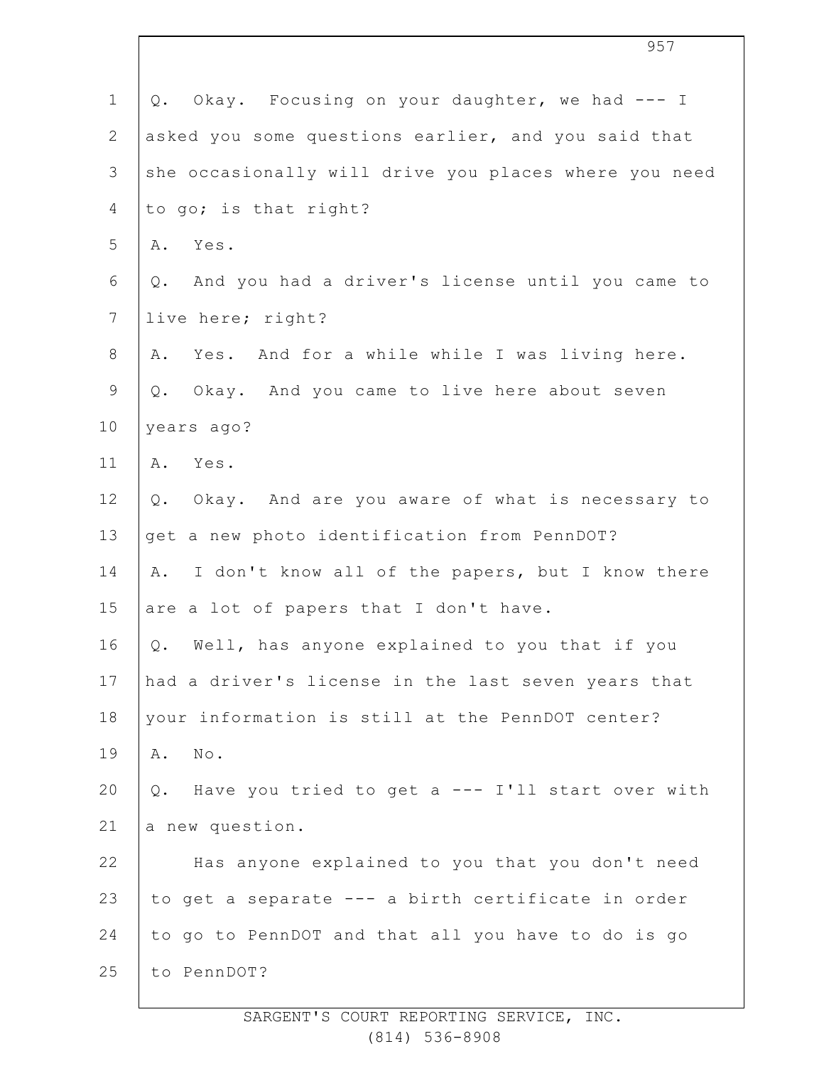Q. Okay. Focusing on your daughter, we had --- I asked you some questions earlier, and you said that she occasionally will drive you places where you need to go; is that right?

A. Yes.

Q. And you had a driver's license until you came to live here; right?

A. Yes. And for a while while I was living here.

Q. Okay. And you came to live here about seven years ago?

A. Yes.

Q. Okay. And are you aware of what is necessary to get a new photo identification from PennDOT?

A. I don't know all of the papers, but I know there are a lot of papers that I don't have.

Q. Well, has anyone explained to you that if you had a driver's license in the last seven years that your information is still at the PennDOT center?

A. No.

Q. Have you tried to get a --- I'll start over with a new question.

Has anyone explained to you that you don't need to get a separate --- a birth certificate in order to go to PennDOT and that all you have to do is go to PennDOT?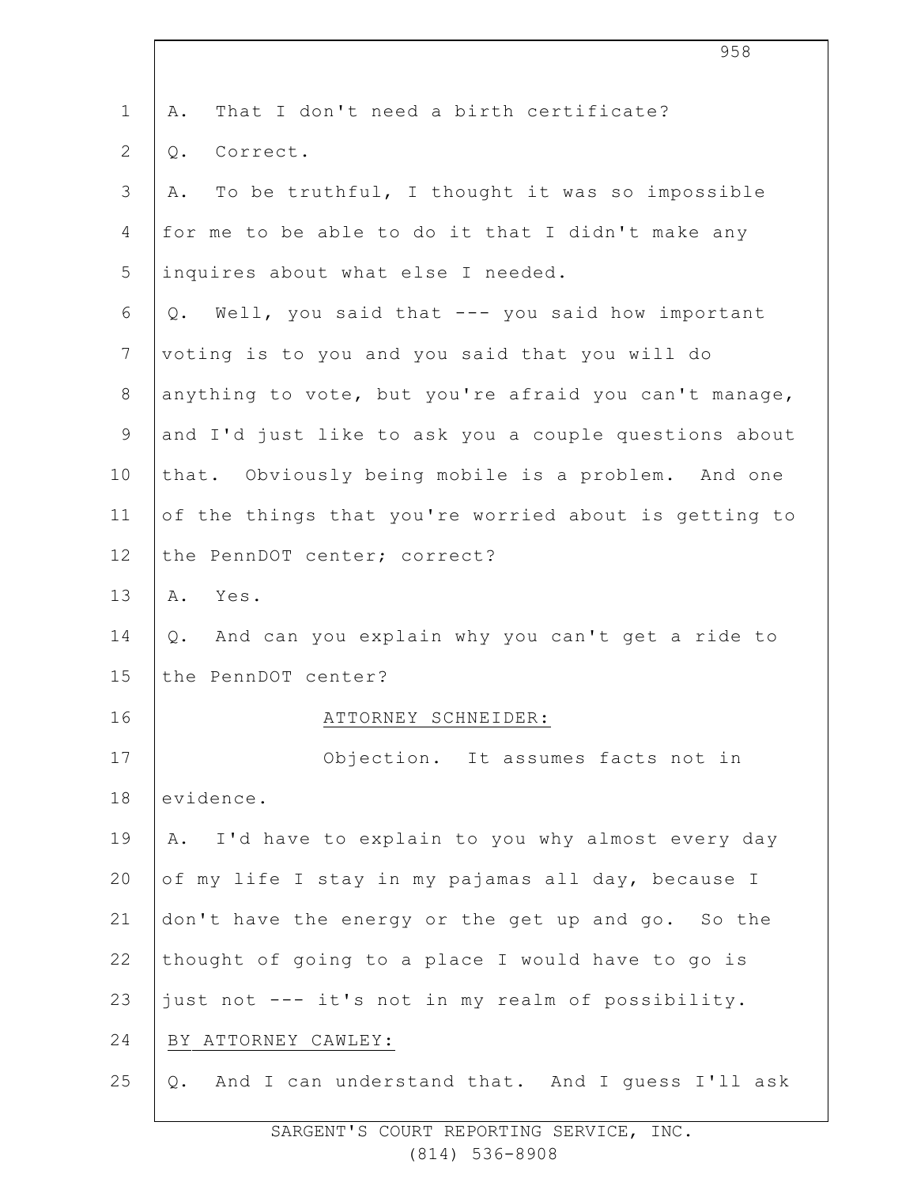A. That I don't need a birth certificate?

Q. Correct.

A. To be truthful, I thought it was so impossible for me to be able to do it that I didn't make any inquires about what else I needed.

Q. Well, you said that --- you said how important voting is to you and you said that you will do anything to vote, but you're afraid you can't manage, and I'd just like to ask you a couple questions about that. Obviously being mobile is a problem. And one of the things that you're worried about is getting to the PennDOT center; correct?

A. Yes.

Q. And can you explain why you can't get a ride to the PennDOT center?

ATTORNEY SCHNEIDER:

Objection. It assumes facts not in evidence.

A. I'd have to explain to you why almost every day of my life I stay in my pajamas all day, because I don't have the energy or the get up and go. So the thought of going to a place I would have to go is just not --- it's not in my realm of possibility.

BY ATTORNEY CAWLEY:

Q. And I can understand that. And I guess I'll ask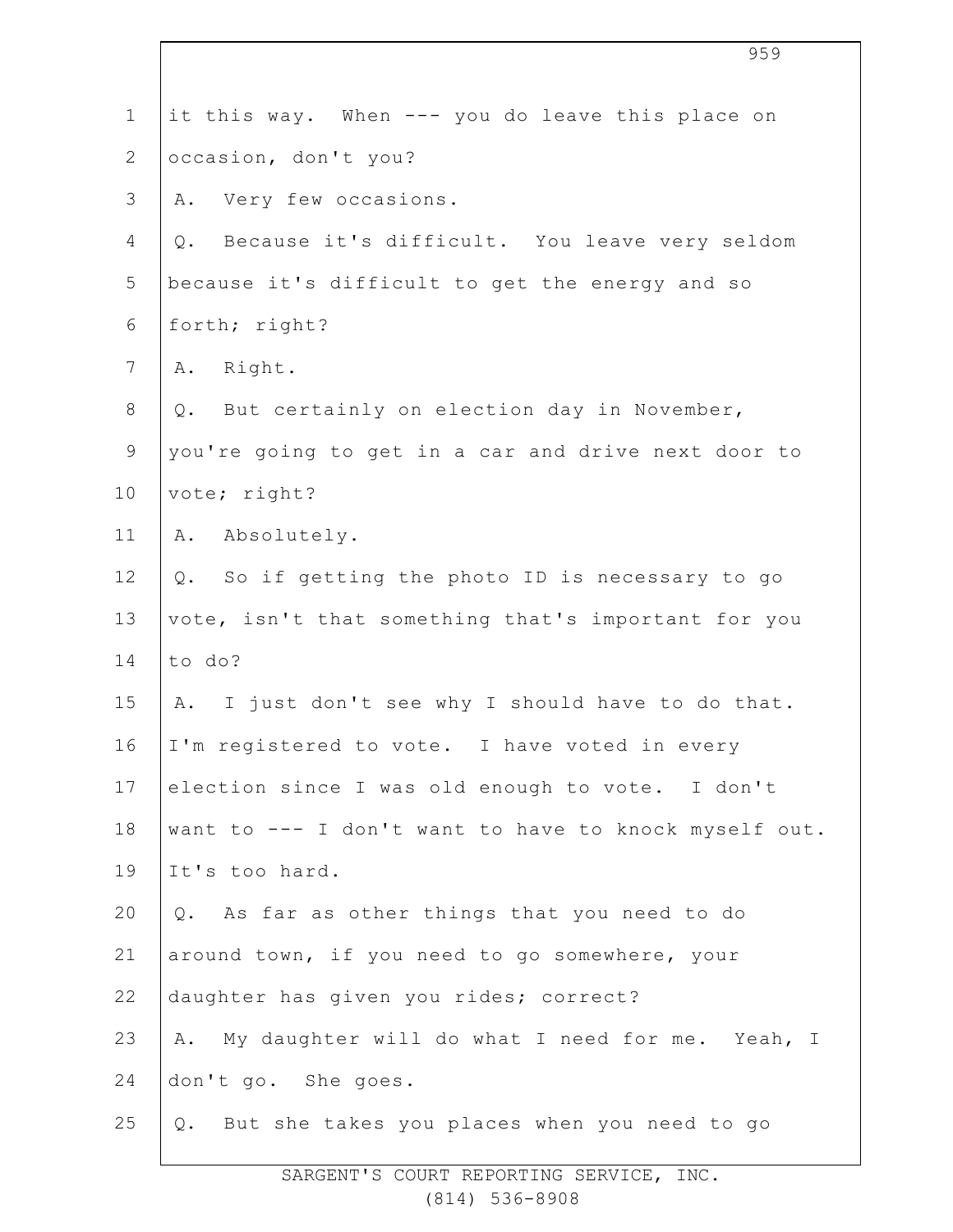it this way. When --- you do leave this place on occasion, don't you?

A. Very few occasions.

Q. Because it's difficult. You leave very seldom because it's difficult to get the energy and so forth; right?

A. Right.

Q. But certainly on election day in November, you're going to get in a car and drive next door to vote; right?

A. Absolutely.

Q. So if getting the photo ID is necessary to go vote, isn't that something that's important for you to do?

A. I just don't see why I should have to do that. I'm registered to vote. I have voted in every election since I was old enough to vote. I don't want to --- I don't want to have to knock myself out. It's too hard.

Q. As far as other things that you need to do around town, if you need to go somewhere, your daughter has given you rides; correct?

A. My daughter will do what I need for me. Yeah, I don't go. She goes.

Q. But she takes you places when you need to go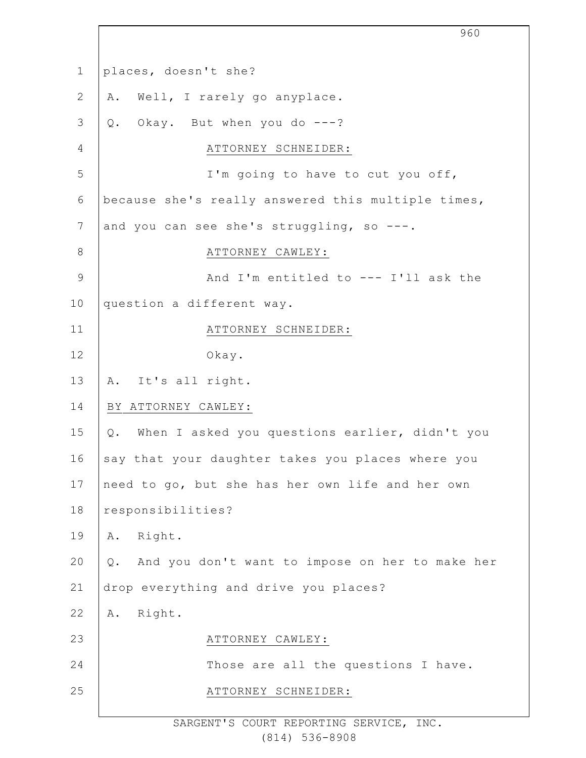places, doesn't she?

A. Well, I rarely go anyplace.

Q. Okay. But when you do ---?

ATTORNEY SCHNEIDER:

I'm going to have to cut you off, because she's really answered this multiple times, and you can see she's struggling, so ---.

ATTORNEY CAWLEY:

And I'm entitled to --- I'll ask the question a different way.

ATTORNEY SCHNEIDER:

Okay.

A. It's all right.

BY ATTORNEY CAWLEY:

Q. When I asked you questions earlier, didn't you say that your daughter takes you places where you need to go, but she has her own life and her own responsibilities?

A. Right.

Q. And you don't want to impose on her to make her drop everything and drive you places?

A. Right.

ATTORNEY CAWLEY:

Those are all the questions I have.

ATTORNEY SCHNEIDER: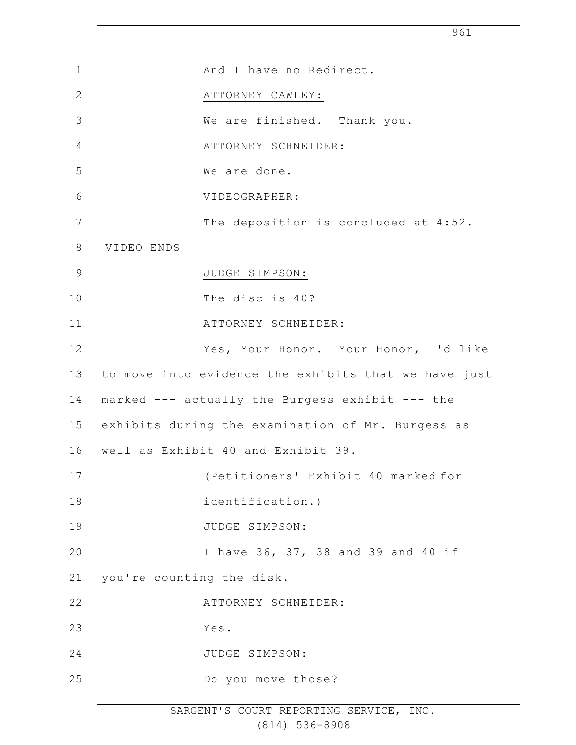And I have no Redirect.

ATTORNEY CAWLEY:

We are finished. Thank you.

ATTORNEY SCHNEIDER:

We are done.

VIDEOGRAPHER:

The deposition is concluded at 4:52.

VIDEO ENDS

JUDGE SIMPSON:

The disc is 40?

ATTORNEY SCHNEIDER:

Yes, Your Honor. Your Honor, I'd like to move into evidence the exhibits that we have just marked --- actually the Burgess exhibit --- the exhibits during the examination of Mr. Burgess as well as Exhibit 40 and Exhibit 39.

(Petitioners' Exhibit 40 marked for identification.)

JUDGE SIMPSON:

I have 36, 37, 38 and 39 and 40 if you're counting the disk.

ATTORNEY SCHNEIDER:

Yes.

JUDGE SIMPSON:

Do you move those?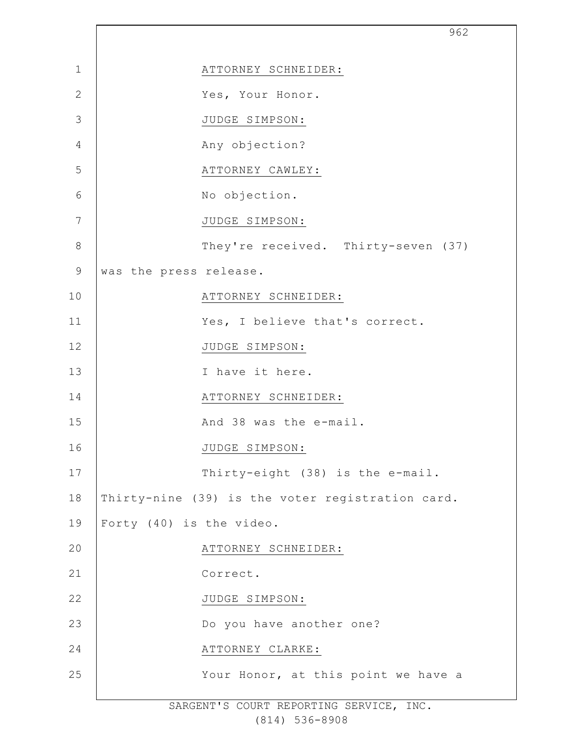ATTORNEY SCHNEIDER:

Yes, Your Honor.

JUDGE SIMPSON:

Any objection?

ATTORNEY CAWLEY:

No objection.

JUDGE SIMPSON:

They're received. Thirty-seven (37) was the press release.

ATTORNEY SCHNEIDER:

Yes, I believe that's correct.

JUDGE SIMPSON:

I have it here.

ATTORNEY SCHNEIDER:

And 38 was the e-mail.

JUDGE SIMPSON:

Thirty-eight (38) is the e-mail. Thirty-nine (39) is the voter registration card. Forty (40) is the video.

ATTORNEY SCHNEIDER:

Correct.

JUDGE SIMPSON:

Do you have another one?

ATTORNEY CLARKE:

Your Honor, at this point we have a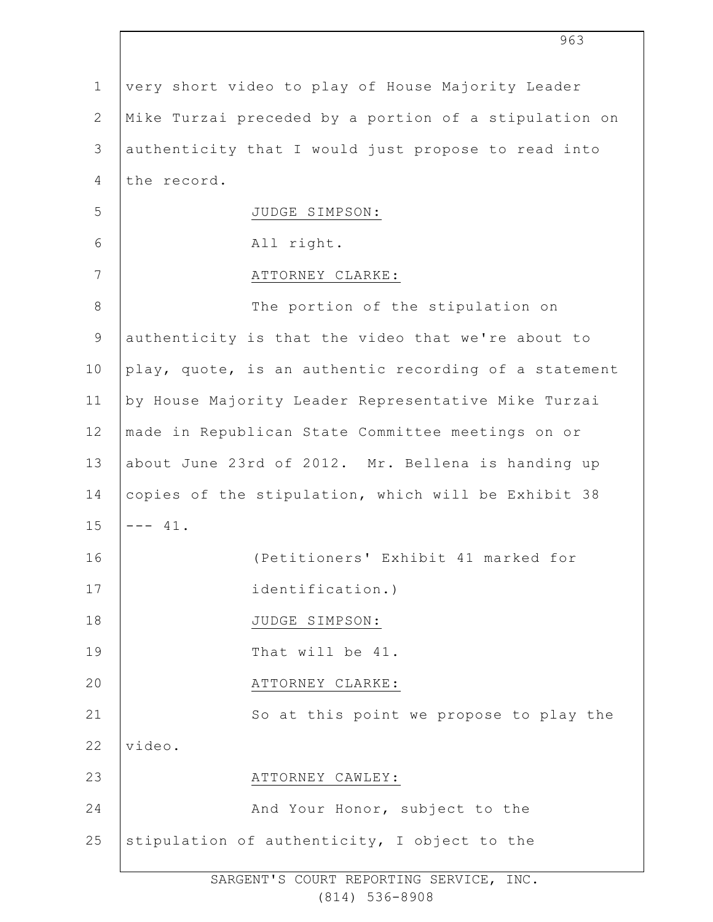very short video to play of House Majority Leader Mike Turzai preceded by a portion of a stipulation on authenticity that I would just propose to read into the record.

JUDGE SIMPSON:

All right.

ATTORNEY CLARKE:

The portion of the stipulation on authenticity is that the video that we're about to play, quote, is an authentic recording of a statement by House Majority Leader Representative Mike Turzai made in Republican State Committee meetings on or about June 23rd of 2012. Mr. Bellena is handing up copies of the stipulation, which will be Exhibit 38 --- 41.

(Petitioners' Exhibit 41 marked for identification.)

JUDGE SIMPSON:

That will be 41.

ATTORNEY CLARKE:

So at this point we propose to play the video.

ATTORNEY CAWLEY:

And Your Honor, subject to the stipulation of authenticity, I object to the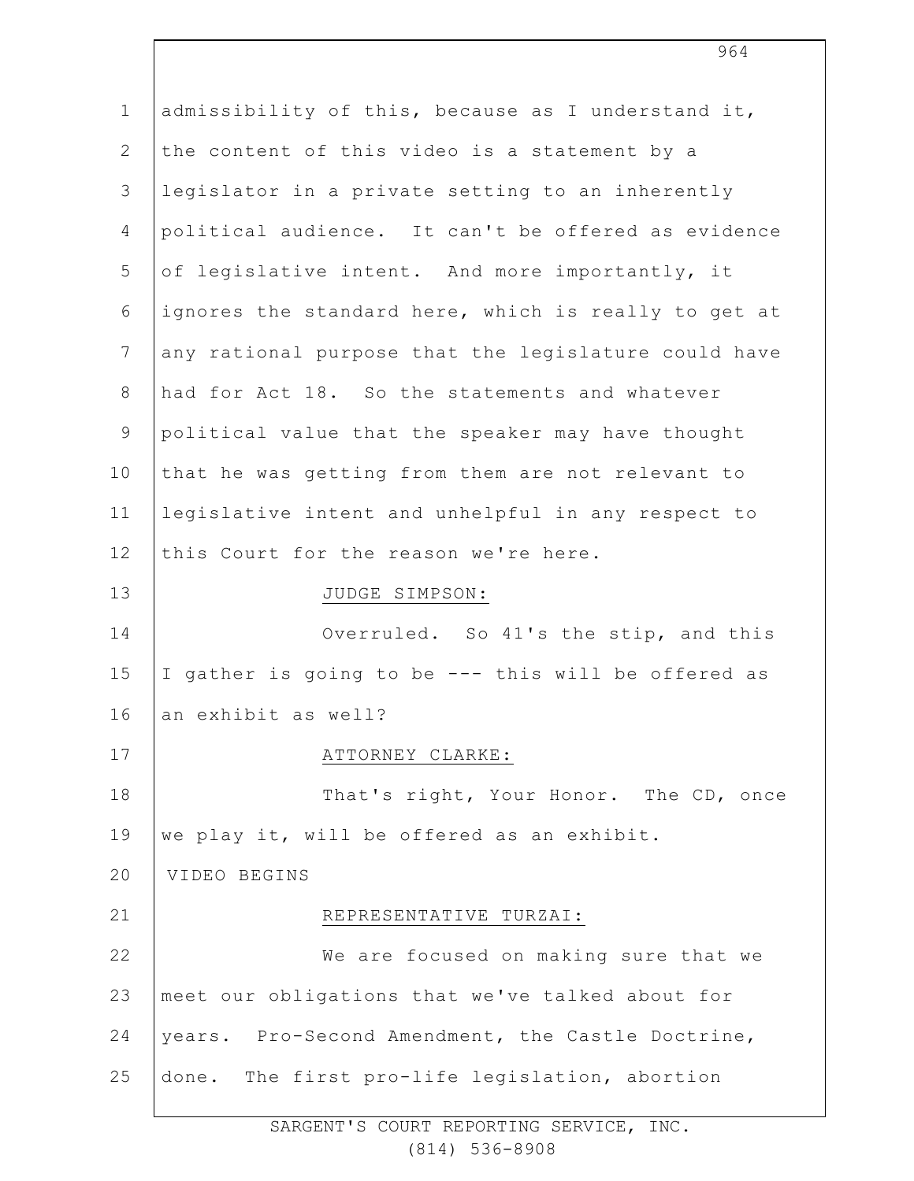admissibility of this, because as I understand it, the content of this video is a statement by a legislator in a private setting to an inherently political audience. It can't be offered as evidence of legislative intent. And more importantly, it ignores the standard here, which is really to get at any rational purpose that the legislature could have had for Act 18. So the statements and whatever political value that the speaker may have thought that he was getting from them are not relevant to legislative intent and unhelpful in any respect to this Court for the reason we're here.

JUDGE SIMPSON:

Overruled. So 41's the stip, and this I gather is going to be --- this will be offered as an exhibit as well?

ATTORNEY CLARKE:

That's right, Your Honor. The CD, once we play it, will be offered as an exhibit.

VIDEO BEGINS

REPRESENTATIVE TURZAI:

We are focused on making sure that we meet our obligations that we've talked about for years. Pro-Second Amendment, the Castle Doctrine, done. The first pro-life legislation, abortion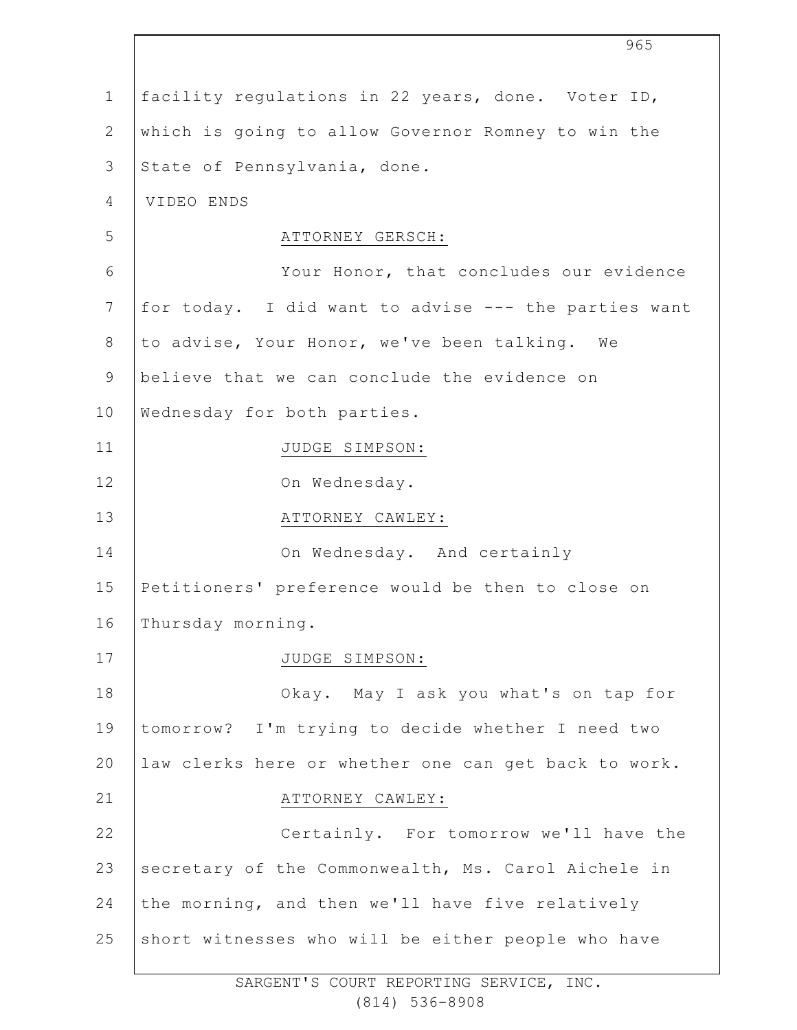facility regulations in 22 years, done. Voter ID, which is going to allow Governor Romney to win the State of Pennsylvania, done.

VIDEO ENDS

ATTORNEY GERSCH:

Your Honor, that concludes our evidence for today. I did want to advise --- the parties want to advise, Your Honor, we've been talking. We believe that we can conclude the evidence on Wednesday for both parties.

JUDGE SIMPSON:

On Wednesday.

ATTORNEY CAWLEY:

On Wednesday. And certainly Petitioners' preference would be then to close on Thursday morning.

JUDGE SIMPSON:

Okay. May I ask you what's on tap for tomorrow? I'm trying to decide whether I need two law clerks here or whether one can get back to work.

ATTORNEY CAWLEY:

Certainly. For tomorrow we'll have the secretary of the Commonwealth, Ms. Carol Aichele in the morning, and then we'll have five relatively short witnesses who will be either people who have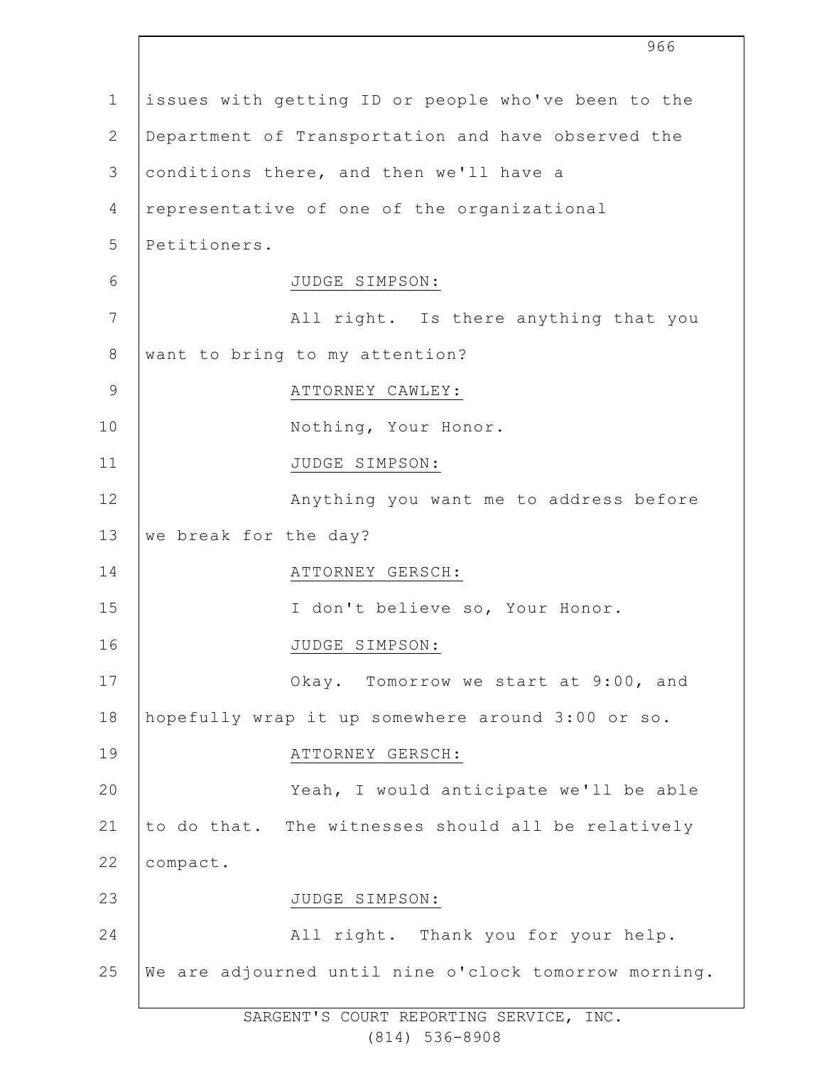issues with getting ID or people who've been to the Department of Transportation and have observed the conditions there, and then we'll have a representative of one of the organizational Petitioners.

JUDGE SIMPSON:

All right. Is there anything that you want to bring to my attention?

ATTORNEY CAWLEY:

Nothing, Your Honor.

JUDGE SIMPSON:

Anything you want me to address before we break for the day?

ATTORNEY GERSCH:

I don't believe so, Your Honor.

JUDGE SIMPSON:

Okay. Tomorrow we start at 9:00, and hopefully wrap it up somewhere around 3:00 or so.

ATTORNEY GERSCH:

Yeah, I would anticipate we'll be able to do that. The witnesses should all be relatively compact.

JUDGE SIMPSON:

All right. Thank you for your help. We are adjourned until nine o'clock tomorrow morning.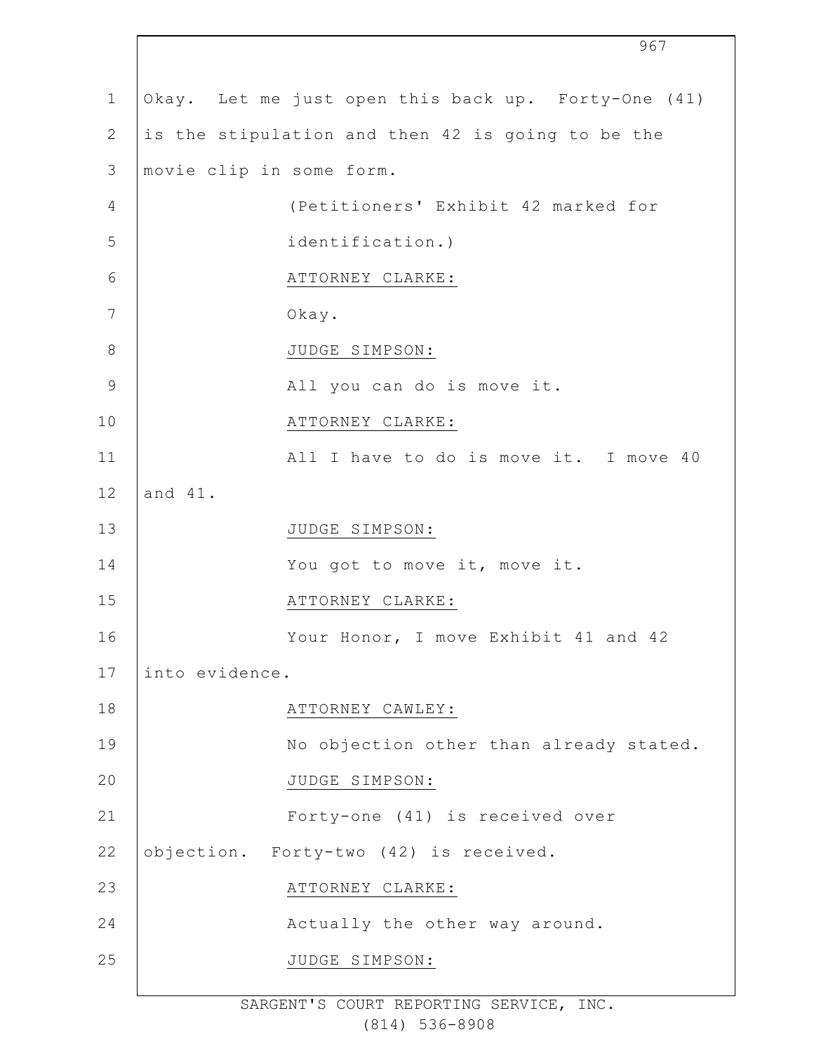Okay. Let me just open this back up. Forty-One (41) is the stipulation and then 42 is going to be the movie clip in some form.

(Petitioners' Exhibit 42 marked for identification.)

ATTORNEY CLARKE:

Okay.

JUDGE SIMPSON:

All you can do is move it.

ATTORNEY CLARKE:

All I have to do is move it. I move 40 and 41.

JUDGE SIMPSON:

You got to move it, move it.

ATTORNEY CLARKE:

Your Honor, I move Exhibit 41 and 42 into evidence.

ATTORNEY CAWLEY:

No objection other than already stated.

JUDGE SIMPSON:

Forty-one (41) is received over objection. Forty-two (42) is received.

ATTORNEY CLARKE:

Actually the other way around.

JUDGE SIMPSON: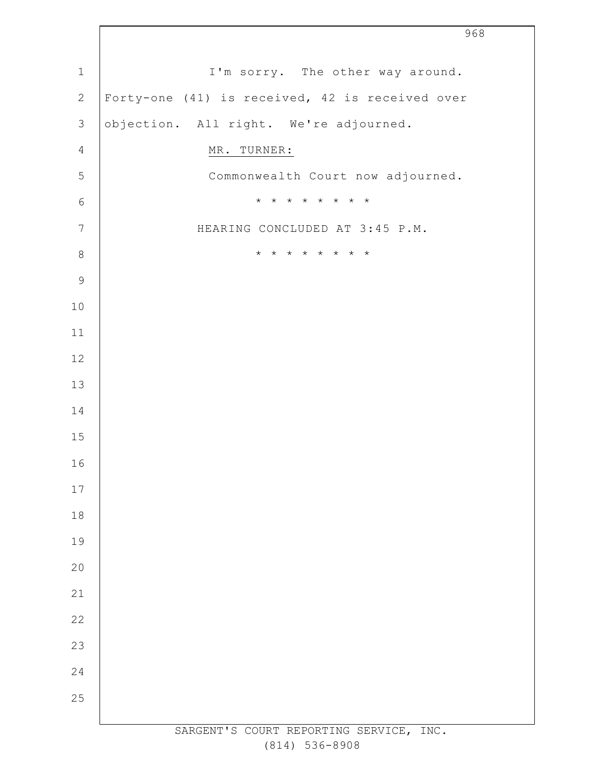I'm sorry. The other way around. Forty-one (41) is received, 42 is received over objection. All right. We're adjourned.

MR. TURNER:

Commonwealth Court now adjourned.

* * * * * * * * *

HEARING CONCLUDED AT 3:45 P.M.

* * * * * * * * *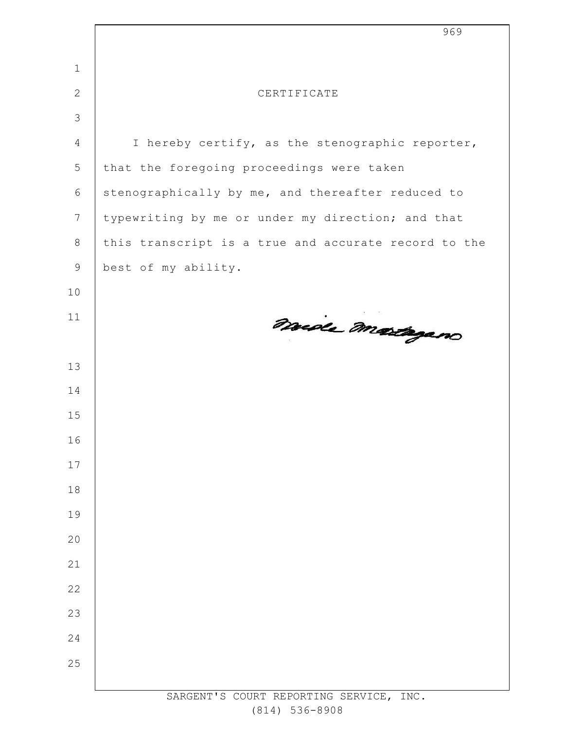CERTIFICATE

I hereby certify, as the stenographic reporter, that the foregoing proceedings were taken stenographically by me, and thereafter reduced to typewriting by me or under my direction; and that this transcript is a true and accurate record to the best of my ability.

Nicole Montagano